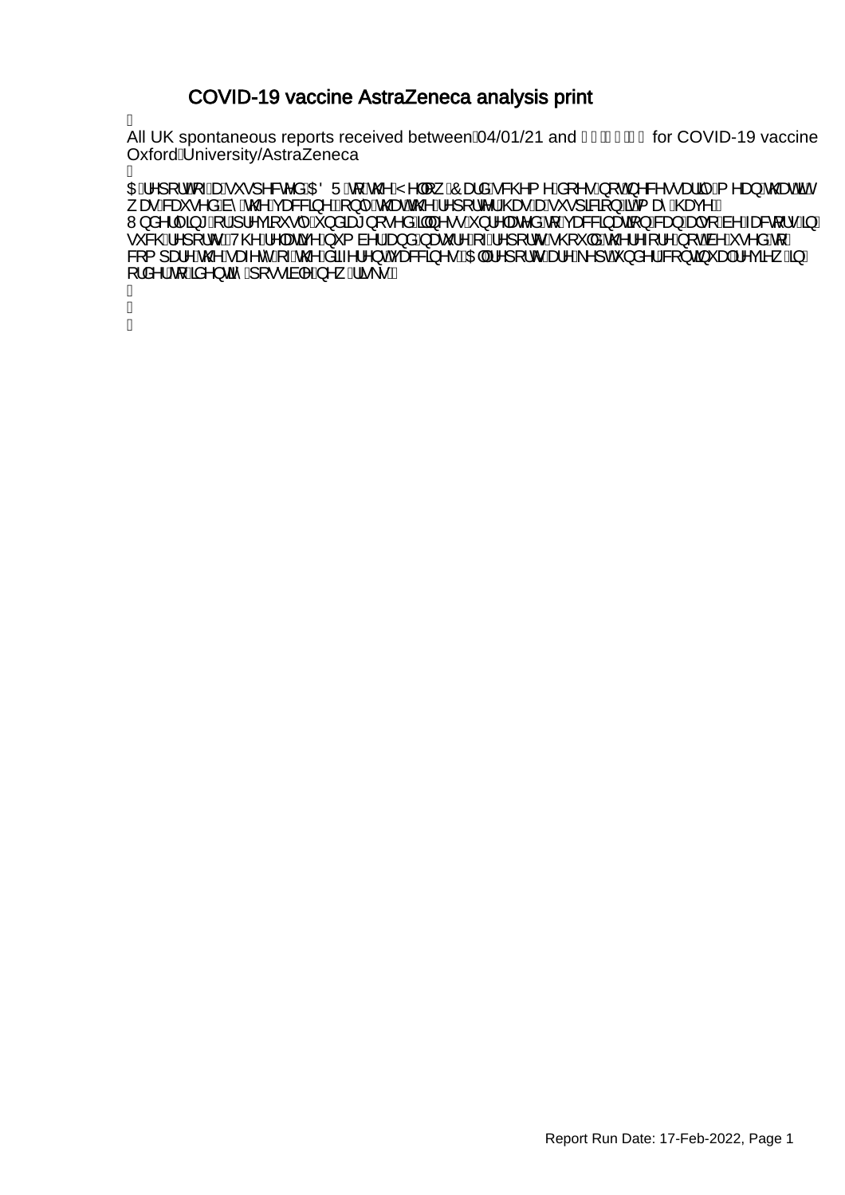# COVID-19 vaccine AstraZeneca analysis print

All UK spontaneous reports received between 04/01/21 and for COVID-19 vaccine Oxford University/AstraZeneca

A report of a suspected ADR to the Yellow Card scheme does not necessarily mean that it was caused by the vaccine, only that the reporter has a suspicion it may have. Underlying or previously undiagnosed illness unrelated to vaccination can also be factors in such reports. The relative number and nature of reports should therefore not be used to compare the safety of the different vaccines. All reports are kept under continual review in order to identify possible new risks.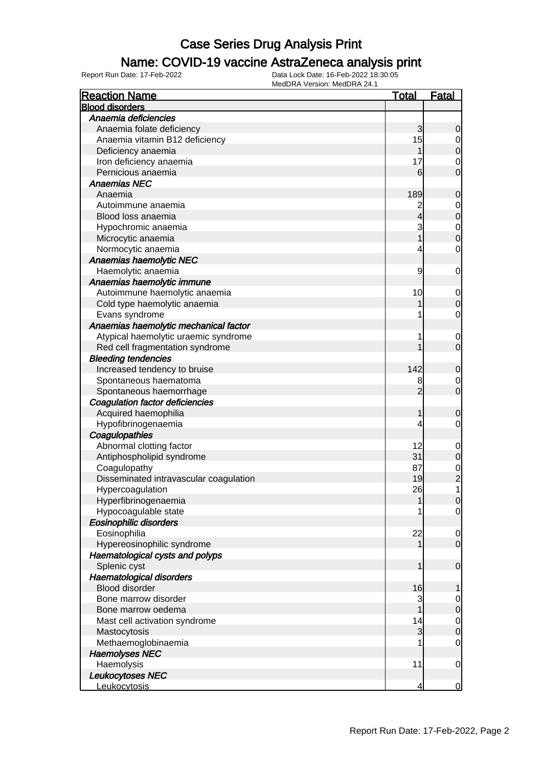# Case Series Drug Analysis Print

## Name: COVID-19 vaccine AstraZeneca analysis print

Report Run Date: 17-Feb-2022    Data Lock Date: 16-Feb-2022 18:30:05
MedDRA Version: MedDRA 24.1

| Reaction Name | Total | Fatal |
|---|---|---|
| **Blood disorders** | | |
| *Anaemia deficiencies* | | |
| Anaemia folate deficiency | 3 | 0 |
| Anaemia vitamin B12 deficiency | 15 | 0 |
| Deficiency anaemia | 1 | 0 |
| Iron deficiency anaemia | 17 | 0 |
| Pernicious anaemia | 6 | 0 |
| *Anaemias NEC* | | |
| Anaemia | 189 | 0 |
| Autoimmune anaemia | 2 | 0 |
| Blood loss anaemia | 4 | 0 |
| Hypochromic anaemia | 3 | 0 |
| Microcytic anaemia | 1 | 0 |
| Normocytic anaemia | 4 | 0 |
| *Anaemias haemolytic NEC* | | |
| Haemolytic anaemia | 9 | 0 |
| *Anaemias haemolytic immune* | | |
| Autoimmune haemolytic anaemia | 10 | 0 |
| Cold type haemolytic anaemia | 1 | 0 |
| Evans syndrome | 1 | 0 |
| *Anaemias haemolytic mechanical factor* | | |
| Atypical haemolytic uraemic syndrome | 1 | 0 |
| Red cell fragmentation syndrome | 1 | 0 |
| *Bleeding tendencies* | | |
| Increased tendency to bruise | 142 | 0 |
| Spontaneous haematoma | 8 | 0 |
| Spontaneous haemorrhage | 2 | 0 |
| *Coagulation factor deficiencies* | | |
| Acquired haemophilia | 1 | 0 |
| Hypofibrinogenaemia | 4 | 0 |
| *Coagulopathies* | | |
| Abnormal clotting factor | 12 | 0 |
| Antiphospholipid syndrome | 31 | 0 |
| Coagulopathy | 87 | 0 |
| Disseminated intravascular coagulation | 19 | 2 |
| Hypercoagulation | 26 | 1 |
| Hyperfibrinogenaemia | 1 | 0 |
| Hypocoagulable state | 1 | 0 |
| *Eosinophilic disorders* | | |
| Eosinophilia | 22 | 0 |
| Hypereosinophilic syndrome | 1 | 0 |
| *Haematological cysts and polyps* | | |
| Splenic cyst | 1 | 0 |
| *Haematological disorders* | | |
| Blood disorder | 16 | 1 |
| Bone marrow disorder | 3 | 0 |
| Bone marrow oedema | 1 | 0 |
| Mast cell activation syndrome | 14 | 0 |
| Mastocytosis | 3 | 0 |
| Methaemoglobinaemia | 1 | 0 |
| *Haemolyses NEC* | | |
| Haemolysis | 11 | 0 |
| *Leukocytoses NEC* | | |
| Leukocytosis | 4 | 0 |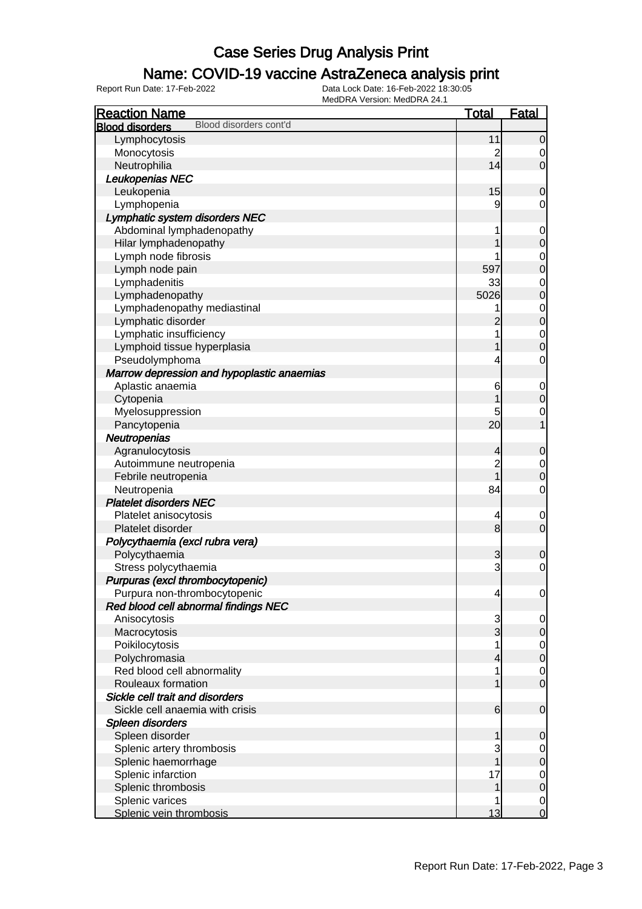# Case Series Drug Analysis Print

## Name: COVID-19 vaccine AstraZeneca analysis print

Report Run Date: 17-Feb-2022    Data Lock Date: 16-Feb-2022 18:30:05
MedDRA Version: MedDRA 24.1

| Reaction Name | Total | Fatal |
|---|---|---|
| **Blood disorders** Blood disorders cont'd | | |
| Lymphocytosis | 11 | 0 |
| Monocytosis | 2 | 0 |
| Neutrophilia | 14 | 0 |
| ***Leukopenias NEC*** | | |
| Leukopenia | 15 | 0 |
| Lymphopenia | 9 | 0 |
| ***Lymphatic system disorders NEC*** | | |
| Abdominal lymphadenopathy | 1 | 0 |
| Hilar lymphadenopathy | 1 | 0 |
| Lymph node fibrosis | 1 | 0 |
| Lymph node pain | 597 | 0 |
| Lymphadenitis | 33 | 0 |
| Lymphadenopathy | 5026 | 0 |
| Lymphadenopathy mediastinal | 1 | 0 |
| Lymphatic disorder | 2 | 0 |
| Lymphatic insufficiency | 1 | 0 |
| Lymphoid tissue hyperplasia | 1 | 0 |
| Pseudolymphoma | 4 | 0 |
| ***Marrow depression and hypoplastic anaemias*** | | |
| Aplastic anaemia | 6 | 0 |
| Cytopenia | 1 | 0 |
| Myelosuppression | 5 | 0 |
| Pancytopenia | 20 | 1 |
| ***Neutropenias*** | | |
| Agranulocytosis | 4 | 0 |
| Autoimmune neutropenia | 2 | 0 |
| Febrile neutropenia | 1 | 0 |
| Neutropenia | 84 | 0 |
| ***Platelet disorders NEC*** | | |
| Platelet anisocytosis | 4 | 0 |
| Platelet disorder | 8 | 0 |
| ***Polycythaemia (excl rubra vera)*** | | |
| Polycythaemia | 3 | 0 |
| Stress polycythaemia | 3 | 0 |
| ***Purpuras (excl thrombocytopenic)*** | | |
| Purpura non-thrombocytopenic | 4 | 0 |
| ***Red blood cell abnormal findings NEC*** | | |
| Anisocytosis | 3 | 0 |
| Macrocytosis | 3 | 0 |
| Poikilocytosis | 1 | 0 |
| Polychromasia | 4 | 0 |
| Red blood cell abnormality | 1 | 0 |
| Rouleaux formation | 1 | 0 |
| ***Sickle cell trait and disorders*** | | |
| Sickle cell anaemia with crisis | 6 | 0 |
| ***Spleen disorders*** | | |
| Spleen disorder | 1 | 0 |
| Splenic artery thrombosis | 3 | 0 |
| Splenic haemorrhage | 1 | 0 |
| Splenic infarction | 17 | 0 |
| Splenic thrombosis | 1 | 0 |
| Splenic varices | 1 | 0 |
| Splenic vein thrombosis | 13 | 0 |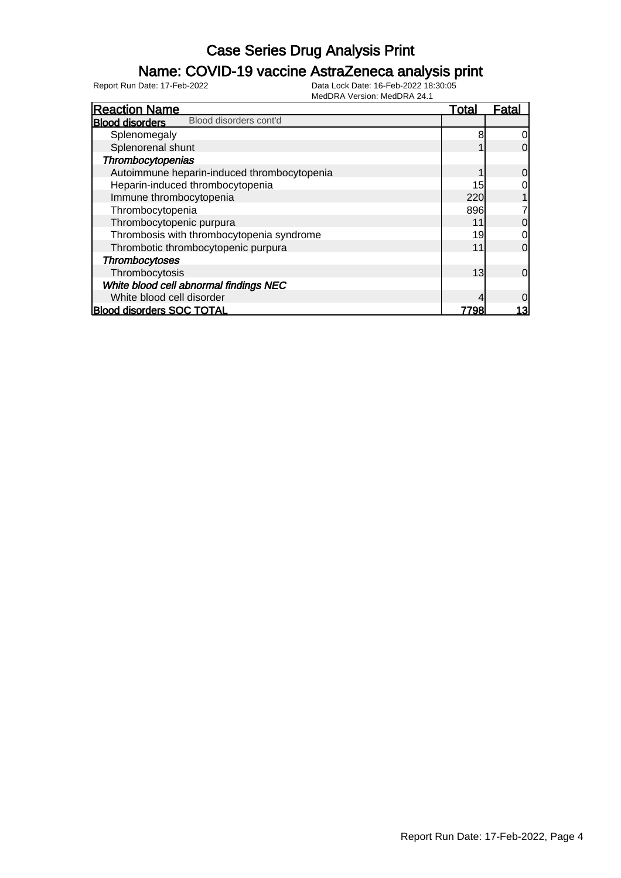# Case Series Drug Analysis Print

## Name: COVID-19 vaccine AstraZeneca analysis print

Report Run Date: 17-Feb-2022

Data Lock Date: 16-Feb-2022 18:30:05

MedDRA Version: MedDRA 24.1

| Reaction Name | Total | Fatal |
|---|---|---|
| **Blood disorders** Blood disorders cont'd | | |
| Splenomegaly | 8 | 0 |
| Splenorenal shunt | 1 | 0 |
| ***Thrombocytopenias*** | | |
| Autoimmune heparin-induced thrombocytopenia | 1 | 0 |
| Heparin-induced thrombocytopenia | 15 | 0 |
| Immune thrombocytopenia | 220 | 1 |
| Thrombocytopenia | 896 | 7 |
| Thrombocytopenic purpura | 11 | 0 |
| Thrombosis with thrombocytopenia syndrome | 19 | 0 |
| Thrombotic thrombocytopenic purpura | 11 | 0 |
| ***Thrombocytoses*** | | |
| Thrombocytosis | 13 | 0 |
| ***White blood cell abnormal findings NEC*** | | |
| White blood cell disorder | 4 | 0 |
| **Blood disorders SOC TOTAL** | **7798** | **13** |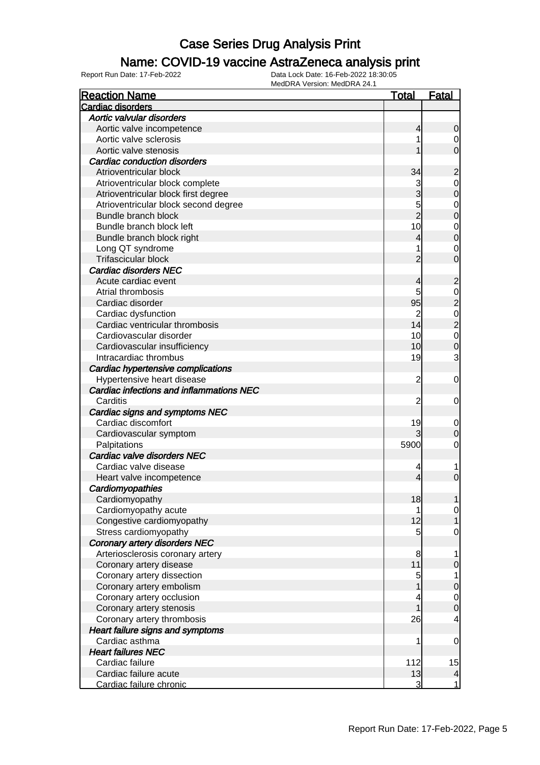# Case Series Drug Analysis Print

## Name: COVID-19 vaccine AstraZeneca analysis print

Report Run Date: 17-Feb-2022
Data Lock Date: 16-Feb-2022 18:30:05
MedDRA Version: MedDRA 24.1

| Reaction Name | Total | Fatal |
|---|---|---|
| **Cardiac disorders** | | |
| *Aortic valvular disorders* | | |
| Aortic valve incompetence | 4 | 0 |
| Aortic valve sclerosis | 1 | 0 |
| Aortic valve stenosis | 1 | 0 |
| *Cardiac conduction disorders* | | |
| Atrioventricular block | 34 | 2 |
| Atrioventricular block complete | 3 | 0 |
| Atrioventricular block first degree | 3 | 0 |
| Atrioventricular block second degree | 5 | 0 |
| Bundle branch block | 2 | 0 |
| Bundle branch block left | 10 | 0 |
| Bundle branch block right | 4 | 0 |
| Long QT syndrome | 1 | 0 |
| Trifascicular block | 2 | 0 |
| *Cardiac disorders NEC* | | |
| Acute cardiac event | 4 | 2 |
| Atrial thrombosis | 5 | 0 |
| Cardiac disorder | 95 | 2 |
| Cardiac dysfunction | 2 | 0 |
| Cardiac ventricular thrombosis | 14 | 2 |
| Cardiovascular disorder | 10 | 0 |
| Cardiovascular insufficiency | 10 | 0 |
| Intracardiac thrombus | 19 | 3 |
| *Cardiac hypertensive complications* | | |
| Hypertensive heart disease | 2 | 0 |
| *Cardiac infections and inflammations NEC* | | |
| Carditis | 2 | 0 |
| *Cardiac signs and symptoms NEC* | | |
| Cardiac discomfort | 19 | 0 |
| Cardiovascular symptom | 3 | 0 |
| Palpitations | 5900 | 0 |
| *Cardiac valve disorders NEC* | | |
| Cardiac valve disease | 4 | 1 |
| Heart valve incompetence | 4 | 0 |
| *Cardiomyopathies* | | |
| Cardiomyopathy | 18 | 1 |
| Cardiomyopathy acute | 1 | 0 |
| Congestive cardiomyopathy | 12 | 1 |
| Stress cardiomyopathy | 5 | 0 |
| *Coronary artery disorders NEC* | | |
| Arteriosclerosis coronary artery | 8 | 1 |
| Coronary artery disease | 11 | 0 |
| Coronary artery dissection | 5 | 1 |
| Coronary artery embolism | 1 | 0 |
| Coronary artery occlusion | 4 | 0 |
| Coronary artery stenosis | 1 | 0 |
| Coronary artery thrombosis | 26 | 4 |
| *Heart failure signs and symptoms* | | |
| Cardiac asthma | 1 | 0 |
| *Heart failures NEC* | | |
| Cardiac failure | 112 | 15 |
| Cardiac failure acute | 13 | 4 |
| Cardiac failure chronic | 3 | 1 |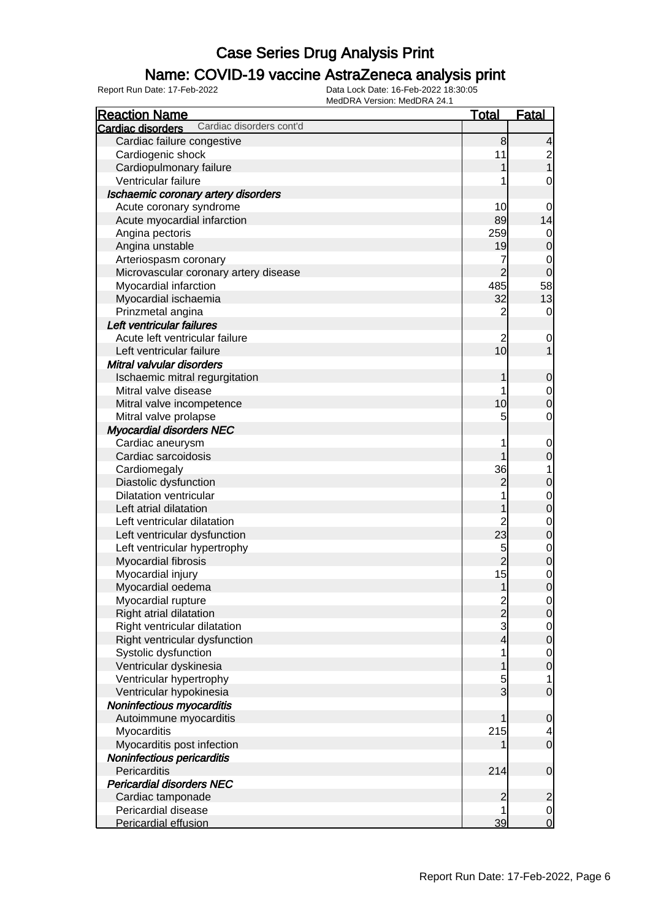# Case Series Drug Analysis Print

## Name: COVID-19 vaccine AstraZeneca analysis print

Report Run Date: 17-Feb-2022

Data Lock Date: 16-Feb-2022 18:30:05
MedDRA Version: MedDRA 24.1

| Reaction Name | Total | Fatal |
|---|---|---|
| **Cardiac disorders** Cardiac disorders cont'd | | |
| Cardiac failure congestive | 8 | 4 |
| Cardiogenic shock | 11 | 2 |
| Cardiopulmonary failure | 1 | 1 |
| Ventricular failure | 1 | 0 |
| ***Ischaemic coronary artery disorders*** | | |
| Acute coronary syndrome | 10 | 0 |
| Acute myocardial infarction | 89 | 14 |
| Angina pectoris | 259 | 0 |
| Angina unstable | 19 | 0 |
| Arteriospasm coronary | 7 | 0 |
| Microvascular coronary artery disease | 2 | 0 |
| Myocardial infarction | 485 | 58 |
| Myocardial ischaemia | 32 | 13 |
| Prinzmetal angina | 2 | 0 |
| ***Left ventricular failures*** | | |
| Acute left ventricular failure | 2 | 0 |
| Left ventricular failure | 10 | 1 |
| ***Mitral valvular disorders*** | | |
| Ischaemic mitral regurgitation | 1 | 0 |
| Mitral valve disease | 1 | 0 |
| Mitral valve incompetence | 10 | 0 |
| Mitral valve prolapse | 5 | 0 |
| ***Myocardial disorders NEC*** | | |
| Cardiac aneurysm | 1 | 0 |
| Cardiac sarcoidosis | 1 | 0 |
| Cardiomegaly | 36 | 1 |
| Diastolic dysfunction | 2 | 0 |
| Dilatation ventricular | 1 | 0 |
| Left atrial dilatation | 1 | 0 |
| Left ventricular dilatation | 2 | 0 |
| Left ventricular dysfunction | 23 | 0 |
| Left ventricular hypertrophy | 5 | 0 |
| Myocardial fibrosis | 2 | 0 |
| Myocardial injury | 15 | 0 |
| Myocardial oedema | 1 | 0 |
| Myocardial rupture | 2 | 0 |
| Right atrial dilatation | 2 | 0 |
| Right ventricular dilatation | 3 | 0 |
| Right ventricular dysfunction | 4 | 0 |
| Systolic dysfunction | 1 | 0 |
| Ventricular dyskinesia | 1 | 0 |
| Ventricular hypertrophy | 5 | 1 |
| Ventricular hypokinesia | 3 | 0 |
| ***Noninfectious myocarditis*** | | |
| Autoimmune myocarditis | 1 | 0 |
| Myocarditis | 215 | 4 |
| Myocarditis post infection | 1 | 0 |
| ***Noninfectious pericarditis*** | | |
| Pericarditis | 214 | 0 |
| ***Pericardial disorders NEC*** | | |
| Cardiac tamponade | 2 | 2 |
| Pericardial disease | 1 | 0 |
| Pericardial effusion | 39 | 0 |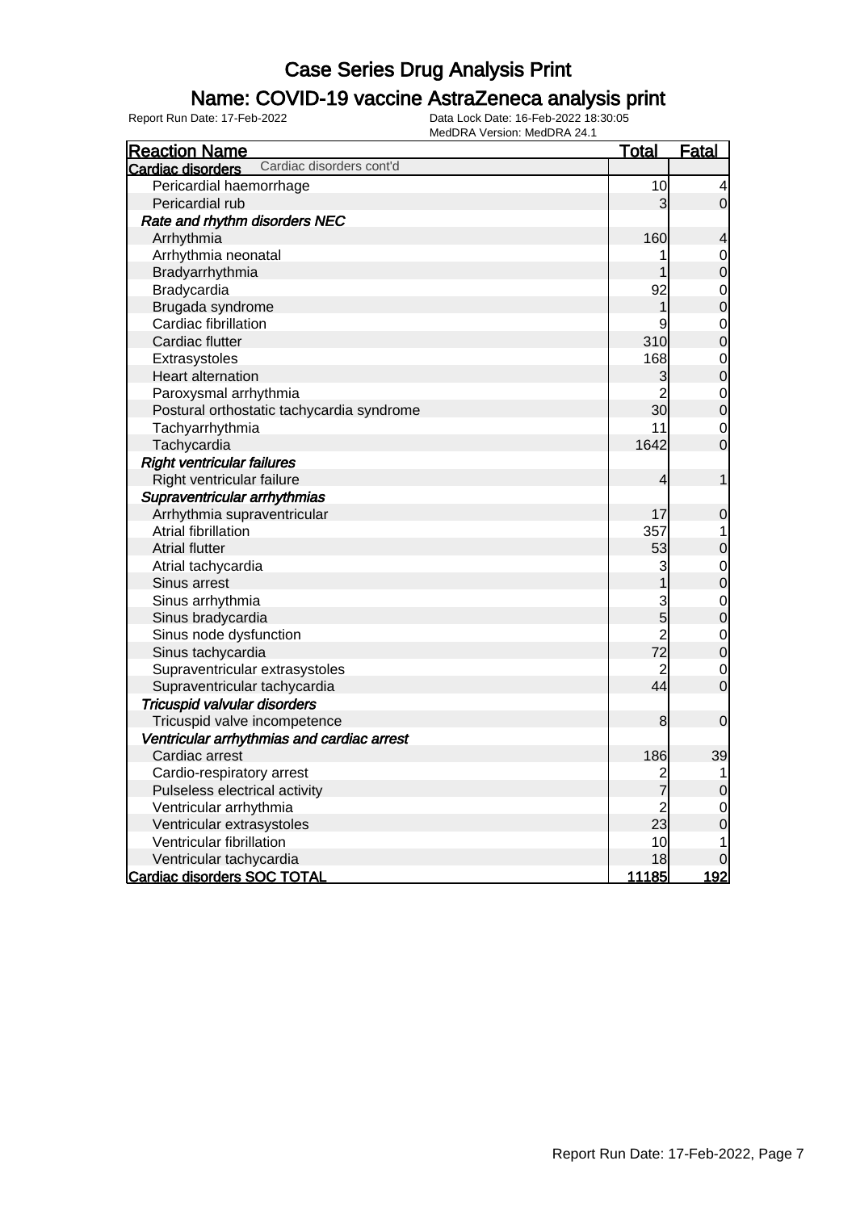# Case Series Drug Analysis Print

## Name: COVID-19 vaccine AstraZeneca analysis print

Report Run Date: 17-Feb-2022

Data Lock Date: 16-Feb-2022 18:30:05
MedDRA Version: MedDRA 24.1

| Reaction Name | Total | Fatal |
|---|---|---|
| **Cardiac disorders** Cardiac disorders cont'd | | |
| Pericardial haemorrhage | 10 | 4 |
| Pericardial rub | 3 | 0 |
| ***Rate and rhythm disorders NEC*** | | |
| Arrhythmia | 160 | 4 |
| Arrhythmia neonatal | 1 | 0 |
| Bradyarrhythmia | 1 | 0 |
| Bradycardia | 92 | 0 |
| Brugada syndrome | 1 | 0 |
| Cardiac fibrillation | 9 | 0 |
| Cardiac flutter | 310 | 0 |
| Extrasystoles | 168 | 0 |
| Heart alternation | 3 | 0 |
| Paroxysmal arrhythmia | 2 | 0 |
| Postural orthostatic tachycardia syndrome | 30 | 0 |
| Tachyarrhythmia | 11 | 0 |
| Tachycardia | 1642 | 0 |
| ***Right ventricular failures*** | | |
| Right ventricular failure | 4 | 1 |
| ***Supraventricular arrhythmias*** | | |
| Arrhythmia supraventricular | 17 | 0 |
| Atrial fibrillation | 357 | 1 |
| Atrial flutter | 53 | 0 |
| Atrial tachycardia | 3 | 0 |
| Sinus arrest | 1 | 0 |
| Sinus arrhythmia | 3 | 0 |
| Sinus bradycardia | 5 | 0 |
| Sinus node dysfunction | 2 | 0 |
| Sinus tachycardia | 72 | 0 |
| Supraventricular extrasystoles | 2 | 0 |
| Supraventricular tachycardia | 44 | 0 |
| ***Tricuspid valvular disorders*** | | |
| Tricuspid valve incompetence | 8 | 0 |
| ***Ventricular arrhythmias and cardiac arrest*** | | |
| Cardiac arrest | 186 | 39 |
| Cardio-respiratory arrest | 2 | 1 |
| Pulseless electrical activity | 7 | 0 |
| Ventricular arrhythmia | 2 | 0 |
| Ventricular extrasystoles | 23 | 0 |
| Ventricular fibrillation | 10 | 1 |
| Ventricular tachycardia | 18 | 0 |
| **Cardiac disorders SOC TOTAL** | **11185** | **192** |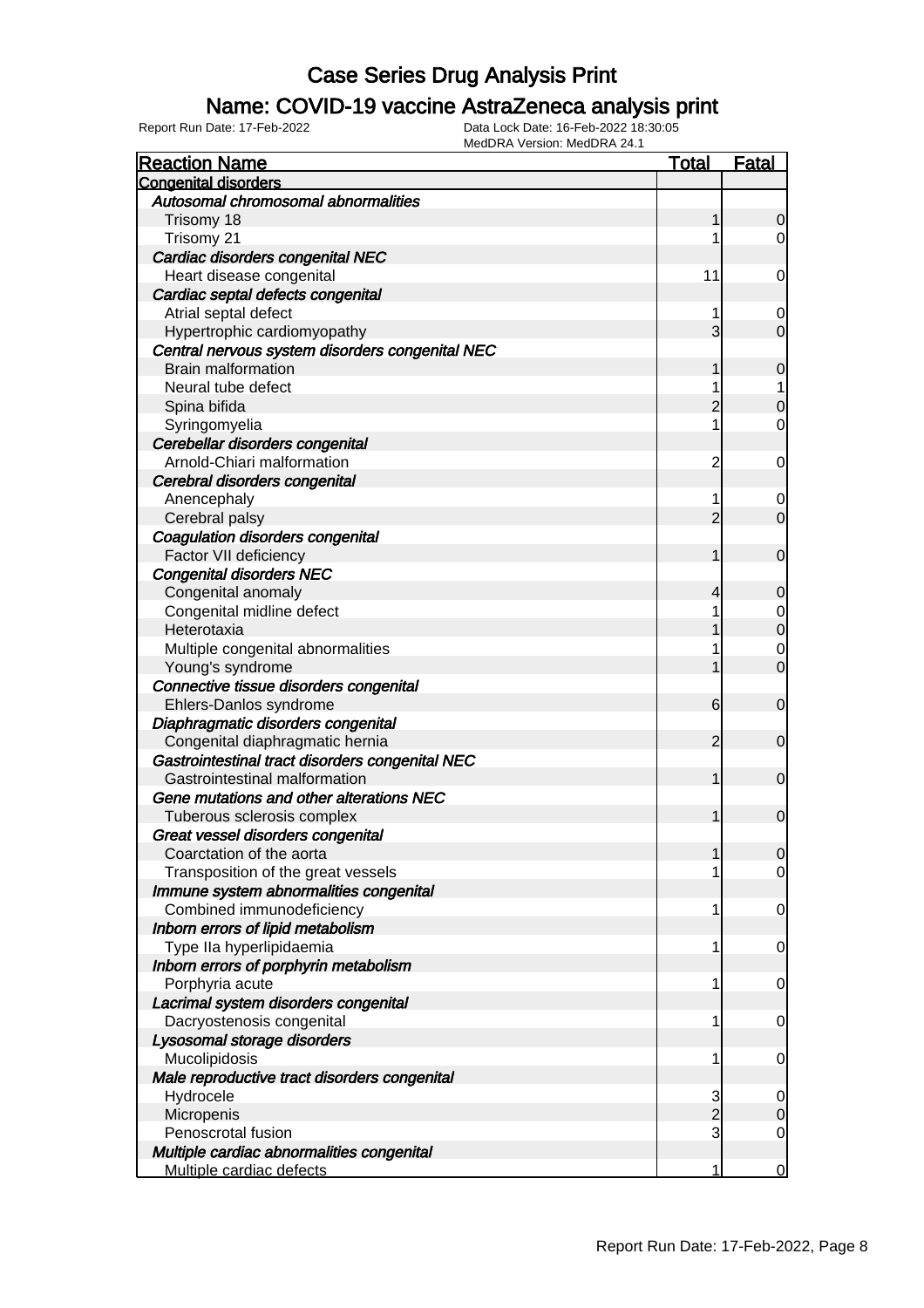# Case Series Drug Analysis Print

## Name: COVID-19 vaccine AstraZeneca analysis print

Report Run Date: 17-Feb-2022
Data Lock Date: 16-Feb-2022 18:30:05
MedDRA Version: MedDRA 24.1

| Reaction Name | Total | Fatal |
|---|---|---|
| **Congenital disorders** | | |
| *Autosomal chromosomal abnormalities* | | |
| Trisomy 18 | 1 | 0 |
| Trisomy 21 | 1 | 0 |
| *Cardiac disorders congenital NEC* | | |
| Heart disease congenital | 11 | 0 |
| *Cardiac septal defects congenital* | | |
| Atrial septal defect | 1 | 0 |
| Hypertrophic cardiomyopathy | 3 | 0 |
| *Central nervous system disorders congenital NEC* | | |
| Brain malformation | 1 | 0 |
| Neural tube defect | 1 | 1 |
| Spina bifida | 2 | 0 |
| Syringomyelia | 1 | 0 |
| *Cerebellar disorders congenital* | | |
| Arnold-Chiari malformation | 2 | 0 |
| *Cerebral disorders congenital* | | |
| Anencephaly | 1 | 0 |
| Cerebral palsy | 2 | 0 |
| *Coagulation disorders congenital* | | |
| Factor VII deficiency | 1 | 0 |
| *Congenital disorders NEC* | | |
| Congenital anomaly | 4 | 0 |
| Congenital midline defect | 1 | 0 |
| Heterotaxia | 1 | 0 |
| Multiple congenital abnormalities | 1 | 0 |
| Young's syndrome | 1 | 0 |
| *Connective tissue disorders congenital* | | |
| Ehlers-Danlos syndrome | 6 | 0 |
| *Diaphragmatic disorders congenital* | | |
| Congenital diaphragmatic hernia | 2 | 0 |
| *Gastrointestinal tract disorders congenital NEC* | | |
| Gastrointestinal malformation | 1 | 0 |
| *Gene mutations and other alterations NEC* | | |
| Tuberous sclerosis complex | 1 | 0 |
| *Great vessel disorders congenital* | | |
| Coarctation of the aorta | 1 | 0 |
| Transposition of the great vessels | 1 | 0 |
| *Immune system abnormalities congenital* | | |
| Combined immunodeficiency | 1 | 0 |
| *Inborn errors of lipid metabolism* | | |
| Type IIa hyperlipidaemia | 1 | 0 |
| *Inborn errors of porphyrin metabolism* | | |
| Porphyria acute | 1 | 0 |
| *Lacrimal system disorders congenital* | | |
| Dacryostenosis congenital | 1 | 0 |
| *Lysosomal storage disorders* | | |
| Mucolipidosis | 1 | 0 |
| *Male reproductive tract disorders congenital* | | |
| Hydrocele | 3 | 0 |
| Micropenis | 2 | 0 |
| Penoscrotal fusion | 3 | 0 |
| *Multiple cardiac abnormalities congenital* | | |
| Multiple cardiac defects | 1 | 0 |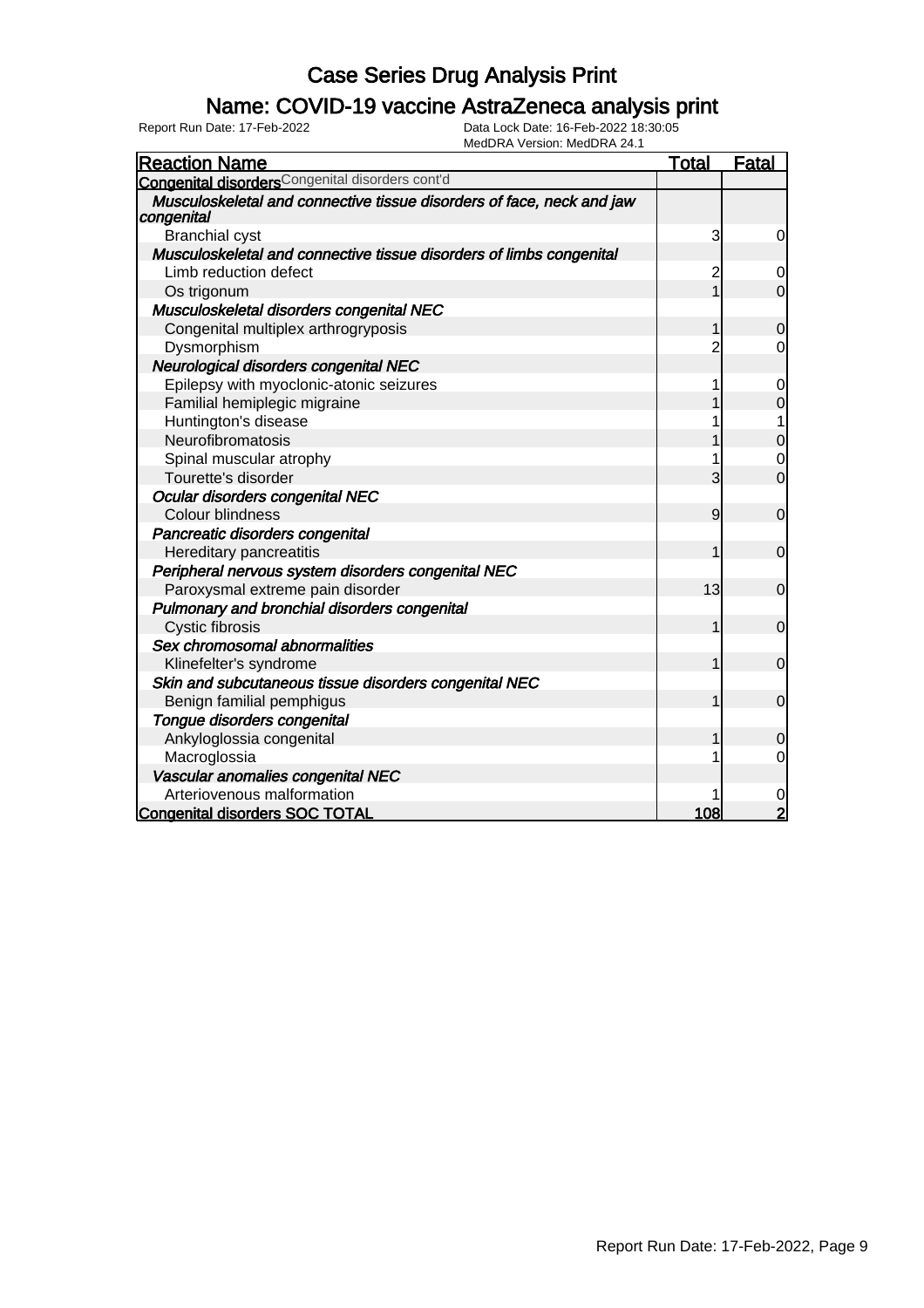# Case Series Drug Analysis Print

## Name: COVID-19 vaccine AstraZeneca analysis print

Report Run Date: 17-Feb-2022    Data Lock Date: 16-Feb-2022 18:30:05
MedDRA Version: MedDRA 24.1

| Reaction Name | Total | Fatal |
|---|---|---|
| **Congenital disorders** Congenital disorders cont'd | | |
| ***Musculoskeletal and connective tissue disorders of face, neck and jaw congenital*** | | |
| Branchial cyst | 3 | 0 |
| ***Musculoskeletal and connective tissue disorders of limbs congenital*** | | |
| Limb reduction defect | 2 | 0 |
| Os trigonum | 1 | 0 |
| ***Musculoskeletal disorders congenital NEC*** | | |
| Congenital multiplex arthrogryposis | 1 | 0 |
| Dysmorphism | 2 | 0 |
| ***Neurological disorders congenital NEC*** | | |
| Epilepsy with myoclonic-atonic seizures | 1 | 0 |
| Familial hemiplegic migraine | 1 | 0 |
| Huntington's disease | 1 | 1 |
| Neurofibromatosis | 1 | 0 |
| Spinal muscular atrophy | 1 | 0 |
| Tourette's disorder | 3 | 0 |
| ***Ocular disorders congenital NEC*** | | |
| Colour blindness | 9 | 0 |
| ***Pancreatic disorders congenital*** | | |
| Hereditary pancreatitis | 1 | 0 |
| ***Peripheral nervous system disorders congenital NEC*** | | |
| Paroxysmal extreme pain disorder | 13 | 0 |
| ***Pulmonary and bronchial disorders congenital*** | | |
| Cystic fibrosis | 1 | 0 |
| ***Sex chromosomal abnormalities*** | | |
| Klinefelter's syndrome | 1 | 0 |
| ***Skin and subcutaneous tissue disorders congenital NEC*** | | |
| Benign familial pemphigus | 1 | 0 |
| ***Tongue disorders congenital*** | | |
| Ankyloglossia congenital | 1 | 0 |
| Macroglossia | 1 | 0 |
| ***Vascular anomalies congenital NEC*** | | |
| Arteriovenous malformation | 1 | 0 |
| **Congenital disorders SOC TOTAL** | **108** | **2** |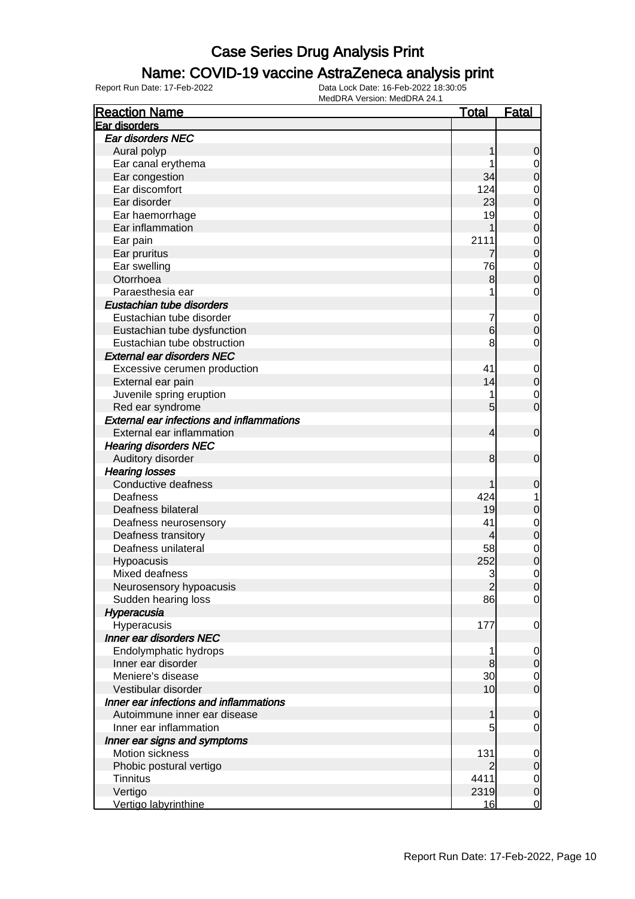# Case Series Drug Analysis Print

## Name: COVID-19 vaccine AstraZeneca analysis print

Report Run Date: 17-Feb-2022

Data Lock Date: 16-Feb-2022 18:30:05
MedDRA Version: MedDRA 24.1

| Reaction Name | Total | Fatal |
|---|---|---|
| **Ear disorders** | | |
| *Ear disorders NEC* | | |
| Aural polyp | 1 | 0 |
| Ear canal erythema | 1 | 0 |
| Ear congestion | 34 | 0 |
| Ear discomfort | 124 | 0 |
| Ear disorder | 23 | 0 |
| Ear haemorrhage | 19 | 0 |
| Ear inflammation | 1 | 0 |
| Ear pain | 2111 | 0 |
| Ear pruritus | 7 | 0 |
| Ear swelling | 76 | 0 |
| Otorrhoea | 8 | 0 |
| Paraesthesia ear | 1 | 0 |
| *Eustachian tube disorders* | | |
| Eustachian tube disorder | 7 | 0 |
| Eustachian tube dysfunction | 6 | 0 |
| Eustachian tube obstruction | 8 | 0 |
| *External ear disorders NEC* | | |
| Excessive cerumen production | 41 | 0 |
| External ear pain | 14 | 0 |
| Juvenile spring eruption | 1 | 0 |
| Red ear syndrome | 5 | 0 |
| *External ear infections and inflammations* | | |
| External ear inflammation | 4 | 0 |
| *Hearing disorders NEC* | | |
| Auditory disorder | 8 | 0 |
| *Hearing losses* | | |
| Conductive deafness | 1 | 0 |
| Deafness | 424 | 1 |
| Deafness bilateral | 19 | 0 |
| Deafness neurosensory | 41 | 0 |
| Deafness transitory | 4 | 0 |
| Deafness unilateral | 58 | 0 |
| Hypoacusis | 252 | 0 |
| Mixed deafness | 3 | 0 |
| Neurosensory hypoacusis | 2 | 0 |
| Sudden hearing loss | 86 | 0 |
| *Hyperacusia* | | |
| Hyperacusis | 177 | 0 |
| *Inner ear disorders NEC* | | |
| Endolymphatic hydrops | 1 | 0 |
| Inner ear disorder | 8 | 0 |
| Meniere's disease | 30 | 0 |
| Vestibular disorder | 10 | 0 |
| *Inner ear infections and inflammations* | | |
| Autoimmune inner ear disease | 1 | 0 |
| Inner ear inflammation | 5 | 0 |
| *Inner ear signs and symptoms* | | |
| Motion sickness | 131 | 0 |
| Phobic postural vertigo | 2 | 0 |
| Tinnitus | 4411 | 0 |
| Vertigo | 2319 | 0 |
| Vertigo labyrinthine | 16 | 0 |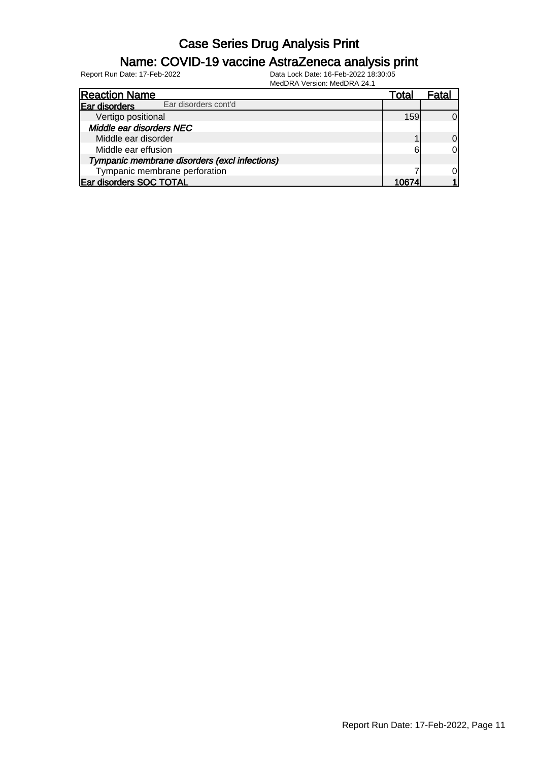# Case Series Drug Analysis Print

## Name: COVID-19 vaccine AstraZeneca analysis print

Report Run Date: 17-Feb-2022

Data Lock Date: 16-Feb-2022 18:30:05

MedDRA Version: MedDRA 24.1

| Reaction Name | Total | Fatal |
|---|---|---|
| **Ear disorders** Ear disorders cont'd | | |
| Vertigo positional | 159 | 0 |
| ***Middle ear disorders NEC*** | | |
| Middle ear disorder | 1 | 0 |
| Middle ear effusion | 6 | 0 |
| ***Tympanic membrane disorders (excl infections)*** | | |
| Tympanic membrane perforation | 7 | 0 |
| **Ear disorders SOC TOTAL** | **10674** | **1** |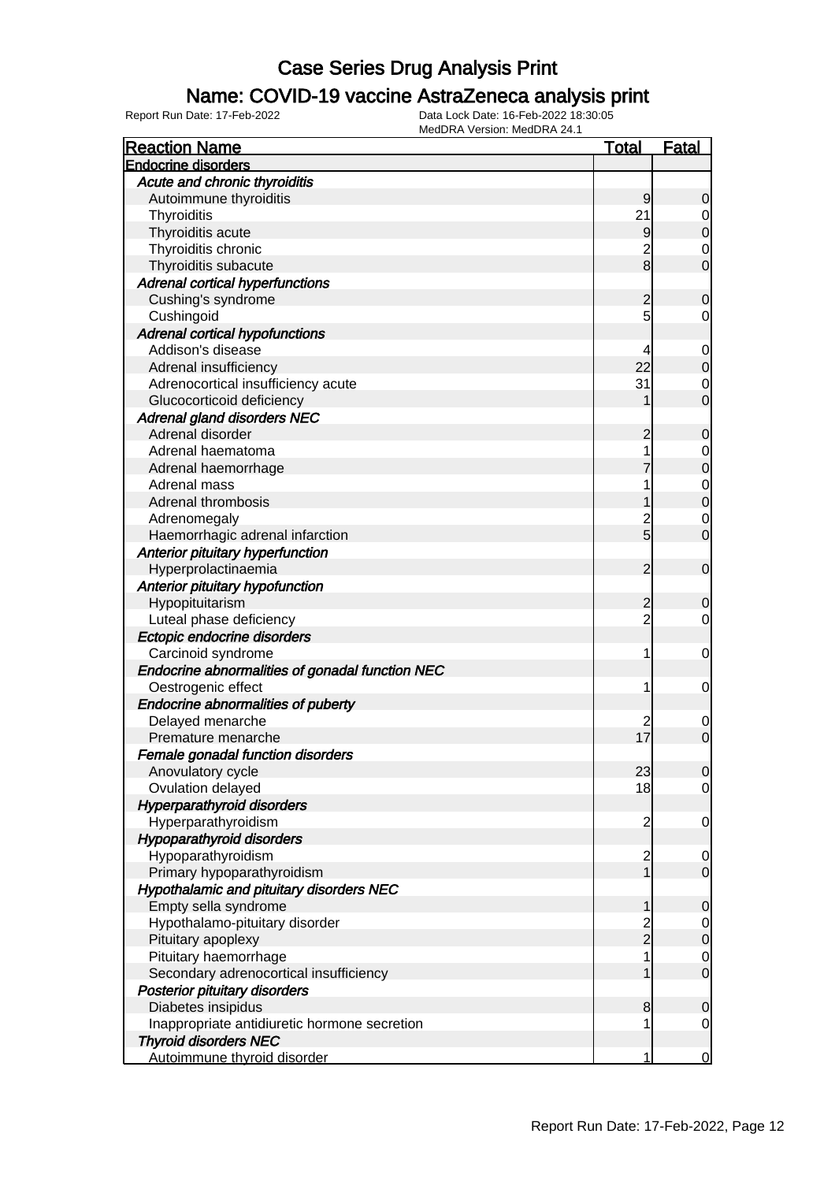# Case Series Drug Analysis Print

## Name: COVID-19 vaccine AstraZeneca analysis print

Report Run Date: 17-Feb-2022 | Data Lock Date: 16-Feb-2022 18:30:05 | MedDRA Version: MedDRA 24.1

| Reaction Name | Total | Fatal |
|---|---|---|
| **Endocrine disorders** | | |
| *Acute and chronic thyroiditis* | | |
| Autoimmune thyroiditis | 9 | 0 |
| Thyroiditis | 21 | 0 |
| Thyroiditis acute | 9 | 0 |
| Thyroiditis chronic | 2 | 0 |
| Thyroiditis subacute | 8 | 0 |
| *Adrenal cortical hyperfunctions* | | |
| Cushing's syndrome | 2 | 0 |
| Cushingoid | 5 | 0 |
| *Adrenal cortical hypofunctions* | | |
| Addison's disease | 4 | 0 |
| Adrenal insufficiency | 22 | 0 |
| Adrenocortical insufficiency acute | 31 | 0 |
| Glucocorticoid deficiency | 1 | 0 |
| *Adrenal gland disorders NEC* | | |
| Adrenal disorder | 2 | 0 |
| Adrenal haematoma | 1 | 0 |
| Adrenal haemorrhage | 7 | 0 |
| Adrenal mass | 1 | 0 |
| Adrenal thrombosis | 1 | 0 |
| Adrenomegaly | 2 | 0 |
| Haemorrhagic adrenal infarction | 5 | 0 |
| *Anterior pituitary hyperfunction* | | |
| Hyperprolactinaemia | 2 | 0 |
| *Anterior pituitary hypofunction* | | |
| Hypopituitarism | 2 | 0 |
| Luteal phase deficiency | 2 | 0 |
| *Ectopic endocrine disorders* | | |
| Carcinoid syndrome | 1 | 0 |
| *Endocrine abnormalities of gonadal function NEC* | | |
| Oestrogenic effect | 1 | 0 |
| *Endocrine abnormalities of puberty* | | |
| Delayed menarche | 2 | 0 |
| Premature menarche | 17 | 0 |
| *Female gonadal function disorders* | | |
| Anovulatory cycle | 23 | 0 |
| Ovulation delayed | 18 | 0 |
| *Hyperparathyroid disorders* | | |
| Hyperparathyroidism | 2 | 0 |
| *Hypoparathyroid disorders* | | |
| Hypoparathyroidism | 2 | 0 |
| Primary hypoparathyroidism | 1 | 0 |
| *Hypothalamic and pituitary disorders NEC* | | |
| Empty sella syndrome | 1 | 0 |
| Hypothalamo-pituitary disorder | 2 | 0 |
| Pituitary apoplexy | 2 | 0 |
| Pituitary haemorrhage | 1 | 0 |
| Secondary adrenocortical insufficiency | 1 | 0 |
| *Posterior pituitary disorders* | | |
| Diabetes insipidus | 8 | 0 |
| Inappropriate antidiuretic hormone secretion | 1 | 0 |
| *Thyroid disorders NEC* | | |
| Autoimmune thyroid disorder | 1 | 0 |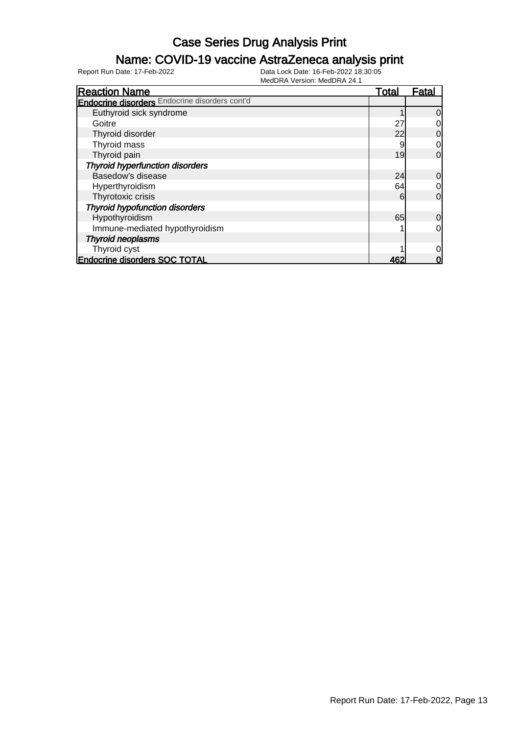# Case Series Drug Analysis Print

## Name: COVID-19 vaccine AstraZeneca analysis print

Report Run Date: 17-Feb-2022

Data Lock Date: 16-Feb-2022 18:30:05
MedDRA Version: MedDRA 24.1

| Reaction Name | Total | Fatal |
|---|---|---|
| **Endocrine disorders** Endocrine disorders cont'd | | |
| Euthyroid sick syndrome | 1 | 0 |
| Goitre | 27 | 0 |
| Thyroid disorder | 22 | 0 |
| Thyroid mass | 9 | 0 |
| Thyroid pain | 19 | 0 |
| ***Thyroid hyperfunction disorders*** | | |
| Basedow's disease | 24 | 0 |
| Hyperthyroidism | 64 | 0 |
| Thyrotoxic crisis | 6 | 0 |
| ***Thyroid hypofunction disorders*** | | |
| Hypothyroidism | 65 | 0 |
| Immune-mediated hypothyroidism | 1 | 0 |
| ***Thyroid neoplasms*** | | |
| Thyroid cyst | 1 | 0 |
| **Endocrine disorders SOC TOTAL** | **462** | **0** |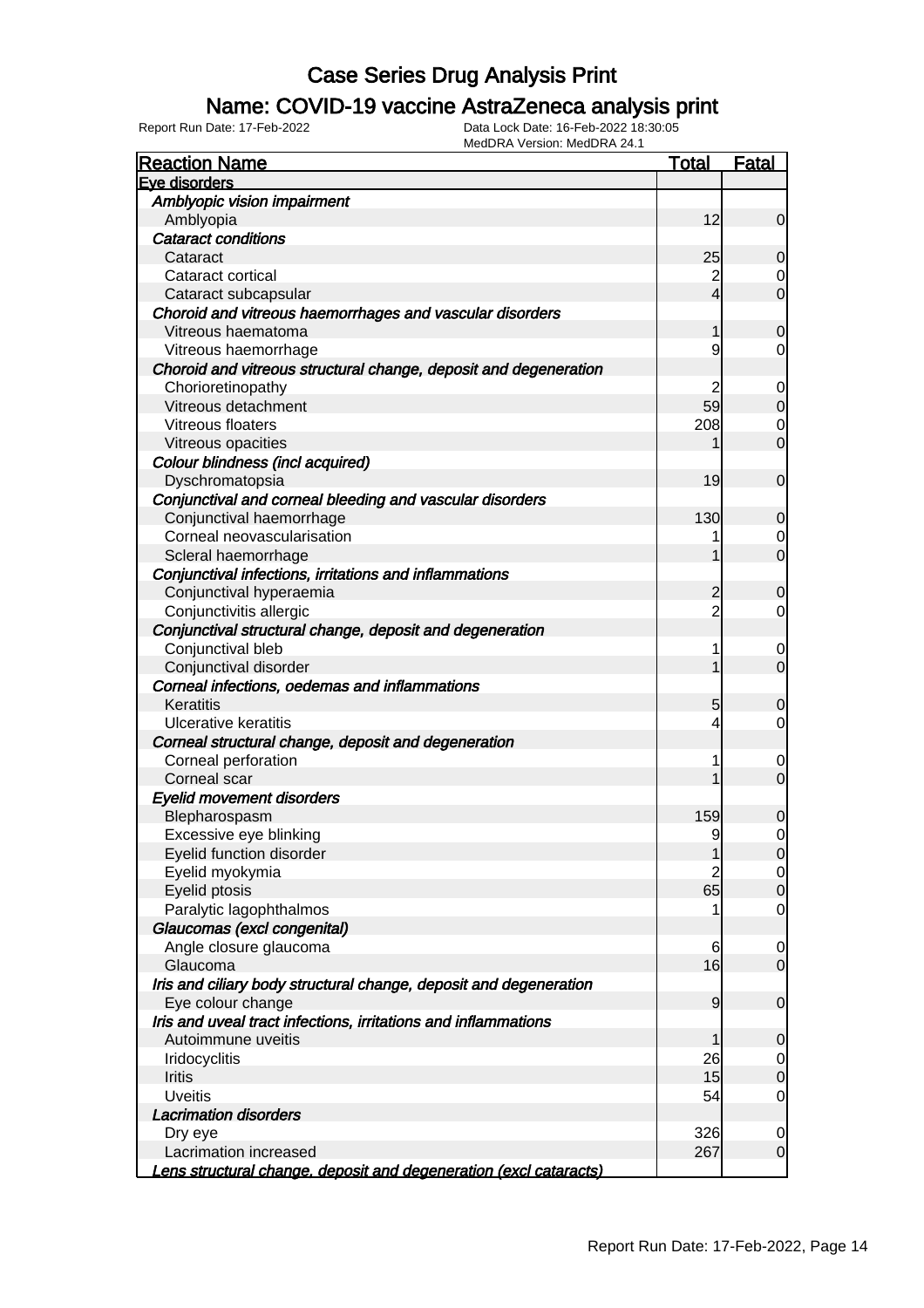# Case Series Drug Analysis Print

## Name: COVID-19 vaccine AstraZeneca analysis print

Report Run Date: 17-Feb-2022 Data Lock Date: 16-Feb-2022 18:30:05
MedDRA Version: MedDRA 24.1

| Reaction Name | Total | Fatal |
|---|---|---|
| **Eye disorders** | | |
| *Amblyopic vision impairment* | | |
| Amblyopia | 12 | 0 |
| *Cataract conditions* | | |
| Cataract | 25 | 0 |
| Cataract cortical | 2 | 0 |
| Cataract subcapsular | 4 | 0 |
| *Choroid and vitreous haemorrhages and vascular disorders* | | |
| Vitreous haematoma | 1 | 0 |
| Vitreous haemorrhage | 9 | 0 |
| *Choroid and vitreous structural change, deposit and degeneration* | | |
| Chorioretinopathy | 2 | 0 |
| Vitreous detachment | 59 | 0 |
| Vitreous floaters | 208 | 0 |
| Vitreous opacities | 1 | 0 |
| *Colour blindness (incl acquired)* | | |
| Dyschromatopsia | 19 | 0 |
| *Conjunctival and corneal bleeding and vascular disorders* | | |
| Conjunctival haemorrhage | 130 | 0 |
| Corneal neovascularisation | 1 | 0 |
| Scleral haemorrhage | 1 | 0 |
| *Conjunctival infections, irritations and inflammations* | | |
| Conjunctival hyperaemia | 2 | 0 |
| Conjunctivitis allergic | 2 | 0 |
| *Conjunctival structural change, deposit and degeneration* | | |
| Conjunctival bleb | 1 | 0 |
| Conjunctival disorder | 1 | 0 |
| *Corneal infections, oedemas and inflammations* | | |
| Keratitis | 5 | 0 |
| Ulcerative keratitis | 4 | 0 |
| *Corneal structural change, deposit and degeneration* | | |
| Corneal perforation | 1 | 0 |
| Corneal scar | 1 | 0 |
| *Eyelid movement disorders* | | |
| Blepharospasm | 159 | 0 |
| Excessive eye blinking | 9 | 0 |
| Eyelid function disorder | 1 | 0 |
| Eyelid myokymia | 2 | 0 |
| Eyelid ptosis | 65 | 0 |
| Paralytic lagophthalmos | 1 | 0 |
| *Glaucomas (excl congenital)* | | |
| Angle closure glaucoma | 6 | 0 |
| Glaucoma | 16 | 0 |
| *Iris and ciliary body structural change, deposit and degeneration* | | |
| Eye colour change | 9 | 0 |
| *Iris and uveal tract infections, irritations and inflammations* | | |
| Autoimmune uveitis | 1 | 0 |
| Iridocyclitis | 26 | 0 |
| Iritis | 15 | 0 |
| Uveitis | 54 | 0 |
| *Lacrimation disorders* | | |
| Dry eye | 326 | 0 |
| Lacrimation increased | 267 | 0 |
| *Lens structural change, deposit and degeneration (excl cataracts)* | | |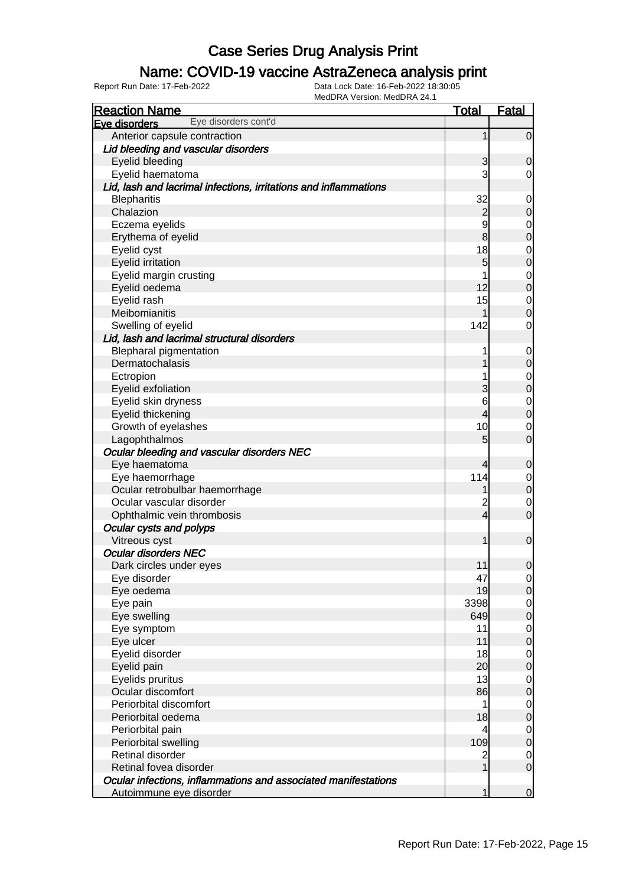# Case Series Drug Analysis Print

## Name: COVID-19 vaccine AstraZeneca analysis print

Report Run Date: 17-Feb-2022  
Data Lock Date: 16-Feb-2022 18:30:05  
MedDRA Version: MedDRA 24.1

| Reaction Name | Total | Fatal |
|---|---|---|
| **Eye disorders** Eye disorders cont'd | | |
| Anterior capsule contraction | 1 | 0 |
| ***Lid bleeding and vascular disorders*** | | |
| Eyelid bleeding | 3 | 0 |
| Eyelid haematoma | 3 | 0 |
| ***Lid, lash and lacrimal infections, irritations and inflammations*** | | |
| Blepharitis | 32 | 0 |
| Chalazion | 2 | 0 |
| Eczema eyelids | 9 | 0 |
| Erythema of eyelid | 8 | 0 |
| Eyelid cyst | 18 | 0 |
| Eyelid irritation | 5 | 0 |
| Eyelid margin crusting | 1 | 0 |
| Eyelid oedema | 12 | 0 |
| Eyelid rash | 15 | 0 |
| Meibomianitis | 1 | 0 |
| Swelling of eyelid | 142 | 0 |
| ***Lid, lash and lacrimal structural disorders*** | | |
| Blepharal pigmentation | 1 | 0 |
| Dermatochalasis | 1 | 0 |
| Ectropion | 1 | 0 |
| Eyelid exfoliation | 3 | 0 |
| Eyelid skin dryness | 6 | 0 |
| Eyelid thickening | 4 | 0 |
| Growth of eyelashes | 10 | 0 |
| Lagophthalmos | 5 | 0 |
| ***Ocular bleeding and vascular disorders NEC*** | | |
| Eye haematoma | 4 | 0 |
| Eye haemorrhage | 114 | 0 |
| Ocular retrobulbar haemorrhage | 1 | 0 |
| Ocular vascular disorder | 2 | 0 |
| Ophthalmic vein thrombosis | 4 | 0 |
| ***Ocular cysts and polyps*** | | |
| Vitreous cyst | 1 | 0 |
| ***Ocular disorders NEC*** | | |
| Dark circles under eyes | 11 | 0 |
| Eye disorder | 47 | 0 |
| Eye oedema | 19 | 0 |
| Eye pain | 3398 | 0 |
| Eye swelling | 649 | 0 |
| Eye symptom | 11 | 0 |
| Eye ulcer | 11 | 0 |
| Eyelid disorder | 18 | 0 |
| Eyelid pain | 20 | 0 |
| Eyelids pruritus | 13 | 0 |
| Ocular discomfort | 86 | 0 |
| Periorbital discomfort | 1 | 0 |
| Periorbital oedema | 18 | 0 |
| Periorbital pain | 4 | 0 |
| Periorbital swelling | 109 | 0 |
| Retinal disorder | 2 | 0 |
| Retinal fovea disorder | 1 | 0 |
| ***Ocular infections, inflammations and associated manifestations*** | | |
| Autoimmune eye disorder | 1 | 0 |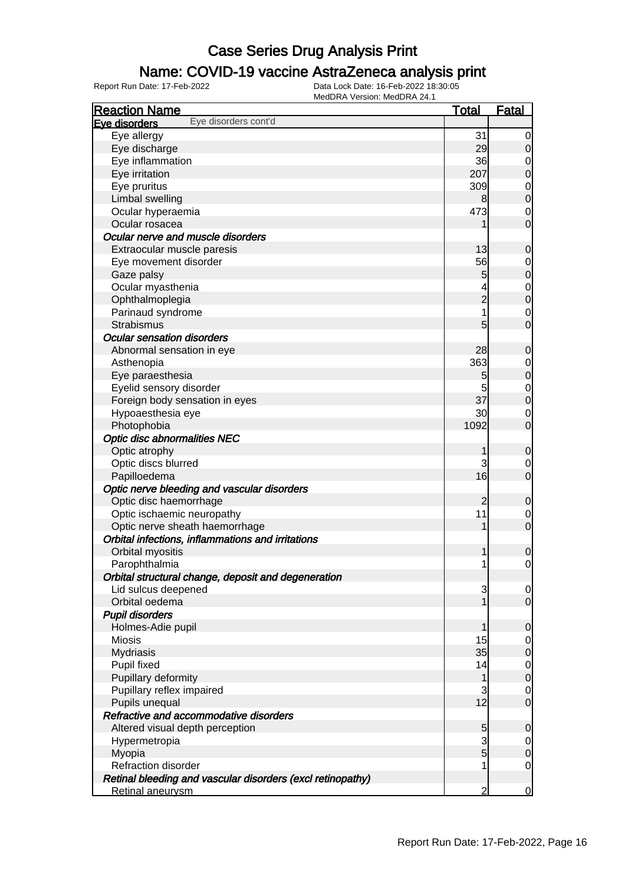# Case Series Drug Analysis Print

## Name: COVID-19 vaccine AstraZeneca analysis print

Report Run Date: 17-Feb-2022

Data Lock Date: 16-Feb-2022 18:30:05
MedDRA Version: MedDRA 24.1

| Reaction Name | Total | Fatal |
|---|---|---|
| **Eye disorders** Eye disorders cont'd | | |
| Eye allergy | 31 | 0 |
| Eye discharge | 29 | 0 |
| Eye inflammation | 36 | 0 |
| Eye irritation | 207 | 0 |
| Eye pruritus | 309 | 0 |
| Limbal swelling | 8 | 0 |
| Ocular hyperaemia | 473 | 0 |
| Ocular rosacea | 1 | 0 |
| ***Ocular nerve and muscle disorders*** | | |
| Extraocular muscle paresis | 13 | 0 |
| Eye movement disorder | 56 | 0 |
| Gaze palsy | 5 | 0 |
| Ocular myasthenia | 4 | 0 |
| Ophthalmoplegia | 2 | 0 |
| Parinaud syndrome | 1 | 0 |
| Strabismus | 5 | 0 |
| ***Ocular sensation disorders*** | | |
| Abnormal sensation in eye | 28 | 0 |
| Asthenopia | 363 | 0 |
| Eye paraesthesia | 5 | 0 |
| Eyelid sensory disorder | 5 | 0 |
| Foreign body sensation in eyes | 37 | 0 |
| Hypoaesthesia eye | 30 | 0 |
| Photophobia | 1092 | 0 |
| ***Optic disc abnormalities NEC*** | | |
| Optic atrophy | 1 | 0 |
| Optic discs blurred | 3 | 0 |
| Papilloedema | 16 | 0 |
| ***Optic nerve bleeding and vascular disorders*** | | |
| Optic disc haemorrhage | 2 | 0 |
| Optic ischaemic neuropathy | 11 | 0 |
| Optic nerve sheath haemorrhage | 1 | 0 |
| ***Orbital infections, inflammations and irritations*** | | |
| Orbital myositis | 1 | 0 |
| Parophthalmia | 1 | 0 |
| ***Orbital structural change, deposit and degeneration*** | | |
| Lid sulcus deepened | 3 | 0 |
| Orbital oedema | 1 | 0 |
| ***Pupil disorders*** | | |
| Holmes-Adie pupil | 1 | 0 |
| Miosis | 15 | 0 |
| Mydriasis | 35 | 0 |
| Pupil fixed | 14 | 0 |
| Pupillary deformity | 1 | 0 |
| Pupillary reflex impaired | 3 | 0 |
| Pupils unequal | 12 | 0 |
| ***Refractive and accommodative disorders*** | | |
| Altered visual depth perception | 5 | 0 |
| Hypermetropia | 3 | 0 |
| Myopia | 5 | 0 |
| Refraction disorder | 1 | 0 |
| ***Retinal bleeding and vascular disorders (excl retinopathy)*** | | |
| Retinal aneurysm | 2 | 0 |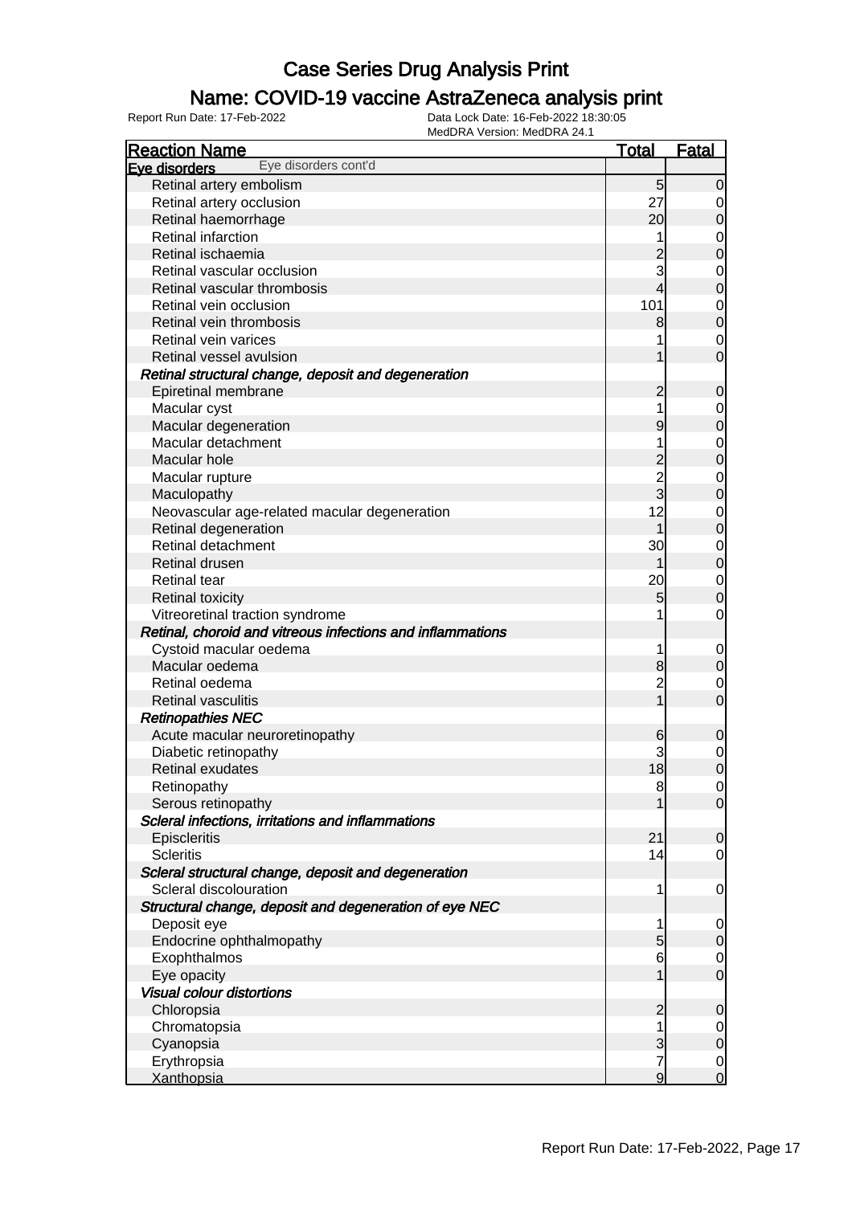# Case Series Drug Analysis Print

## Name: COVID-19 vaccine AstraZeneca analysis print

Report Run Date: 17-Feb-2022

Data Lock Date: 16-Feb-2022 18:30:05
MedDRA Version: MedDRA 24.1

| Reaction Name | Total | Fatal |
|---|---|---|
| **Eye disorders** Eye disorders cont'd | | |
| Retinal artery embolism | 5 | 0 |
| Retinal artery occlusion | 27 | 0 |
| Retinal haemorrhage | 20 | 0 |
| Retinal infarction | 1 | 0 |
| Retinal ischaemia | 2 | 0 |
| Retinal vascular occlusion | 3 | 0 |
| Retinal vascular thrombosis | 4 | 0 |
| Retinal vein occlusion | 101 | 0 |
| Retinal vein thrombosis | 8 | 0 |
| Retinal vein varices | 1 | 0 |
| Retinal vessel avulsion | 1 | 0 |
| ***Retinal structural change, deposit and degeneration*** | | |
| Epiretinal membrane | 2 | 0 |
| Macular cyst | 1 | 0 |
| Macular degeneration | 9 | 0 |
| Macular detachment | 1 | 0 |
| Macular hole | 2 | 0 |
| Macular rupture | 2 | 0 |
| Maculopathy | 3 | 0 |
| Neovascular age-related macular degeneration | 12 | 0 |
| Retinal degeneration | 1 | 0 |
| Retinal detachment | 30 | 0 |
| Retinal drusen | 1 | 0 |
| Retinal tear | 20 | 0 |
| Retinal toxicity | 5 | 0 |
| Vitreoretinal traction syndrome | 1 | 0 |
| ***Retinal, choroid and vitreous infections and inflammations*** | | |
| Cystoid macular oedema | 1 | 0 |
| Macular oedema | 8 | 0 |
| Retinal oedema | 2 | 0 |
| Retinal vasculitis | 1 | 0 |
| ***Retinopathies NEC*** | | |
| Acute macular neuroretinopathy | 6 | 0 |
| Diabetic retinopathy | 3 | 0 |
| Retinal exudates | 18 | 0 |
| Retinopathy | 8 | 0 |
| Serous retinopathy | 1 | 0 |
| ***Scleral infections, irritations and inflammations*** | | |
| Episcleritis | 21 | 0 |
| Scleritis | 14 | 0 |
| ***Scleral structural change, deposit and degeneration*** | | |
| Scleral discolouration | 1 | 0 |
| ***Structural change, deposit and degeneration of eye NEC*** | | |
| Deposit eye | 1 | 0 |
| Endocrine ophthalmopathy | 5 | 0 |
| Exophthalmos | 6 | 0 |
| Eye opacity | 1 | 0 |
| ***Visual colour distortions*** | | |
| Chloropsia | 2 | 0 |
| Chromatopsia | 1 | 0 |
| Cyanopsia | 3 | 0 |
| Erythropsia | 7 | 0 |
| Xanthopsia | 9 | 0 |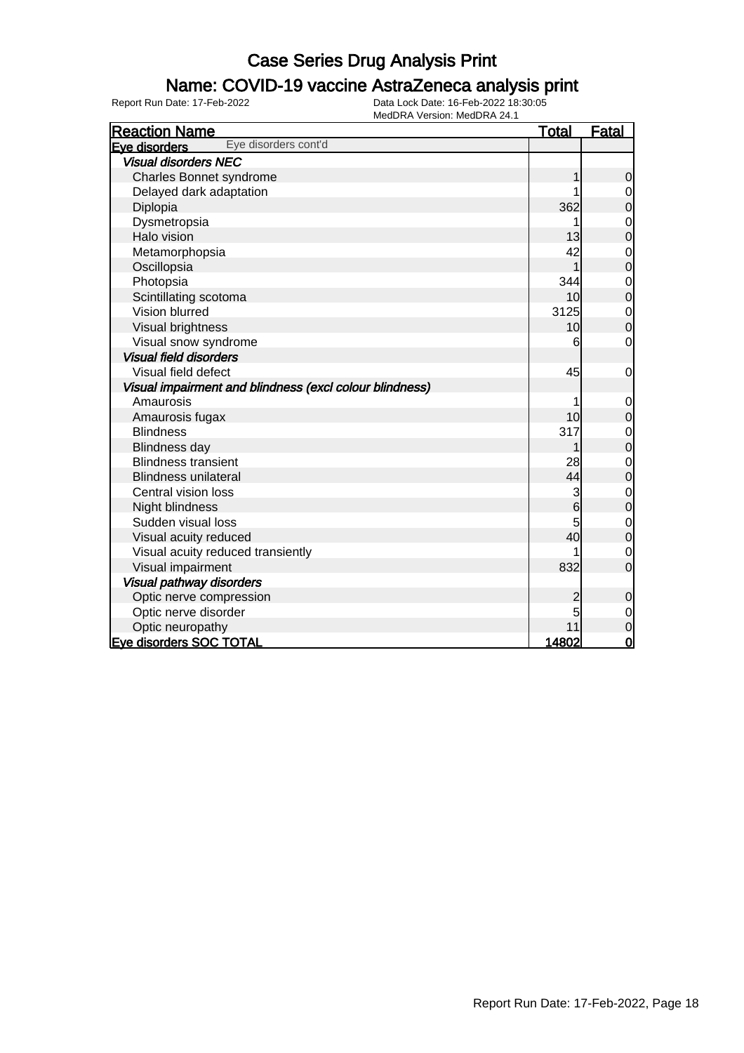# Case Series Drug Analysis Print

## Name: COVID-19 vaccine AstraZeneca analysis print

Report Run Date: 17-Feb-2022
Data Lock Date: 16-Feb-2022 18:30:05
MedDRA Version: MedDRA 24.1

| Reaction Name | Total | Fatal |
|---|---|---|
| **Eye disorders** Eye disorders cont'd | | |
| *Visual disorders NEC* | | |
| Charles Bonnet syndrome | 1 | 0 |
| Delayed dark adaptation | 1 | 0 |
| Diplopia | 362 | 0 |
| Dysmetropsia | 1 | 0 |
| Halo vision | 13 | 0 |
| Metamorphopsia | 42 | 0 |
| Oscillopsia | 1 | 0 |
| Photopsia | 344 | 0 |
| Scintillating scotoma | 10 | 0 |
| Vision blurred | 3125 | 0 |
| Visual brightness | 10 | 0 |
| Visual snow syndrome | 6 | 0 |
| *Visual field disorders* | | |
| Visual field defect | 45 | 0 |
| *Visual impairment and blindness (excl colour blindness)* | | |
| Amaurosis | 1 | 0 |
| Amaurosis fugax | 10 | 0 |
| Blindness | 317 | 0 |
| Blindness day | 1 | 0 |
| Blindness transient | 28 | 0 |
| Blindness unilateral | 44 | 0 |
| Central vision loss | 3 | 0 |
| Night blindness | 6 | 0 |
| Sudden visual loss | 5 | 0 |
| Visual acuity reduced | 40 | 0 |
| Visual acuity reduced transiently | 1 | 0 |
| Visual impairment | 832 | 0 |
| *Visual pathway disorders* | | |
| Optic nerve compression | 2 | 0 |
| Optic nerve disorder | 5 | 0 |
| Optic neuropathy | 11 | 0 |
| **Eye disorders SOC TOTAL** | **14802** | **0** |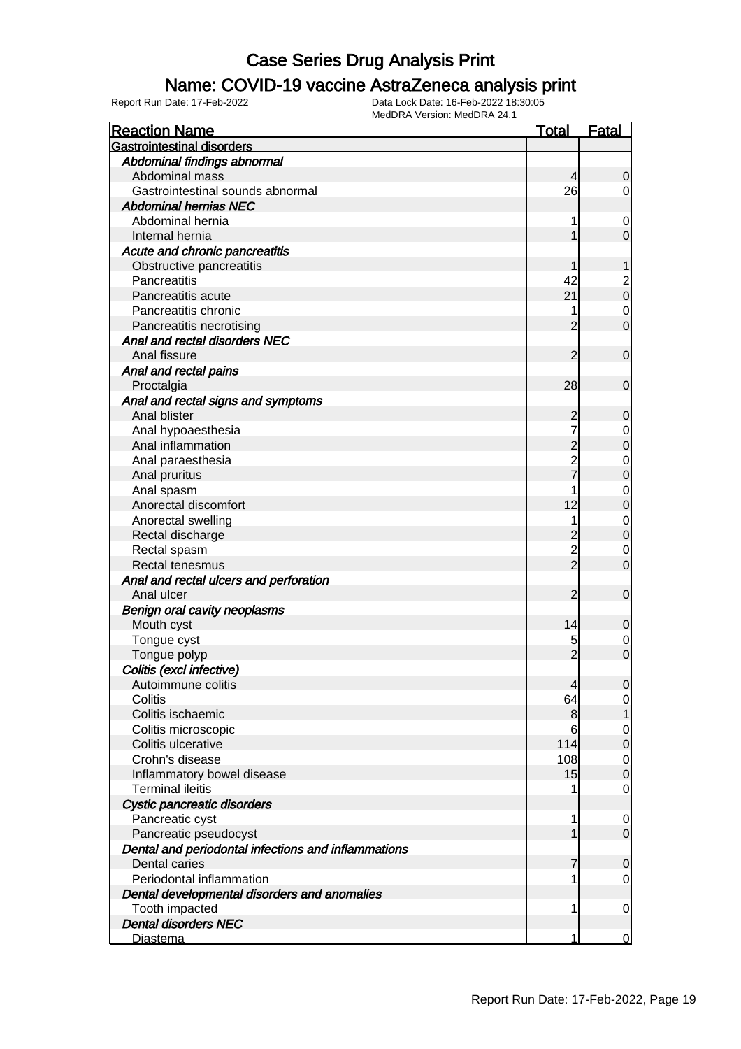# Case Series Drug Analysis Print

## Name: COVID-19 vaccine AstraZeneca analysis print

Report Run Date: 17-Feb-2022

Data Lock Date: 16-Feb-2022 18:30:05

MedDRA Version: MedDRA 24.1

| Reaction Name | Total | Fatal |
|---|---|---|
| **Gastrointestinal disorders** | | |
| *Abdominal findings abnormal* | | |
| Abdominal mass | 4 | 0 |
| Gastrointestinal sounds abnormal | 26 | 0 |
| *Abdominal hernias NEC* | | |
| Abdominal hernia | 1 | 0 |
| Internal hernia | 1 | 0 |
| *Acute and chronic pancreatitis* | | |
| Obstructive pancreatitis | 1 | 1 |
| Pancreatitis | 42 | 2 |
| Pancreatitis acute | 21 | 0 |
| Pancreatitis chronic | 1 | 0 |
| Pancreatitis necrotising | 2 | 0 |
| *Anal and rectal disorders NEC* | | |
| Anal fissure | 2 | 0 |
| *Anal and rectal pains* | | |
| Proctalgia | 28 | 0 |
| *Anal and rectal signs and symptoms* | | |
| Anal blister | 2 | 0 |
| Anal hypoaesthesia | 7 | 0 |
| Anal inflammation | 2 | 0 |
| Anal paraesthesia | 2 | 0 |
| Anal pruritus | 7 | 0 |
| Anal spasm | 1 | 0 |
| Anorectal discomfort | 12 | 0 |
| Anorectal swelling | 1 | 0 |
| Rectal discharge | 2 | 0 |
| Rectal spasm | 2 | 0 |
| Rectal tenesmus | 2 | 0 |
| *Anal and rectal ulcers and perforation* | | |
| Anal ulcer | 2 | 0 |
| *Benign oral cavity neoplasms* | | |
| Mouth cyst | 14 | 0 |
| Tongue cyst | 5 | 0 |
| Tongue polyp | 2 | 0 |
| *Colitis (excl infective)* | | |
| Autoimmune colitis | 4 | 0 |
| Colitis | 64 | 0 |
| Colitis ischaemic | 8 | 1 |
| Colitis microscopic | 6 | 0 |
| Colitis ulcerative | 114 | 0 |
| Crohn's disease | 108 | 0 |
| Inflammatory bowel disease | 15 | 0 |
| Terminal ileitis | 1 | 0 |
| *Cystic pancreatic disorders* | | |
| Pancreatic cyst | 1 | 0 |
| Pancreatic pseudocyst | 1 | 0 |
| *Dental and periodontal infections and inflammations* | | |
| Dental caries | 7 | 0 |
| Periodontal inflammation | 1 | 0 |
| *Dental developmental disorders and anomalies* | | |
| Tooth impacted | 1 | 0 |
| *Dental disorders NEC* | | |
| Diastema | 1 | 0 |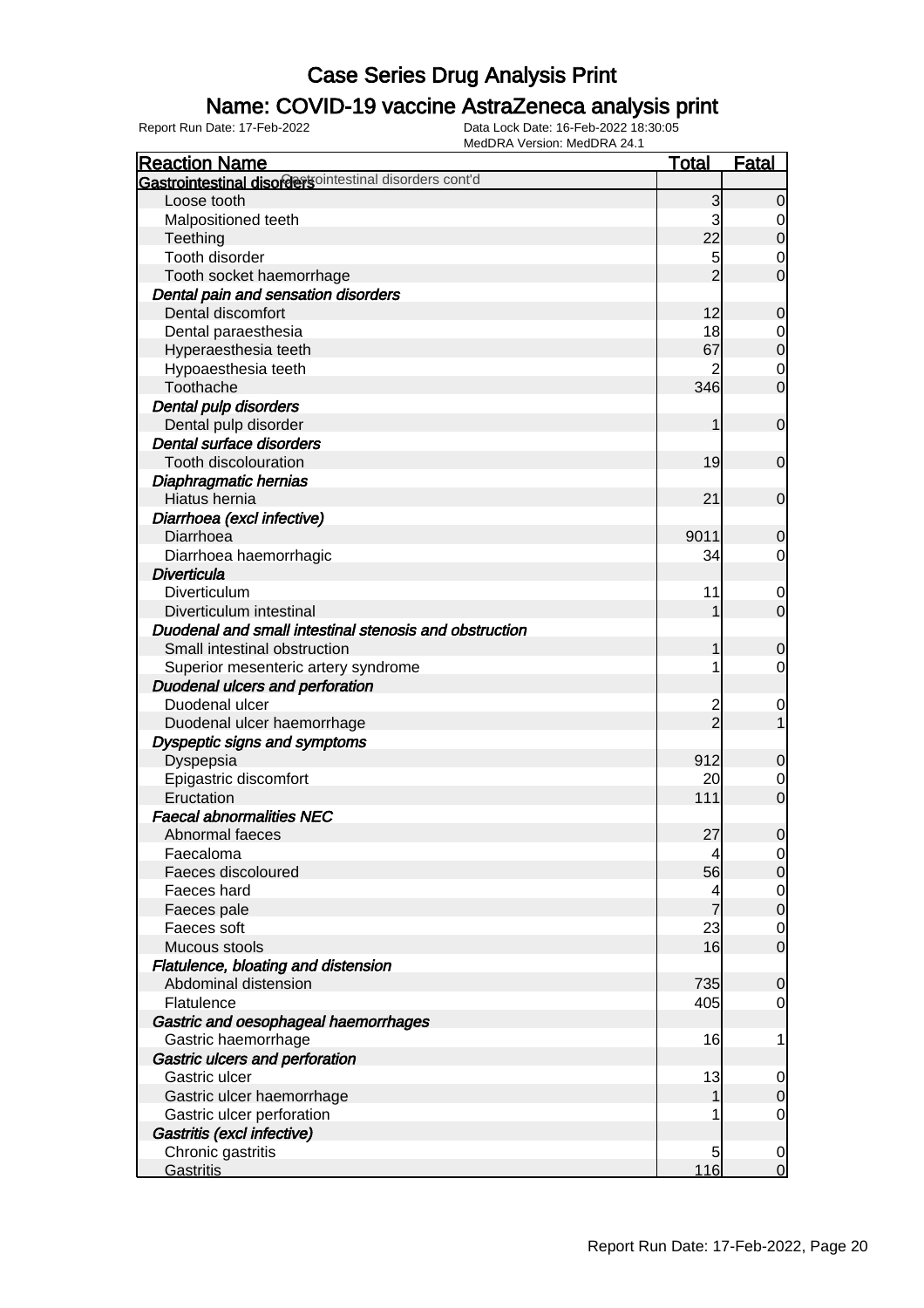# Case Series Drug Analysis Print

## Name: COVID-19 vaccine AstraZeneca analysis print

Report Run Date: 17-Feb-2022
Data Lock Date: 16-Feb-2022 18:30:05
MedDRA Version: MedDRA 24.1

| Reaction Name | Total | Fatal |
|---|---|---|
| **Gastrointestinal disorders** Gastrointestinal disorders cont'd | | |
| Loose tooth | 3 | 0 |
| Malpositioned teeth | 3 | 0 |
| Teething | 22 | 0 |
| Tooth disorder | 5 | 0 |
| Tooth socket haemorrhage | 2 | 0 |
| ***Dental pain and sensation disorders*** | | |
| Dental discomfort | 12 | 0 |
| Dental paraesthesia | 18 | 0 |
| Hyperaesthesia teeth | 67 | 0 |
| Hypoaesthesia teeth | 2 | 0 |
| Toothache | 346 | 0 |
| ***Dental pulp disorders*** | | |
| Dental pulp disorder | 1 | 0 |
| ***Dental surface disorders*** | | |
| Tooth discolouration | 19 | 0 |
| ***Diaphragmatic hernias*** | | |
| Hiatus hernia | 21 | 0 |
| ***Diarrhoea (excl infective)*** | | |
| Diarrhoea | 9011 | 0 |
| Diarrhoea haemorrhagic | 34 | 0 |
| ***Diverticula*** | | |
| Diverticulum | 11 | 0 |
| Diverticulum intestinal | 1 | 0 |
| ***Duodenal and small intestinal stenosis and obstruction*** | | |
| Small intestinal obstruction | 1 | 0 |
| Superior mesenteric artery syndrome | 1 | 0 |
| ***Duodenal ulcers and perforation*** | | |
| Duodenal ulcer | 2 | 0 |
| Duodenal ulcer haemorrhage | 2 | 1 |
| ***Dyspeptic signs and symptoms*** | | |
| Dyspepsia | 912 | 0 |
| Epigastric discomfort | 20 | 0 |
| Eructation | 111 | 0 |
| ***Faecal abnormalities NEC*** | | |
| Abnormal faeces | 27 | 0 |
| Faecaloma | 4 | 0 |
| Faeces discoloured | 56 | 0 |
| Faeces hard | 4 | 0 |
| Faeces pale | 7 | 0 |
| Faeces soft | 23 | 0 |
| Mucous stools | 16 | 0 |
| ***Flatulence, bloating and distension*** | | |
| Abdominal distension | 735 | 0 |
| Flatulence | 405 | 0 |
| ***Gastric and oesophageal haemorrhages*** | | |
| Gastric haemorrhage | 16 | 1 |
| ***Gastric ulcers and perforation*** | | |
| Gastric ulcer | 13 | 0 |
| Gastric ulcer haemorrhage | 1 | 0 |
| Gastric ulcer perforation | 1 | 0 |
| ***Gastritis (excl infective)*** | | |
| Chronic gastritis | 5 | 0 |
| Gastritis | 116 | 0 |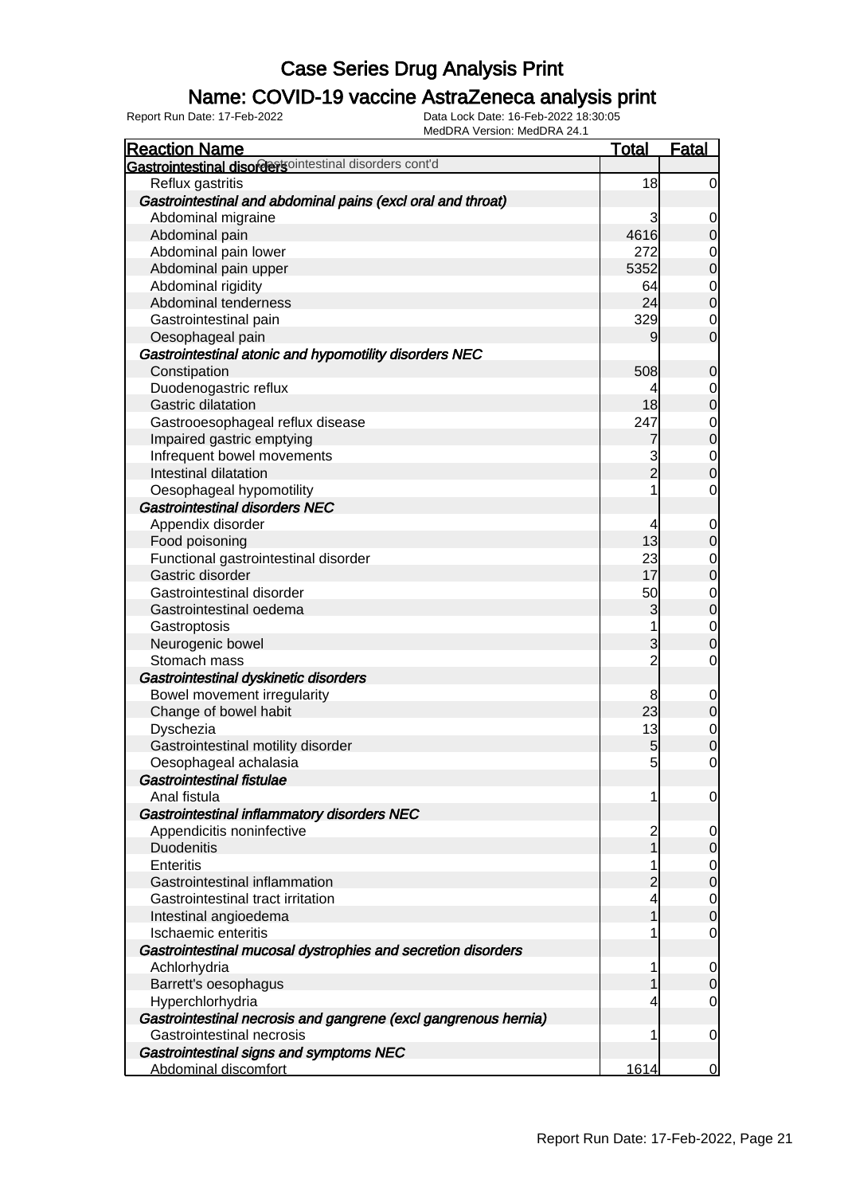# Case Series Drug Analysis Print

## Name: COVID-19 vaccine AstraZeneca analysis print

Report Run Date: 17-Feb-2022 | Data Lock Date: 16-Feb-2022 18:30:05 | MedDRA Version: MedDRA 24.1

| Reaction Name | Total | Fatal |
|---|---|---|
| **Gastrointestinal disorders** Gastrointestinal disorders cont'd | | |
| Reflux gastritis | 18 | 0 |
| ***Gastrointestinal and abdominal pains (excl oral and throat)*** | | |
| Abdominal migraine | 3 | 0 |
| Abdominal pain | 4616 | 0 |
| Abdominal pain lower | 272 | 0 |
| Abdominal pain upper | 5352 | 0 |
| Abdominal rigidity | 64 | 0 |
| Abdominal tenderness | 24 | 0 |
| Gastrointestinal pain | 329 | 0 |
| Oesophageal pain | 9 | 0 |
| ***Gastrointestinal atonic and hypomotility disorders NEC*** | | |
| Constipation | 508 | 0 |
| Duodenogastric reflux | 4 | 0 |
| Gastric dilatation | 18 | 0 |
| Gastrooesophageal reflux disease | 247 | 0 |
| Impaired gastric emptying | 7 | 0 |
| Infrequent bowel movements | 3 | 0 |
| Intestinal dilatation | 2 | 0 |
| Oesophageal hypomotility | 1 | 0 |
| ***Gastrointestinal disorders NEC*** | | |
| Appendix disorder | 4 | 0 |
| Food poisoning | 13 | 0 |
| Functional gastrointestinal disorder | 23 | 0 |
| Gastric disorder | 17 | 0 |
| Gastrointestinal disorder | 50 | 0 |
| Gastrointestinal oedema | 3 | 0 |
| Gastroptosis | 1 | 0 |
| Neurogenic bowel | 3 | 0 |
| Stomach mass | 2 | 0 |
| ***Gastrointestinal dyskinetic disorders*** | | |
| Bowel movement irregularity | 8 | 0 |
| Change of bowel habit | 23 | 0 |
| Dyschezia | 13 | 0 |
| Gastrointestinal motility disorder | 5 | 0 |
| Oesophageal achalasia | 5 | 0 |
| ***Gastrointestinal fistulae*** | | |
| Anal fistula | 1 | 0 |
| ***Gastrointestinal inflammatory disorders NEC*** | | |
| Appendicitis noninfective | 2 | 0 |
| Duodenitis | 1 | 0 |
| Enteritis | 1 | 0 |
| Gastrointestinal inflammation | 2 | 0 |
| Gastrointestinal tract irritation | 4 | 0 |
| Intestinal angioedema | 1 | 0 |
| Ischaemic enteritis | 1 | 0 |
| ***Gastrointestinal mucosal dystrophies and secretion disorders*** | | |
| Achlorhydria | 1 | 0 |
| Barrett's oesophagus | 1 | 0 |
| Hyperchlorhydria | 4 | 0 |
| ***Gastrointestinal necrosis and gangrene (excl gangrenous hernia)*** | | |
| Gastrointestinal necrosis | 1 | 0 |
| ***Gastrointestinal signs and symptoms NEC*** | | |
| Abdominal discomfort | 1614 | 0 |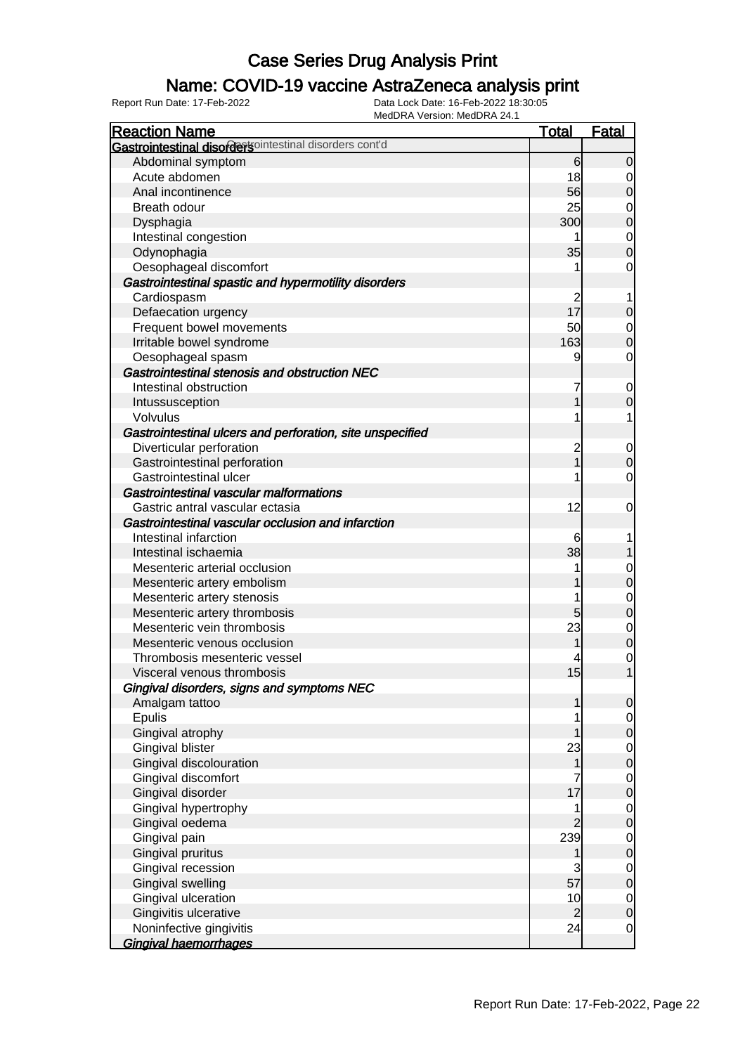# Case Series Drug Analysis Print

## Name: COVID-19 vaccine AstraZeneca analysis print

Report Run Date: 17-Feb-2022
Data Lock Date: 16-Feb-2022 18:30:05
MedDRA Version: MedDRA 24.1

| Reaction Name | Total | Fatal |
|---|---|---|
| ***Gastrointestinal disorders*** Gastrointestinal disorders cont'd | | |
| Abdominal symptom | 6 | 0 |
| Acute abdomen | 18 | 0 |
| Anal incontinence | 56 | 0 |
| Breath odour | 25 | 0 |
| Dysphagia | 300 | 0 |
| Intestinal congestion | 1 | 0 |
| Odynophagia | 35 | 0 |
| Oesophageal discomfort | 1 | 0 |
| *Gastrointestinal spastic and hypermotility disorders* | | |
| Cardiospasm | 2 | 1 |
| Defaecation urgency | 17 | 0 |
| Frequent bowel movements | 50 | 0 |
| Irritable bowel syndrome | 163 | 0 |
| Oesophageal spasm | 9 | 0 |
| *Gastrointestinal stenosis and obstruction NEC* | | |
| Intestinal obstruction | 7 | 0 |
| Intussusception | 1 | 0 |
| Volvulus | 1 | 1 |
| *Gastrointestinal ulcers and perforation, site unspecified* | | |
| Diverticular perforation | 2 | 0 |
| Gastrointestinal perforation | 1 | 0 |
| Gastrointestinal ulcer | 1 | 0 |
| *Gastrointestinal vascular malformations* | | |
| Gastric antral vascular ectasia | 12 | 0 |
| *Gastrointestinal vascular occlusion and infarction* | | |
| Intestinal infarction | 6 | 1 |
| Intestinal ischaemia | 38 | 1 |
| Mesenteric arterial occlusion | 1 | 0 |
| Mesenteric artery embolism | 1 | 0 |
| Mesenteric artery stenosis | 1 | 0 |
| Mesenteric artery thrombosis | 5 | 0 |
| Mesenteric vein thrombosis | 23 | 0 |
| Mesenteric venous occlusion | 1 | 0 |
| Thrombosis mesenteric vessel | 4 | 0 |
| Visceral venous thrombosis | 15 | 1 |
| *Gingival disorders, signs and symptoms NEC* | | |
| Amalgam tattoo | 1 | 0 |
| Epulis | 1 | 0 |
| Gingival atrophy | 1 | 0 |
| Gingival blister | 23 | 0 |
| Gingival discolouration | 1 | 0 |
| Gingival discomfort | 7 | 0 |
| Gingival disorder | 17 | 0 |
| Gingival hypertrophy | 1 | 0 |
| Gingival oedema | 2 | 0 |
| Gingival pain | 239 | 0 |
| Gingival pruritus | 1 | 0 |
| Gingival recession | 3 | 0 |
| Gingival swelling | 57 | 0 |
| Gingival ulceration | 10 | 0 |
| Gingivitis ulcerative | 2 | 0 |
| Noninfective gingivitis | 24 | 0 |
| *Gingival haemorrhages* | | |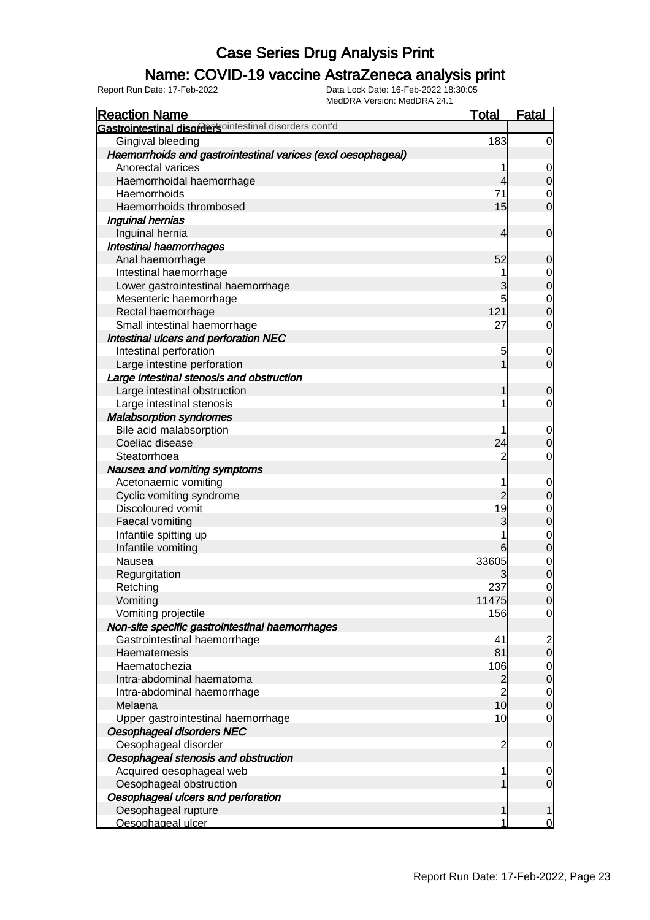# Case Series Drug Analysis Print

## Name: COVID-19 vaccine AstraZeneca analysis print

Report Run Date: 17-Feb-2022 | Data Lock Date: 16-Feb-2022 18:30:05 | MedDRA Version: MedDRA 24.1

| Reaction Name | Total | Fatal |
|---|---|---|
| **Gastrointestinal disorders** Gastrointestinal disorders cont'd | | |
| Gingival bleeding | 183 | 0 |
| ***Haemorrhoids and gastrointestinal varices (excl oesophageal)*** | | |
| Anorectal varices | 1 | 0 |
| Haemorrhoidal haemorrhage | 4 | 0 |
| Haemorrhoids | 71 | 0 |
| Haemorrhoids thrombosed | 15 | 0 |
| ***Inguinal hernias*** | | |
| Inguinal hernia | 4 | 0 |
| ***Intestinal haemorrhages*** | | |
| Anal haemorrhage | 52 | 0 |
| Intestinal haemorrhage | 1 | 0 |
| Lower gastrointestinal haemorrhage | 3 | 0 |
| Mesenteric haemorrhage | 5 | 0 |
| Rectal haemorrhage | 121 | 0 |
| Small intestinal haemorrhage | 27 | 0 |
| ***Intestinal ulcers and perforation NEC*** | | |
| Intestinal perforation | 5 | 0 |
| Large intestine perforation | 1 | 0 |
| ***Large intestinal stenosis and obstruction*** | | |
| Large intestinal obstruction | 1 | 0 |
| Large intestinal stenosis | 1 | 0 |
| ***Malabsorption syndromes*** | | |
| Bile acid malabsorption | 1 | 0 |
| Coeliac disease | 24 | 0 |
| Steatorrhoea | 2 | 0 |
| ***Nausea and vomiting symptoms*** | | |
| Acetonaemic vomiting | 1 | 0 |
| Cyclic vomiting syndrome | 2 | 0 |
| Discoloured vomit | 19 | 0 |
| Faecal vomiting | 3 | 0 |
| Infantile spitting up | 1 | 0 |
| Infantile vomiting | 6 | 0 |
| Nausea | 33605 | 0 |
| Regurgitation | 3 | 0 |
| Retching | 237 | 0 |
| Vomiting | 11475 | 0 |
| Vomiting projectile | 156 | 0 |
| ***Non-site specific gastrointestinal haemorrhages*** | | |
| Gastrointestinal haemorrhage | 41 | 2 |
| Haematemesis | 81 | 0 |
| Haematochezia | 106 | 0 |
| Intra-abdominal haematoma | 2 | 0 |
| Intra-abdominal haemorrhage | 2 | 0 |
| Melaena | 10 | 0 |
| Upper gastrointestinal haemorrhage | 10 | 0 |
| ***Oesophageal disorders NEC*** | | |
| Oesophageal disorder | 2 | 0 |
| ***Oesophageal stenosis and obstruction*** | | |
| Acquired oesophageal web | 1 | 0 |
| Oesophageal obstruction | 1 | 0 |
| ***Oesophageal ulcers and perforation*** | | |
| Oesophageal rupture | 1 | 1 |
| Oesophageal ulcer | 1 | 0 |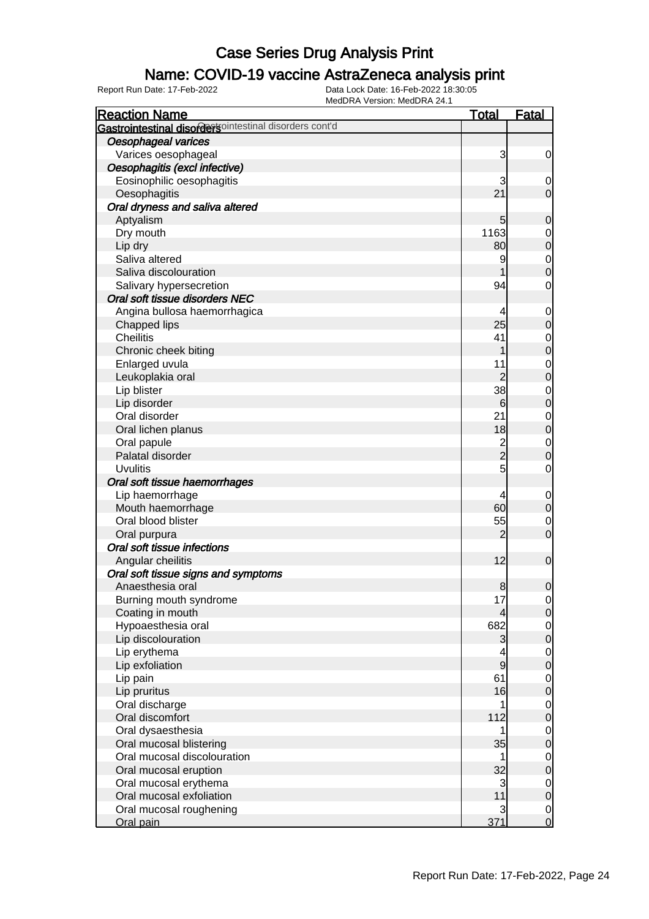# Case Series Drug Analysis Print

## Name: COVID-19 vaccine AstraZeneca analysis print

Report Run Date: 17-Feb-2022 | Data Lock Date: 16-Feb-2022 18:30:05 | MedDRA Version: MedDRA 24.1

| Reaction Name | Total | Fatal |
|---|---|---|
| **Gastrointestinal disorders** Gastrointestinal disorders cont'd | | |
| ***Oesophageal varices*** | | |
| Varices oesophageal | 3 | 0 |
| ***Oesophagitis (excl infective)*** | | |
| Eosinophilic oesophagitis | 3 | 0 |
| Oesophagitis | 21 | 0 |
| ***Oral dryness and saliva altered*** | | |
| Aptyalism | 5 | 0 |
| Dry mouth | 1163 | 0 |
| Lip dry | 80 | 0 |
| Saliva altered | 9 | 0 |
| Saliva discolouration | 1 | 0 |
| Salivary hypersecretion | 94 | 0 |
| ***Oral soft tissue disorders NEC*** | | |
| Angina bullosa haemorrhagica | 4 | 0 |
| Chapped lips | 25 | 0 |
| Cheilitis | 41 | 0 |
| Chronic cheek biting | 1 | 0 |
| Enlarged uvula | 11 | 0 |
| Leukoplakia oral | 2 | 0 |
| Lip blister | 38 | 0 |
| Lip disorder | 6 | 0 |
| Oral disorder | 21 | 0 |
| Oral lichen planus | 18 | 0 |
| Oral papule | 2 | 0 |
| Palatal disorder | 2 | 0 |
| Uvulitis | 5 | 0 |
| ***Oral soft tissue haemorrhages*** | | |
| Lip haemorrhage | 4 | 0 |
| Mouth haemorrhage | 60 | 0 |
| Oral blood blister | 55 | 0 |
| Oral purpura | 2 | 0 |
| ***Oral soft tissue infections*** | | |
| Angular cheilitis | 12 | 0 |
| ***Oral soft tissue signs and symptoms*** | | |
| Anaesthesia oral | 8 | 0 |
| Burning mouth syndrome | 17 | 0 |
| Coating in mouth | 4 | 0 |
| Hypoaesthesia oral | 682 | 0 |
| Lip discolouration | 3 | 0 |
| Lip erythema | 4 | 0 |
| Lip exfoliation | 9 | 0 |
| Lip pain | 61 | 0 |
| Lip pruritus | 16 | 0 |
| Oral discharge | 1 | 0 |
| Oral discomfort | 112 | 0 |
| Oral dysaesthesia | 1 | 0 |
| Oral mucosal blistering | 35 | 0 |
| Oral mucosal discolouration | 1 | 0 |
| Oral mucosal eruption | 32 | 0 |
| Oral mucosal erythema | 3 | 0 |
| Oral mucosal exfoliation | 11 | 0 |
| Oral mucosal roughening | 3 | 0 |
| Oral pain | 371 | 0 |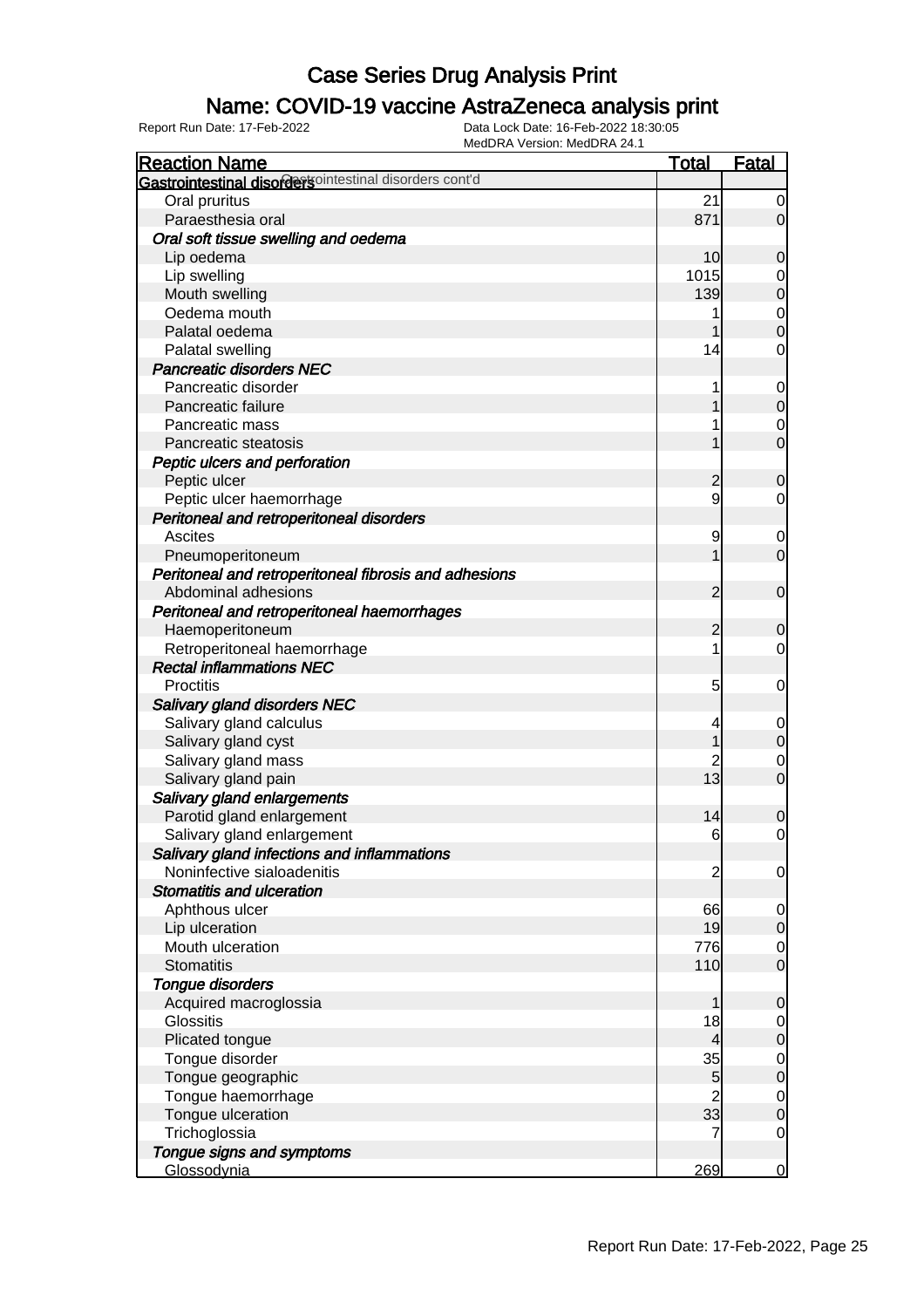# Case Series Drug Analysis Print

## Name: COVID-19 vaccine AstraZeneca analysis print

Report Run Date: 17-Feb-2022 | Data Lock Date: 16-Feb-2022 18:30:05 | MedDRA Version: MedDRA 24.1

| Reaction Name | Total | Fatal |
|---|---|---|
| **Gastrointestinal disorders** Gastrointestinal disorders cont'd | | |
| Oral pruritus | 21 | 0 |
| Paraesthesia oral | 871 | 0 |
| ***Oral soft tissue swelling and oedema*** | | |
| Lip oedema | 10 | 0 |
| Lip swelling | 1015 | 0 |
| Mouth swelling | 139 | 0 |
| Oedema mouth | 1 | 0 |
| Palatal oedema | 1 | 0 |
| Palatal swelling | 14 | 0 |
| ***Pancreatic disorders NEC*** | | |
| Pancreatic disorder | 1 | 0 |
| Pancreatic failure | 1 | 0 |
| Pancreatic mass | 1 | 0 |
| Pancreatic steatosis | 1 | 0 |
| ***Peptic ulcers and perforation*** | | |
| Peptic ulcer | 2 | 0 |
| Peptic ulcer haemorrhage | 9 | 0 |
| ***Peritoneal and retroperitoneal disorders*** | | |
| Ascites | 9 | 0 |
| Pneumoperitoneum | 1 | 0 |
| ***Peritoneal and retroperitoneal fibrosis and adhesions*** | | |
| Abdominal adhesions | 2 | 0 |
| ***Peritoneal and retroperitoneal haemorrhages*** | | |
| Haemoperitoneum | 2 | 0 |
| Retroperitoneal haemorrhage | 1 | 0 |
| ***Rectal inflammations NEC*** | | |
| Proctitis | 5 | 0 |
| ***Salivary gland disorders NEC*** | | |
| Salivary gland calculus | 4 | 0 |
| Salivary gland cyst | 1 | 0 |
| Salivary gland mass | 2 | 0 |
| Salivary gland pain | 13 | 0 |
| ***Salivary gland enlargements*** | | |
| Parotid gland enlargement | 14 | 0 |
| Salivary gland enlargement | 6 | 0 |
| ***Salivary gland infections and inflammations*** | | |
| Noninfective sialoadenitis | 2 | 0 |
| ***Stomatitis and ulceration*** | | |
| Aphthous ulcer | 66 | 0 |
| Lip ulceration | 19 | 0 |
| Mouth ulceration | 776 | 0 |
| Stomatitis | 110 | 0 |
| ***Tongue disorders*** | | |
| Acquired macroglossia | 1 | 0 |
| Glossitis | 18 | 0 |
| Plicated tongue | 4 | 0 |
| Tongue disorder | 35 | 0 |
| Tongue geographic | 5 | 0 |
| Tongue haemorrhage | 2 | 0 |
| Tongue ulceration | 33 | 0 |
| Trichoglossia | 7 | 0 |
| ***Tongue signs and symptoms*** | | |
| Glossodynia | 269 | 0 |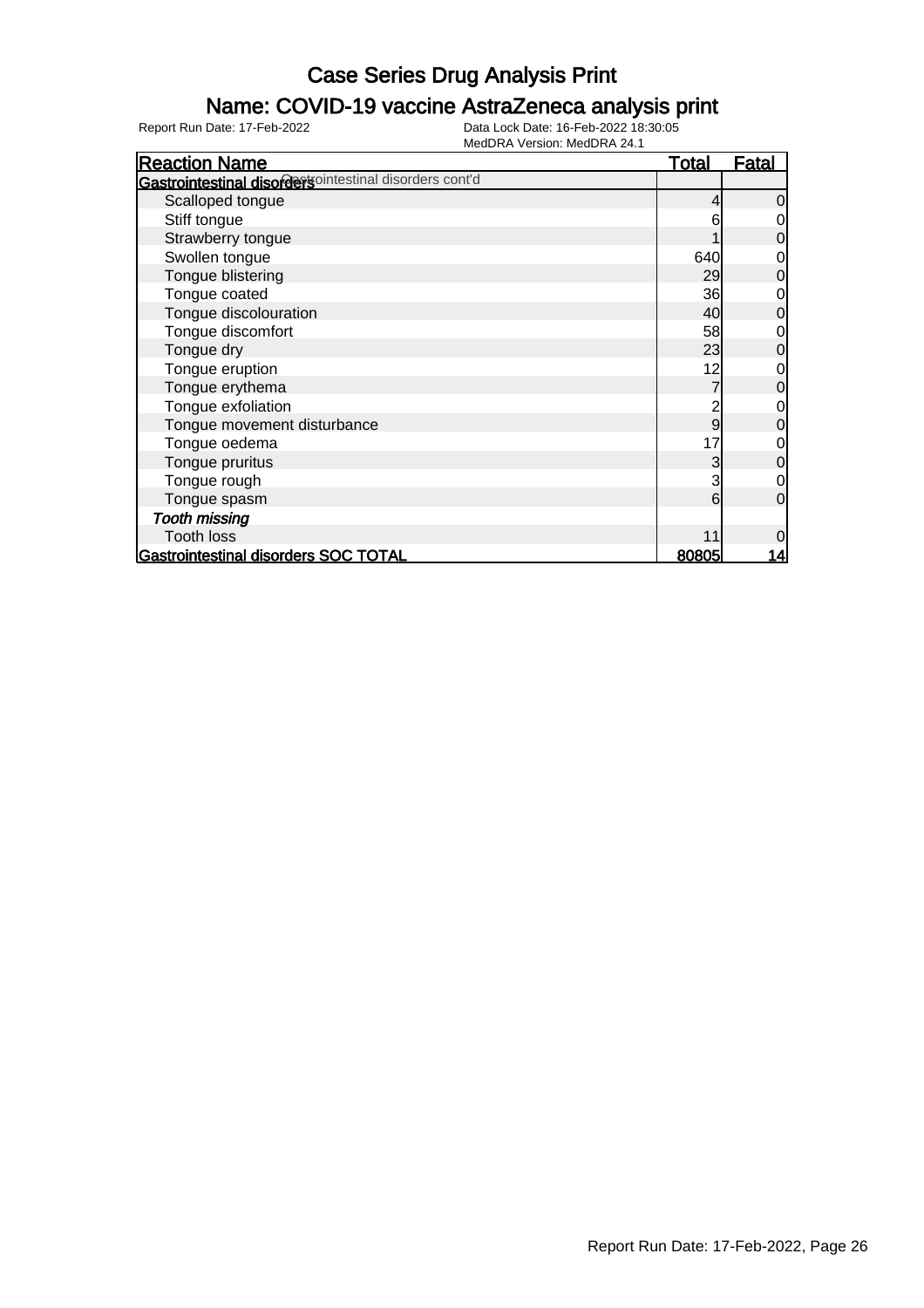# Case Series Drug Analysis Print

## Name: COVID-19 vaccine AstraZeneca analysis print

Report Run Date: 17-Feb-2022 Data Lock Date: 16-Feb-2022 18:30:05
MedDRA Version: MedDRA 24.1

| Reaction Name | Total | Fatal |
|---|---|---|
| **Gastrointestinal disorders** Gastrointestinal disorders cont'd | | |
| Scalloped tongue | 4 | 0 |
| Stiff tongue | 6 | 0 |
| Strawberry tongue | 1 | 0 |
| Swollen tongue | 640 | 0 |
| Tongue blistering | 29 | 0 |
| Tongue coated | 36 | 0 |
| Tongue discolouration | 40 | 0 |
| Tongue discomfort | 58 | 0 |
| Tongue dry | 23 | 0 |
| Tongue eruption | 12 | 0 |
| Tongue erythema | 7 | 0 |
| Tongue exfoliation | 2 | 0 |
| Tongue movement disturbance | 9 | 0 |
| Tongue oedema | 17 | 0 |
| Tongue pruritus | 3 | 0 |
| Tongue rough | 3 | 0 |
| Tongue spasm | 6 | 0 |
| *Tooth missing* | | |
| Tooth loss | 11 | 0 |
| **Gastrointestinal disorders SOC TOTAL** | **80805** | **14** |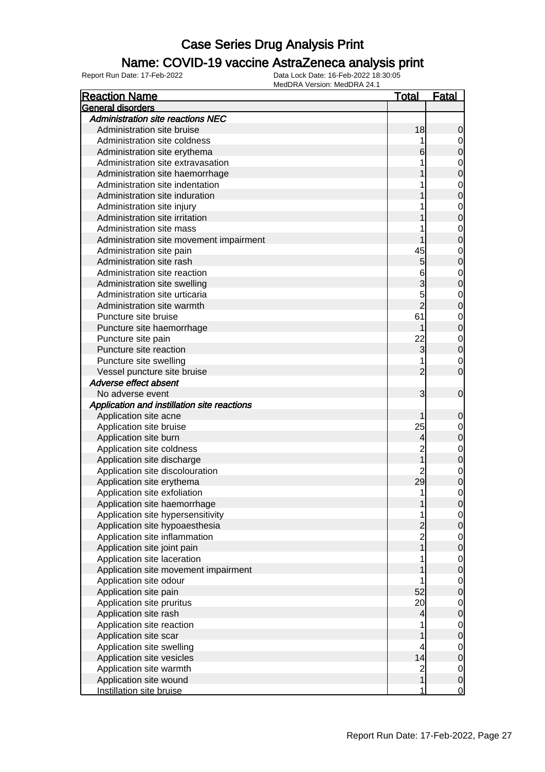# Case Series Drug Analysis Print

## Name: COVID-19 vaccine AstraZeneca analysis print

Report Run Date: 17-Feb-2022

Data Lock Date: 16-Feb-2022 18:30:05

MedDRA Version: MedDRA 24.1

| Reaction Name | Total | Fatal |
|---|---|---|
| **General disorders** | | |
| *Administration site reactions NEC* | | |
| Administration site bruise | 18 | 0 |
| Administration site coldness | 1 | 0 |
| Administration site erythema | 6 | 0 |
| Administration site extravasation | 1 | 0 |
| Administration site haemorrhage | 1 | 0 |
| Administration site indentation | 1 | 0 |
| Administration site induration | 1 | 0 |
| Administration site injury | 1 | 0 |
| Administration site irritation | 1 | 0 |
| Administration site mass | 1 | 0 |
| Administration site movement impairment | 1 | 0 |
| Administration site pain | 45 | 0 |
| Administration site rash | 5 | 0 |
| Administration site reaction | 6 | 0 |
| Administration site swelling | 3 | 0 |
| Administration site urticaria | 5 | 0 |
| Administration site warmth | 2 | 0 |
| Puncture site bruise | 61 | 0 |
| Puncture site haemorrhage | 1 | 0 |
| Puncture site pain | 22 | 0 |
| Puncture site reaction | 3 | 0 |
| Puncture site swelling | 1 | 0 |
| Vessel puncture site bruise | 2 | 0 |
| *Adverse effect absent* | | |
| No adverse event | 3 | 0 |
| *Application and instillation site reactions* | | |
| Application site acne | 1 | 0 |
| Application site bruise | 25 | 0 |
| Application site burn | 4 | 0 |
| Application site coldness | 2 | 0 |
| Application site discharge | 1 | 0 |
| Application site discolouration | 2 | 0 |
| Application site erythema | 29 | 0 |
| Application site exfoliation | 1 | 0 |
| Application site haemorrhage | 1 | 0 |
| Application site hypersensitivity | 1 | 0 |
| Application site hypoaesthesia | 2 | 0 |
| Application site inflammation | 2 | 0 |
| Application site joint pain | 1 | 0 |
| Application site laceration | 1 | 0 |
| Application site movement impairment | 1 | 0 |
| Application site odour | 1 | 0 |
| Application site pain | 52 | 0 |
| Application site pruritus | 20 | 0 |
| Application site rash | 4 | 0 |
| Application site reaction | 1 | 0 |
| Application site scar | 1 | 0 |
| Application site swelling | 4 | 0 |
| Application site vesicles | 14 | 0 |
| Application site warmth | 2 | 0 |
| Application site wound | 1 | 0 |
| Instillation site bruise | 1 | 0 |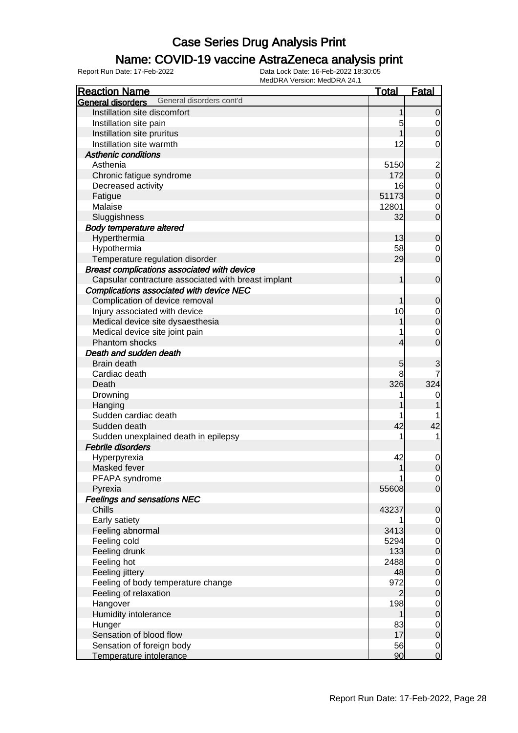# Case Series Drug Analysis Print

## Name: COVID-19 vaccine AstraZeneca analysis print

Report Run Date: 17-Feb-2022
Data Lock Date: 16-Feb-2022 18:30:05
MedDRA Version: MedDRA 24.1

| Reaction Name | Total | Fatal |
|---|---|---|
| **General disorders** General disorders cont'd | | |
| Instillation site discomfort | 1 | 0 |
| Instillation site pain | 5 | 0 |
| Instillation site pruritus | 1 | 0 |
| Instillation site warmth | 12 | 0 |
| ***Asthenic conditions*** | | |
| Asthenia | 5150 | 2 |
| Chronic fatigue syndrome | 172 | 0 |
| Decreased activity | 16 | 0 |
| Fatigue | 51173 | 0 |
| Malaise | 12801 | 0 |
| Sluggishness | 32 | 0 |
| ***Body temperature altered*** | | |
| Hyperthermia | 13 | 0 |
| Hypothermia | 58 | 0 |
| Temperature regulation disorder | 29 | 0 |
| ***Breast complications associated with device*** | | |
| Capsular contracture associated with breast implant | 1 | 0 |
| ***Complications associated with device NEC*** | | |
| Complication of device removal | 1 | 0 |
| Injury associated with device | 10 | 0 |
| Medical device site dysaesthesia | 1 | 0 |
| Medical device site joint pain | 1 | 0 |
| Phantom shocks | 4 | 0 |
| ***Death and sudden death*** | | |
| Brain death | 5 | 3 |
| Cardiac death | 8 | 7 |
| Death | 326 | 324 |
| Drowning | 1 | 0 |
| Hanging | 1 | 1 |
| Sudden cardiac death | 1 | 1 |
| Sudden death | 42 | 42 |
| Sudden unexplained death in epilepsy | 1 | 1 |
| ***Febrile disorders*** | | |
| Hyperpyrexia | 42 | 0 |
| Masked fever | 1 | 0 |
| PFAPA syndrome | 1 | 0 |
| Pyrexia | 55608 | 0 |
| ***Feelings and sensations NEC*** | | |
| Chills | 43237 | 0 |
| Early satiety | 1 | 0 |
| Feeling abnormal | 3413 | 0 |
| Feeling cold | 5294 | 0 |
| Feeling drunk | 133 | 0 |
| Feeling hot | 2488 | 0 |
| Feeling jittery | 48 | 0 |
| Feeling of body temperature change | 972 | 0 |
| Feeling of relaxation | 2 | 0 |
| Hangover | 198 | 0 |
| Humidity intolerance | 1 | 0 |
| Hunger | 83 | 0 |
| Sensation of blood flow | 17 | 0 |
| Sensation of foreign body | 56 | 0 |
| Temperature intolerance | 90 | 0 |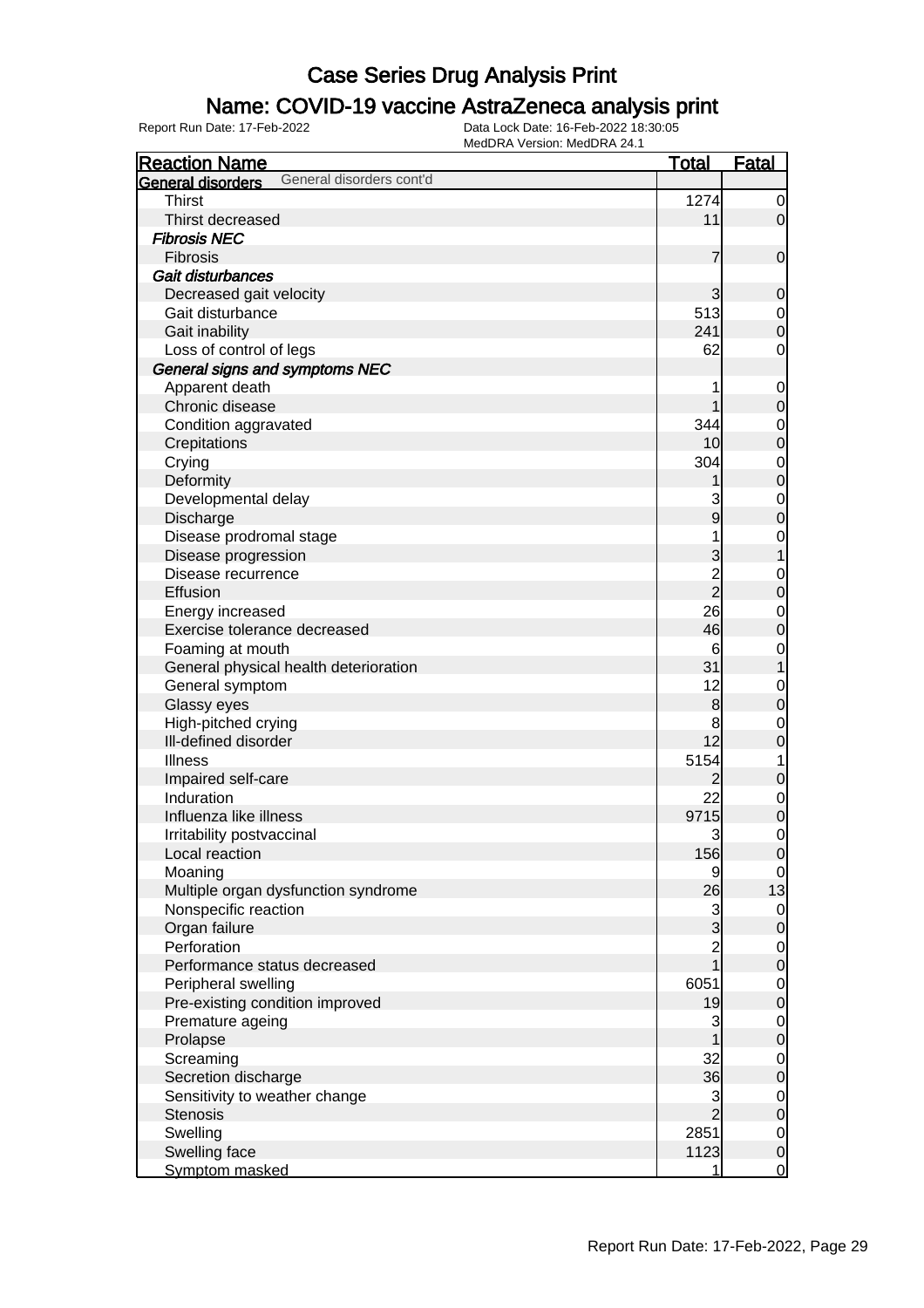# Case Series Drug Analysis Print

## Name: COVID-19 vaccine AstraZeneca analysis print

Report Run Date: 17-Feb-2022    Data Lock Date: 16-Feb-2022 18:30:05
MedDRA Version: MedDRA 24.1

| Reaction Name | Total | Fatal |
|---|---|---|
| **General disorders** General disorders cont'd | | |
| Thirst | 1274 | 0 |
| Thirst decreased | 11 | 0 |
| ***Fibrosis NEC*** | | |
| Fibrosis | 7 | 0 |
| ***Gait disturbances*** | | |
| Decreased gait velocity | 3 | 0 |
| Gait disturbance | 513 | 0 |
| Gait inability | 241 | 0 |
| Loss of control of legs | 62 | 0 |
| ***General signs and symptoms NEC*** | | |
| Apparent death | 1 | 0 |
| Chronic disease | 1 | 0 |
| Condition aggravated | 344 | 0 |
| Crepitations | 10 | 0 |
| Crying | 304 | 0 |
| Deformity | 1 | 0 |
| Developmental delay | 3 | 0 |
| Discharge | 9 | 0 |
| Disease prodromal stage | 1 | 0 |
| Disease progression | 3 | 1 |
| Disease recurrence | 2 | 0 |
| Effusion | 2 | 0 |
| Energy increased | 26 | 0 |
| Exercise tolerance decreased | 46 | 0 |
| Foaming at mouth | 6 | 0 |
| General physical health deterioration | 31 | 1 |
| General symptom | 12 | 0 |
| Glassy eyes | 8 | 0 |
| High-pitched crying | 8 | 0 |
| Ill-defined disorder | 12 | 0 |
| Illness | 5154 | 1 |
| Impaired self-care | 2 | 0 |
| Induration | 22 | 0 |
| Influenza like illness | 9715 | 0 |
| Irritability postvaccinal | 3 | 0 |
| Local reaction | 156 | 0 |
| Moaning | 9 | 0 |
| Multiple organ dysfunction syndrome | 26 | 13 |
| Nonspecific reaction | 3 | 0 |
| Organ failure | 3 | 0 |
| Perforation | 2 | 0 |
| Performance status decreased | 1 | 0 |
| Peripheral swelling | 6051 | 0 |
| Pre-existing condition improved | 19 | 0 |
| Premature ageing | 3 | 0 |
| Prolapse | 1 | 0 |
| Screaming | 32 | 0 |
| Secretion discharge | 36 | 0 |
| Sensitivity to weather change | 3 | 0 |
| Stenosis | 2 | 0 |
| Swelling | 2851 | 0 |
| Swelling face | 1123 | 0 |
| Symptom masked | 1 | 0 |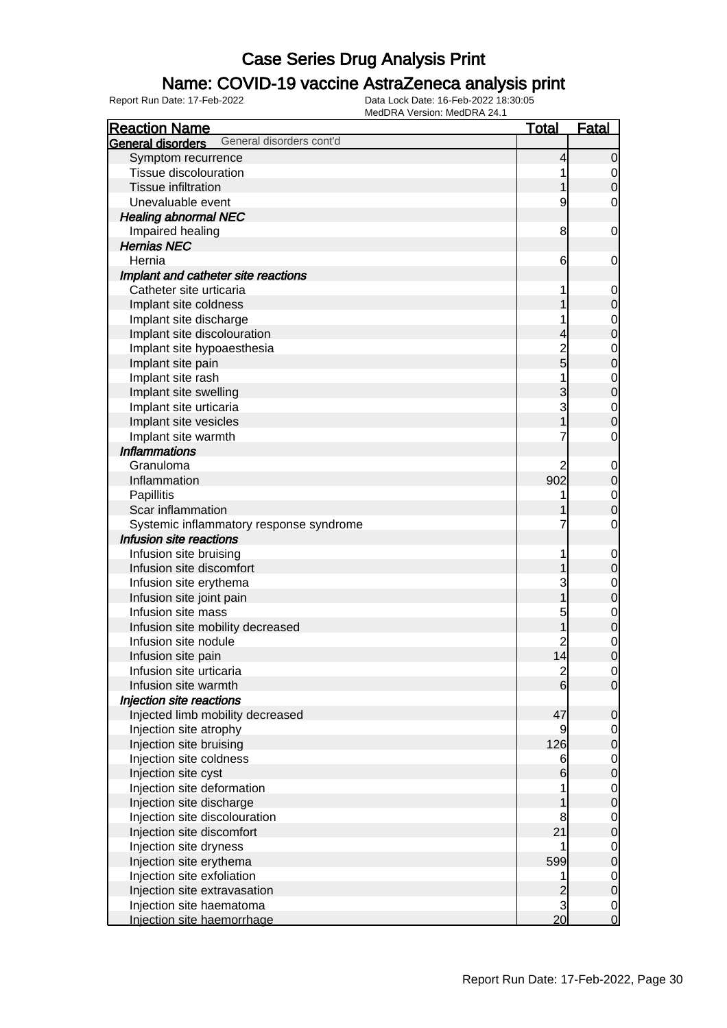# Case Series Drug Analysis Print

## Name: COVID-19 vaccine AstraZeneca analysis print

Report Run Date: 17-Feb-2022
Data Lock Date: 16-Feb-2022 18:30:05
MedDRA Version: MedDRA 24.1

| Reaction Name | Total | Fatal |
|---|---|---|
| **General disorders** General disorders cont'd | | |
| Symptom recurrence | 4 | 0 |
| Tissue discolouration | 1 | 0 |
| Tissue infiltration | 1 | 0 |
| Unevaluable event | 9 | 0 |
| ***Healing abnormal NEC*** | | |
| Impaired healing | 8 | 0 |
| ***Hernias NEC*** | | |
| Hernia | 6 | 0 |
| ***Implant and catheter site reactions*** | | |
| Catheter site urticaria | 1 | 0 |
| Implant site coldness | 1 | 0 |
| Implant site discharge | 1 | 0 |
| Implant site discolouration | 4 | 0 |
| Implant site hypoaesthesia | 2 | 0 |
| Implant site pain | 5 | 0 |
| Implant site rash | 1 | 0 |
| Implant site swelling | 3 | 0 |
| Implant site urticaria | 3 | 0 |
| Implant site vesicles | 1 | 0 |
| Implant site warmth | 7 | 0 |
| ***Inflammations*** | | |
| Granuloma | 2 | 0 |
| Inflammation | 902 | 0 |
| Papillitis | 1 | 0 |
| Scar inflammation | 1 | 0 |
| Systemic inflammatory response syndrome | 7 | 0 |
| ***Infusion site reactions*** | | |
| Infusion site bruising | 1 | 0 |
| Infusion site discomfort | 1 | 0 |
| Infusion site erythema | 3 | 0 |
| Infusion site joint pain | 1 | 0 |
| Infusion site mass | 5 | 0 |
| Infusion site mobility decreased | 1 | 0 |
| Infusion site nodule | 2 | 0 |
| Infusion site pain | 14 | 0 |
| Infusion site urticaria | 2 | 0 |
| Infusion site warmth | 6 | 0 |
| ***Injection site reactions*** | | |
| Injected limb mobility decreased | 47 | 0 |
| Injection site atrophy | 9 | 0 |
| Injection site bruising | 126 | 0 |
| Injection site coldness | 6 | 0 |
| Injection site cyst | 6 | 0 |
| Injection site deformation | 1 | 0 |
| Injection site discharge | 1 | 0 |
| Injection site discolouration | 8 | 0 |
| Injection site discomfort | 21 | 0 |
| Injection site dryness | 1 | 0 |
| Injection site erythema | 599 | 0 |
| Injection site exfoliation | 1 | 0 |
| Injection site extravasation | 2 | 0 |
| Injection site haematoma | 3 | 0 |
| Injection site haemorrhage | 20 | 0 |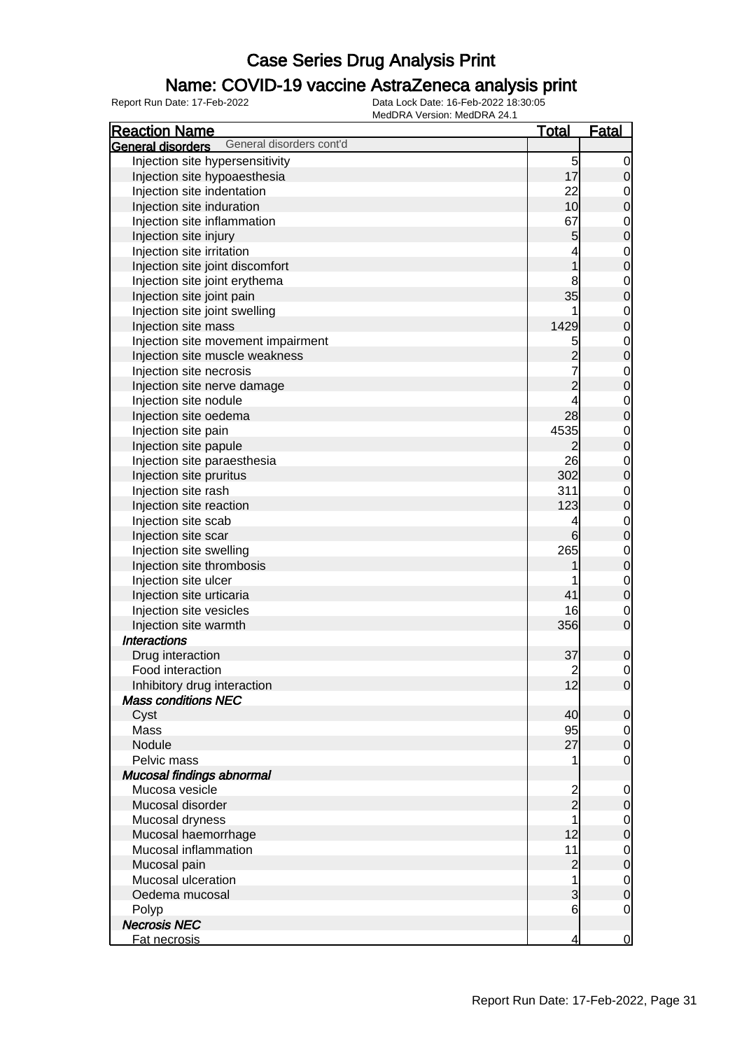# Case Series Drug Analysis Print

## Name: COVID-19 vaccine AstraZeneca analysis print

Report Run Date: 17-Feb-2022

Data Lock Date: 16-Feb-2022 18:30:05

MedDRA Version: MedDRA 24.1

| Reaction Name | Total | Fatal |
|---|---|---|
| **General disorders** General disorders cont'd | | |
| Injection site hypersensitivity | 5 | 0 |
| Injection site hypoaesthesia | 17 | 0 |
| Injection site indentation | 22 | 0 |
| Injection site induration | 10 | 0 |
| Injection site inflammation | 67 | 0 |
| Injection site injury | 5 | 0 |
| Injection site irritation | 4 | 0 |
| Injection site joint discomfort | 1 | 0 |
| Injection site joint erythema | 8 | 0 |
| Injection site joint pain | 35 | 0 |
| Injection site joint swelling | 1 | 0 |
| Injection site mass | 1429 | 0 |
| Injection site movement impairment | 5 | 0 |
| Injection site muscle weakness | 2 | 0 |
| Injection site necrosis | 7 | 0 |
| Injection site nerve damage | 2 | 0 |
| Injection site nodule | 4 | 0 |
| Injection site oedema | 28 | 0 |
| Injection site pain | 4535 | 0 |
| Injection site papule | 2 | 0 |
| Injection site paraesthesia | 26 | 0 |
| Injection site pruritus | 302 | 0 |
| Injection site rash | 311 | 0 |
| Injection site reaction | 123 | 0 |
| Injection site scab | 4 | 0 |
| Injection site scar | 6 | 0 |
| Injection site swelling | 265 | 0 |
| Injection site thrombosis | 1 | 0 |
| Injection site ulcer | 1 | 0 |
| Injection site urticaria | 41 | 0 |
| Injection site vesicles | 16 | 0 |
| Injection site warmth | 356 | 0 |
| ***Interactions*** | | |
| Drug interaction | 37 | 0 |
| Food interaction | 2 | 0 |
| Inhibitory drug interaction | 12 | 0 |
| ***Mass conditions NEC*** | | |
| Cyst | 40 | 0 |
| Mass | 95 | 0 |
| Nodule | 27 | 0 |
| Pelvic mass | 1 | 0 |
| ***Mucosal findings abnormal*** | | |
| Mucosa vesicle | 2 | 0 |
| Mucosal disorder | 2 | 0 |
| Mucosal dryness | 1 | 0 |
| Mucosal haemorrhage | 12 | 0 |
| Mucosal inflammation | 11 | 0 |
| Mucosal pain | 2 | 0 |
| Mucosal ulceration | 1 | 0 |
| Oedema mucosal | 3 | 0 |
| Polyp | 6 | 0 |
| ***Necrosis NEC*** | | |
| Fat necrosis | 4 | 0 |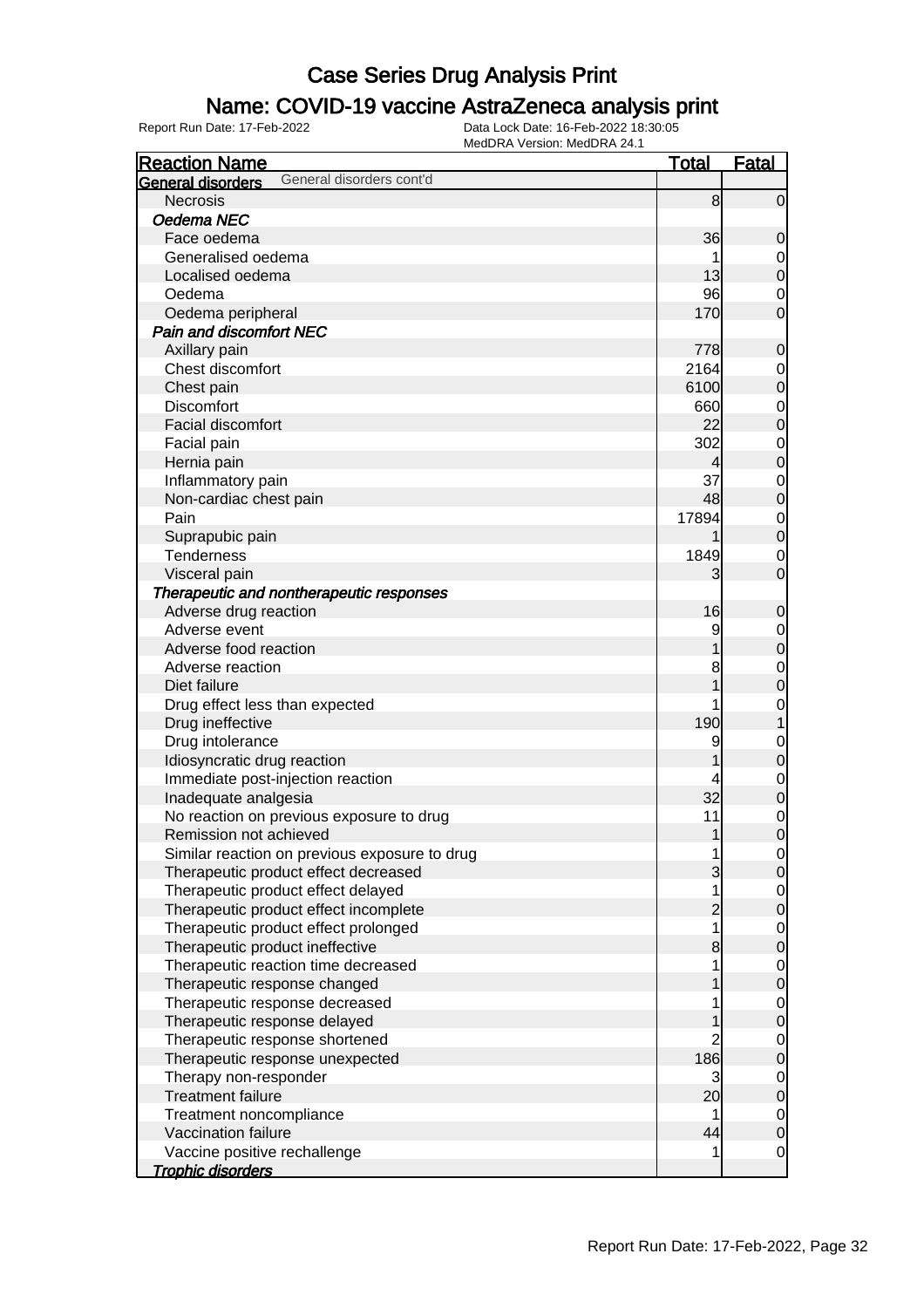# Case Series Drug Analysis Print

## Name: COVID-19 vaccine AstraZeneca analysis print

Report Run Date: 17-Feb-2022 | Data Lock Date: 16-Feb-2022 18:30:05 | MedDRA Version: MedDRA 24.1

| Reaction Name | Total | Fatal |
|---|---|---|
| **General disorders** General disorders cont'd | | |
| Necrosis | 8 | 0 |
| *Oedema NEC* | | |
| Face oedema | 36 | 0 |
| Generalised oedema | 1 | 0 |
| Localised oedema | 13 | 0 |
| Oedema | 96 | 0 |
| Oedema peripheral | 170 | 0 |
| *Pain and discomfort NEC* | | |
| Axillary pain | 778 | 0 |
| Chest discomfort | 2164 | 0 |
| Chest pain | 6100 | 0 |
| Discomfort | 660 | 0 |
| Facial discomfort | 22 | 0 |
| Facial pain | 302 | 0 |
| Hernia pain | 4 | 0 |
| Inflammatory pain | 37 | 0 |
| Non-cardiac chest pain | 48 | 0 |
| Pain | 17894 | 0 |
| Suprapubic pain | 1 | 0 |
| Tenderness | 1849 | 0 |
| Visceral pain | 3 | 0 |
| *Therapeutic and nontherapeutic responses* | | |
| Adverse drug reaction | 16 | 0 |
| Adverse event | 9 | 0 |
| Adverse food reaction | 1 | 0 |
| Adverse reaction | 8 | 0 |
| Diet failure | 1 | 0 |
| Drug effect less than expected | 1 | 0 |
| Drug ineffective | 190 | 1 |
| Drug intolerance | 9 | 0 |
| Idiosyncratic drug reaction | 1 | 0 |
| Immediate post-injection reaction | 4 | 0 |
| Inadequate analgesia | 32 | 0 |
| No reaction on previous exposure to drug | 11 | 0 |
| Remission not achieved | 1 | 0 |
| Similar reaction on previous exposure to drug | 1 | 0 |
| Therapeutic product effect decreased | 3 | 0 |
| Therapeutic product effect delayed | 1 | 0 |
| Therapeutic product effect incomplete | 2 | 0 |
| Therapeutic product effect prolonged | 1 | 0 |
| Therapeutic product ineffective | 8 | 0 |
| Therapeutic reaction time decreased | 1 | 0 |
| Therapeutic response changed | 1 | 0 |
| Therapeutic response decreased | 1 | 0 |
| Therapeutic response delayed | 1 | 0 |
| Therapeutic response shortened | 2 | 0 |
| Therapeutic response unexpected | 186 | 0 |
| Therapy non-responder | 3 | 0 |
| Treatment failure | 20 | 0 |
| Treatment noncompliance | 1 | 0 |
| Vaccination failure | 44 | 0 |
| Vaccine positive rechallenge | 1 | 0 |
| *Trophic disorders* | | |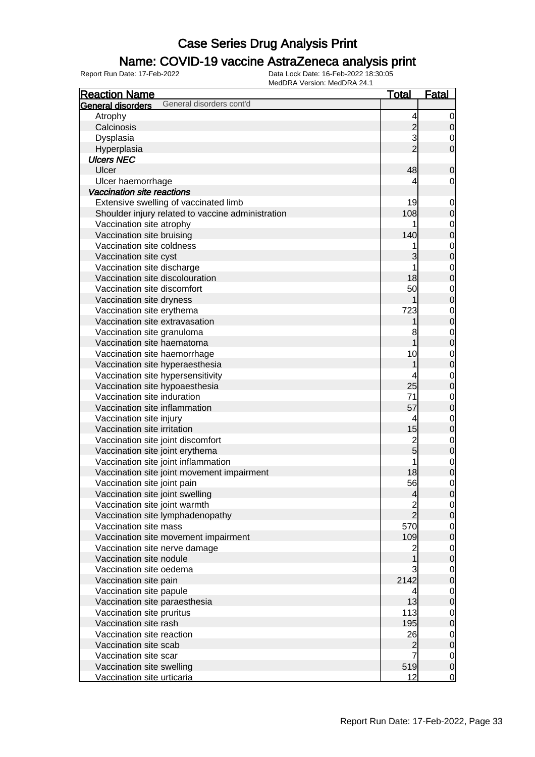# Case Series Drug Analysis Print

## Name: COVID-19 vaccine AstraZeneca analysis print

Report Run Date: 17-Feb-2022 | Data Lock Date: 16-Feb-2022 18:30:05 | MedDRA Version: MedDRA 24.1

| Reaction Name | Total | Fatal |
|---|---|---|
| **General disorders** General disorders cont'd | | |
| Atrophy | 4 | 0 |
| Calcinosis | 2 | 0 |
| Dysplasia | 3 | 0 |
| Hyperplasia | 2 | 0 |
| ***Ulcers NEC*** | | |
| Ulcer | 48 | 0 |
| Ulcer haemorrhage | 4 | 0 |
| ***Vaccination site reactions*** | | |
| Extensive swelling of vaccinated limb | 19 | 0 |
| Shoulder injury related to vaccine administration | 108 | 0 |
| Vaccination site atrophy | 1 | 0 |
| Vaccination site bruising | 140 | 0 |
| Vaccination site coldness | 1 | 0 |
| Vaccination site cyst | 3 | 0 |
| Vaccination site discharge | 1 | 0 |
| Vaccination site discolouration | 18 | 0 |
| Vaccination site discomfort | 50 | 0 |
| Vaccination site dryness | 1 | 0 |
| Vaccination site erythema | 723 | 0 |
| Vaccination site extravasation | 1 | 0 |
| Vaccination site granuloma | 8 | 0 |
| Vaccination site haematoma | 1 | 0 |
| Vaccination site haemorrhage | 10 | 0 |
| Vaccination site hyperaesthesia | 1 | 0 |
| Vaccination site hypersensitivity | 4 | 0 |
| Vaccination site hypoaesthesia | 25 | 0 |
| Vaccination site induration | 71 | 0 |
| Vaccination site inflammation | 57 | 0 |
| Vaccination site injury | 4 | 0 |
| Vaccination site irritation | 15 | 0 |
| Vaccination site joint discomfort | 2 | 0 |
| Vaccination site joint erythema | 5 | 0 |
| Vaccination site joint inflammation | 1 | 0 |
| Vaccination site joint movement impairment | 18 | 0 |
| Vaccination site joint pain | 56 | 0 |
| Vaccination site joint swelling | 4 | 0 |
| Vaccination site joint warmth | 2 | 0 |
| Vaccination site lymphadenopathy | 2 | 0 |
| Vaccination site mass | 570 | 0 |
| Vaccination site movement impairment | 109 | 0 |
| Vaccination site nerve damage | 2 | 0 |
| Vaccination site nodule | 1 | 0 |
| Vaccination site oedema | 3 | 0 |
| Vaccination site pain | 2142 | 0 |
| Vaccination site papule | 4 | 0 |
| Vaccination site paraesthesia | 13 | 0 |
| Vaccination site pruritus | 113 | 0 |
| Vaccination site rash | 195 | 0 |
| Vaccination site reaction | 26 | 0 |
| Vaccination site scab | 2 | 0 |
| Vaccination site scar | 7 | 0 |
| Vaccination site swelling | 519 | 0 |
| Vaccination site urticaria | 12 | 0 |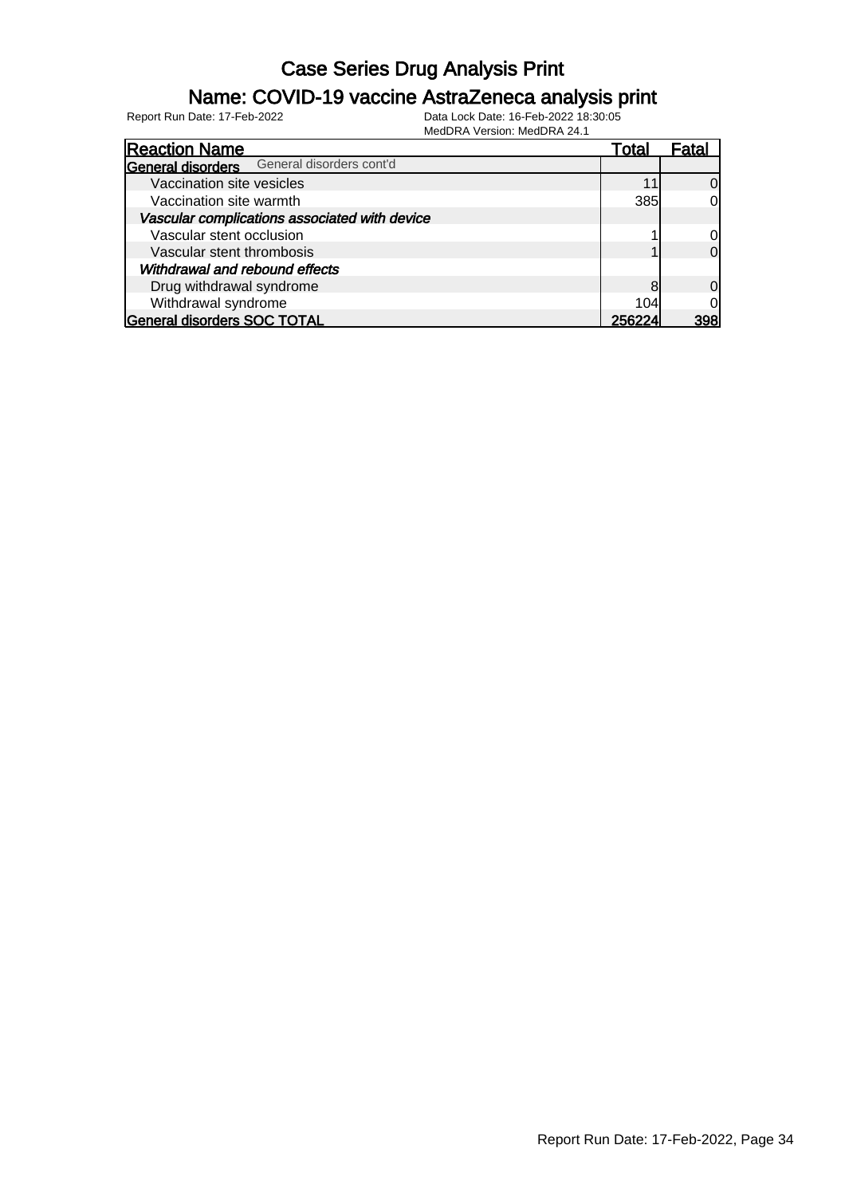# Case Series Drug Analysis Print

## Name: COVID-19 vaccine AstraZeneca analysis print

Report Run Date: 17-Feb-2022

Data Lock Date: 16-Feb-2022 18:30:05

MedDRA Version: MedDRA 24.1

| Reaction Name | Total | Fatal |
|---|---|---|
| **General disorders** General disorders cont'd | | |
| Vaccination site vesicles | 11 | 0 |
| Vaccination site warmth | 385 | 0 |
| ***Vascular complications associated with device*** | | |
| Vascular stent occlusion | 1 | 0 |
| Vascular stent thrombosis | 1 | 0 |
| ***Withdrawal and rebound effects*** | | |
| Drug withdrawal syndrome | 8 | 0 |
| Withdrawal syndrome | 104 | 0 |
| **General disorders SOC TOTAL** | **256224** | **398** |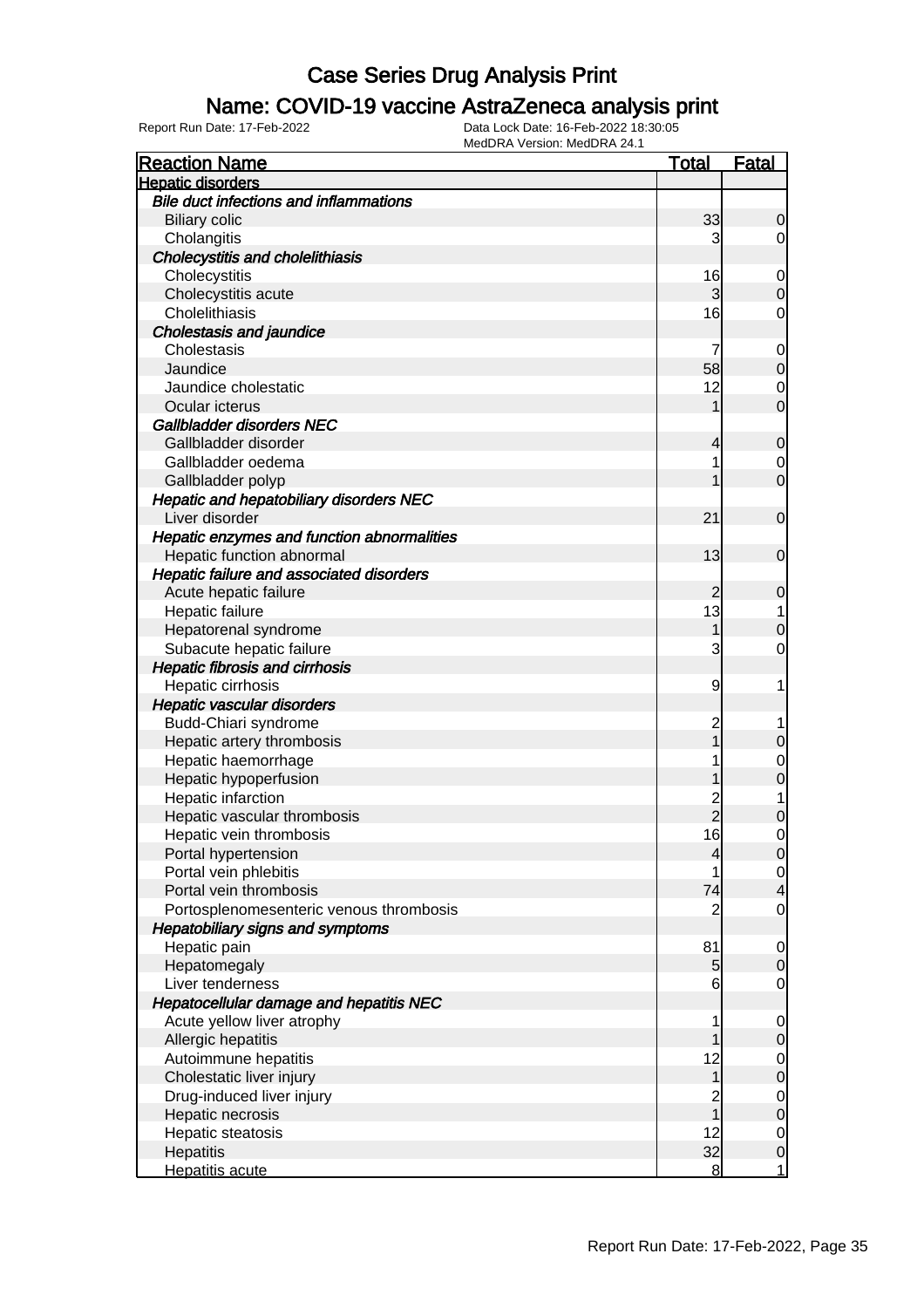# Case Series Drug Analysis Print

## Name: COVID-19 vaccine AstraZeneca analysis print

Report Run Date: 17-Feb-2022    Data Lock Date: 16-Feb-2022 18:30:05
MedDRA Version: MedDRA 24.1

| Reaction Name | Total | Fatal |
|---|---|---|
| **Hepatic disorders** | | |
| *Bile duct infections and inflammations* | | |
| Biliary colic | 33 | 0 |
| Cholangitis | 3 | 0 |
| *Cholecystitis and cholelithiasis* | | |
| Cholecystitis | 16 | 0 |
| Cholecystitis acute | 3 | 0 |
| Cholelithiasis | 16 | 0 |
| *Cholestasis and jaundice* | | |
| Cholestasis | 7 | 0 |
| Jaundice | 58 | 0 |
| Jaundice cholestatic | 12 | 0 |
| Ocular icterus | 1 | 0 |
| *Gallbladder disorders NEC* | | |
| Gallbladder disorder | 4 | 0 |
| Gallbladder oedema | 1 | 0 |
| Gallbladder polyp | 1 | 0 |
| *Hepatic and hepatobiliary disorders NEC* | | |
| Liver disorder | 21 | 0 |
| *Hepatic enzymes and function abnormalities* | | |
| Hepatic function abnormal | 13 | 0 |
| *Hepatic failure and associated disorders* | | |
| Acute hepatic failure | 2 | 0 |
| Hepatic failure | 13 | 1 |
| Hepatorenal syndrome | 1 | 0 |
| Subacute hepatic failure | 3 | 0 |
| *Hepatic fibrosis and cirrhosis* | | |
| Hepatic cirrhosis | 9 | 1 |
| *Hepatic vascular disorders* | | |
| Budd-Chiari syndrome | 2 | 1 |
| Hepatic artery thrombosis | 1 | 0 |
| Hepatic haemorrhage | 1 | 0 |
| Hepatic hypoperfusion | 1 | 0 |
| Hepatic infarction | 2 | 1 |
| Hepatic vascular thrombosis | 2 | 0 |
| Hepatic vein thrombosis | 16 | 0 |
| Portal hypertension | 4 | 0 |
| Portal vein phlebitis | 1 | 0 |
| Portal vein thrombosis | 74 | 4 |
| Portosplenomesenteric venous thrombosis | 2 | 0 |
| *Hepatobiliary signs and symptoms* | | |
| Hepatic pain | 81 | 0 |
| Hepatomegaly | 5 | 0 |
| Liver tenderness | 6 | 0 |
| *Hepatocellular damage and hepatitis NEC* | | |
| Acute yellow liver atrophy | 1 | 0 |
| Allergic hepatitis | 1 | 0 |
| Autoimmune hepatitis | 12 | 0 |
| Cholestatic liver injury | 1 | 0 |
| Drug-induced liver injury | 2 | 0 |
| Hepatic necrosis | 1 | 0 |
| Hepatic steatosis | 12 | 0 |
| Hepatitis | 32 | 0 |
| Hepatitis acute | 8 | 1 |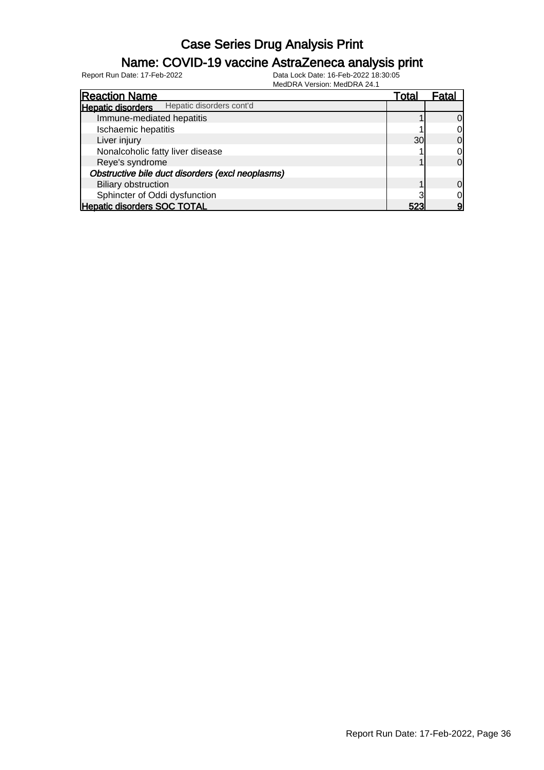# Case Series Drug Analysis Print

## Name: COVID-19 vaccine AstraZeneca analysis print

Report Run Date: 17-Feb-2022

Data Lock Date: 16-Feb-2022 18:30:05

MedDRA Version: MedDRA 24.1

| Reaction Name | Total | Fatal |
|---|---|---|
| **Hepatic disorders** Hepatic disorders cont'd | | |
| Immune-mediated hepatitis | 1 | 0 |
| Ischaemic hepatitis | 1 | 0 |
| Liver injury | 30 | 0 |
| Nonalcoholic fatty liver disease | 1 | 0 |
| Reye's syndrome | 1 | 0 |
| *Obstructive bile duct disorders (excl neoplasms)* | | |
| Biliary obstruction | 1 | 0 |
| Sphincter of Oddi dysfunction | 3 | 0 |
| **Hepatic disorders SOC TOTAL** | **523** | **9** |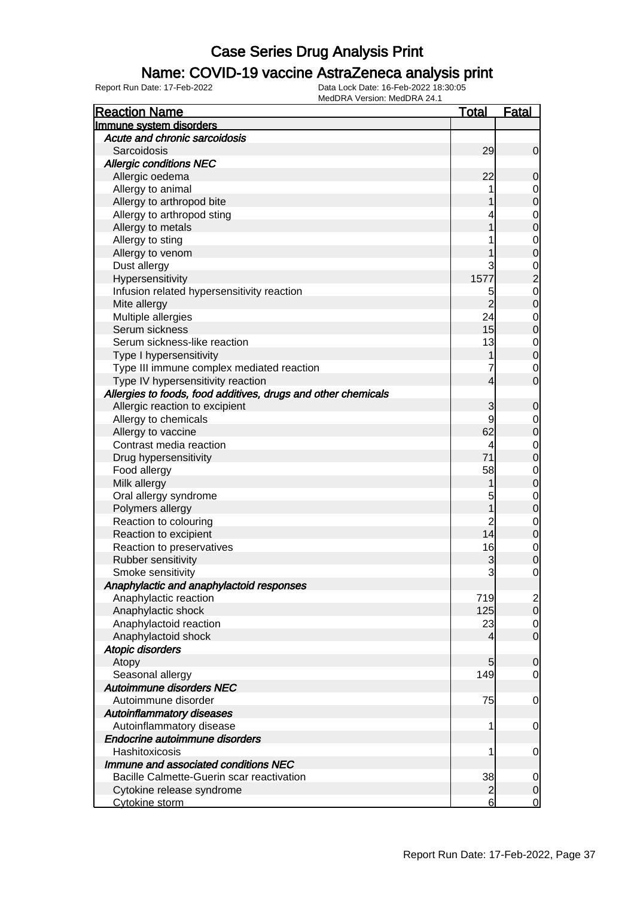# Case Series Drug Analysis Print

## Name: COVID-19 vaccine AstraZeneca analysis print

Report Run Date: 17-Feb-2022 | Data Lock Date: 16-Feb-2022 18:30:05 | MedDRA Version: MedDRA 24.1

| Reaction Name | Total | Fatal |
|---|---|---|
| **Immune system disorders** | | |
| *Acute and chronic sarcoidosis* | | |
| Sarcoidosis | 29 | 0 |
| *Allergic conditions NEC* | | |
| Allergic oedema | 22 | 0 |
| Allergy to animal | 1 | 0 |
| Allergy to arthropod bite | 1 | 0 |
| Allergy to arthropod sting | 4 | 0 |
| Allergy to metals | 1 | 0 |
| Allergy to sting | 1 | 0 |
| Allergy to venom | 1 | 0 |
| Dust allergy | 3 | 0 |
| Hypersensitivity | 1577 | 2 |
| Infusion related hypersensitivity reaction | 5 | 0 |
| Mite allergy | 2 | 0 |
| Multiple allergies | 24 | 0 |
| Serum sickness | 15 | 0 |
| Serum sickness-like reaction | 13 | 0 |
| Type I hypersensitivity | 1 | 0 |
| Type III immune complex mediated reaction | 7 | 0 |
| Type IV hypersensitivity reaction | 4 | 0 |
| *Allergies to foods, food additives, drugs and other chemicals* | | |
| Allergic reaction to excipient | 3 | 0 |
| Allergy to chemicals | 9 | 0 |
| Allergy to vaccine | 62 | 0 |
| Contrast media reaction | 4 | 0 |
| Drug hypersensitivity | 71 | 0 |
| Food allergy | 58 | 0 |
| Milk allergy | 1 | 0 |
| Oral allergy syndrome | 5 | 0 |
| Polymers allergy | 1 | 0 |
| Reaction to colouring | 2 | 0 |
| Reaction to excipient | 14 | 0 |
| Reaction to preservatives | 16 | 0 |
| Rubber sensitivity | 3 | 0 |
| Smoke sensitivity | 3 | 0 |
| *Anaphylactic and anaphylactoid responses* | | |
| Anaphylactic reaction | 719 | 2 |
| Anaphylactic shock | 125 | 0 |
| Anaphylactoid reaction | 23 | 0 |
| Anaphylactoid shock | 4 | 0 |
| *Atopic disorders* | | |
| Atopy | 5 | 0 |
| Seasonal allergy | 149 | 0 |
| *Autoimmune disorders NEC* | | |
| Autoimmune disorder | 75 | 0 |
| *Autoinflammatory diseases* | | |
| Autoinflammatory disease | 1 | 0 |
| *Endocrine autoimmune disorders* | | |
| Hashitoxicosis | 1 | 0 |
| *Immune and associated conditions NEC* | | |
| Bacille Calmette-Guerin scar reactivation | 38 | 0 |
| Cytokine release syndrome | 2 | 0 |
| Cytokine storm | 6 | 0 |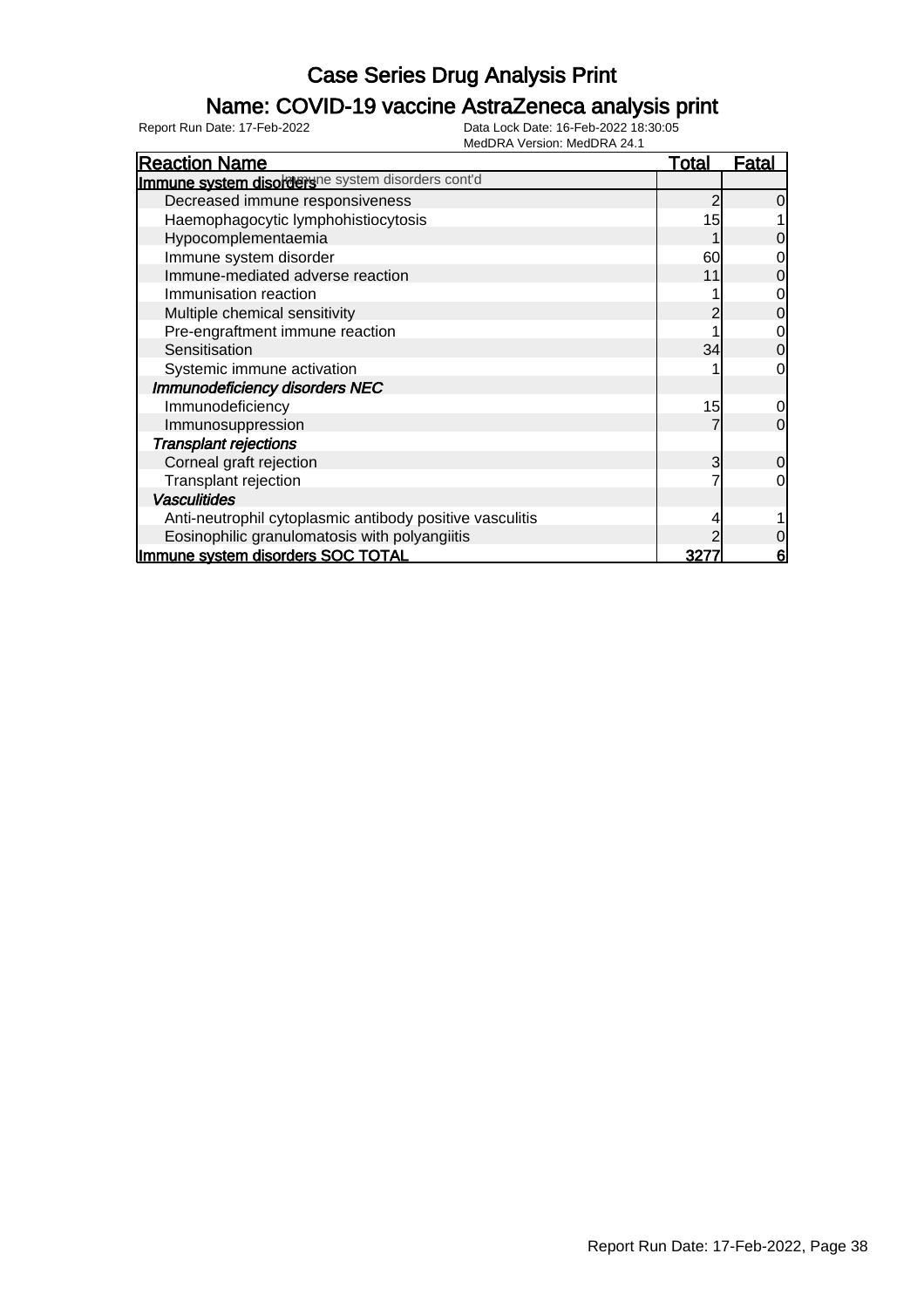# Case Series Drug Analysis Print

## Name: COVID-19 vaccine AstraZeneca analysis print

Report Run Date: 17-Feb-2022

Data Lock Date: 16-Feb-2022 18:30:05
MedDRA Version: MedDRA 24.1

| Reaction Name | Total | Fatal |
|---|---|---|
| **Immune system disorders** Immune system disorders cont'd | | |
| Decreased immune responsiveness | 2 | 0 |
| Haemophagocytic lymphohistiocytosis | 15 | 1 |
| Hypocomplementaemia | 1 | 0 |
| Immune system disorder | 60 | 0 |
| Immune-mediated adverse reaction | 11 | 0 |
| Immunisation reaction | 1 | 0 |
| Multiple chemical sensitivity | 2 | 0 |
| Pre-engraftment immune reaction | 1 | 0 |
| Sensitisation | 34 | 0 |
| Systemic immune activation | 1 | 0 |
| ***Immunodeficiency disorders NEC*** | | |
| Immunodeficiency | 15 | 0 |
| Immunosuppression | 7 | 0 |
| ***Transplant rejections*** | | |
| Corneal graft rejection | 3 | 0 |
| Transplant rejection | 7 | 0 |
| ***Vasculitides*** | | |
| Anti-neutrophil cytoplasmic antibody positive vasculitis | 4 | 1 |
| Eosinophilic granulomatosis with polyangiitis | 2 | 0 |
| **Immune system disorders SOC TOTAL** | **3277** | **6** |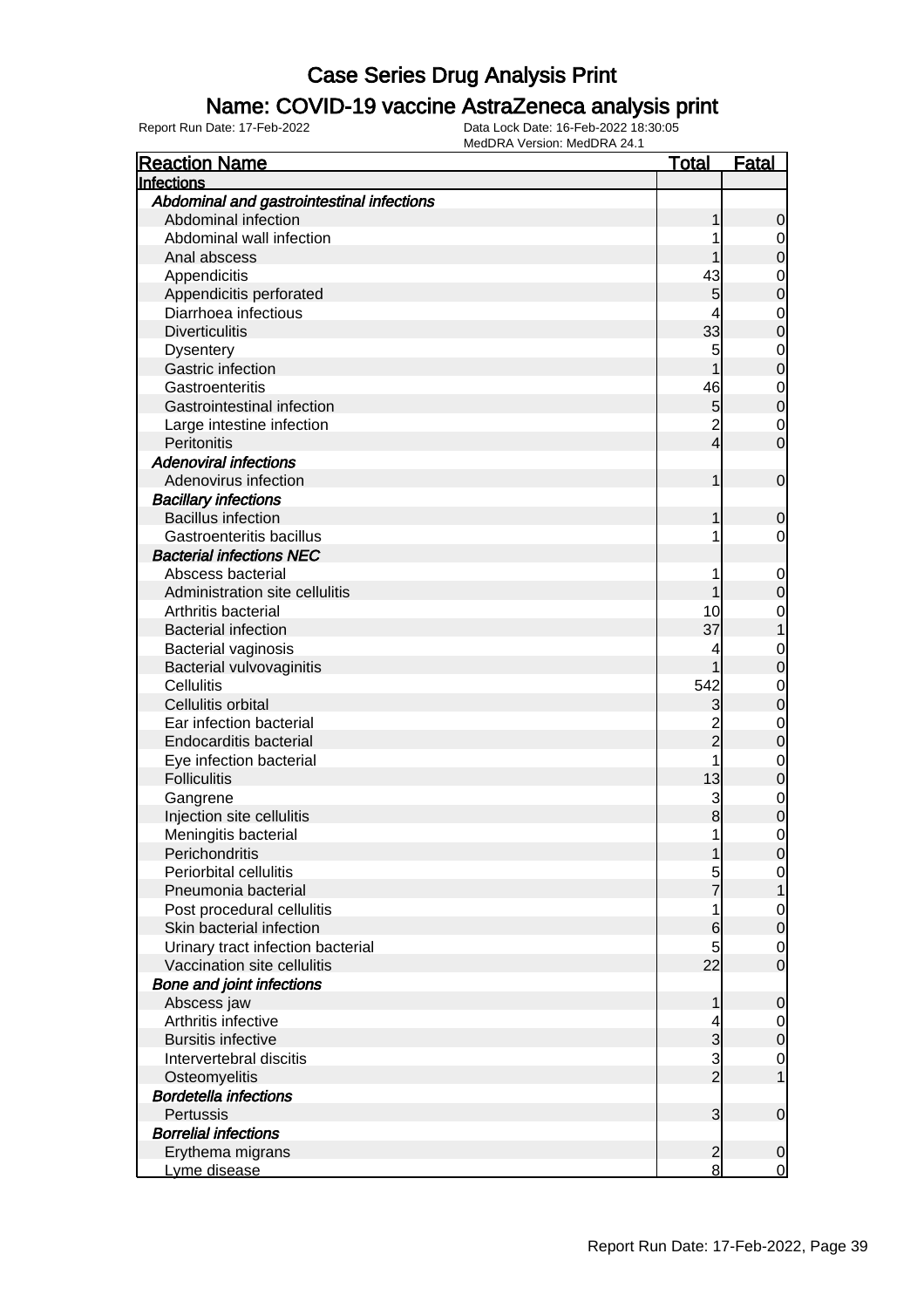# Case Series Drug Analysis Print

## Name: COVID-19 vaccine AstraZeneca analysis print

Report Run Date: 17-Feb-2022

Data Lock Date: 16-Feb-2022 18:30:05

MedDRA Version: MedDRA 24.1

| Reaction Name | Total | Fatal |
|---|---|---|
| **Infections** | | |
| ***Abdominal and gastrointestinal infections*** | | |
| Abdominal infection | 1 | 0 |
| Abdominal wall infection | 1 | 0 |
| Anal abscess | 1 | 0 |
| Appendicitis | 43 | 0 |
| Appendicitis perforated | 5 | 0 |
| Diarrhoea infectious | 4 | 0 |
| Diverticulitis | 33 | 0 |
| Dysentery | 5 | 0 |
| Gastric infection | 1 | 0 |
| Gastroenteritis | 46 | 0 |
| Gastrointestinal infection | 5 | 0 |
| Large intestine infection | 2 | 0 |
| Peritonitis | 4 | 0 |
| ***Adenoviral infections*** | | |
| Adenovirus infection | 1 | 0 |
| ***Bacillary infections*** | | |
| Bacillus infection | 1 | 0 |
| Gastroenteritis bacillus | 1 | 0 |
| ***Bacterial infections NEC*** | | |
| Abscess bacterial | 1 | 0 |
| Administration site cellulitis | 1 | 0 |
| Arthritis bacterial | 10 | 0 |
| Bacterial infection | 37 | 1 |
| Bacterial vaginosis | 4 | 0 |
| Bacterial vulvovaginitis | 1 | 0 |
| Cellulitis | 542 | 0 |
| Cellulitis orbital | 3 | 0 |
| Ear infection bacterial | 2 | 0 |
| Endocarditis bacterial | 2 | 0 |
| Eye infection bacterial | 1 | 0 |
| Folliculitis | 13 | 0 |
| Gangrene | 3 | 0 |
| Injection site cellulitis | 8 | 0 |
| Meningitis bacterial | 1 | 0 |
| Perichondritis | 1 | 0 |
| Periorbital cellulitis | 5 | 0 |
| Pneumonia bacterial | 7 | 1 |
| Post procedural cellulitis | 1 | 0 |
| Skin bacterial infection | 6 | 0 |
| Urinary tract infection bacterial | 5 | 0 |
| Vaccination site cellulitis | 22 | 0 |
| ***Bone and joint infections*** | | |
| Abscess jaw | 1 | 0 |
| Arthritis infective | 4 | 0 |
| Bursitis infective | 3 | 0 |
| Intervertebral discitis | 3 | 0 |
| Osteomyelitis | 2 | 1 |
| ***Bordetella infections*** | | |
| Pertussis | 3 | 0 |
| ***Borrelial infections*** | | |
| Erythema migrans | 2 | 0 |
| Lyme disease | 8 | 0 |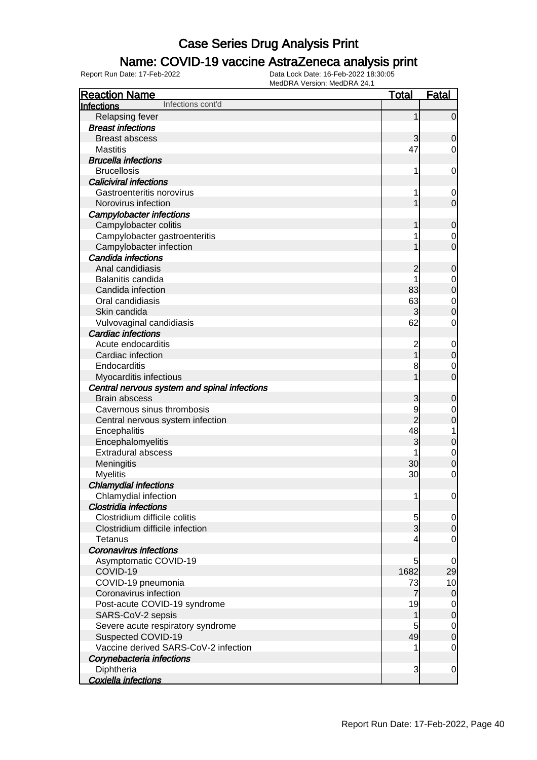# Case Series Drug Analysis Print

## Name: COVID-19 vaccine AstraZeneca analysis print

Report Run Date: 17-Feb-2022 | Data Lock Date: 16-Feb-2022 18:30:05 | MedDRA Version: MedDRA 24.1

| Reaction Name | Total | Fatal |
|---|---|---|
| **Infections** Infections cont'd | | |
| Relapsing fever | 1 | 0 |
| ***Breast infections*** | | |
| Breast abscess | 3 | 0 |
| Mastitis | 47 | 0 |
| ***Brucella infections*** | | |
| Brucellosis | 1 | 0 |
| ***Caliciviral infections*** | | |
| Gastroenteritis norovirus | 1 | 0 |
| Norovirus infection | 1 | 0 |
| ***Campylobacter infections*** | | |
| Campylobacter colitis | 1 | 0 |
| Campylobacter gastroenteritis | 1 | 0 |
| Campylobacter infection | 1 | 0 |
| ***Candida infections*** | | |
| Anal candidiasis | 2 | 0 |
| Balanitis candida | 1 | 0 |
| Candida infection | 83 | 0 |
| Oral candidiasis | 63 | 0 |
| Skin candida | 3 | 0 |
| Vulvovaginal candidiasis | 62 | 0 |
| ***Cardiac infections*** | | |
| Acute endocarditis | 2 | 0 |
| Cardiac infection | 1 | 0 |
| Endocarditis | 8 | 0 |
| Myocarditis infectious | 1 | 0 |
| ***Central nervous system and spinal infections*** | | |
| Brain abscess | 3 | 0 |
| Cavernous sinus thrombosis | 9 | 0 |
| Central nervous system infection | 2 | 0 |
| Encephalitis | 48 | 1 |
| Encephalomyelitis | 3 | 0 |
| Extradural abscess | 1 | 0 |
| Meningitis | 30 | 0 |
| Myelitis | 30 | 0 |
| ***Chlamydial infections*** | | |
| Chlamydial infection | 1 | 0 |
| ***Clostridia infections*** | | |
| Clostridium difficile colitis | 5 | 0 |
| Clostridium difficile infection | 3 | 0 |
| Tetanus | 4 | 0 |
| ***Coronavirus infections*** | | |
| Asymptomatic COVID-19 | 5 | 0 |
| COVID-19 | 1682 | 29 |
| COVID-19 pneumonia | 73 | 10 |
| Coronavirus infection | 7 | 0 |
| Post-acute COVID-19 syndrome | 19 | 0 |
| SARS-CoV-2 sepsis | 1 | 0 |
| Severe acute respiratory syndrome | 5 | 0 |
| Suspected COVID-19 | 49 | 0 |
| Vaccine derived SARS-CoV-2 infection | 1 | 0 |
| ***Corynebacteria infections*** | | |
| Diphtheria | 3 | 0 |
| ***Coxiella infections*** | | |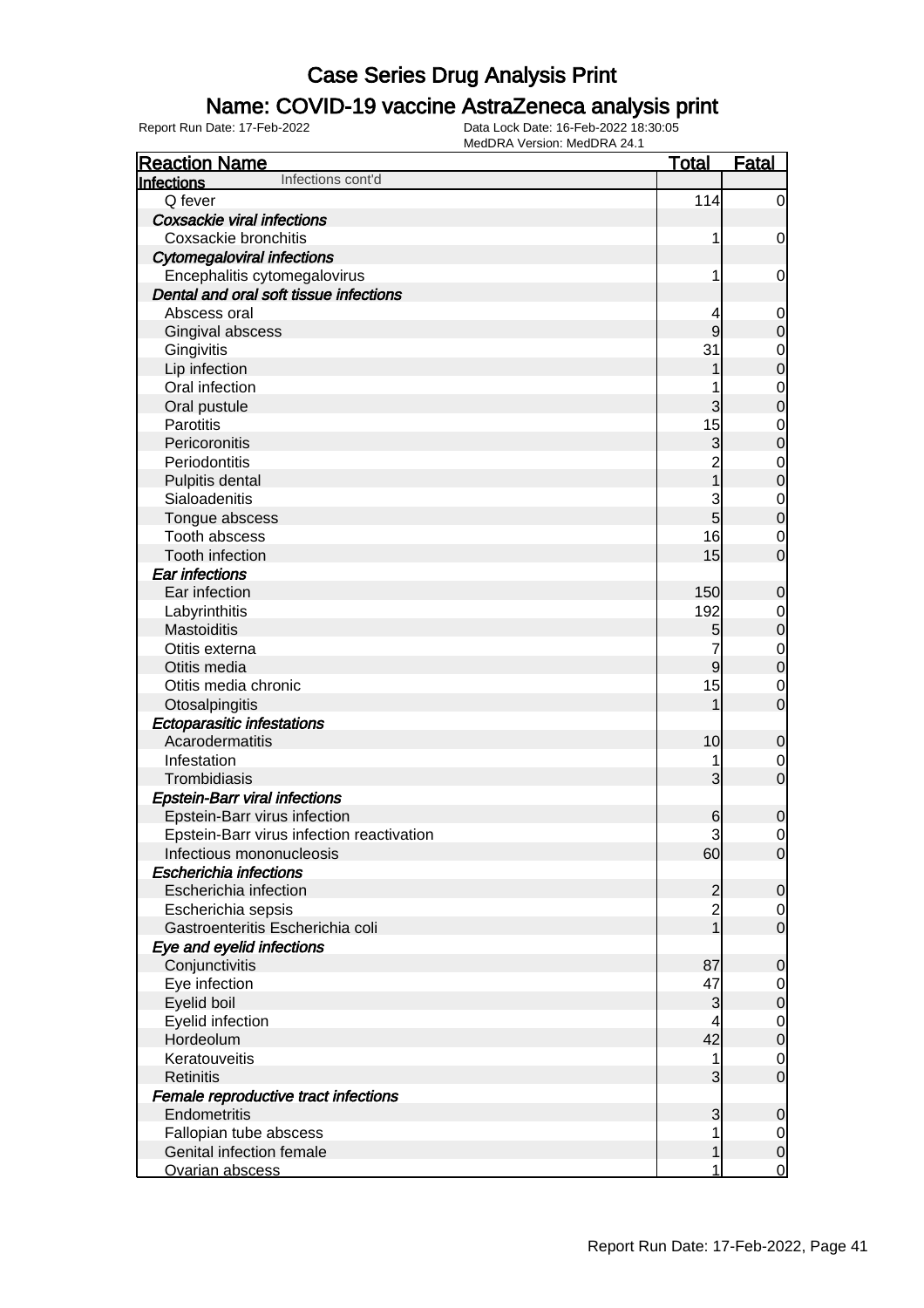# Case Series Drug Analysis Print

## Name: COVID-19 vaccine AstraZeneca analysis print

Report Run Date: 17-Feb-2022    Data Lock Date: 16-Feb-2022 18:30:05
MedDRA Version: MedDRA 24.1

| Reaction Name | Total | Fatal |
|---|---|---|
| **Infections** Infections cont'd | | |
| Q fever | 114 | 0 |
| *Coxsackie viral infections* | | |
| Coxsackie bronchitis | 1 | 0 |
| *Cytomegaloviral infections* | | |
| Encephalitis cytomegalovirus | 1 | 0 |
| *Dental and oral soft tissue infections* | | |
| Abscess oral | 4 | 0 |
| Gingival abscess | 9 | 0 |
| Gingivitis | 31 | 0 |
| Lip infection | 1 | 0 |
| Oral infection | 1 | 0 |
| Oral pustule | 3 | 0 |
| Parotitis | 15 | 0 |
| Pericoronitis | 3 | 0 |
| Periodontitis | 2 | 0 |
| Pulpitis dental | 1 | 0 |
| Sialoadenitis | 3 | 0 |
| Tongue abscess | 5 | 0 |
| Tooth abscess | 16 | 0 |
| Tooth infection | 15 | 0 |
| *Ear infections* | | |
| Ear infection | 150 | 0 |
| Labyrinthitis | 192 | 0 |
| Mastoiditis | 5 | 0 |
| Otitis externa | 7 | 0 |
| Otitis media | 9 | 0 |
| Otitis media chronic | 15 | 0 |
| Otosalpingitis | 1 | 0 |
| *Ectoparasitic infestations* | | |
| Acarodermatitis | 10 | 0 |
| Infestation | 1 | 0 |
| Trombidiasis | 3 | 0 |
| *Epstein-Barr viral infections* | | |
| Epstein-Barr virus infection | 6 | 0 |
| Epstein-Barr virus infection reactivation | 3 | 0 |
| Infectious mononucleosis | 60 | 0 |
| *Escherichia infections* | | |
| Escherichia infection | 2 | 0 |
| Escherichia sepsis | 2 | 0 |
| Gastroenteritis Escherichia coli | 1 | 0 |
| *Eye and eyelid infections* | | |
| Conjunctivitis | 87 | 0 |
| Eye infection | 47 | 0 |
| Eyelid boil | 3 | 0 |
| Eyelid infection | 4 | 0 |
| Hordeolum | 42 | 0 |
| Keratouveitis | 1 | 0 |
| Retinitis | 3 | 0 |
| *Female reproductive tract infections* | | |
| Endometritis | 3 | 0 |
| Fallopian tube abscess | 1 | 0 |
| Genital infection female | 1 | 0 |
| Ovarian abscess | 1 | 0 |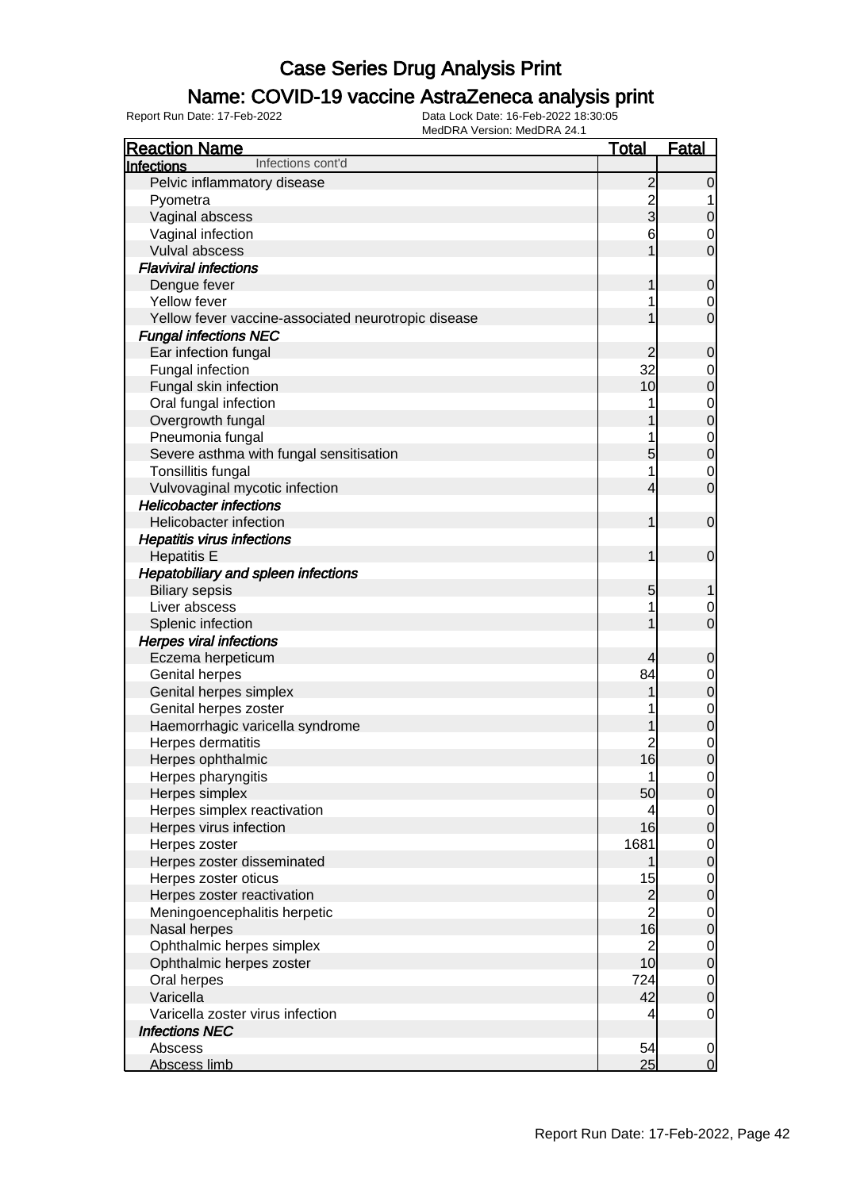# Case Series Drug Analysis Print

## Name: COVID-19 vaccine AstraZeneca analysis print

Report Run Date: 17-Feb-2022

Data Lock Date: 16-Feb-2022 18:30:05

MedDRA Version: MedDRA 24.1

| Reaction Name | Total | Fatal |
|---|---|---|
| **Infections** Infections cont'd | | |
| Pelvic inflammatory disease | 2 | 0 |
| Pyometra | 2 | 1 |
| Vaginal abscess | 3 | 0 |
| Vaginal infection | 6 | 0 |
| Vulval abscess | 1 | 0 |
| ***Flaviviral infections*** | | |
| Dengue fever | 1 | 0 |
| Yellow fever | 1 | 0 |
| Yellow fever vaccine-associated neurotropic disease | 1 | 0 |
| ***Fungal infections NEC*** | | |
| Ear infection fungal | 2 | 0 |
| Fungal infection | 32 | 0 |
| Fungal skin infection | 10 | 0 |
| Oral fungal infection | 1 | 0 |
| Overgrowth fungal | 1 | 0 |
| Pneumonia fungal | 1 | 0 |
| Severe asthma with fungal sensitisation | 5 | 0 |
| Tonsillitis fungal | 1 | 0 |
| Vulvovaginal mycotic infection | 4 | 0 |
| ***Helicobacter infections*** | | |
| Helicobacter infection | 1 | 0 |
| ***Hepatitis virus infections*** | | |
| Hepatitis E | 1 | 0 |
| ***Hepatobiliary and spleen infections*** | | |
| Biliary sepsis | 5 | 1 |
| Liver abscess | 1 | 0 |
| Splenic infection | 1 | 0 |
| ***Herpes viral infections*** | | |
| Eczema herpeticum | 4 | 0 |
| Genital herpes | 84 | 0 |
| Genital herpes simplex | 1 | 0 |
| Genital herpes zoster | 1 | 0 |
| Haemorrhagic varicella syndrome | 1 | 0 |
| Herpes dermatitis | 2 | 0 |
| Herpes ophthalmic | 16 | 0 |
| Herpes pharyngitis | 1 | 0 |
| Herpes simplex | 50 | 0 |
| Herpes simplex reactivation | 4 | 0 |
| Herpes virus infection | 16 | 0 |
| Herpes zoster | 1681 | 0 |
| Herpes zoster disseminated | 1 | 0 |
| Herpes zoster oticus | 15 | 0 |
| Herpes zoster reactivation | 2 | 0 |
| Meningoencephalitis herpetic | 2 | 0 |
| Nasal herpes | 16 | 0 |
| Ophthalmic herpes simplex | 2 | 0 |
| Ophthalmic herpes zoster | 10 | 0 |
| Oral herpes | 724 | 0 |
| Varicella | 42 | 0 |
| Varicella zoster virus infection | 4 | 0 |
| ***Infections NEC*** | | |
| Abscess | 54 | 0 |
| Abscess limb | 25 | 0 |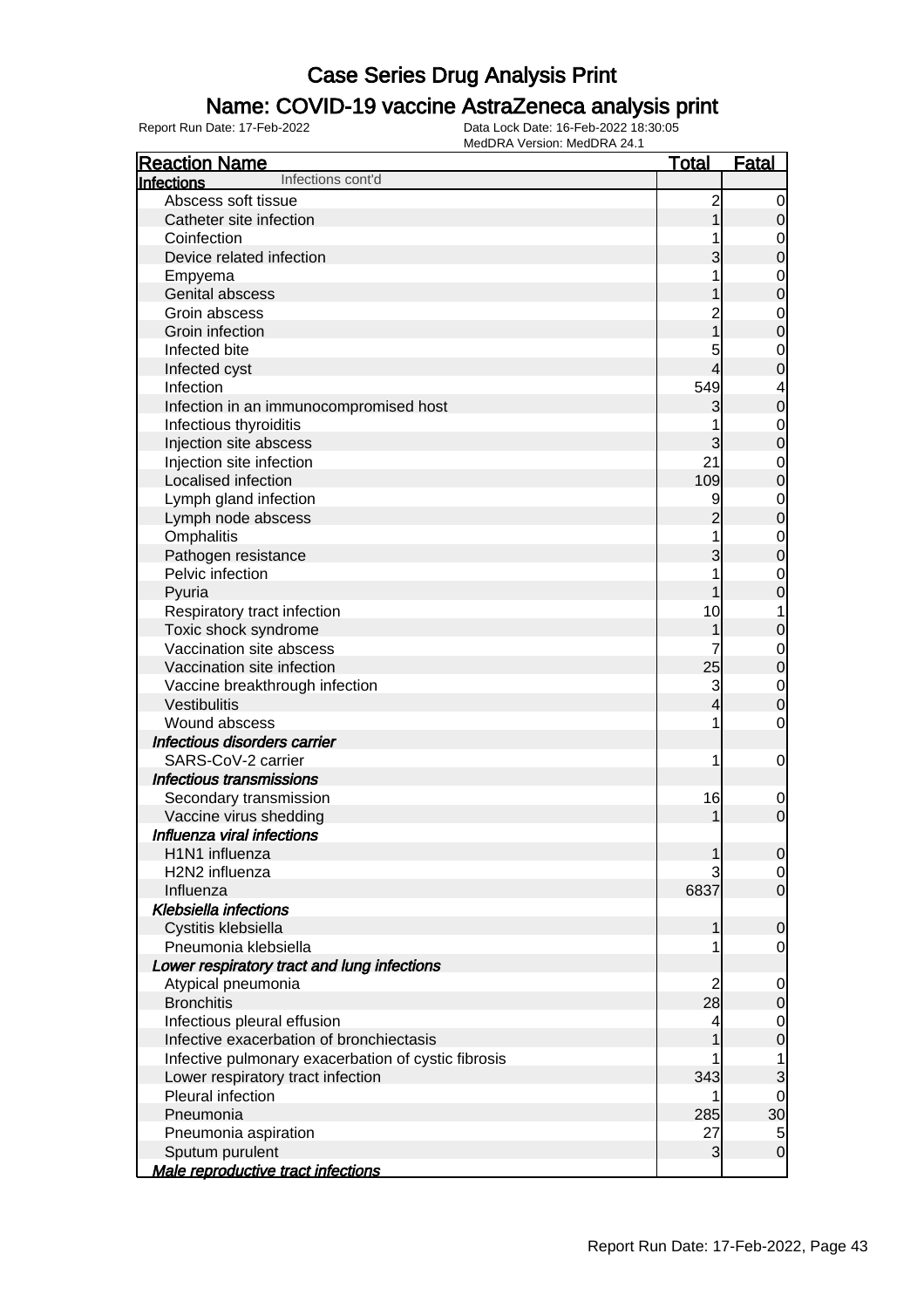# Case Series Drug Analysis Print

## Name: COVID-19 vaccine AstraZeneca analysis print

Report Run Date: 17-Feb-2022  Data Lock Date: 16-Feb-2022 18:30:05
MedDRA Version: MedDRA 24.1

| Reaction Name | Total | Fatal |
|---|---|---|
| **Infections** Infections cont'd | | |
| Abscess soft tissue | 2 | 0 |
| Catheter site infection | 1 | 0 |
| Coinfection | 1 | 0 |
| Device related infection | 3 | 0 |
| Empyema | 1 | 0 |
| Genital abscess | 1 | 0 |
| Groin abscess | 2 | 0 |
| Groin infection | 1 | 0 |
| Infected bite | 5 | 0 |
| Infected cyst | 4 | 0 |
| Infection | 549 | 4 |
| Infection in an immunocompromised host | 3 | 0 |
| Infectious thyroiditis | 1 | 0 |
| Injection site abscess | 3 | 0 |
| Injection site infection | 21 | 0 |
| Localised infection | 109 | 0 |
| Lymph gland infection | 9 | 0 |
| Lymph node abscess | 2 | 0 |
| Omphalitis | 1 | 0 |
| Pathogen resistance | 3 | 0 |
| Pelvic infection | 1 | 0 |
| Pyuria | 1 | 0 |
| Respiratory tract infection | 10 | 1 |
| Toxic shock syndrome | 1 | 0 |
| Vaccination site abscess | 7 | 0 |
| Vaccination site infection | 25 | 0 |
| Vaccine breakthrough infection | 3 | 0 |
| Vestibulitis | 4 | 0 |
| Wound abscess | 1 | 0 |
| ***Infectious disorders carrier*** | | |
| SARS-CoV-2 carrier | 1 | 0 |
| ***Infectious transmissions*** | | |
| Secondary transmission | 16 | 0 |
| Vaccine virus shedding | 1 | 0 |
| ***Influenza viral infections*** | | |
| H1N1 influenza | 1 | 0 |
| H2N2 influenza | 3 | 0 |
| Influenza | 6837 | 0 |
| ***Klebsiella infections*** | | |
| Cystitis klebsiella | 1 | 0 |
| Pneumonia klebsiella | 1 | 0 |
| ***Lower respiratory tract and lung infections*** | | |
| Atypical pneumonia | 2 | 0 |
| Bronchitis | 28 | 0 |
| Infectious pleural effusion | 4 | 0 |
| Infective exacerbation of bronchiectasis | 1 | 0 |
| Infective pulmonary exacerbation of cystic fibrosis | 1 | 1 |
| Lower respiratory tract infection | 343 | 3 |
| Pleural infection | 1 | 0 |
| Pneumonia | 285 | 30 |
| Pneumonia aspiration | 27 | 5 |
| Sputum purulent | 3 | 0 |
| ***Male reproductive tract infections*** | | |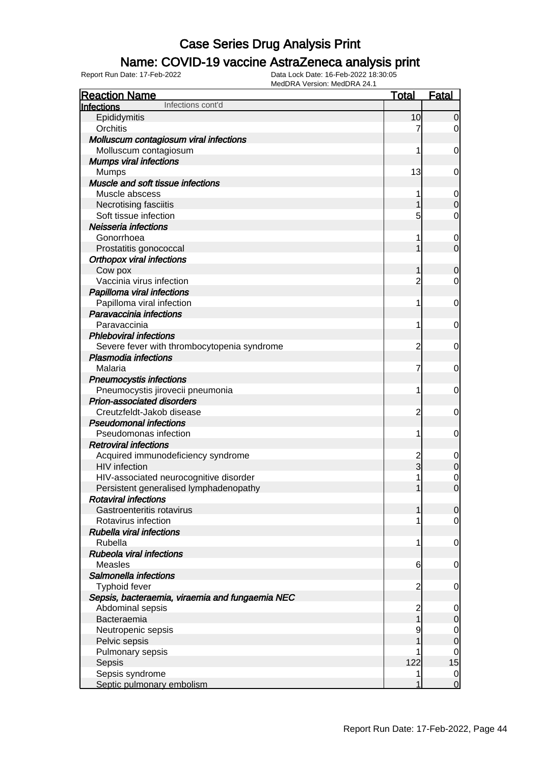# Case Series Drug Analysis Print

## Name: COVID-19 vaccine AstraZeneca analysis print

Report Run Date: 17-Feb-2022

Data Lock Date: 16-Feb-2022 18:30:05
MedDRA Version: MedDRA 24.1

| Reaction Name | Total | Fatal |
|---|---|---|
| **Infections** Infections cont'd | | |
| Epididymitis | 10 | 0 |
| Orchitis | 7 | 0 |
| ***Molluscum contagiosum viral infections*** | | |
| Molluscum contagiosum | 1 | 0 |
| ***Mumps viral infections*** | | |
| Mumps | 13 | 0 |
| ***Muscle and soft tissue infections*** | | |
| Muscle abscess | 1 | 0 |
| Necrotising fasciitis | 1 | 0 |
| Soft tissue infection | 5 | 0 |
| ***Neisseria infections*** | | |
| Gonorrhoea | 1 | 0 |
| Prostatitis gonococcal | 1 | 0 |
| ***Orthopox viral infections*** | | |
| Cow pox | 1 | 0 |
| Vaccinia virus infection | 2 | 0 |
| ***Papilloma viral infections*** | | |
| Papilloma viral infection | 1 | 0 |
| ***Paravaccinia infections*** | | |
| Paravaccinia | 1 | 0 |
| ***Phleboviral infections*** | | |
| Severe fever with thrombocytopenia syndrome | 2 | 0 |
| ***Plasmodia infections*** | | |
| Malaria | 7 | 0 |
| ***Pneumocystis infections*** | | |
| Pneumocystis jirovecii pneumonia | 1 | 0 |
| ***Prion-associated disorders*** | | |
| Creutzfeldt-Jakob disease | 2 | 0 |
| ***Pseudomonal infections*** | | |
| Pseudomonas infection | 1 | 0 |
| ***Retroviral infections*** | | |
| Acquired immunodeficiency syndrome | 2 | 0 |
| HIV infection | 3 | 0 |
| HIV-associated neurocognitive disorder | 1 | 0 |
| Persistent generalised lymphadenopathy | 1 | 0 |
| ***Rotaviral infections*** | | |
| Gastroenteritis rotavirus | 1 | 0 |
| Rotavirus infection | 1 | 0 |
| ***Rubella viral infections*** | | |
| Rubella | 1 | 0 |
| ***Rubeola viral infections*** | | |
| Measles | 6 | 0 |
| ***Salmonella infections*** | | |
| Typhoid fever | 2 | 0 |
| ***Sepsis, bacteraemia, viraemia and fungaemia NEC*** | | |
| Abdominal sepsis | 2 | 0 |
| Bacteraemia | 1 | 0 |
| Neutropenic sepsis | 9 | 0 |
| Pelvic sepsis | 1 | 0 |
| Pulmonary sepsis | 1 | 0 |
| Sepsis | 122 | 15 |
| Sepsis syndrome | 1 | 0 |
| Septic pulmonary embolism | 1 | 0 |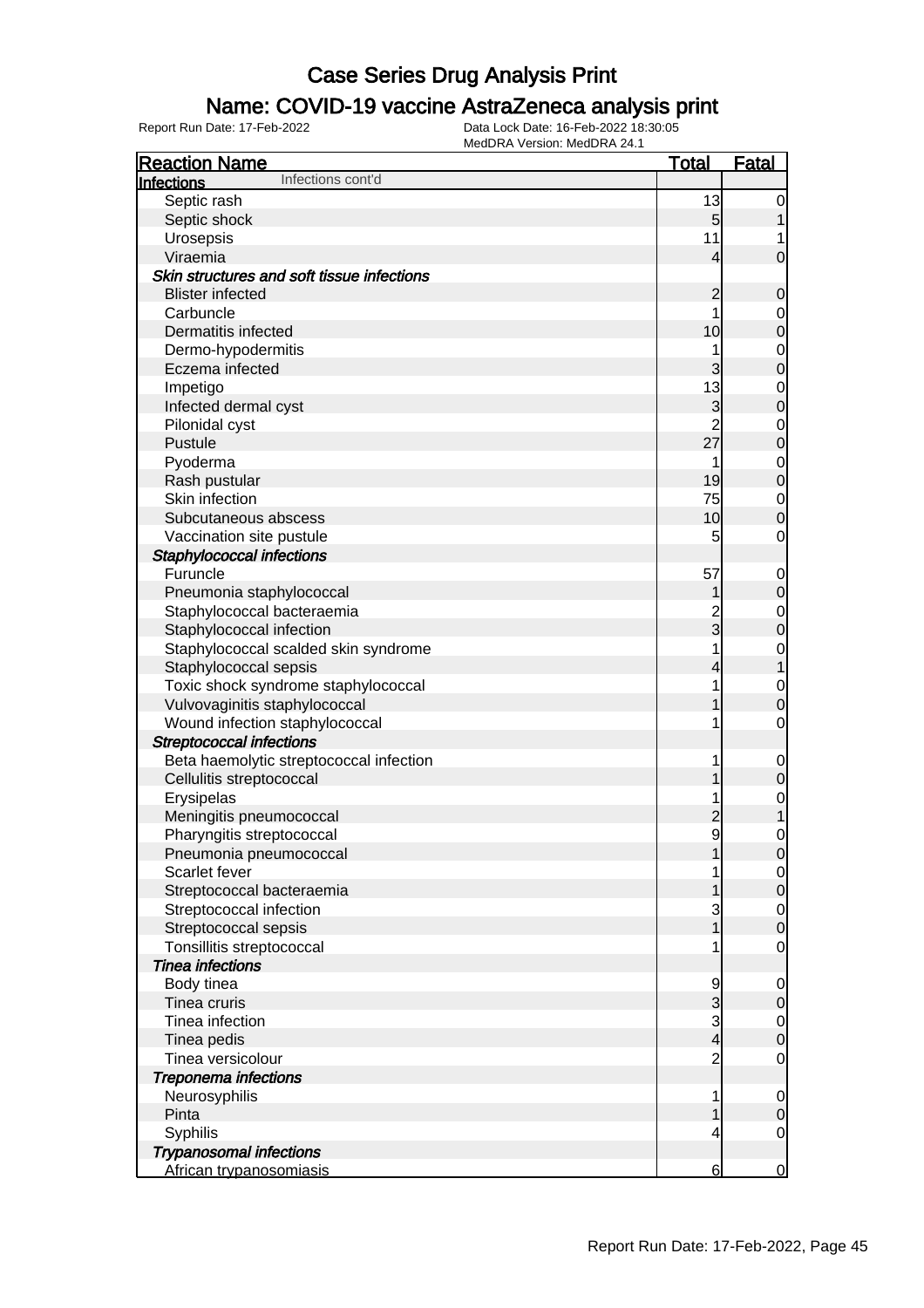# Case Series Drug Analysis Print

## Name: COVID-19 vaccine AstraZeneca analysis print

Report Run Date: 17-Feb-2022

Data Lock Date: 16-Feb-2022 18:30:05
MedDRA Version: MedDRA 24.1

| Reaction Name | Total | Fatal |
|---|---|---|
| **Infections** Infections cont'd | | |
| Septic rash | 13 | 0 |
| Septic shock | 5 | 1 |
| Urosepsis | 11 | 1 |
| Viraemia | 4 | 0 |
| ***Skin structures and soft tissue infections*** | | |
| Blister infected | 2 | 0 |
| Carbuncle | 1 | 0 |
| Dermatitis infected | 10 | 0 |
| Dermo-hypodermitis | 1 | 0 |
| Eczema infected | 3 | 0 |
| Impetigo | 13 | 0 |
| Infected dermal cyst | 3 | 0 |
| Pilonidal cyst | 2 | 0 |
| Pustule | 27 | 0 |
| Pyoderma | 1 | 0 |
| Rash pustular | 19 | 0 |
| Skin infection | 75 | 0 |
| Subcutaneous abscess | 10 | 0 |
| Vaccination site pustule | 5 | 0 |
| ***Staphylococcal infections*** | | |
| Furuncle | 57 | 0 |
| Pneumonia staphylococcal | 1 | 0 |
| Staphylococcal bacteraemia | 2 | 0 |
| Staphylococcal infection | 3 | 0 |
| Staphylococcal scalded skin syndrome | 1 | 0 |
| Staphylococcal sepsis | 4 | 1 |
| Toxic shock syndrome staphylococcal | 1 | 0 |
| Vulvovaginitis staphylococcal | 1 | 0 |
| Wound infection staphylococcal | 1 | 0 |
| ***Streptococcal infections*** | | |
| Beta haemolytic streptococcal infection | 1 | 0 |
| Cellulitis streptococcal | 1 | 0 |
| Erysipelas | 1 | 0 |
| Meningitis pneumococcal | 2 | 1 |
| Pharyngitis streptococcal | 9 | 0 |
| Pneumonia pneumococcal | 1 | 0 |
| Scarlet fever | 1 | 0 |
| Streptococcal bacteraemia | 1 | 0 |
| Streptococcal infection | 3 | 0 |
| Streptococcal sepsis | 1 | 0 |
| Tonsillitis streptococcal | 1 | 0 |
| ***Tinea infections*** | | |
| Body tinea | 9 | 0 |
| Tinea cruris | 3 | 0 |
| Tinea infection | 3 | 0 |
| Tinea pedis | 4 | 0 |
| Tinea versicolour | 2 | 0 |
| ***Treponema infections*** | | |
| Neurosyphilis | 1 | 0 |
| Pinta | 1 | 0 |
| Syphilis | 4 | 0 |
| ***Trypanosomal infections*** | | |
| African trypanosomiasis | 6 | 0 |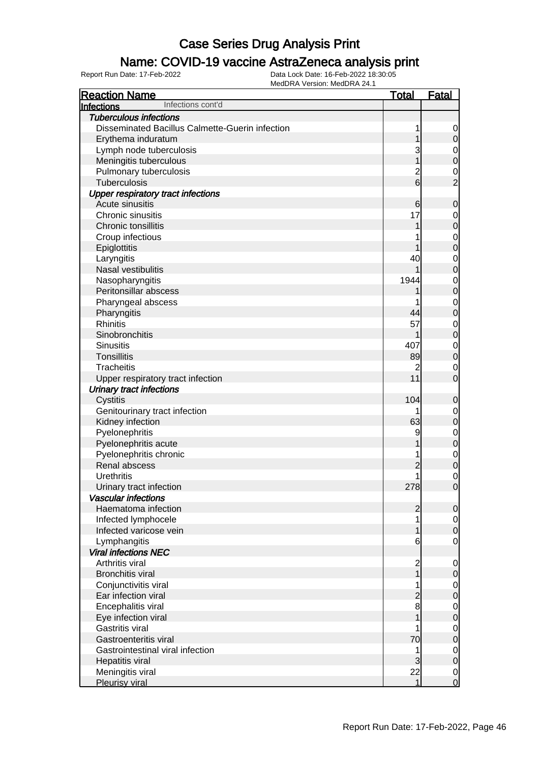# Case Series Drug Analysis Print

## Name: COVID-19 vaccine AstraZeneca analysis print

Report Run Date: 17-Feb-2022

Data Lock Date: 16-Feb-2022 18:30:05

MedDRA Version: MedDRA 24.1

| Reaction Name | Total | Fatal |
|---|---|---|
| **Infections** Infections cont'd | | |
| ***Tuberculous infections*** | | |
| Disseminated Bacillus Calmette-Guerin infection | 1 | 0 |
| Erythema induratum | 1 | 0 |
| Lymph node tuberculosis | 3 | 0 |
| Meningitis tuberculous | 1 | 0 |
| Pulmonary tuberculosis | 2 | 0 |
| Tuberculosis | 6 | 2 |
| ***Upper respiratory tract infections*** | | |
| Acute sinusitis | 6 | 0 |
| Chronic sinusitis | 17 | 0 |
| Chronic tonsillitis | 1 | 0 |
| Croup infectious | 1 | 0 |
| Epiglottitis | 1 | 0 |
| Laryngitis | 40 | 0 |
| Nasal vestibulitis | 1 | 0 |
| Nasopharyngitis | 1944 | 0 |
| Peritonsillar abscess | 1 | 0 |
| Pharyngeal abscess | 1 | 0 |
| Pharyngitis | 44 | 0 |
| Rhinitis | 57 | 0 |
| Sinobronchitis | 1 | 0 |
| Sinusitis | 407 | 0 |
| Tonsillitis | 89 | 0 |
| Tracheitis | 2 | 0 |
| Upper respiratory tract infection | 11 | 0 |
| ***Urinary tract infections*** | | |
| Cystitis | 104 | 0 |
| Genitourinary tract infection | 1 | 0 |
| Kidney infection | 63 | 0 |
| Pyelonephritis | 9 | 0 |
| Pyelonephritis acute | 1 | 0 |
| Pyelonephritis chronic | 1 | 0 |
| Renal abscess | 2 | 0 |
| Urethritis | 1 | 0 |
| Urinary tract infection | 278 | 0 |
| ***Vascular infections*** | | |
| Haematoma infection | 2 | 0 |
| Infected lymphocele | 1 | 0 |
| Infected varicose vein | 1 | 0 |
| Lymphangitis | 6 | 0 |
| ***Viral infections NEC*** | | |
| Arthritis viral | 2 | 0 |
| Bronchitis viral | 1 | 0 |
| Conjunctivitis viral | 1 | 0 |
| Ear infection viral | 2 | 0 |
| Encephalitis viral | 8 | 0 |
| Eye infection viral | 1 | 0 |
| Gastritis viral | 1 | 0 |
| Gastroenteritis viral | 70 | 0 |
| Gastrointestinal viral infection | 1 | 0 |
| Hepatitis viral | 3 | 0 |
| Meningitis viral | 22 | 0 |
| Pleurisy viral | 1 | 0 |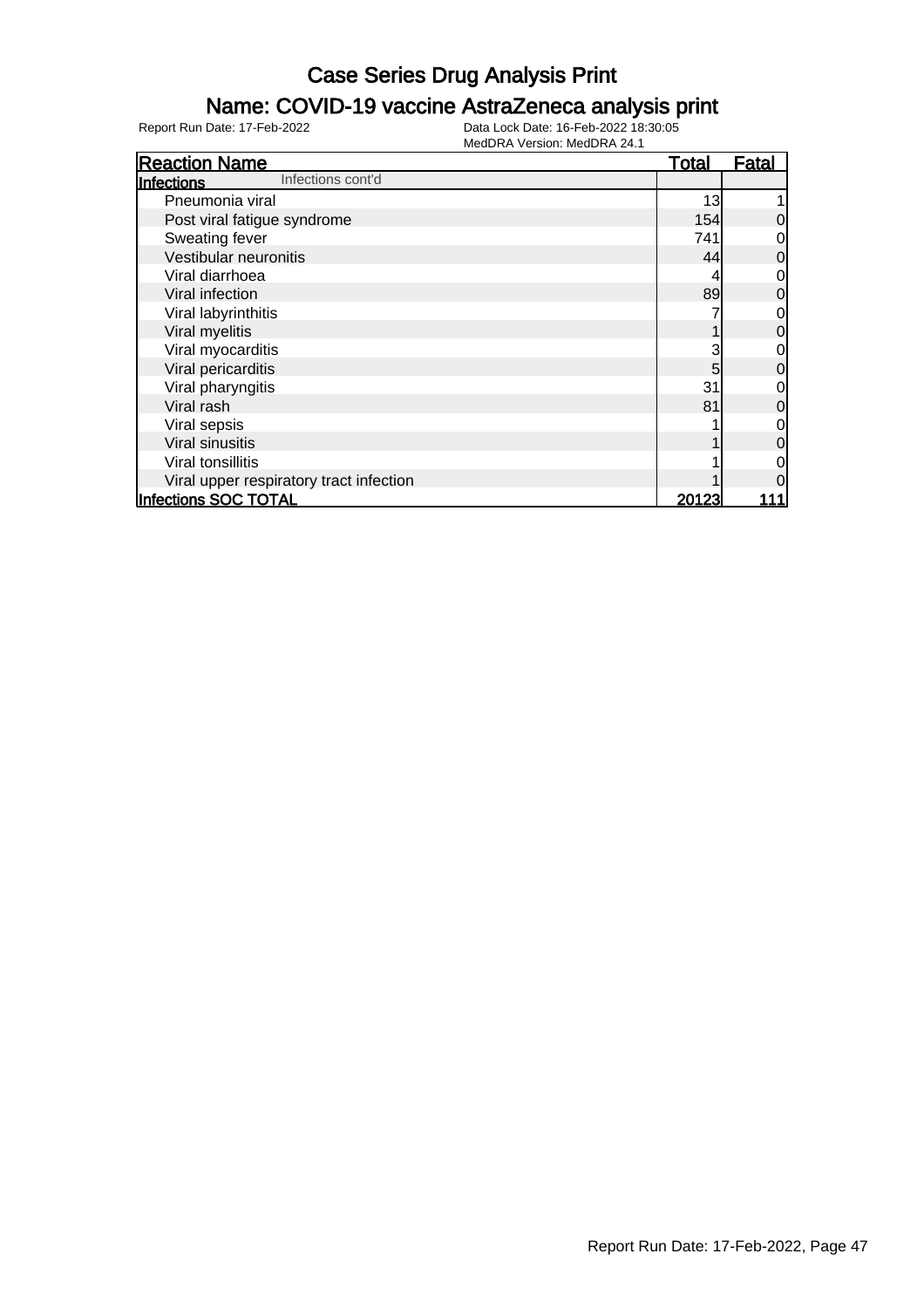# Case Series Drug Analysis Print

## Name: COVID-19 vaccine AstraZeneca analysis print

Report Run Date: 17-Feb-2022 | Data Lock Date: 16-Feb-2022 18:30:05 | MedDRA Version: MedDRA 24.1

| Reaction Name | Total | Fatal |
|---|---|---|
| **Infections** Infections cont'd | | |
| Pneumonia viral | 13 | 1 |
| Post viral fatigue syndrome | 154 | 0 |
| Sweating fever | 741 | 0 |
| Vestibular neuronitis | 44 | 0 |
| Viral diarrhoea | 4 | 0 |
| Viral infection | 89 | 0 |
| Viral labyrinthitis | 7 | 0 |
| Viral myelitis | 1 | 0 |
| Viral myocarditis | 3 | 0 |
| Viral pericarditis | 5 | 0 |
| Viral pharyngitis | 31 | 0 |
| Viral rash | 81 | 0 |
| Viral sepsis | 1 | 0 |
| Viral sinusitis | 1 | 0 |
| Viral tonsillitis | 1 | 0 |
| Viral upper respiratory tract infection | 1 | 0 |
| **Infections SOC TOTAL** | **20123** | **111** |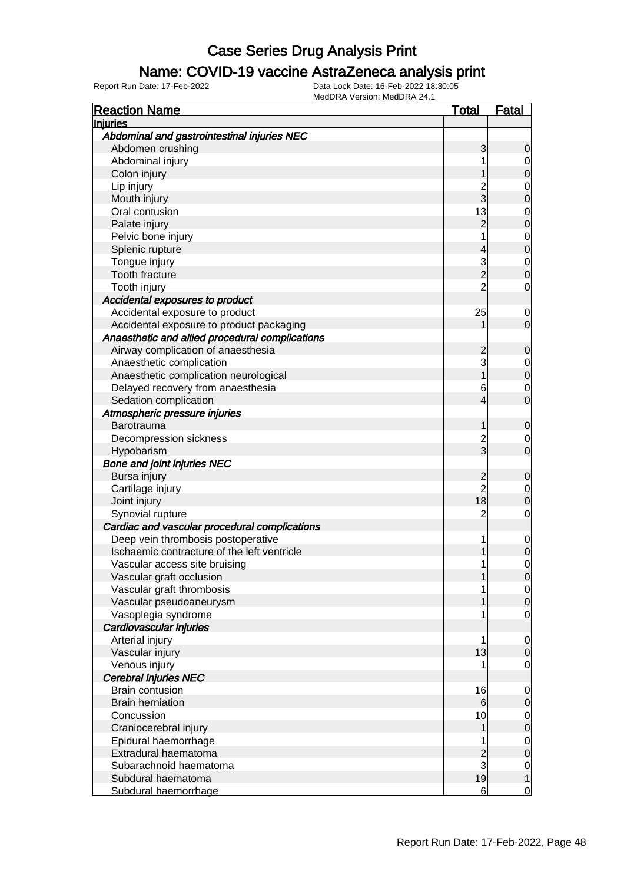# Case Series Drug Analysis Print

## Name: COVID-19 vaccine AstraZeneca analysis print

Report Run Date: 17-Feb-2022

Data Lock Date: 16-Feb-2022 18:30:05
MedDRA Version: MedDRA 24.1

| Reaction Name | Total | Fatal |
|---|---|---|
| **Injuries** | | |
| *Abdominal and gastrointestinal injuries NEC* | | |
| Abdomen crushing | 3 | 0 |
| Abdominal injury | 1 | 0 |
| Colon injury | 1 | 0 |
| Lip injury | 2 | 0 |
| Mouth injury | 3 | 0 |
| Oral contusion | 13 | 0 |
| Palate injury | 2 | 0 |
| Pelvic bone injury | 1 | 0 |
| Splenic rupture | 4 | 0 |
| Tongue injury | 3 | 0 |
| Tooth fracture | 2 | 0 |
| Tooth injury | 2 | 0 |
| *Accidental exposures to product* | | |
| Accidental exposure to product | 25 | 0 |
| Accidental exposure to product packaging | 1 | 0 |
| *Anaesthetic and allied procedural complications* | | |
| Airway complication of anaesthesia | 2 | 0 |
| Anaesthetic complication | 3 | 0 |
| Anaesthetic complication neurological | 1 | 0 |
| Delayed recovery from anaesthesia | 6 | 0 |
| Sedation complication | 4 | 0 |
| *Atmospheric pressure injuries* | | |
| Barotrauma | 1 | 0 |
| Decompression sickness | 2 | 0 |
| Hypobarism | 3 | 0 |
| *Bone and joint injuries NEC* | | |
| Bursa injury | 2 | 0 |
| Cartilage injury | 2 | 0 |
| Joint injury | 18 | 0 |
| Synovial rupture | 2 | 0 |
| *Cardiac and vascular procedural complications* | | |
| Deep vein thrombosis postoperative | 1 | 0 |
| Ischaemic contracture of the left ventricle | 1 | 0 |
| Vascular access site bruising | 1 | 0 |
| Vascular graft occlusion | 1 | 0 |
| Vascular graft thrombosis | 1 | 0 |
| Vascular pseudoaneurysm | 1 | 0 |
| Vasoplegia syndrome | 1 | 0 |
| *Cardiovascular injuries* | | |
| Arterial injury | 1 | 0 |
| Vascular injury | 13 | 0 |
| Venous injury | 1 | 0 |
| *Cerebral injuries NEC* | | |
| Brain contusion | 16 | 0 |
| Brain herniation | 6 | 0 |
| Concussion | 10 | 0 |
| Craniocerebral injury | 1 | 0 |
| Epidural haemorrhage | 1 | 0 |
| Extradural haematoma | 2 | 0 |
| Subarachnoid haematoma | 3 | 0 |
| Subdural haematoma | 19 | 1 |
| Subdural haemorrhage | 6 | 0 |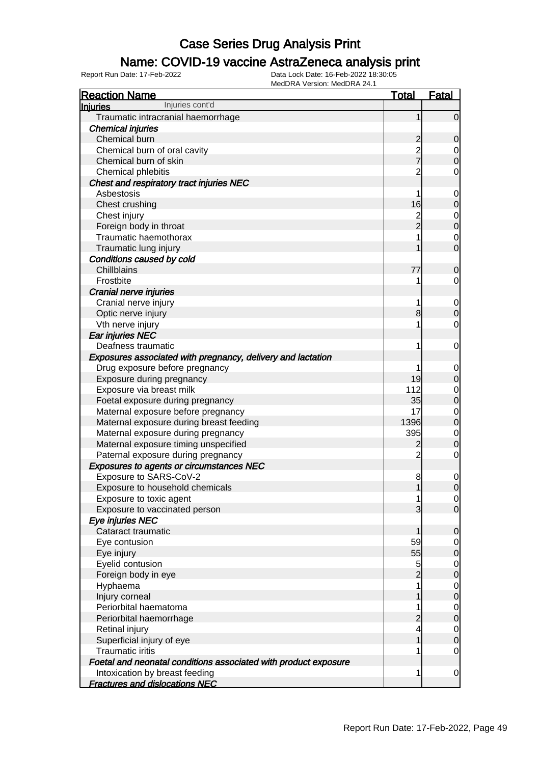# Case Series Drug Analysis Print

## Name: COVID-19 vaccine AstraZeneca analysis print

Report Run Date: 17-Feb-2022
Data Lock Date: 16-Feb-2022 18:30:05
MedDRA Version: MedDRA 24.1

| Reaction Name | Total | Fatal |
|---|---|---|
| **Injuries** Injuries cont'd | | |
| Traumatic intracranial haemorrhage | 1 | 0 |
| ***Chemical injuries*** | | |
| Chemical burn | 2 | 0 |
| Chemical burn of oral cavity | 2 | 0 |
| Chemical burn of skin | 7 | 0 |
| Chemical phlebitis | 2 | 0 |
| ***Chest and respiratory tract injuries NEC*** | | |
| Asbestosis | 1 | 0 |
| Chest crushing | 16 | 0 |
| Chest injury | 2 | 0 |
| Foreign body in throat | 2 | 0 |
| Traumatic haemothorax | 1 | 0 |
| Traumatic lung injury | 1 | 0 |
| ***Conditions caused by cold*** | | |
| Chillblains | 77 | 0 |
| Frostbite | 1 | 0 |
| ***Cranial nerve injuries*** | | |
| Cranial nerve injury | 1 | 0 |
| Optic nerve injury | 8 | 0 |
| Vth nerve injury | 1 | 0 |
| ***Ear injuries NEC*** | | |
| Deafness traumatic | 1 | 0 |
| ***Exposures associated with pregnancy, delivery and lactation*** | | |
| Drug exposure before pregnancy | 1 | 0 |
| Exposure during pregnancy | 19 | 0 |
| Exposure via breast milk | 112 | 0 |
| Foetal exposure during pregnancy | 35 | 0 |
| Maternal exposure before pregnancy | 17 | 0 |
| Maternal exposure during breast feeding | 1396 | 0 |
| Maternal exposure during pregnancy | 395 | 0 |
| Maternal exposure timing unspecified | 2 | 0 |
| Paternal exposure during pregnancy | 2 | 0 |
| ***Exposures to agents or circumstances NEC*** | | |
| Exposure to SARS-CoV-2 | 8 | 0 |
| Exposure to household chemicals | 1 | 0 |
| Exposure to toxic agent | 1 | 0 |
| Exposure to vaccinated person | 3 | 0 |
| ***Eye injuries NEC*** | | |
| Cataract traumatic | 1 | 0 |
| Eye contusion | 59 | 0 |
| Eye injury | 55 | 0 |
| Eyelid contusion | 5 | 0 |
| Foreign body in eye | 2 | 0 |
| Hyphaema | 1 | 0 |
| Injury corneal | 1 | 0 |
| Periorbital haematoma | 1 | 0 |
| Periorbital haemorrhage | 2 | 0 |
| Retinal injury | 4 | 0 |
| Superficial injury of eye | 1 | 0 |
| Traumatic iritis | 1 | 0 |
| ***Foetal and neonatal conditions associated with product exposure*** | | |
| Intoxication by breast feeding | 1 | 0 |
| ***Fractures and dislocations NEC*** | | |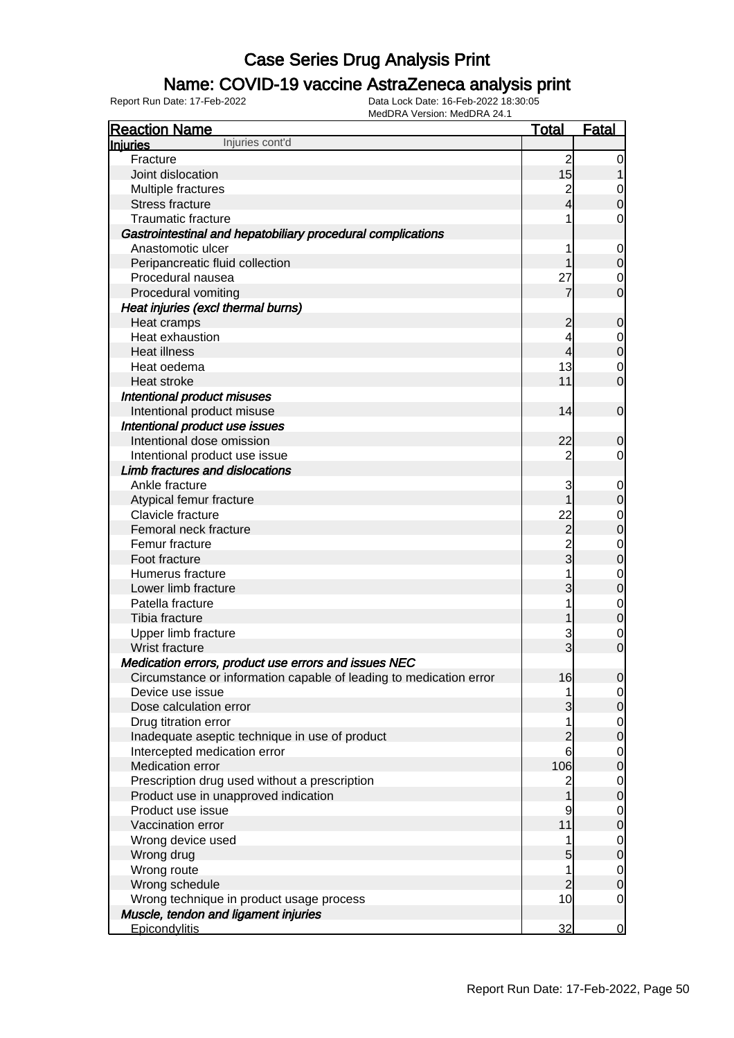# Case Series Drug Analysis Print

## Name: COVID-19 vaccine AstraZeneca analysis print

Report Run Date: 17-Feb-2022    Data Lock Date: 16-Feb-2022 18:30:05
MedDRA Version: MedDRA 24.1

| Reaction Name | Total | Fatal |
|---|---|---|
| **Injuries** Injuries cont'd | | |
| Fracture | 2 | 0 |
| Joint dislocation | 15 | 1 |
| Multiple fractures | 2 | 0 |
| Stress fracture | 4 | 0 |
| Traumatic fracture | 1 | 0 |
| ***Gastrointestinal and hepatobiliary procedural complications*** | | |
| Anastomotic ulcer | 1 | 0 |
| Peripancreatic fluid collection | 1 | 0 |
| Procedural nausea | 27 | 0 |
| Procedural vomiting | 7 | 0 |
| ***Heat injuries (excl thermal burns)*** | | |
| Heat cramps | 2 | 0 |
| Heat exhaustion | 4 | 0 |
| Heat illness | 4 | 0 |
| Heat oedema | 13 | 0 |
| Heat stroke | 11 | 0 |
| ***Intentional product misuses*** | | |
| Intentional product misuse | 14 | 0 |
| ***Intentional product use issues*** | | |
| Intentional dose omission | 22 | 0 |
| Intentional product use issue | 2 | 0 |
| ***Limb fractures and dislocations*** | | |
| Ankle fracture | 3 | 0 |
| Atypical femur fracture | 1 | 0 |
| Clavicle fracture | 22 | 0 |
| Femoral neck fracture | 2 | 0 |
| Femur fracture | 2 | 0 |
| Foot fracture | 3 | 0 |
| Humerus fracture | 1 | 0 |
| Lower limb fracture | 3 | 0 |
| Patella fracture | 1 | 0 |
| Tibia fracture | 1 | 0 |
| Upper limb fracture | 3 | 0 |
| Wrist fracture | 3 | 0 |
| ***Medication errors, product use errors and issues NEC*** | | |
| Circumstance or information capable of leading to medication error | 16 | 0 |
| Device use issue | 1 | 0 |
| Dose calculation error | 3 | 0 |
| Drug titration error | 1 | 0 |
| Inadequate aseptic technique in use of product | 2 | 0 |
| Intercepted medication error | 6 | 0 |
| Medication error | 106 | 0 |
| Prescription drug used without a prescription | 2 | 0 |
| Product use in unapproved indication | 1 | 0 |
| Product use issue | 9 | 0 |
| Vaccination error | 11 | 0 |
| Wrong device used | 1 | 0 |
| Wrong drug | 5 | 0 |
| Wrong route | 1 | 0 |
| Wrong schedule | 2 | 0 |
| Wrong technique in product usage process | 10 | 0 |
| ***Muscle, tendon and ligament injuries*** | | |
| Epicondylitis | 32 | 0 |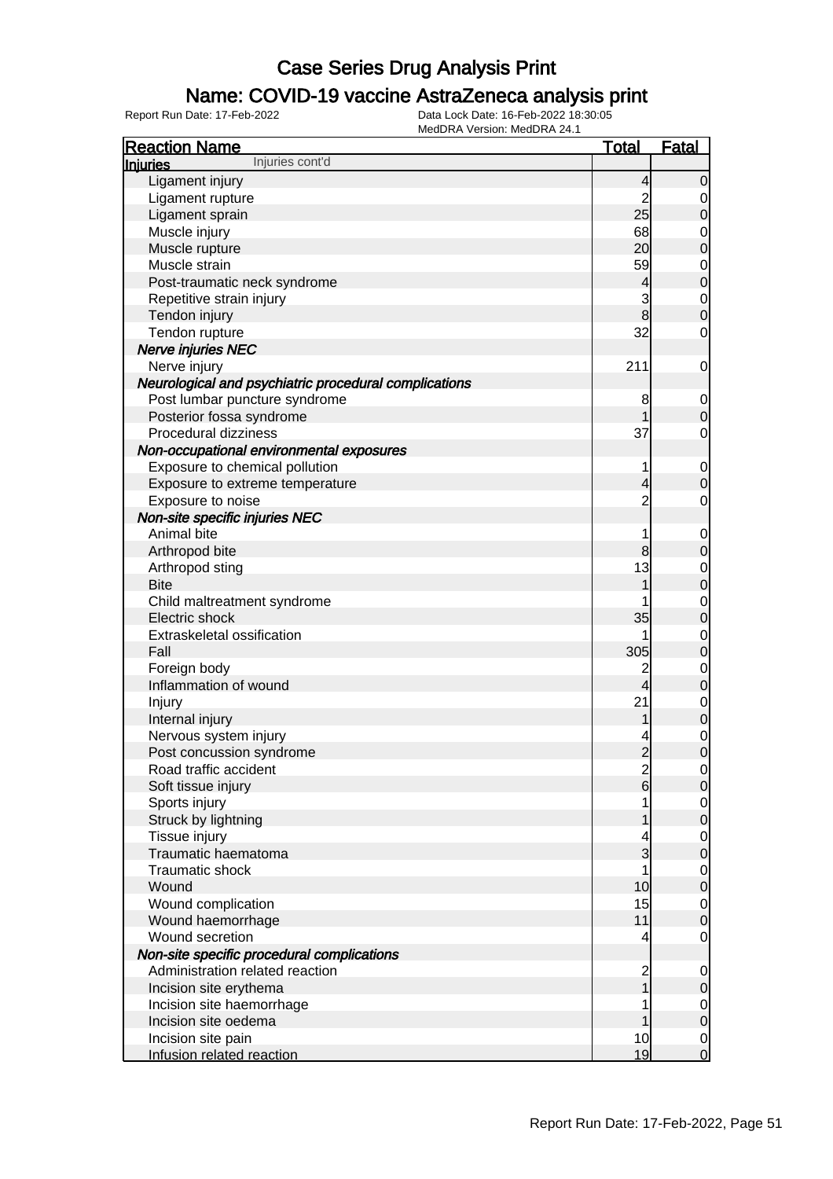# Case Series Drug Analysis Print

## Name: COVID-19 vaccine AstraZeneca analysis print

Report Run Date: 17-Feb-2022

Data Lock Date: 16-Feb-2022 18:30:05
MedDRA Version: MedDRA 24.1

| Reaction Name | Total | Fatal |
|---|---|---|
| **Injuries** Injuries cont'd | | |
| Ligament injury | 4 | 0 |
| Ligament rupture | 2 | 0 |
| Ligament sprain | 25 | 0 |
| Muscle injury | 68 | 0 |
| Muscle rupture | 20 | 0 |
| Muscle strain | 59 | 0 |
| Post-traumatic neck syndrome | 4 | 0 |
| Repetitive strain injury | 3 | 0 |
| Tendon injury | 8 | 0 |
| Tendon rupture | 32 | 0 |
| ***Nerve injuries NEC*** | | |
| Nerve injury | 211 | 0 |
| ***Neurological and psychiatric procedural complications*** | | |
| Post lumbar puncture syndrome | 8 | 0 |
| Posterior fossa syndrome | 1 | 0 |
| Procedural dizziness | 37 | 0 |
| ***Non-occupational environmental exposures*** | | |
| Exposure to chemical pollution | 1 | 0 |
| Exposure to extreme temperature | 4 | 0 |
| Exposure to noise | 2 | 0 |
| ***Non-site specific injuries NEC*** | | |
| Animal bite | 1 | 0 |
| Arthropod bite | 8 | 0 |
| Arthropod sting | 13 | 0 |
| Bite | 1 | 0 |
| Child maltreatment syndrome | 1 | 0 |
| Electric shock | 35 | 0 |
| Extraskeletal ossification | 1 | 0 |
| Fall | 305 | 0 |
| Foreign body | 2 | 0 |
| Inflammation of wound | 4 | 0 |
| Injury | 21 | 0 |
| Internal injury | 1 | 0 |
| Nervous system injury | 4 | 0 |
| Post concussion syndrome | 2 | 0 |
| Road traffic accident | 2 | 0 |
| Soft tissue injury | 6 | 0 |
| Sports injury | 1 | 0 |
| Struck by lightning | 1 | 0 |
| Tissue injury | 4 | 0 |
| Traumatic haematoma | 3 | 0 |
| Traumatic shock | 1 | 0 |
| Wound | 10 | 0 |
| Wound complication | 15 | 0 |
| Wound haemorrhage | 11 | 0 |
| Wound secretion | 4 | 0 |
| ***Non-site specific procedural complications*** | | |
| Administration related reaction | 2 | 0 |
| Incision site erythema | 1 | 0 |
| Incision site haemorrhage | 1 | 0 |
| Incision site oedema | 1 | 0 |
| Incision site pain | 10 | 0 |
| Infusion related reaction | 19 | 0 |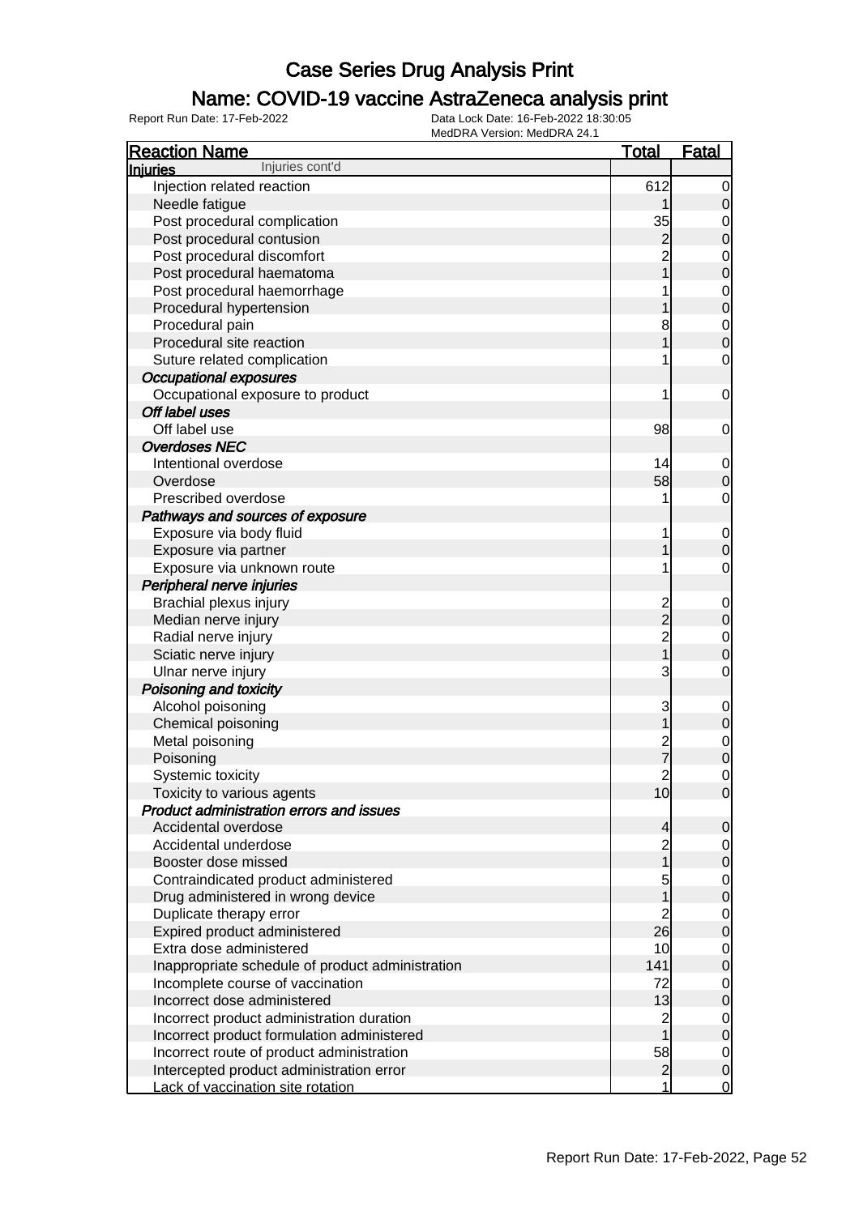# Case Series Drug Analysis Print

## Name: COVID-19 vaccine AstraZeneca analysis print

Report Run Date: 17-Feb-2022

Data Lock Date: 16-Feb-2022 18:30:05
MedDRA Version: MedDRA 24.1

| Reaction Name | Total | Fatal |
|---|---|---|
| **Injuries** Injuries cont'd | | |
| Injection related reaction | 612 | 0 |
| Needle fatigue | 1 | 0 |
| Post procedural complication | 35 | 0 |
| Post procedural contusion | 2 | 0 |
| Post procedural discomfort | 2 | 0 |
| Post procedural haematoma | 1 | 0 |
| Post procedural haemorrhage | 1 | 0 |
| Procedural hypertension | 1 | 0 |
| Procedural pain | 8 | 0 |
| Procedural site reaction | 1 | 0 |
| Suture related complication | 1 | 0 |
| *Occupational exposures* | | |
| Occupational exposure to product | 1 | 0 |
| *Off label uses* | | |
| Off label use | 98 | 0 |
| *Overdoses NEC* | | |
| Intentional overdose | 14 | 0 |
| Overdose | 58 | 0 |
| Prescribed overdose | 1 | 0 |
| *Pathways and sources of exposure* | | |
| Exposure via body fluid | 1 | 0 |
| Exposure via partner | 1 | 0 |
| Exposure via unknown route | 1 | 0 |
| *Peripheral nerve injuries* | | |
| Brachial plexus injury | 2 | 0 |
| Median nerve injury | 2 | 0 |
| Radial nerve injury | 2 | 0 |
| Sciatic nerve injury | 1 | 0 |
| Ulnar nerve injury | 3 | 0 |
| *Poisoning and toxicity* | | |
| Alcohol poisoning | 3 | 0 |
| Chemical poisoning | 1 | 0 |
| Metal poisoning | 2 | 0 |
| Poisoning | 7 | 0 |
| Systemic toxicity | 2 | 0 |
| Toxicity to various agents | 10 | 0 |
| *Product administration errors and issues* | | |
| Accidental overdose | 4 | 0 |
| Accidental underdose | 2 | 0 |
| Booster dose missed | 1 | 0 |
| Contraindicated product administered | 5 | 0 |
| Drug administered in wrong device | 1 | 0 |
| Duplicate therapy error | 2 | 0 |
| Expired product administered | 26 | 0 |
| Extra dose administered | 10 | 0 |
| Inappropriate schedule of product administration | 141 | 0 |
| Incomplete course of vaccination | 72 | 0 |
| Incorrect dose administered | 13 | 0 |
| Incorrect product administration duration | 2 | 0 |
| Incorrect product formulation administered | 1 | 0 |
| Incorrect route of product administration | 58 | 0 |
| Intercepted product administration error | 2 | 0 |
| Lack of vaccination site rotation | 1 | 0 |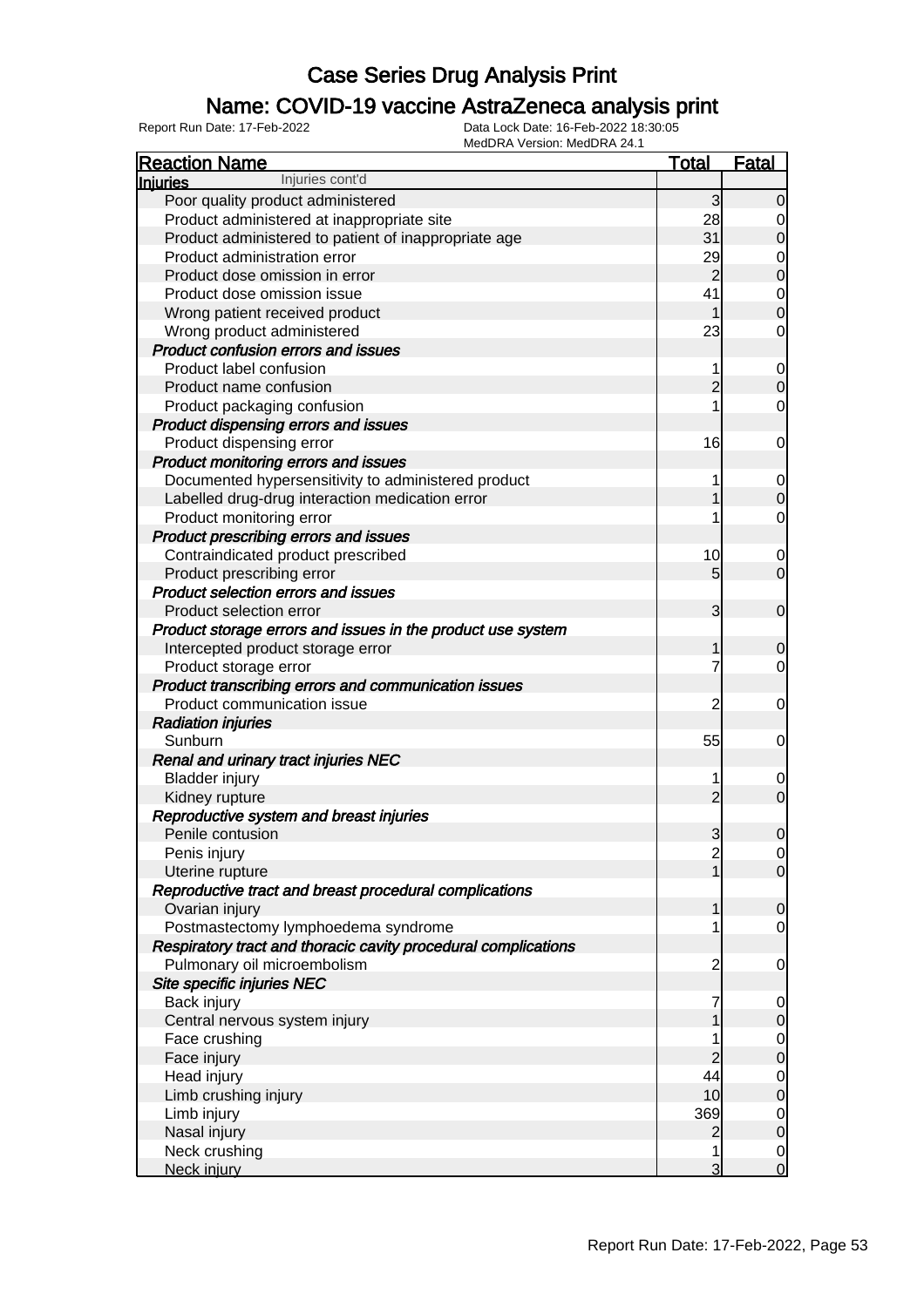# Case Series Drug Analysis Print

## Name: COVID-19 vaccine AstraZeneca analysis print

Report Run Date: 17-Feb-2022

Data Lock Date: 16-Feb-2022 18:30:05
MedDRA Version: MedDRA 24.1

| Reaction Name | Total | Fatal |
|---|---|---|
| **Injuries** Injuries cont'd | | |
| Poor quality product administered | 3 | 0 |
| Product administered at inappropriate site | 28 | 0 |
| Product administered to patient of inappropriate age | 31 | 0 |
| Product administration error | 29 | 0 |
| Product dose omission in error | 2 | 0 |
| Product dose omission issue | 41 | 0 |
| Wrong patient received product | 1 | 0 |
| Wrong product administered | 23 | 0 |
| ***Product confusion errors and issues*** | | |
| Product label confusion | 1 | 0 |
| Product name confusion | 2 | 0 |
| Product packaging confusion | 1 | 0 |
| ***Product dispensing errors and issues*** | | |
| Product dispensing error | 16 | 0 |
| ***Product monitoring errors and issues*** | | |
| Documented hypersensitivity to administered product | 1 | 0 |
| Labelled drug-drug interaction medication error | 1 | 0 |
| Product monitoring error | 1 | 0 |
| ***Product prescribing errors and issues*** | | |
| Contraindicated product prescribed | 10 | 0 |
| Product prescribing error | 5 | 0 |
| ***Product selection errors and issues*** | | |
| Product selection error | 3 | 0 |
| ***Product storage errors and issues in the product use system*** | | |
| Intercepted product storage error | 1 | 0 |
| Product storage error | 7 | 0 |
| ***Product transcribing errors and communication issues*** | | |
| Product communication issue | 2 | 0 |
| ***Radiation injuries*** | | |
| Sunburn | 55 | 0 |
| ***Renal and urinary tract injuries NEC*** | | |
| Bladder injury | 1 | 0 |
| Kidney rupture | 2 | 0 |
| ***Reproductive system and breast injuries*** | | |
| Penile contusion | 3 | 0 |
| Penis injury | 2 | 0 |
| Uterine rupture | 1 | 0 |
| ***Reproductive tract and breast procedural complications*** | | |
| Ovarian injury | 1 | 0 |
| Postmastectomy lymphoedema syndrome | 1 | 0 |
| ***Respiratory tract and thoracic cavity procedural complications*** | | |
| Pulmonary oil microembolism | 2 | 0 |
| ***Site specific injuries NEC*** | | |
| Back injury | 7 | 0 |
| Central nervous system injury | 1 | 0 |
| Face crushing | 1 | 0 |
| Face injury | 2 | 0 |
| Head injury | 44 | 0 |
| Limb crushing injury | 10 | 0 |
| Limb injury | 369 | 0 |
| Nasal injury | 2 | 0 |
| Neck crushing | 1 | 0 |
| Neck injury | 3 | 0 |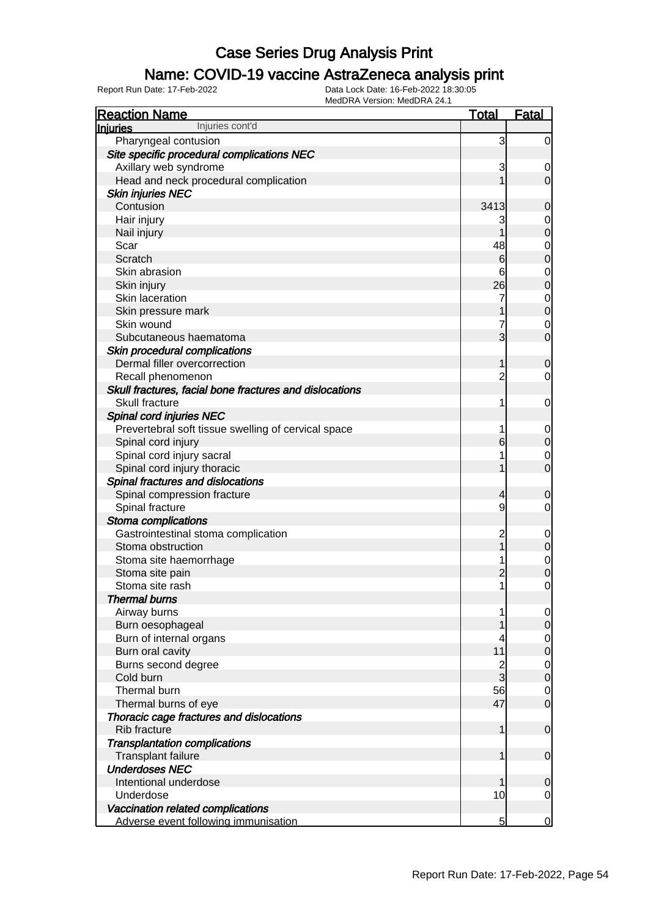# Case Series Drug Analysis Print

## Name: COVID-19 vaccine AstraZeneca analysis print

Report Run Date: 17-Feb-2022

Data Lock Date: 16-Feb-2022 18:30:05
MedDRA Version: MedDRA 24.1

| Reaction Name | Total | Fatal |
|---|---|---|
| **Injuries** Injuries cont'd | | |
| Pharyngeal contusion | 3 | 0 |
| ***Site specific procedural complications NEC*** | | |
| Axillary web syndrome | 3 | 0 |
| Head and neck procedural complication | 1 | 0 |
| ***Skin injuries NEC*** | | |
| Contusion | 3413 | 0 |
| Hair injury | 3 | 0 |
| Nail injury | 1 | 0 |
| Scar | 48 | 0 |
| Scratch | 6 | 0 |
| Skin abrasion | 6 | 0 |
| Skin injury | 26 | 0 |
| Skin laceration | 7 | 0 |
| Skin pressure mark | 1 | 0 |
| Skin wound | 7 | 0 |
| Subcutaneous haematoma | 3 | 0 |
| ***Skin procedural complications*** | | |
| Dermal filler overcorrection | 1 | 0 |
| Recall phenomenon | 2 | 0 |
| ***Skull fractures, facial bone fractures and dislocations*** | | |
| Skull fracture | 1 | 0 |
| ***Spinal cord injuries NEC*** | | |
| Prevertebral soft tissue swelling of cervical space | 1 | 0 |
| Spinal cord injury | 6 | 0 |
| Spinal cord injury sacral | 1 | 0 |
| Spinal cord injury thoracic | 1 | 0 |
| ***Spinal fractures and dislocations*** | | |
| Spinal compression fracture | 4 | 0 |
| Spinal fracture | 9 | 0 |
| ***Stoma complications*** | | |
| Gastrointestinal stoma complication | 2 | 0 |
| Stoma obstruction | 1 | 0 |
| Stoma site haemorrhage | 1 | 0 |
| Stoma site pain | 2 | 0 |
| Stoma site rash | 1 | 0 |
| ***Thermal burns*** | | |
| Airway burns | 1 | 0 |
| Burn oesophageal | 1 | 0 |
| Burn of internal organs | 4 | 0 |
| Burn oral cavity | 11 | 0 |
| Burns second degree | 2 | 0 |
| Cold burn | 3 | 0 |
| Thermal burn | 56 | 0 |
| Thermal burns of eye | 47 | 0 |
| ***Thoracic cage fractures and dislocations*** | | |
| Rib fracture | 1 | 0 |
| ***Transplantation complications*** | | |
| Transplant failure | 1 | 0 |
| ***Underdoses NEC*** | | |
| Intentional underdose | 1 | 0 |
| Underdose | 10 | 0 |
| ***Vaccination related complications*** | | |
| Adverse event following immunisation | 5 | 0 |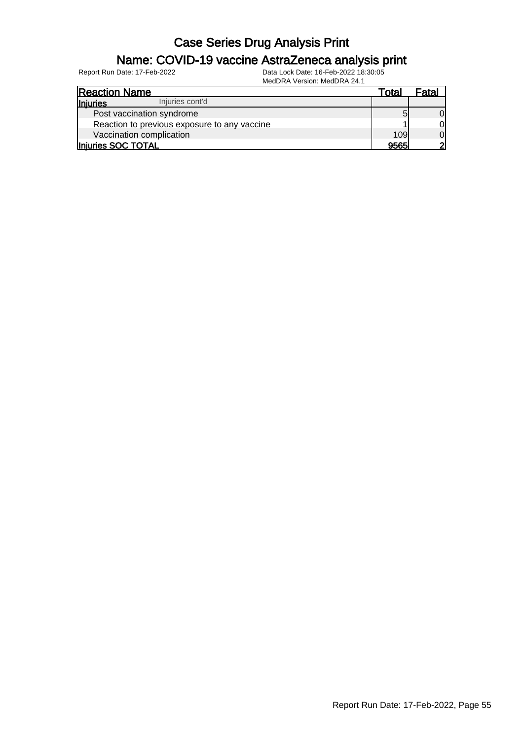# Case Series Drug Analysis Print

## Name: COVID-19 vaccine AstraZeneca analysis print

Report Run Date: 17-Feb-2022

Data Lock Date: 16-Feb-2022 18:30:05

MedDRA Version: MedDRA 24.1

| Reaction Name | Total | Fatal |
|---|---|---|
| **Injuries** Injuries cont'd | | |
| Post vaccination syndrome | 5 | 0 |
| Reaction to previous exposure to any vaccine | 1 | 0 |
| Vaccination complication | 109 | 0 |
| **Injuries SOC TOTAL** | **9565** | **2** |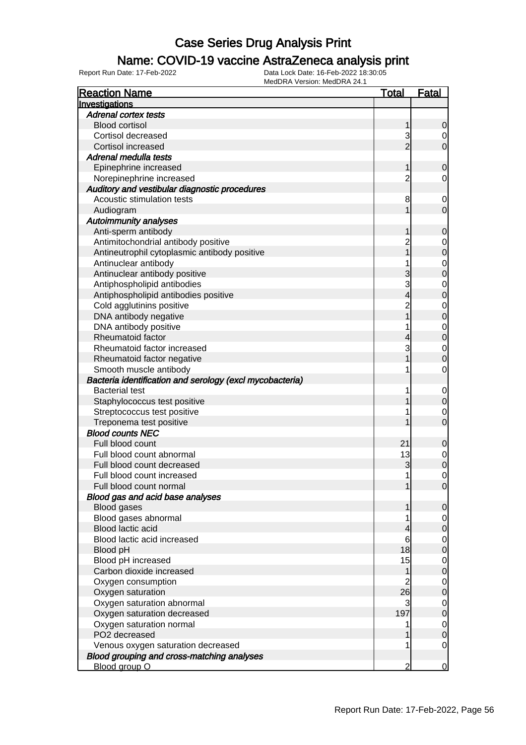# Case Series Drug Analysis Print

## Name: COVID-19 vaccine AstraZeneca analysis print

Report Run Date: 17-Feb-2022    Data Lock Date: 16-Feb-2022 18:30:05
MedDRA Version: MedDRA 24.1

| Reaction Name | Total | Fatal |
|---|---|---|
| **Investigations** | | |
| *Adrenal cortex tests* | | |
| Blood cortisol | 1 | 0 |
| Cortisol decreased | 3 | 0 |
| Cortisol increased | 2 | 0 |
| *Adrenal medulla tests* | | |
| Epinephrine increased | 1 | 0 |
| Norepinephrine increased | 2 | 0 |
| *Auditory and vestibular diagnostic procedures* | | |
| Acoustic stimulation tests | 8 | 0 |
| Audiogram | 1 | 0 |
| *Autoimmunity analyses* | | |
| Anti-sperm antibody | 1 | 0 |
| Antimitochondrial antibody positive | 2 | 0 |
| Antineutrophil cytoplasmic antibody positive | 1 | 0 |
| Antinuclear antibody | 1 | 0 |
| Antinuclear antibody positive | 3 | 0 |
| Antiphospholipid antibodies | 3 | 0 |
| Antiphospholipid antibodies positive | 4 | 0 |
| Cold agglutinins positive | 2 | 0 |
| DNA antibody negative | 1 | 0 |
| DNA antibody positive | 1 | 0 |
| Rheumatoid factor | 4 | 0 |
| Rheumatoid factor increased | 3 | 0 |
| Rheumatoid factor negative | 1 | 0 |
| Smooth muscle antibody | 1 | 0 |
| *Bacteria identification and serology (excl mycobacteria)* | | |
| Bacterial test | 1 | 0 |
| Staphylococcus test positive | 1 | 0 |
| Streptococcus test positive | 1 | 0 |
| Treponema test positive | 1 | 0 |
| *Blood counts NEC* | | |
| Full blood count | 21 | 0 |
| Full blood count abnormal | 13 | 0 |
| Full blood count decreased | 3 | 0 |
| Full blood count increased | 1 | 0 |
| Full blood count normal | 1 | 0 |
| *Blood gas and acid base analyses* | | |
| Blood gases | 1 | 0 |
| Blood gases abnormal | 1 | 0 |
| Blood lactic acid | 4 | 0 |
| Blood lactic acid increased | 6 | 0 |
| Blood pH | 18 | 0 |
| Blood pH increased | 15 | 0 |
| Carbon dioxide increased | 1 | 0 |
| Oxygen consumption | 2 | 0 |
| Oxygen saturation | 26 | 0 |
| Oxygen saturation abnormal | 3 | 0 |
| Oxygen saturation decreased | 197 | 0 |
| Oxygen saturation normal | 1 | 0 |
| PO2 decreased | 1 | 0 |
| Venous oxygen saturation decreased | 1 | 0 |
| *Blood grouping and cross-matching analyses* | | |
| Blood group O | 2 | 0 |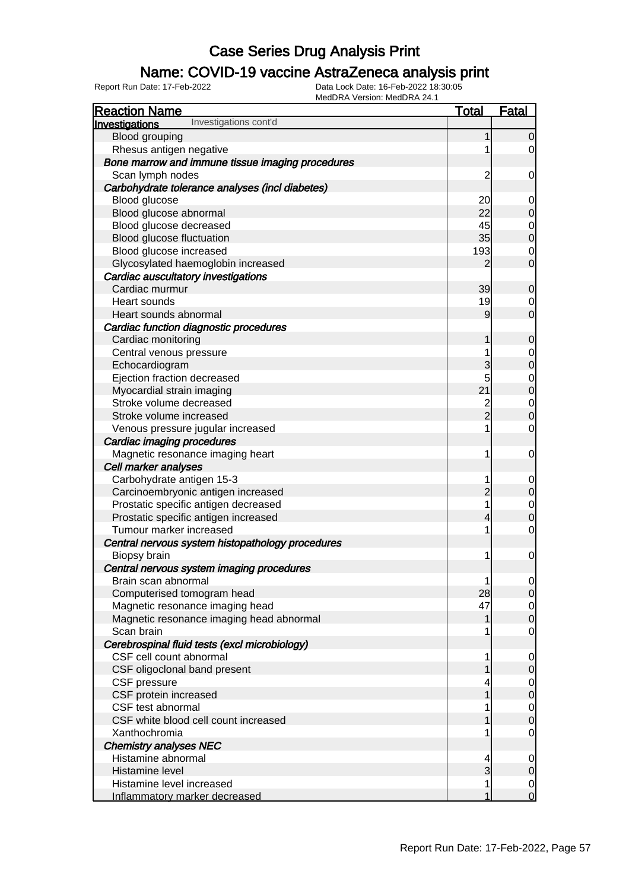# Case Series Drug Analysis Print

## Name: COVID-19 vaccine AstraZeneca analysis print

Report Run Date: 17-Feb-2022

Data Lock Date: 16-Feb-2022 18:30:05

MedDRA Version: MedDRA 24.1

| Reaction Name | Total | Fatal |
|---|---|---|
| **Investigations** Investigations cont'd | | |
| Blood grouping | 1 | 0 |
| Rhesus antigen negative | 1 | 0 |
| ***Bone marrow and immune tissue imaging procedures*** | | |
| Scan lymph nodes | 2 | 0 |
| ***Carbohydrate tolerance analyses (incl diabetes)*** | | |
| Blood glucose | 20 | 0 |
| Blood glucose abnormal | 22 | 0 |
| Blood glucose decreased | 45 | 0 |
| Blood glucose fluctuation | 35 | 0 |
| Blood glucose increased | 193 | 0 |
| Glycosylated haemoglobin increased | 2 | 0 |
| ***Cardiac auscultatory investigations*** | | |
| Cardiac murmur | 39 | 0 |
| Heart sounds | 19 | 0 |
| Heart sounds abnormal | 9 | 0 |
| ***Cardiac function diagnostic procedures*** | | |
| Cardiac monitoring | 1 | 0 |
| Central venous pressure | 1 | 0 |
| Echocardiogram | 3 | 0 |
| Ejection fraction decreased | 5 | 0 |
| Myocardial strain imaging | 21 | 0 |
| Stroke volume decreased | 2 | 0 |
| Stroke volume increased | 2 | 0 |
| Venous pressure jugular increased | 1 | 0 |
| ***Cardiac imaging procedures*** | | |
| Magnetic resonance imaging heart | 1 | 0 |
| ***Cell marker analyses*** | | |
| Carbohydrate antigen 15-3 | 1 | 0 |
| Carcinoembryonic antigen increased | 2 | 0 |
| Prostatic specific antigen decreased | 1 | 0 |
| Prostatic specific antigen increased | 4 | 0 |
| Tumour marker increased | 1 | 0 |
| ***Central nervous system histopathology procedures*** | | |
| Biopsy brain | 1 | 0 |
| ***Central nervous system imaging procedures*** | | |
| Brain scan abnormal | 1 | 0 |
| Computerised tomogram head | 28 | 0 |
| Magnetic resonance imaging head | 47 | 0 |
| Magnetic resonance imaging head abnormal | 1 | 0 |
| Scan brain | 1 | 0 |
| ***Cerebrospinal fluid tests (excl microbiology)*** | | |
| CSF cell count abnormal | 1 | 0 |
| CSF oligoclonal band present | 1 | 0 |
| CSF pressure | 4 | 0 |
| CSF protein increased | 1 | 0 |
| CSF test abnormal | 1 | 0 |
| CSF white blood cell count increased | 1 | 0 |
| Xanthochromia | 1 | 0 |
| ***Chemistry analyses NEC*** | | |
| Histamine abnormal | 4 | 0 |
| Histamine level | 3 | 0 |
| Histamine level increased | 1 | 0 |
| Inflammatory marker decreased | 1 | 0 |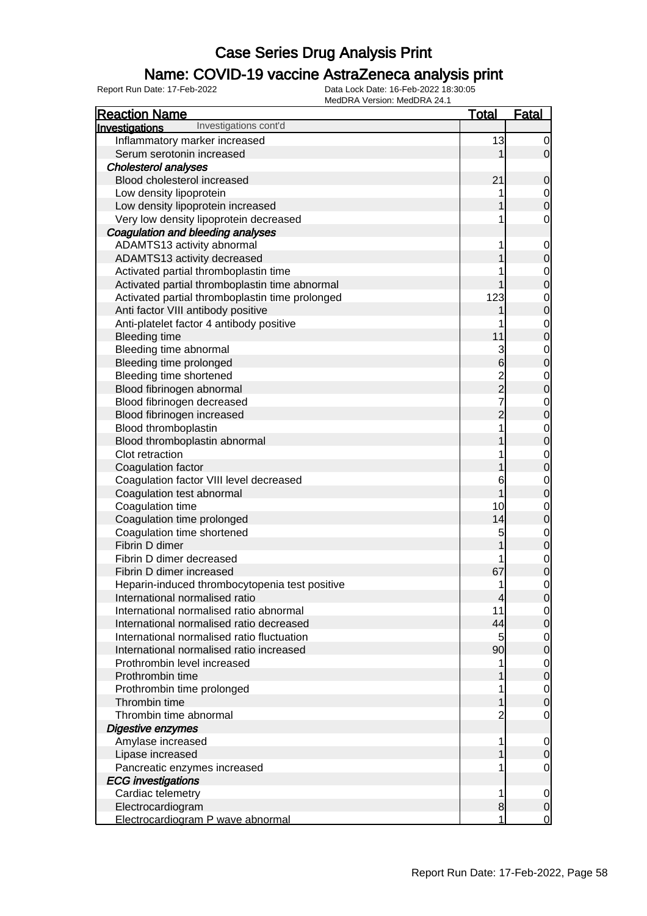# Case Series Drug Analysis Print

## Name: COVID-19 vaccine AstraZeneca analysis print

Report Run Date: 17-Feb-2022 | Data Lock Date: 16-Feb-2022 18:30:05 | MedDRA Version: MedDRA 24.1

| Reaction Name | Total | Fatal |
|---|---|---|
| **Investigations** Investigations cont'd | | |
| Inflammatory marker increased | 13 | 0 |
| Serum serotonin increased | 1 | 0 |
| ***Cholesterol analyses*** | | |
| Blood cholesterol increased | 21 | 0 |
| Low density lipoprotein | 1 | 0 |
| Low density lipoprotein increased | 1 | 0 |
| Very low density lipoprotein decreased | 1 | 0 |
| ***Coagulation and bleeding analyses*** | | |
| ADAMTS13 activity abnormal | 1 | 0 |
| ADAMTS13 activity decreased | 1 | 0 |
| Activated partial thromboplastin time | 1 | 0 |
| Activated partial thromboplastin time abnormal | 1 | 0 |
| Activated partial thromboplastin time prolonged | 123 | 0 |
| Anti factor VIII antibody positive | 1 | 0 |
| Anti-platelet factor 4 antibody positive | 1 | 0 |
| Bleeding time | 11 | 0 |
| Bleeding time abnormal | 3 | 0 |
| Bleeding time prolonged | 6 | 0 |
| Bleeding time shortened | 2 | 0 |
| Blood fibrinogen abnormal | 2 | 0 |
| Blood fibrinogen decreased | 7 | 0 |
| Blood fibrinogen increased | 2 | 0 |
| Blood thromboplastin | 1 | 0 |
| Blood thromboplastin abnormal | 1 | 0 |
| Clot retraction | 1 | 0 |
| Coagulation factor | 1 | 0 |
| Coagulation factor VIII level decreased | 6 | 0 |
| Coagulation test abnormal | 1 | 0 |
| Coagulation time | 10 | 0 |
| Coagulation time prolonged | 14 | 0 |
| Coagulation time shortened | 5 | 0 |
| Fibrin D dimer | 1 | 0 |
| Fibrin D dimer decreased | 1 | 0 |
| Fibrin D dimer increased | 67 | 0 |
| Heparin-induced thrombocytopenia test positive | 1 | 0 |
| International normalised ratio | 4 | 0 |
| International normalised ratio abnormal | 11 | 0 |
| International normalised ratio decreased | 44 | 0 |
| International normalised ratio fluctuation | 5 | 0 |
| International normalised ratio increased | 90 | 0 |
| Prothrombin level increased | 1 | 0 |
| Prothrombin time | 1 | 0 |
| Prothrombin time prolonged | 1 | 0 |
| Thrombin time | 1 | 0 |
| Thrombin time abnormal | 2 | 0 |
| ***Digestive enzymes*** | | |
| Amylase increased | 1 | 0 |
| Lipase increased | 1 | 0 |
| Pancreatic enzymes increased | 1 | 0 |
| ***ECG investigations*** | | |
| Cardiac telemetry | 1 | 0 |
| Electrocardiogram | 8 | 0 |
| Electrocardiogram P wave abnormal | 1 | 0 |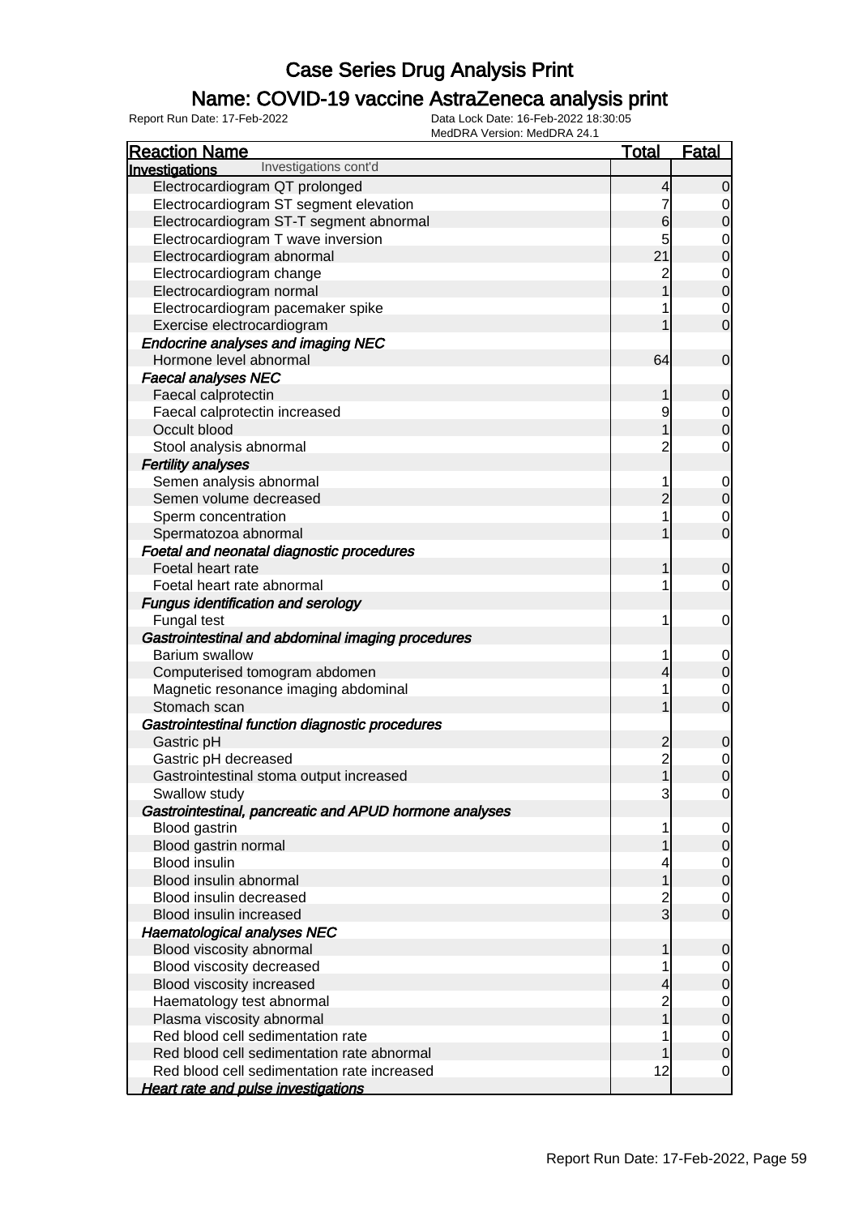# Case Series Drug Analysis Print

## Name: COVID-19 vaccine AstraZeneca analysis print

Report Run Date: 17-Feb-2022 | Data Lock Date: 16-Feb-2022 18:30:05 | MedDRA Version: MedDRA 24.1

| Reaction Name | Total | Fatal |
|---|---|---|
| **Investigations** Investigations cont'd | | |
| Electrocardiogram QT prolonged | 4 | 0 |
| Electrocardiogram ST segment elevation | 7 | 0 |
| Electrocardiogram ST-T segment abnormal | 6 | 0 |
| Electrocardiogram T wave inversion | 5 | 0 |
| Electrocardiogram abnormal | 21 | 0 |
| Electrocardiogram change | 2 | 0 |
| Electrocardiogram normal | 1 | 0 |
| Electrocardiogram pacemaker spike | 1 | 0 |
| Exercise electrocardiogram | 1 | 0 |
| *Endocrine analyses and imaging NEC* | | |
| Hormone level abnormal | 64 | 0 |
| *Faecal analyses NEC* | | |
| Faecal calprotectin | 1 | 0 |
| Faecal calprotectin increased | 9 | 0 |
| Occult blood | 1 | 0 |
| Stool analysis abnormal | 2 | 0 |
| *Fertility analyses* | | |
| Semen analysis abnormal | 1 | 0 |
| Semen volume decreased | 2 | 0 |
| Sperm concentration | 1 | 0 |
| Spermatozoa abnormal | 1 | 0 |
| *Foetal and neonatal diagnostic procedures* | | |
| Foetal heart rate | 1 | 0 |
| Foetal heart rate abnormal | 1 | 0 |
| *Fungus identification and serology* | | |
| Fungal test | 1 | 0 |
| *Gastrointestinal and abdominal imaging procedures* | | |
| Barium swallow | 1 | 0 |
| Computerised tomogram abdomen | 4 | 0 |
| Magnetic resonance imaging abdominal | 1 | 0 |
| Stomach scan | 1 | 0 |
| *Gastrointestinal function diagnostic procedures* | | |
| Gastric pH | 2 | 0 |
| Gastric pH decreased | 2 | 0 |
| Gastrointestinal stoma output increased | 1 | 0 |
| Swallow study | 3 | 0 |
| *Gastrointestinal, pancreatic and APUD hormone analyses* | | |
| Blood gastrin | 1 | 0 |
| Blood gastrin normal | 1 | 0 |
| Blood insulin | 4 | 0 |
| Blood insulin abnormal | 1 | 0 |
| Blood insulin decreased | 2 | 0 |
| Blood insulin increased | 3 | 0 |
| *Haematological analyses NEC* | | |
| Blood viscosity abnormal | 1 | 0 |
| Blood viscosity decreased | 1 | 0 |
| Blood viscosity increased | 4 | 0 |
| Haematology test abnormal | 2 | 0 |
| Plasma viscosity abnormal | 1 | 0 |
| Red blood cell sedimentation rate | 1 | 0 |
| Red blood cell sedimentation rate abnormal | 1 | 0 |
| Red blood cell sedimentation rate increased | 12 | 0 |
| *Heart rate and pulse investigations* | | |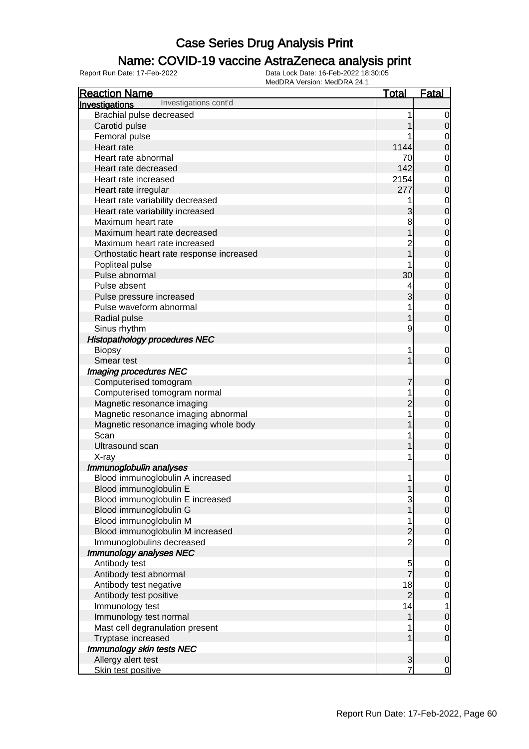# Case Series Drug Analysis Print

## Name: COVID-19 vaccine AstraZeneca analysis print

Report Run Date: 17-Feb-2022

Data Lock Date: 16-Feb-2022 18:30:05

MedDRA Version: MedDRA 24.1

| Reaction Name | Total | Fatal |
|---|---|---|
| **Investigations** Investigations cont'd | | |
| Brachial pulse decreased | 1 | 0 |
| Carotid pulse | 1 | 0 |
| Femoral pulse | 1 | 0 |
| Heart rate | 1144 | 0 |
| Heart rate abnormal | 70 | 0 |
| Heart rate decreased | 142 | 0 |
| Heart rate increased | 2154 | 0 |
| Heart rate irregular | 277 | 0 |
| Heart rate variability decreased | 1 | 0 |
| Heart rate variability increased | 3 | 0 |
| Maximum heart rate | 8 | 0 |
| Maximum heart rate decreased | 1 | 0 |
| Maximum heart rate increased | 2 | 0 |
| Orthostatic heart rate response increased | 1 | 0 |
| Popliteal pulse | 1 | 0 |
| Pulse abnormal | 30 | 0 |
| Pulse absent | 4 | 0 |
| Pulse pressure increased | 3 | 0 |
| Pulse waveform abnormal | 1 | 0 |
| Radial pulse | 1 | 0 |
| Sinus rhythm | 9 | 0 |
| ***Histopathology procedures NEC*** | | |
| Biopsy | 1 | 0 |
| Smear test | 1 | 0 |
| ***Imaging procedures NEC*** | | |
| Computerised tomogram | 7 | 0 |
| Computerised tomogram normal | 1 | 0 |
| Magnetic resonance imaging | 2 | 0 |
| Magnetic resonance imaging abnormal | 1 | 0 |
| Magnetic resonance imaging whole body | 1 | 0 |
| Scan | 1 | 0 |
| Ultrasound scan | 1 | 0 |
| X-ray | 1 | 0 |
| ***Immunoglobulin analyses*** | | |
| Blood immunoglobulin A increased | 1 | 0 |
| Blood immunoglobulin E | 1 | 0 |
| Blood immunoglobulin E increased | 3 | 0 |
| Blood immunoglobulin G | 1 | 0 |
| Blood immunoglobulin M | 1 | 0 |
| Blood immunoglobulin M increased | 2 | 0 |
| Immunoglobulins decreased | 2 | 0 |
| ***Immunology analyses NEC*** | | |
| Antibody test | 5 | 0 |
| Antibody test abnormal | 7 | 0 |
| Antibody test negative | 18 | 0 |
| Antibody test positive | 2 | 0 |
| Immunology test | 14 | 1 |
| Immunology test normal | 1 | 0 |
| Mast cell degranulation present | 1 | 0 |
| Tryptase increased | 1 | 0 |
| ***Immunology skin tests NEC*** | | |
| Allergy alert test | 3 | 0 |
| Skin test positive | 7 | 0 |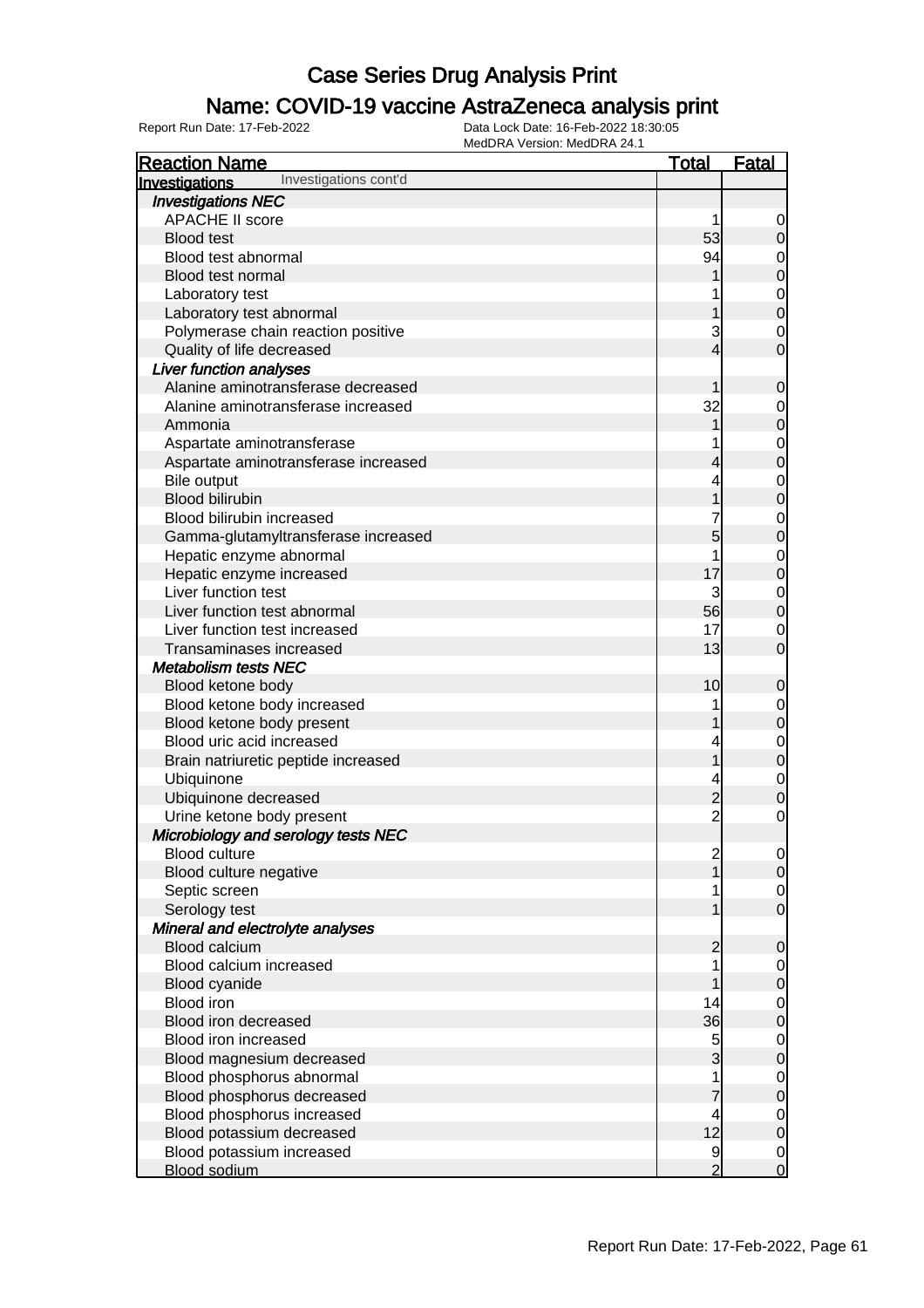# Case Series Drug Analysis Print

## Name: COVID-19 vaccine AstraZeneca analysis print

Report Run Date: 17-Feb-2022

Data Lock Date: 16-Feb-2022 18:30:05

MedDRA Version: MedDRA 24.1

| Reaction Name | Total | Fatal |
|---|---|---|
| **Investigations** Investigations cont'd | | |
| ***Investigations NEC*** | | |
| APACHE II score | 1 | 0 |
| Blood test | 53 | 0 |
| Blood test abnormal | 94 | 0 |
| Blood test normal | 1 | 0 |
| Laboratory test | 1 | 0 |
| Laboratory test abnormal | 1 | 0 |
| Polymerase chain reaction positive | 3 | 0 |
| Quality of life decreased | 4 | 0 |
| ***Liver function analyses*** | | |
| Alanine aminotransferase decreased | 1 | 0 |
| Alanine aminotransferase increased | 32 | 0 |
| Ammonia | 1 | 0 |
| Aspartate aminotransferase | 1 | 0 |
| Aspartate aminotransferase increased | 4 | 0 |
| Bile output | 4 | 0 |
| Blood bilirubin | 1 | 0 |
| Blood bilirubin increased | 7 | 0 |
| Gamma-glutamyltransferase increased | 5 | 0 |
| Hepatic enzyme abnormal | 1 | 0 |
| Hepatic enzyme increased | 17 | 0 |
| Liver function test | 3 | 0 |
| Liver function test abnormal | 56 | 0 |
| Liver function test increased | 17 | 0 |
| Transaminases increased | 13 | 0 |
| ***Metabolism tests NEC*** | | |
| Blood ketone body | 10 | 0 |
| Blood ketone body increased | 1 | 0 |
| Blood ketone body present | 1 | 0 |
| Blood uric acid increased | 4 | 0 |
| Brain natriuretic peptide increased | 1 | 0 |
| Ubiquinone | 4 | 0 |
| Ubiquinone decreased | 2 | 0 |
| Urine ketone body present | 2 | 0 |
| ***Microbiology and serology tests NEC*** | | |
| Blood culture | 2 | 0 |
| Blood culture negative | 1 | 0 |
| Septic screen | 1 | 0 |
| Serology test | 1 | 0 |
| ***Mineral and electrolyte analyses*** | | |
| Blood calcium | 2 | 0 |
| Blood calcium increased | 1 | 0 |
| Blood cyanide | 1 | 0 |
| Blood iron | 14 | 0 |
| Blood iron decreased | 36 | 0 |
| Blood iron increased | 5 | 0 |
| Blood magnesium decreased | 3 | 0 |
| Blood phosphorus abnormal | 1 | 0 |
| Blood phosphorus decreased | 7 | 0 |
| Blood phosphorus increased | 4 | 0 |
| Blood potassium decreased | 12 | 0 |
| Blood potassium increased | 9 | 0 |
| Blood sodium | 2 | 0 |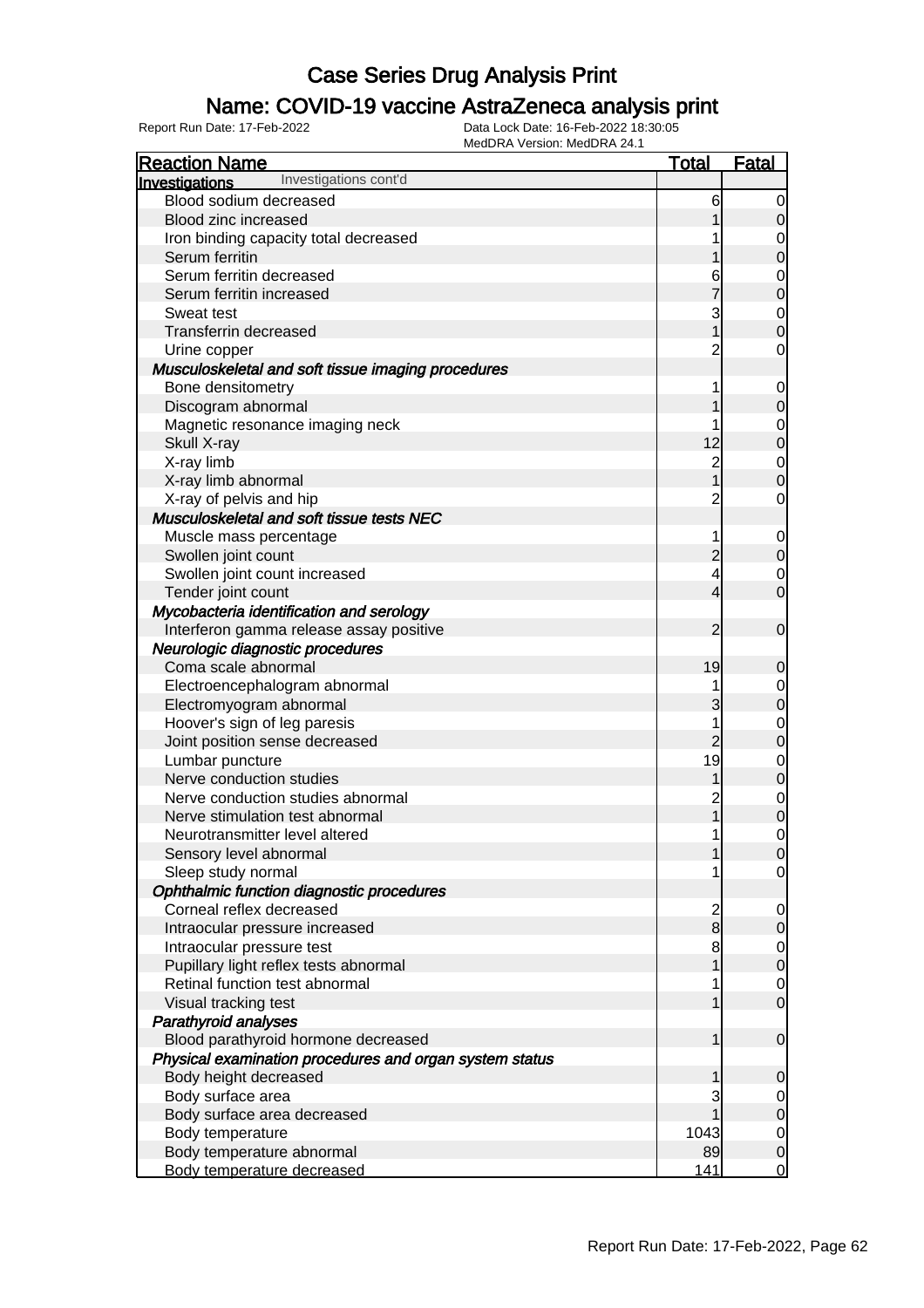# Case Series Drug Analysis Print

## Name: COVID-19 vaccine AstraZeneca analysis print

Report Run Date: 17-Feb-2022 | Data Lock Date: 16-Feb-2022 18:30:05 | MedDRA Version: MedDRA 24.1

| Reaction Name | Total | Fatal |
|---|---|---|
| **Investigations** Investigations cont'd | | |
| Blood sodium decreased | 6 | 0 |
| Blood zinc increased | 1 | 0 |
| Iron binding capacity total decreased | 1 | 0 |
| Serum ferritin | 1 | 0 |
| Serum ferritin decreased | 6 | 0 |
| Serum ferritin increased | 7 | 0 |
| Sweat test | 3 | 0 |
| Transferrin decreased | 1 | 0 |
| Urine copper | 2 | 0 |
| ***Musculoskeletal and soft tissue imaging procedures*** | | |
| Bone densitometry | 1 | 0 |
| Discogram abnormal | 1 | 0 |
| Magnetic resonance imaging neck | 1 | 0 |
| Skull X-ray | 12 | 0 |
| X-ray limb | 2 | 0 |
| X-ray limb abnormal | 1 | 0 |
| X-ray of pelvis and hip | 2 | 0 |
| ***Musculoskeletal and soft tissue tests NEC*** | | |
| Muscle mass percentage | 1 | 0 |
| Swollen joint count | 2 | 0 |
| Swollen joint count increased | 4 | 0 |
| Tender joint count | 4 | 0 |
| ***Mycobacteria identification and serology*** | | |
| Interferon gamma release assay positive | 2 | 0 |
| ***Neurologic diagnostic procedures*** | | |
| Coma scale abnormal | 19 | 0 |
| Electroencephalogram abnormal | 1 | 0 |
| Electromyogram abnormal | 3 | 0 |
| Hoover's sign of leg paresis | 1 | 0 |
| Joint position sense decreased | 2 | 0 |
| Lumbar puncture | 19 | 0 |
| Nerve conduction studies | 1 | 0 |
| Nerve conduction studies abnormal | 2 | 0 |
| Nerve stimulation test abnormal | 1 | 0 |
| Neurotransmitter level altered | 1 | 0 |
| Sensory level abnormal | 1 | 0 |
| Sleep study normal | 1 | 0 |
| ***Ophthalmic function diagnostic procedures*** | | |
| Corneal reflex decreased | 2 | 0 |
| Intraocular pressure increased | 8 | 0 |
| Intraocular pressure test | 8 | 0 |
| Pupillary light reflex tests abnormal | 1 | 0 |
| Retinal function test abnormal | 1 | 0 |
| Visual tracking test | 1 | 0 |
| ***Parathyroid analyses*** | | |
| Blood parathyroid hormone decreased | 1 | 0 |
| ***Physical examination procedures and organ system status*** | | |
| Body height decreased | 1 | 0 |
| Body surface area | 3 | 0 |
| Body surface area decreased | 1 | 0 |
| Body temperature | 1043 | 0 |
| Body temperature abnormal | 89 | 0 |
| Body temperature decreased | 141 | 0 |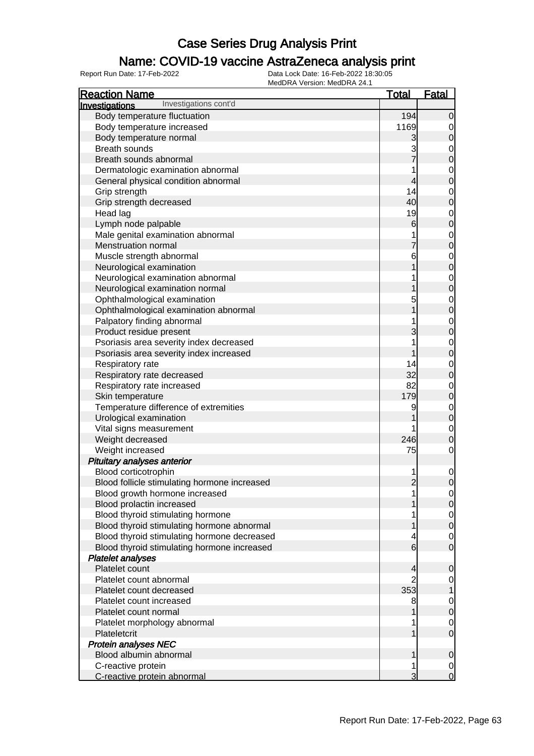# Case Series Drug Analysis Print

## Name: COVID-19 vaccine AstraZeneca analysis print

Report Run Date: 17-Feb-2022 | Data Lock Date: 16-Feb-2022 18:30:05 | MedDRA Version: MedDRA 24.1

| Reaction Name | Total | Fatal |
|---|---|---|
| **Investigations** Investigations cont'd | | |
| Body temperature fluctuation | 194 | 0 |
| Body temperature increased | 1169 | 0 |
| Body temperature normal | 3 | 0 |
| Breath sounds | 3 | 0 |
| Breath sounds abnormal | 7 | 0 |
| Dermatologic examination abnormal | 1 | 0 |
| General physical condition abnormal | 4 | 0 |
| Grip strength | 14 | 0 |
| Grip strength decreased | 40 | 0 |
| Head lag | 19 | 0 |
| Lymph node palpable | 6 | 0 |
| Male genital examination abnormal | 1 | 0 |
| Menstruation normal | 7 | 0 |
| Muscle strength abnormal | 6 | 0 |
| Neurological examination | 1 | 0 |
| Neurological examination abnormal | 1 | 0 |
| Neurological examination normal | 1 | 0 |
| Ophthalmological examination | 5 | 0 |
| Ophthalmological examination abnormal | 1 | 0 |
| Palpatory finding abnormal | 1 | 0 |
| Product residue present | 3 | 0 |
| Psoriasis area severity index decreased | 1 | 0 |
| Psoriasis area severity index increased | 1 | 0 |
| Respiratory rate | 14 | 0 |
| Respiratory rate decreased | 32 | 0 |
| Respiratory rate increased | 82 | 0 |
| Skin temperature | 179 | 0 |
| Temperature difference of extremities | 9 | 0 |
| Urological examination | 1 | 0 |
| Vital signs measurement | 1 | 0 |
| Weight decreased | 246 | 0 |
| Weight increased | 75 | 0 |
| *Pituitary analyses anterior* | | |
| Blood corticotrophin | 1 | 0 |
| Blood follicle stimulating hormone increased | 2 | 0 |
| Blood growth hormone increased | 1 | 0 |
| Blood prolactin increased | 1 | 0 |
| Blood thyroid stimulating hormone | 1 | 0 |
| Blood thyroid stimulating hormone abnormal | 1 | 0 |
| Blood thyroid stimulating hormone decreased | 4 | 0 |
| Blood thyroid stimulating hormone increased | 6 | 0 |
| *Platelet analyses* | | |
| Platelet count | 4 | 0 |
| Platelet count abnormal | 2 | 0 |
| Platelet count decreased | 353 | 1 |
| Platelet count increased | 8 | 0 |
| Platelet count normal | 1 | 0 |
| Platelet morphology abnormal | 1 | 0 |
| Plateletcrit | 1 | 0 |
| *Protein analyses NEC* | | |
| Blood albumin abnormal | 1 | 0 |
| C-reactive protein | 1 | 0 |
| C-reactive protein abnormal | 3 | 0 |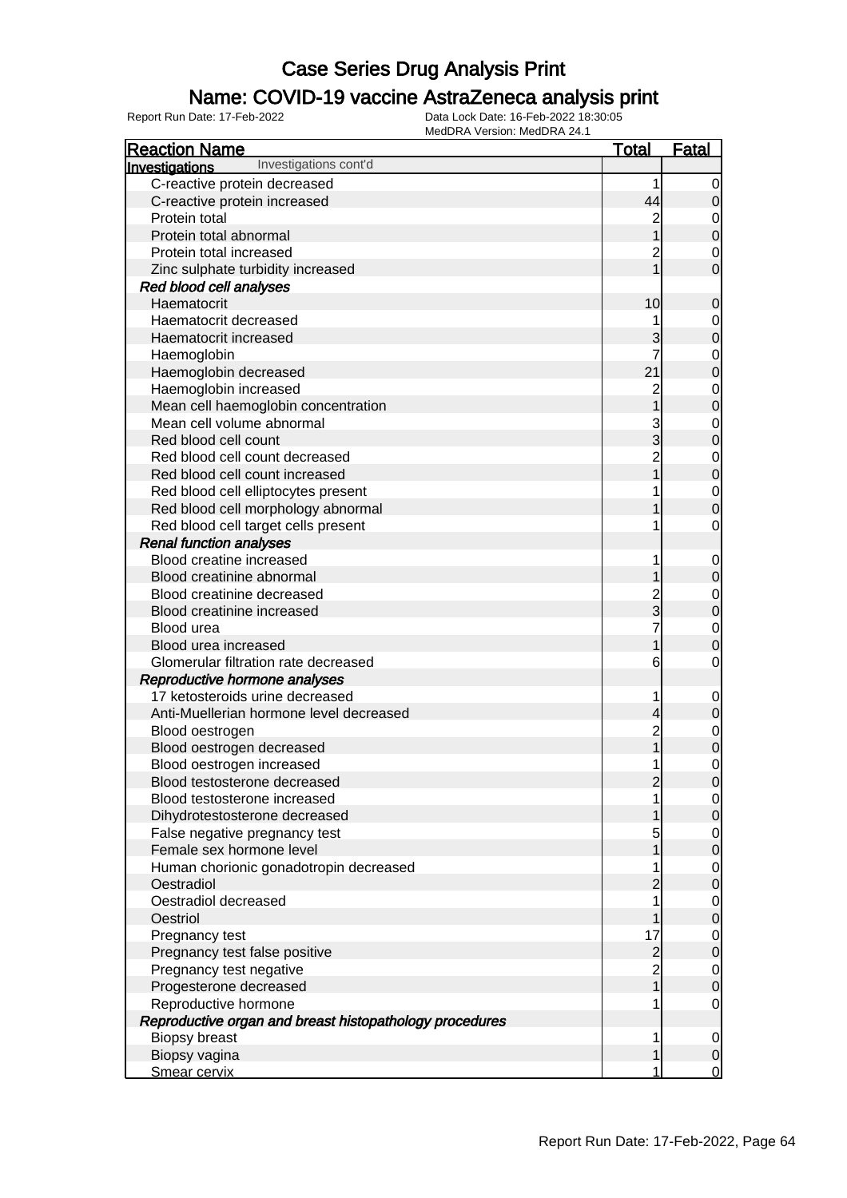# Case Series Drug Analysis Print

## Name: COVID-19 vaccine AstraZeneca analysis print

Report Run Date: 17-Feb-2022  Data Lock Date: 16-Feb-2022 18:30:05
MedDRA Version: MedDRA 24.1

| Reaction Name | Total | Fatal |
|---|---|---|
| **Investigations** Investigations cont'd | | |
| C-reactive protein decreased | 1 | 0 |
| C-reactive protein increased | 44 | 0 |
| Protein total | 2 | 0 |
| Protein total abnormal | 1 | 0 |
| Protein total increased | 2 | 0 |
| Zinc sulphate turbidity increased | 1 | 0 |
| ***Red blood cell analyses*** | | |
| Haematocrit | 10 | 0 |
| Haematocrit decreased | 1 | 0 |
| Haematocrit increased | 3 | 0 |
| Haemoglobin | 7 | 0 |
| Haemoglobin decreased | 21 | 0 |
| Haemoglobin increased | 2 | 0 |
| Mean cell haemoglobin concentration | 1 | 0 |
| Mean cell volume abnormal | 3 | 0 |
| Red blood cell count | 3 | 0 |
| Red blood cell count decreased | 2 | 0 |
| Red blood cell count increased | 1 | 0 |
| Red blood cell elliptocytes present | 1 | 0 |
| Red blood cell morphology abnormal | 1 | 0 |
| Red blood cell target cells present | 1 | 0 |
| ***Renal function analyses*** | | |
| Blood creatine increased | 1 | 0 |
| Blood creatinine abnormal | 1 | 0 |
| Blood creatinine decreased | 2 | 0 |
| Blood creatinine increased | 3 | 0 |
| Blood urea | 7 | 0 |
| Blood urea increased | 1 | 0 |
| Glomerular filtration rate decreased | 6 | 0 |
| ***Reproductive hormone analyses*** | | |
| 17 ketosteroids urine decreased | 1 | 0 |
| Anti-Muellerian hormone level decreased | 4 | 0 |
| Blood oestrogen | 2 | 0 |
| Blood oestrogen decreased | 1 | 0 |
| Blood oestrogen increased | 1 | 0 |
| Blood testosterone decreased | 2 | 0 |
| Blood testosterone increased | 1 | 0 |
| Dihydrotestosterone decreased | 1 | 0 |
| False negative pregnancy test | 5 | 0 |
| Female sex hormone level | 1 | 0 |
| Human chorionic gonadotropin decreased | 1 | 0 |
| Oestradiol | 2 | 0 |
| Oestradiol decreased | 1 | 0 |
| Oestriol | 1 | 0 |
| Pregnancy test | 17 | 0 |
| Pregnancy test false positive | 2 | 0 |
| Pregnancy test negative | 2 | 0 |
| Progesterone decreased | 1 | 0 |
| Reproductive hormone | 1 | 0 |
| ***Reproductive organ and breast histopathology procedures*** | | |
| Biopsy breast | 1 | 0 |
| Biopsy vagina | 1 | 0 |
| Smear cervix | 1 | 0 |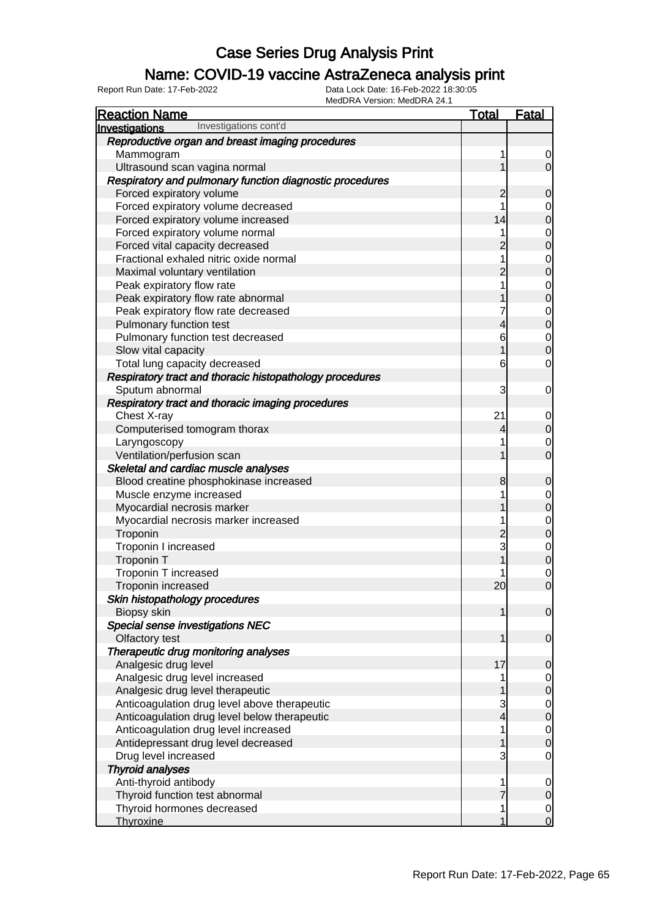# Case Series Drug Analysis Print

## Name: COVID-19 vaccine AstraZeneca analysis print

Report Run Date: 17-Feb-2022    Data Lock Date: 16-Feb-2022 18:30:05
MedDRA Version: MedDRA 24.1

| Reaction Name | Total | Fatal |
|---|---|---|
| **Investigations** Investigations cont'd | | |
| ***Reproductive organ and breast imaging procedures*** | | |
| Mammogram | 1 | 0 |
| Ultrasound scan vagina normal | 1 | 0 |
| ***Respiratory and pulmonary function diagnostic procedures*** | | |
| Forced expiratory volume | 2 | 0 |
| Forced expiratory volume decreased | 1 | 0 |
| Forced expiratory volume increased | 14 | 0 |
| Forced expiratory volume normal | 1 | 0 |
| Forced vital capacity decreased | 2 | 0 |
| Fractional exhaled nitric oxide normal | 1 | 0 |
| Maximal voluntary ventilation | 2 | 0 |
| Peak expiratory flow rate | 1 | 0 |
| Peak expiratory flow rate abnormal | 1 | 0 |
| Peak expiratory flow rate decreased | 7 | 0 |
| Pulmonary function test | 4 | 0 |
| Pulmonary function test decreased | 6 | 0 |
| Slow vital capacity | 1 | 0 |
| Total lung capacity decreased | 6 | 0 |
| ***Respiratory tract and thoracic histopathology procedures*** | | |
| Sputum abnormal | 3 | 0 |
| ***Respiratory tract and thoracic imaging procedures*** | | |
| Chest X-ray | 21 | 0 |
| Computerised tomogram thorax | 4 | 0 |
| Laryngoscopy | 1 | 0 |
| Ventilation/perfusion scan | 1 | 0 |
| ***Skeletal and cardiac muscle analyses*** | | |
| Blood creatine phosphokinase increased | 8 | 0 |
| Muscle enzyme increased | 1 | 0 |
| Myocardial necrosis marker | 1 | 0 |
| Myocardial necrosis marker increased | 1 | 0 |
| Troponin | 2 | 0 |
| Troponin I increased | 3 | 0 |
| Troponin T | 1 | 0 |
| Troponin T increased | 1 | 0 |
| Troponin increased | 20 | 0 |
| ***Skin histopathology procedures*** | | |
| Biopsy skin | 1 | 0 |
| ***Special sense investigations NEC*** | | |
| Olfactory test | 1 | 0 |
| ***Therapeutic drug monitoring analyses*** | | |
| Analgesic drug level | 17 | 0 |
| Analgesic drug level increased | 1 | 0 |
| Analgesic drug level therapeutic | 1 | 0 |
| Anticoagulation drug level above therapeutic | 3 | 0 |
| Anticoagulation drug level below therapeutic | 4 | 0 |
| Anticoagulation drug level increased | 1 | 0 |
| Antidepressant drug level decreased | 1 | 0 |
| Drug level increased | 3 | 0 |
| ***Thyroid analyses*** | | |
| Anti-thyroid antibody | 1 | 0 |
| Thyroid function test abnormal | 7 | 0 |
| Thyroid hormones decreased | 1 | 0 |
| Thyroxine | 1 | 0 |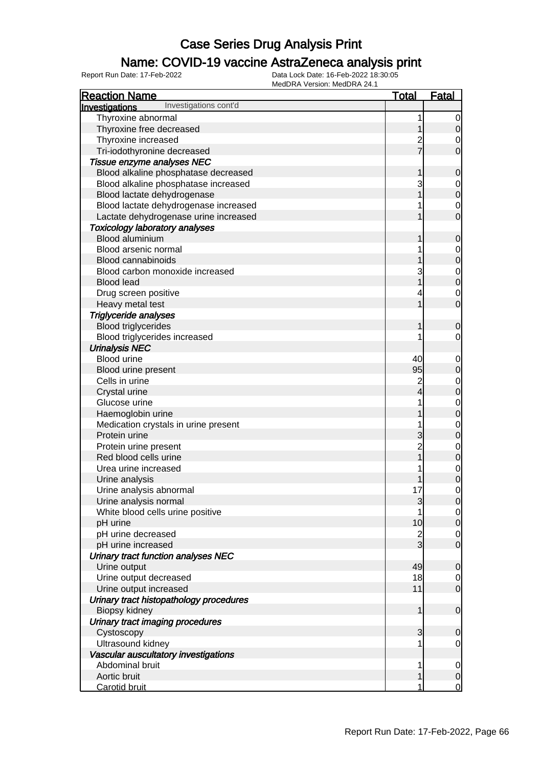# Case Series Drug Analysis Print

## Name: COVID-19 vaccine AstraZeneca analysis print

Report Run Date: 17-Feb-2022

Data Lock Date: 16-Feb-2022 18:30:05
MedDRA Version: MedDRA 24.1

| Reaction Name | Total | Fatal |
|---|---|---|
| **Investigations** Investigations cont'd | | |
| Thyroxine abnormal | 1 | 0 |
| Thyroxine free decreased | 1 | 0 |
| Thyroxine increased | 2 | 0 |
| Tri-iodothyronine decreased | 7 | 0 |
| *Tissue enzyme analyses NEC* | | |
| Blood alkaline phosphatase decreased | 1 | 0 |
| Blood alkaline phosphatase increased | 3 | 0 |
| Blood lactate dehydrogenase | 1 | 0 |
| Blood lactate dehydrogenase increased | 1 | 0 |
| Lactate dehydrogenase urine increased | 1 | 0 |
| *Toxicology laboratory analyses* | | |
| Blood aluminium | 1 | 0 |
| Blood arsenic normal | 1 | 0 |
| Blood cannabinoids | 1 | 0 |
| Blood carbon monoxide increased | 3 | 0 |
| Blood lead | 1 | 0 |
| Drug screen positive | 4 | 0 |
| Heavy metal test | 1 | 0 |
| *Triglyceride analyses* | | |
| Blood triglycerides | 1 | 0 |
| Blood triglycerides increased | 1 | 0 |
| *Urinalysis NEC* | | |
| Blood urine | 40 | 0 |
| Blood urine present | 95 | 0 |
| Cells in urine | 2 | 0 |
| Crystal urine | 4 | 0 |
| Glucose urine | 1 | 0 |
| Haemoglobin urine | 1 | 0 |
| Medication crystals in urine present | 1 | 0 |
| Protein urine | 3 | 0 |
| Protein urine present | 2 | 0 |
| Red blood cells urine | 1 | 0 |
| Urea urine increased | 1 | 0 |
| Urine analysis | 1 | 0 |
| Urine analysis abnormal | 17 | 0 |
| Urine analysis normal | 3 | 0 |
| White blood cells urine positive | 1 | 0 |
| pH urine | 10 | 0 |
| pH urine decreased | 2 | 0 |
| pH urine increased | 3 | 0 |
| *Urinary tract function analyses NEC* | | |
| Urine output | 49 | 0 |
| Urine output decreased | 18 | 0 |
| Urine output increased | 11 | 0 |
| *Urinary tract histopathology procedures* | | |
| Biopsy kidney | 1 | 0 |
| *Urinary tract imaging procedures* | | |
| Cystoscopy | 3 | 0 |
| Ultrasound kidney | 1 | 0 |
| *Vascular auscultatory investigations* | | |
| Abdominal bruit | 1 | 0 |
| Aortic bruit | 1 | 0 |
| Carotid bruit | 1 | 0 |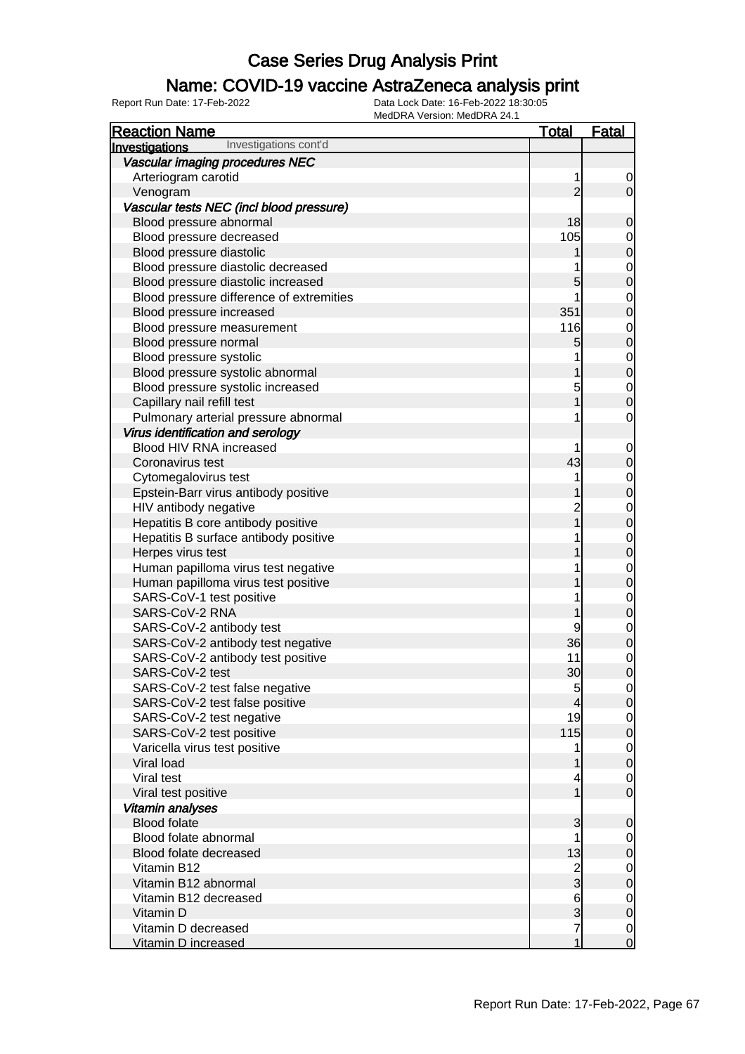# Case Series Drug Analysis Print

## Name: COVID-19 vaccine AstraZeneca analysis print

Report Run Date: 17-Feb-2022

Data Lock Date: 16-Feb-2022 18:30:05
MedDRA Version: MedDRA 24.1

| Reaction Name | Total | Fatal |
|---|---|---|
| **Investigations** Investigations cont'd | | |
| ***Vascular imaging procedures NEC*** | | |
| Arteriogram carotid | 1 | 0 |
| Venogram | 2 | 0 |
| ***Vascular tests NEC (incl blood pressure)*** | | |
| Blood pressure abnormal | 18 | 0 |
| Blood pressure decreased | 105 | 0 |
| Blood pressure diastolic | 1 | 0 |
| Blood pressure diastolic decreased | 1 | 0 |
| Blood pressure diastolic increased | 5 | 0 |
| Blood pressure difference of extremities | 1 | 0 |
| Blood pressure increased | 351 | 0 |
| Blood pressure measurement | 116 | 0 |
| Blood pressure normal | 5 | 0 |
| Blood pressure systolic | 1 | 0 |
| Blood pressure systolic abnormal | 1 | 0 |
| Blood pressure systolic increased | 5 | 0 |
| Capillary nail refill test | 1 | 0 |
| Pulmonary arterial pressure abnormal | 1 | 0 |
| ***Virus identification and serology*** | | |
| Blood HIV RNA increased | 1 | 0 |
| Coronavirus test | 43 | 0 |
| Cytomegalovirus test | 1 | 0 |
| Epstein-Barr virus antibody positive | 1 | 0 |
| HIV antibody negative | 2 | 0 |
| Hepatitis B core antibody positive | 1 | 0 |
| Hepatitis B surface antibody positive | 1 | 0 |
| Herpes virus test | 1 | 0 |
| Human papilloma virus test negative | 1 | 0 |
| Human papilloma virus test positive | 1 | 0 |
| SARS-CoV-1 test positive | 1 | 0 |
| SARS-CoV-2 RNA | 1 | 0 |
| SARS-CoV-2 antibody test | 9 | 0 |
| SARS-CoV-2 antibody test negative | 36 | 0 |
| SARS-CoV-2 antibody test positive | 11 | 0 |
| SARS-CoV-2 test | 30 | 0 |
| SARS-CoV-2 test false negative | 5 | 0 |
| SARS-CoV-2 test false positive | 4 | 0 |
| SARS-CoV-2 test negative | 19 | 0 |
| SARS-CoV-2 test positive | 115 | 0 |
| Varicella virus test positive | 1 | 0 |
| Viral load | 1 | 0 |
| Viral test | 4 | 0 |
| Viral test positive | 1 | 0 |
| ***Vitamin analyses*** | | |
| Blood folate | 3 | 0 |
| Blood folate abnormal | 1 | 0 |
| Blood folate decreased | 13 | 0 |
| Vitamin B12 | 2 | 0 |
| Vitamin B12 abnormal | 3 | 0 |
| Vitamin B12 decreased | 6 | 0 |
| Vitamin D | 3 | 0 |
| Vitamin D decreased | 7 | 0 |
| Vitamin D increased | 1 | 0 |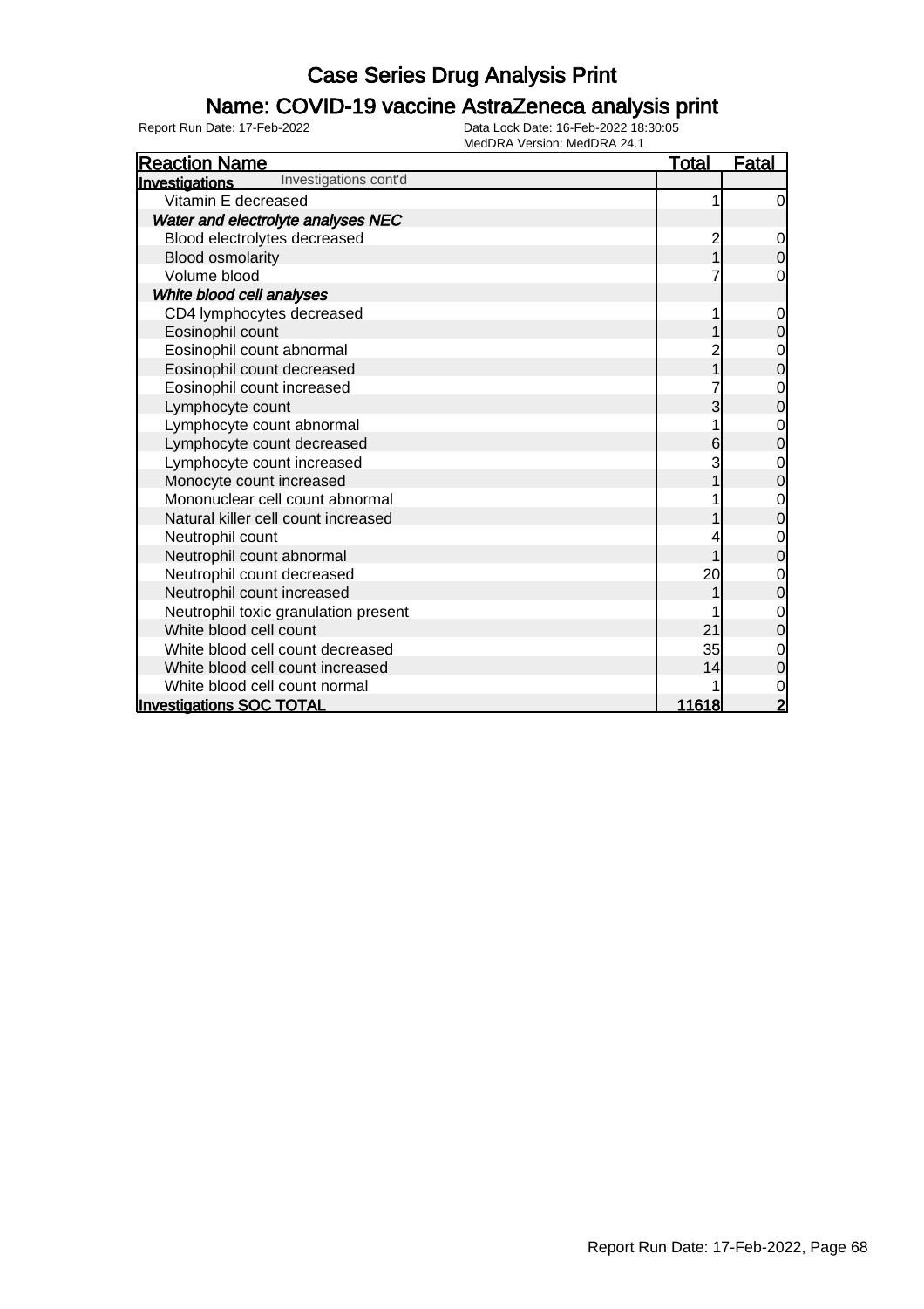# Case Series Drug Analysis Print

## Name: COVID-19 vaccine AstraZeneca analysis print

Report Run Date: 17-Feb-2022

Data Lock Date: 16-Feb-2022 18:30:05
MedDRA Version: MedDRA 24.1

| Reaction Name | Total | Fatal |
|---|---|---|
| **Investigations** Investigations cont'd | | |
| Vitamin E decreased | 1 | 0 |
| ***Water and electrolyte analyses NEC*** | | |
| Blood electrolytes decreased | 2 | 0 |
| Blood osmolarity | 1 | 0 |
| Volume blood | 7 | 0 |
| ***White blood cell analyses*** | | |
| CD4 lymphocytes decreased | 1 | 0 |
| Eosinophil count | 1 | 0 |
| Eosinophil count abnormal | 2 | 0 |
| Eosinophil count decreased | 1 | 0 |
| Eosinophil count increased | 7 | 0 |
| Lymphocyte count | 3 | 0 |
| Lymphocyte count abnormal | 1 | 0 |
| Lymphocyte count decreased | 6 | 0 |
| Lymphocyte count increased | 3 | 0 |
| Monocyte count increased | 1 | 0 |
| Mononuclear cell count abnormal | 1 | 0 |
| Natural killer cell count increased | 1 | 0 |
| Neutrophil count | 4 | 0 |
| Neutrophil count abnormal | 1 | 0 |
| Neutrophil count decreased | 20 | 0 |
| Neutrophil count increased | 1 | 0 |
| Neutrophil toxic granulation present | 1 | 0 |
| White blood cell count | 21 | 0 |
| White blood cell count decreased | 35 | 0 |
| White blood cell count increased | 14 | 0 |
| White blood cell count normal | 1 | 0 |
| **Investigations SOC TOTAL** | **11618** | **2** |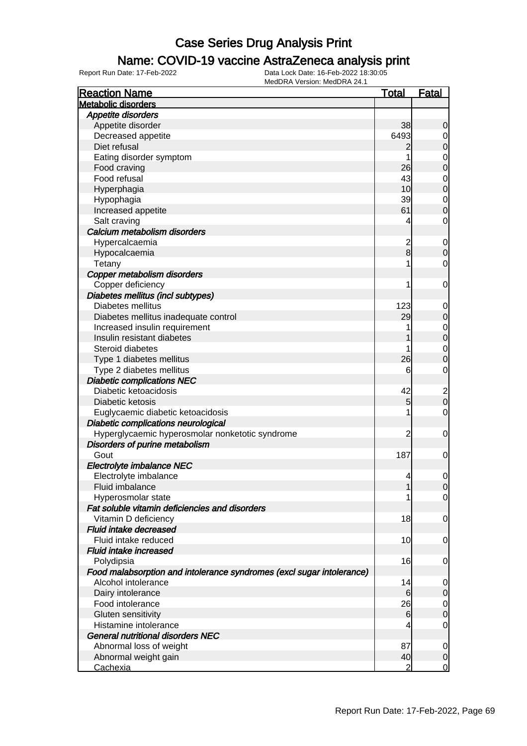# Case Series Drug Analysis Print

## Name: COVID-19 vaccine AstraZeneca analysis print

Report Run Date: 17-Feb-2022    Data Lock Date: 16-Feb-2022 18:30:05
MedDRA Version: MedDRA 24.1

| Reaction Name | Total | Fatal |
|---|---|---|
| **Metabolic disorders** | | |
| ***Appetite disorders*** | | |
| Appetite disorder | 38 | 0 |
| Decreased appetite | 6493 | 0 |
| Diet refusal | 2 | 0 |
| Eating disorder symptom | 1 | 0 |
| Food craving | 26 | 0 |
| Food refusal | 43 | 0 |
| Hyperphagia | 10 | 0 |
| Hypophagia | 39 | 0 |
| Increased appetite | 61 | 0 |
| Salt craving | 4 | 0 |
| ***Calcium metabolism disorders*** | | |
| Hypercalcaemia | 2 | 0 |
| Hypocalcaemia | 8 | 0 |
| Tetany | 1 | 0 |
| ***Copper metabolism disorders*** | | |
| Copper deficiency | 1 | 0 |
| ***Diabetes mellitus (incl subtypes)*** | | |
| Diabetes mellitus | 123 | 0 |
| Diabetes mellitus inadequate control | 29 | 0 |
| Increased insulin requirement | 1 | 0 |
| Insulin resistant diabetes | 1 | 0 |
| Steroid diabetes | 1 | 0 |
| Type 1 diabetes mellitus | 26 | 0 |
| Type 2 diabetes mellitus | 6 | 0 |
| ***Diabetic complications NEC*** | | |
| Diabetic ketoacidosis | 42 | 2 |
| Diabetic ketosis | 5 | 0 |
| Euglycaemic diabetic ketoacidosis | 1 | 0 |
| ***Diabetic complications neurological*** | | |
| Hyperglycaemic hyperosmolar nonketotic syndrome | 2 | 0 |
| ***Disorders of purine metabolism*** | | |
| Gout | 187 | 0 |
| ***Electrolyte imbalance NEC*** | | |
| Electrolyte imbalance | 4 | 0 |
| Fluid imbalance | 1 | 0 |
| Hyperosmolar state | 1 | 0 |
| ***Fat soluble vitamin deficiencies and disorders*** | | |
| Vitamin D deficiency | 18 | 0 |
| ***Fluid intake decreased*** | | |
| Fluid intake reduced | 10 | 0 |
| ***Fluid intake increased*** | | |
| Polydipsia | 16 | 0 |
| ***Food malabsorption and intolerance syndromes (excl sugar intolerance)*** | | |
| Alcohol intolerance | 14 | 0 |
| Dairy intolerance | 6 | 0 |
| Food intolerance | 26 | 0 |
| Gluten sensitivity | 6 | 0 |
| Histamine intolerance | 4 | 0 |
| ***General nutritional disorders NEC*** | | |
| Abnormal loss of weight | 87 | 0 |
| Abnormal weight gain | 40 | 0 |
| Cachexia | 2 | 0 |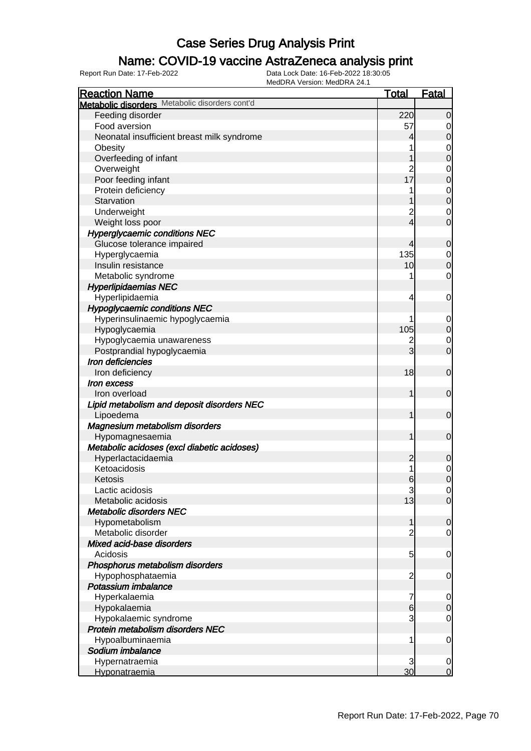# Case Series Drug Analysis Print

## Name: COVID-19 vaccine AstraZeneca analysis print

Report Run Date: 17-Feb-2022 | Data Lock Date: 16-Feb-2022 18:30:05 | MedDRA Version: MedDRA 24.1

| Reaction Name | Total | Fatal |
|---|---|---|
| **Metabolic disorders** Metabolic disorders cont'd | | |
| Feeding disorder | 220 | 0 |
| Food aversion | 57 | 0 |
| Neonatal insufficient breast milk syndrome | 4 | 0 |
| Obesity | 1 | 0 |
| Overfeeding of infant | 1 | 0 |
| Overweight | 2 | 0 |
| Poor feeding infant | 17 | 0 |
| Protein deficiency | 1 | 0 |
| Starvation | 1 | 0 |
| Underweight | 2 | 0 |
| Weight loss poor | 4 | 0 |
| ***Hyperglycaemic conditions NEC*** | | |
| Glucose tolerance impaired | 4 | 0 |
| Hyperglycaemia | 135 | 0 |
| Insulin resistance | 10 | 0 |
| Metabolic syndrome | 1 | 0 |
| ***Hyperlipidaemias NEC*** | | |
| Hyperlipidaemia | 4 | 0 |
| ***Hypoglycaemic conditions NEC*** | | |
| Hyperinsulinaemic hypoglycaemia | 1 | 0 |
| Hypoglycaemia | 105 | 0 |
| Hypoglycaemia unawareness | 2 | 0 |
| Postprandial hypoglycaemia | 3 | 0 |
| ***Iron deficiencies*** | | |
| Iron deficiency | 18 | 0 |
| ***Iron excess*** | | |
| Iron overload | 1 | 0 |
| ***Lipid metabolism and deposit disorders NEC*** | | |
| Lipoedema | 1 | 0 |
| ***Magnesium metabolism disorders*** | | |
| Hypomagnesaemia | 1 | 0 |
| ***Metabolic acidoses (excl diabetic acidoses)*** | | |
| Hyperlactacidaemia | 2 | 0 |
| Ketoacidosis | 1 | 0 |
| Ketosis | 6 | 0 |
| Lactic acidosis | 3 | 0 |
| Metabolic acidosis | 13 | 0 |
| ***Metabolic disorders NEC*** | | |
| Hypometabolism | 1 | 0 |
| Metabolic disorder | 2 | 0 |
| ***Mixed acid-base disorders*** | | |
| Acidosis | 5 | 0 |
| ***Phosphorus metabolism disorders*** | | |
| Hypophosphataemia | 2 | 0 |
| ***Potassium imbalance*** | | |
| Hyperkalaemia | 7 | 0 |
| Hypokalaemia | 6 | 0 |
| Hypokalaemic syndrome | 3 | 0 |
| ***Protein metabolism disorders NEC*** | | |
| Hypoalbuminaemia | 1 | 0 |
| ***Sodium imbalance*** | | |
| Hypernatraemia | 3 | 0 |
| Hyponatraemia | 30 | 0 |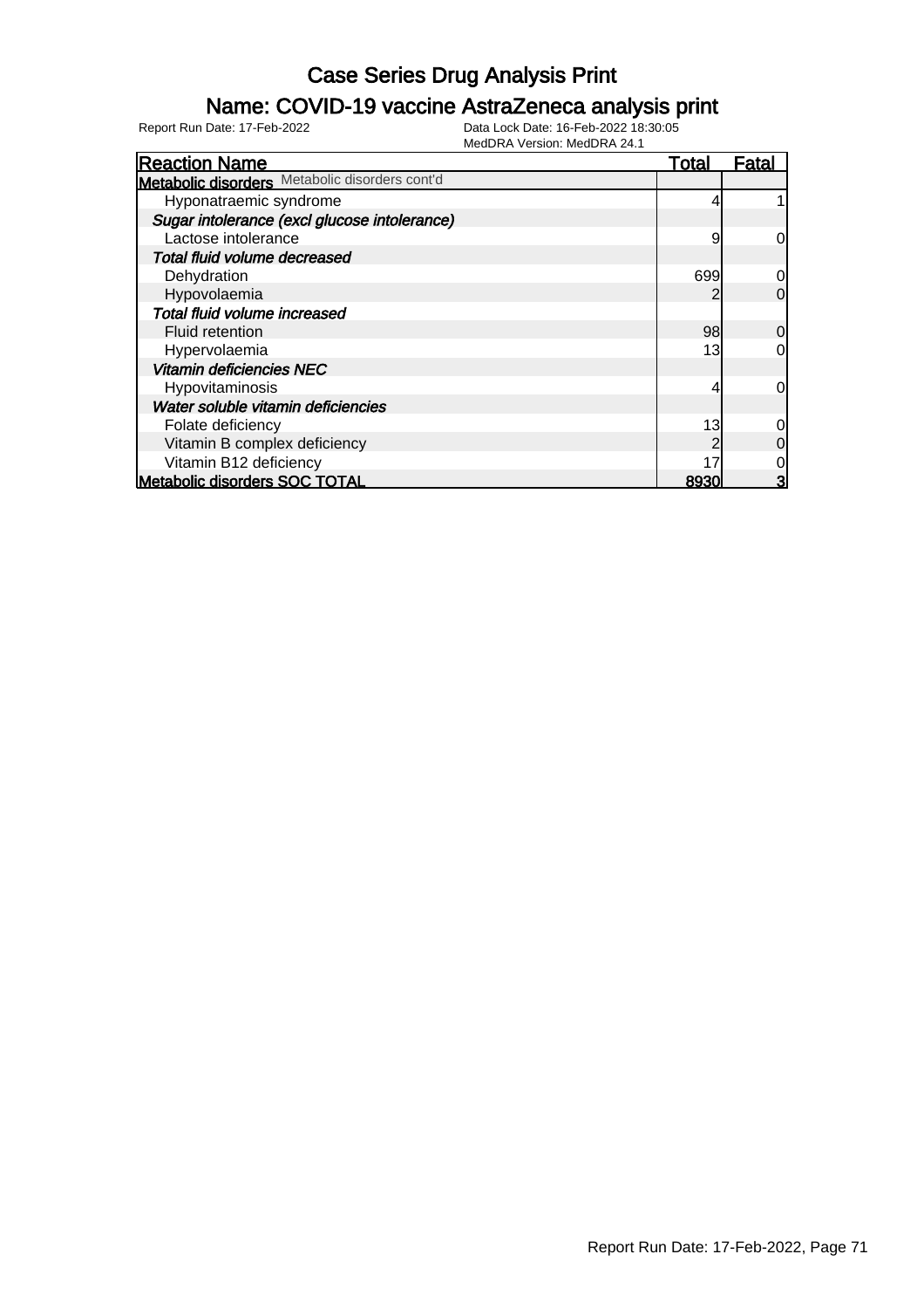# Case Series Drug Analysis Print

## Name: COVID-19 vaccine AstraZeneca analysis print

Report Run Date: 17-Feb-2022

Data Lock Date: 16-Feb-2022 18:30:05

MedDRA Version: MedDRA 24.1

| Reaction Name | Total | Fatal |
|---|---|---|
| **Metabolic disorders** Metabolic disorders cont'd | | |
| Hyponatraemic syndrome | 4 | 1 |
| ***Sugar intolerance (excl glucose intolerance)*** | | |
| Lactose intolerance | 9 | 0 |
| ***Total fluid volume decreased*** | | |
| Dehydration | 699 | 0 |
| Hypovolaemia | 2 | 0 |
| ***Total fluid volume increased*** | | |
| Fluid retention | 98 | 0 |
| Hypervolaemia | 13 | 0 |
| ***Vitamin deficiencies NEC*** | | |
| Hypovitaminosis | 4 | 0 |
| ***Water soluble vitamin deficiencies*** | | |
| Folate deficiency | 13 | 0 |
| Vitamin B complex deficiency | 2 | 0 |
| Vitamin B12 deficiency | 17 | 0 |
| **Metabolic disorders SOC TOTAL** | **8930** | **3** |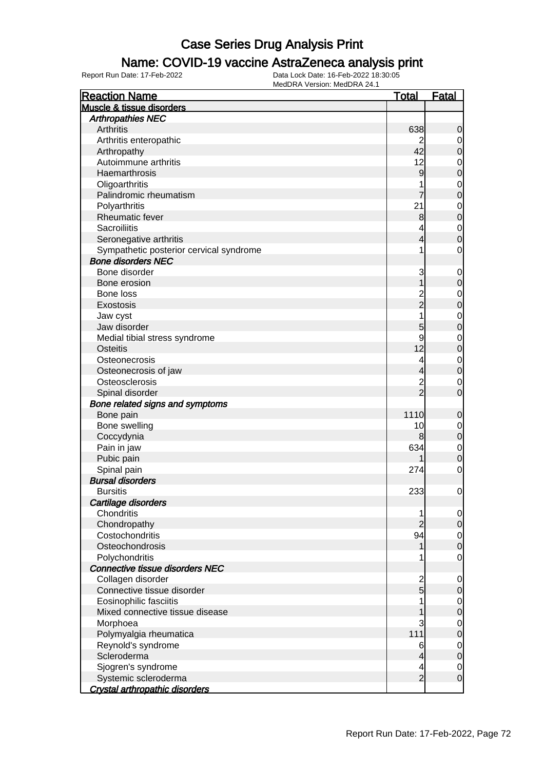# Case Series Drug Analysis Print

## Name: COVID-19 vaccine AstraZeneca analysis print

Report Run Date: 17-Feb-2022    Data Lock Date: 16-Feb-2022 18:30:05
MedDRA Version: MedDRA 24.1

| Reaction Name | Total | Fatal |
|---|---|---|
| **Muscle & tissue disorders** | | |
| ***Arthropathies NEC*** | | |
| Arthritis | 638 | 0 |
| Arthritis enteropathic | 2 | 0 |
| Arthropathy | 42 | 0 |
| Autoimmune arthritis | 12 | 0 |
| Haemarthrosis | 9 | 0 |
| Oligoarthritis | 1 | 0 |
| Palindromic rheumatism | 7 | 0 |
| Polyarthritis | 21 | 0 |
| Rheumatic fever | 8 | 0 |
| Sacroiliitis | 4 | 0 |
| Seronegative arthritis | 4 | 0 |
| Sympathetic posterior cervical syndrome | 1 | 0 |
| ***Bone disorders NEC*** | | |
| Bone disorder | 3 | 0 |
| Bone erosion | 1 | 0 |
| Bone loss | 2 | 0 |
| Exostosis | 2 | 0 |
| Jaw cyst | 1 | 0 |
| Jaw disorder | 5 | 0 |
| Medial tibial stress syndrome | 9 | 0 |
| Osteitis | 12 | 0 |
| Osteonecrosis | 4 | 0 |
| Osteonecrosis of jaw | 4 | 0 |
| Osteosclerosis | 2 | 0 |
| Spinal disorder | 2 | 0 |
| ***Bone related signs and symptoms*** | | |
| Bone pain | 1110 | 0 |
| Bone swelling | 10 | 0 |
| Coccydynia | 8 | 0 |
| Pain in jaw | 634 | 0 |
| Pubic pain | 1 | 0 |
| Spinal pain | 274 | 0 |
| ***Bursal disorders*** | | |
| Bursitis | 233 | 0 |
| ***Cartilage disorders*** | | |
| Chondritis | 1 | 0 |
| Chondropathy | 2 | 0 |
| Costochondritis | 94 | 0 |
| Osteochondrosis | 1 | 0 |
| Polychondritis | 1 | 0 |
| ***Connective tissue disorders NEC*** | | |
| Collagen disorder | 2 | 0 |
| Connective tissue disorder | 5 | 0 |
| Eosinophilic fasciitis | 1 | 0 |
| Mixed connective tissue disease | 1 | 0 |
| Morphoea | 3 | 0 |
| Polymyalgia rheumatica | 111 | 0 |
| Reynold's syndrome | 6 | 0 |
| Scleroderma | 4 | 0 |
| Sjogren's syndrome | 4 | 0 |
| Systemic scleroderma | 2 | 0 |
| ***Crystal arthropathic disorders*** | | |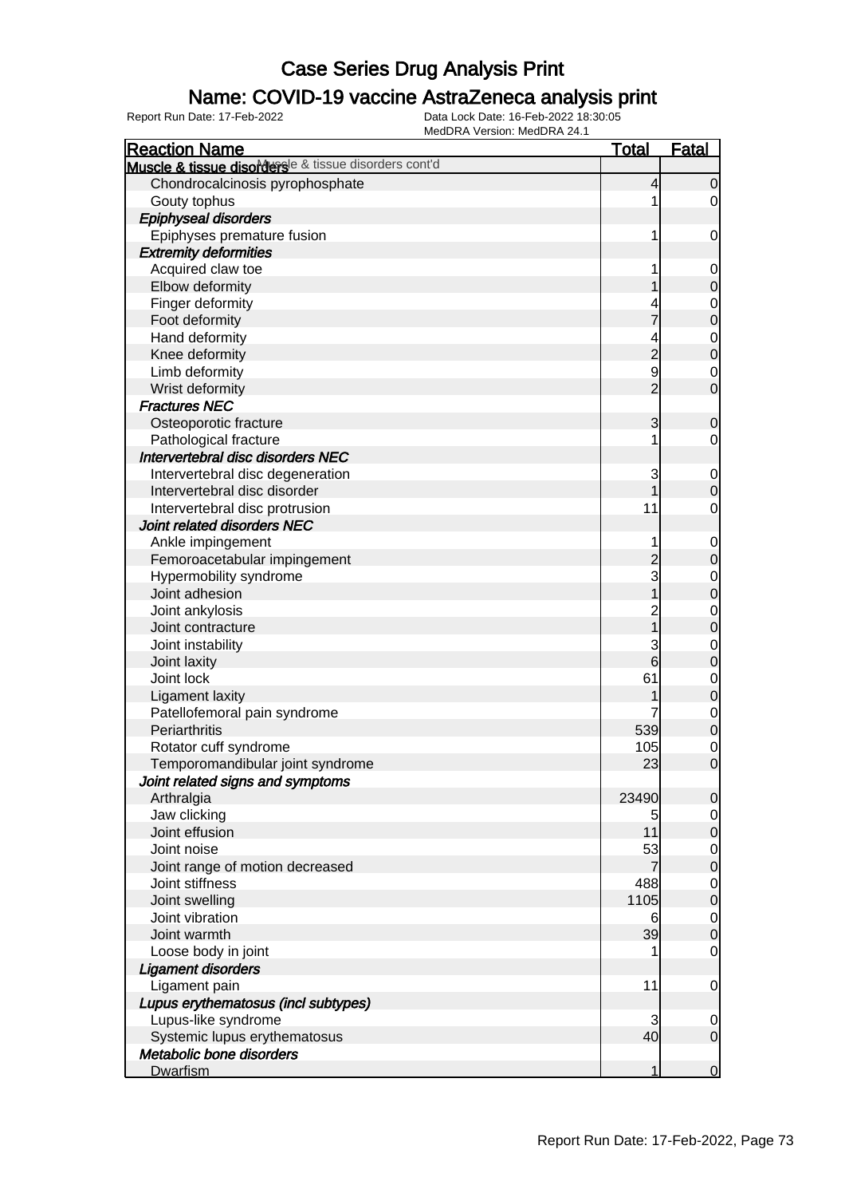# Case Series Drug Analysis Print

## Name: COVID-19 vaccine AstraZeneca analysis print

Report Run Date: 17-Feb-2022 | Data Lock Date: 16-Feb-2022 18:30:05 | MedDRA Version: MedDRA 24.1

| Reaction Name | Total | Fatal |
|---|---|---|
| **Muscle & tissue disorders** Muscle & tissue disorders cont'd | | |
| Chondrocalcinosis pyrophosphate | 4 | 0 |
| Gouty tophus | 1 | 0 |
| ***Epiphyseal disorders*** | | |
| Epiphyses premature fusion | 1 | 0 |
| ***Extremity deformities*** | | |
| Acquired claw toe | 1 | 0 |
| Elbow deformity | 1 | 0 |
| Finger deformity | 4 | 0 |
| Foot deformity | 7 | 0 |
| Hand deformity | 4 | 0 |
| Knee deformity | 2 | 0 |
| Limb deformity | 9 | 0 |
| Wrist deformity | 2 | 0 |
| ***Fractures NEC*** | | |
| Osteoporotic fracture | 3 | 0 |
| Pathological fracture | 1 | 0 |
| ***Intervertebral disc disorders NEC*** | | |
| Intervertebral disc degeneration | 3 | 0 |
| Intervertebral disc disorder | 1 | 0 |
| Intervertebral disc protrusion | 11 | 0 |
| ***Joint related disorders NEC*** | | |
| Ankle impingement | 1 | 0 |
| Femoroacetabular impingement | 2 | 0 |
| Hypermobility syndrome | 3 | 0 |
| Joint adhesion | 1 | 0 |
| Joint ankylosis | 2 | 0 |
| Joint contracture | 1 | 0 |
| Joint instability | 3 | 0 |
| Joint laxity | 6 | 0 |
| Joint lock | 61 | 0 |
| Ligament laxity | 1 | 0 |
| Patellofemoral pain syndrome | 7 | 0 |
| Periarthritis | 539 | 0 |
| Rotator cuff syndrome | 105 | 0 |
| Temporomandibular joint syndrome | 23 | 0 |
| ***Joint related signs and symptoms*** | | |
| Arthralgia | 23490 | 0 |
| Jaw clicking | 5 | 0 |
| Joint effusion | 11 | 0 |
| Joint noise | 53 | 0 |
| Joint range of motion decreased | 7 | 0 |
| Joint stiffness | 488 | 0 |
| Joint swelling | 1105 | 0 |
| Joint vibration | 6 | 0 |
| Joint warmth | 39 | 0 |
| Loose body in joint | 1 | 0 |
| ***Ligament disorders*** | | |
| Ligament pain | 11 | 0 |
| ***Lupus erythematosus (incl subtypes)*** | | |
| Lupus-like syndrome | 3 | 0 |
| Systemic lupus erythematosus | 40 | 0 |
| ***Metabolic bone disorders*** | | |
| Dwarfism | 1 | 0 |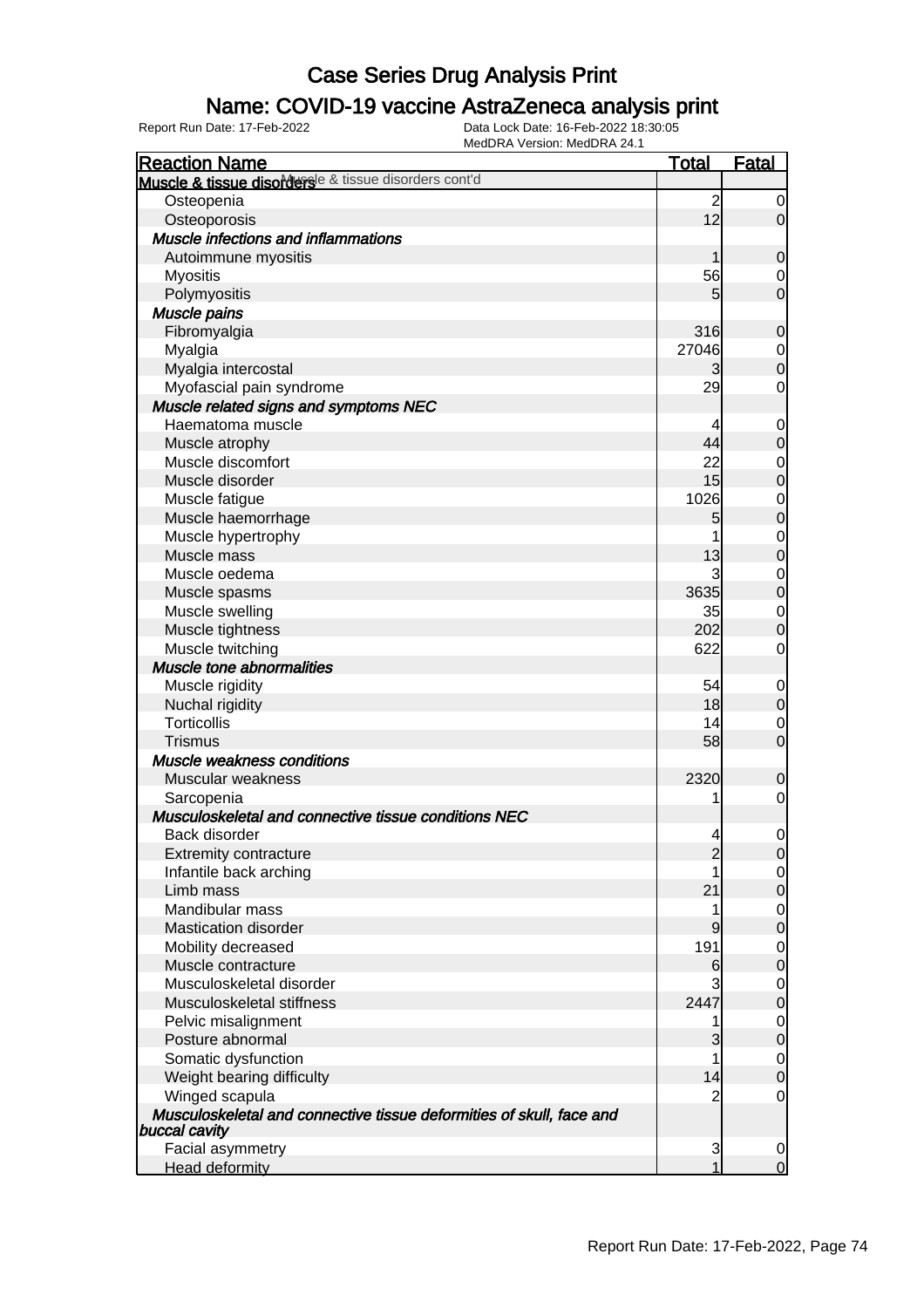# Case Series Drug Analysis Print

## Name: COVID-19 vaccine AstraZeneca analysis print

Report Run Date: 17-Feb-2022

Data Lock Date: 16-Feb-2022 18:30:05

MedDRA Version: MedDRA 24.1

| Reaction Name | Total | Fatal |
|---|---|---|
| **Muscle & tissue disorders** Muscle & tissue disorders cont'd | | |
| Osteopenia | 2 | 0 |
| Osteoporosis | 12 | 0 |
| ***Muscle infections and inflammations*** | | |
| Autoimmune myositis | 1 | 0 |
| Myositis | 56 | 0 |
| Polymyositis | 5 | 0 |
| ***Muscle pains*** | | |
| Fibromyalgia | 316 | 0 |
| Myalgia | 27046 | 0 |
| Myalgia intercostal | 3 | 0 |
| Myofascial pain syndrome | 29 | 0 |
| ***Muscle related signs and symptoms NEC*** | | |
| Haematoma muscle | 4 | 0 |
| Muscle atrophy | 44 | 0 |
| Muscle discomfort | 22 | 0 |
| Muscle disorder | 15 | 0 |
| Muscle fatigue | 1026 | 0 |
| Muscle haemorrhage | 5 | 0 |
| Muscle hypertrophy | 1 | 0 |
| Muscle mass | 13 | 0 |
| Muscle oedema | 3 | 0 |
| Muscle spasms | 3635 | 0 |
| Muscle swelling | 35 | 0 |
| Muscle tightness | 202 | 0 |
| Muscle twitching | 622 | 0 |
| ***Muscle tone abnormalities*** | | |
| Muscle rigidity | 54 | 0 |
| Nuchal rigidity | 18 | 0 |
| Torticollis | 14 | 0 |
| Trismus | 58 | 0 |
| ***Muscle weakness conditions*** | | |
| Muscular weakness | 2320 | 0 |
| Sarcopenia | 1 | 0 |
| ***Musculoskeletal and connective tissue conditions NEC*** | | |
| Back disorder | 4 | 0 |
| Extremity contracture | 2 | 0 |
| Infantile back arching | 1 | 0 |
| Limb mass | 21 | 0 |
| Mandibular mass | 1 | 0 |
| Mastication disorder | 9 | 0 |
| Mobility decreased | 191 | 0 |
| Muscle contracture | 6 | 0 |
| Musculoskeletal disorder | 3 | 0 |
| Musculoskeletal stiffness | 2447 | 0 |
| Pelvic misalignment | 1 | 0 |
| Posture abnormal | 3 | 0 |
| Somatic dysfunction | 1 | 0 |
| Weight bearing difficulty | 14 | 0 |
| Winged scapula | 2 | 0 |
| ***Musculoskeletal and connective tissue deformities of skull, face and buccal cavity*** | | |
| Facial asymmetry | 3 | 0 |
| Head deformity | 1 | 0 |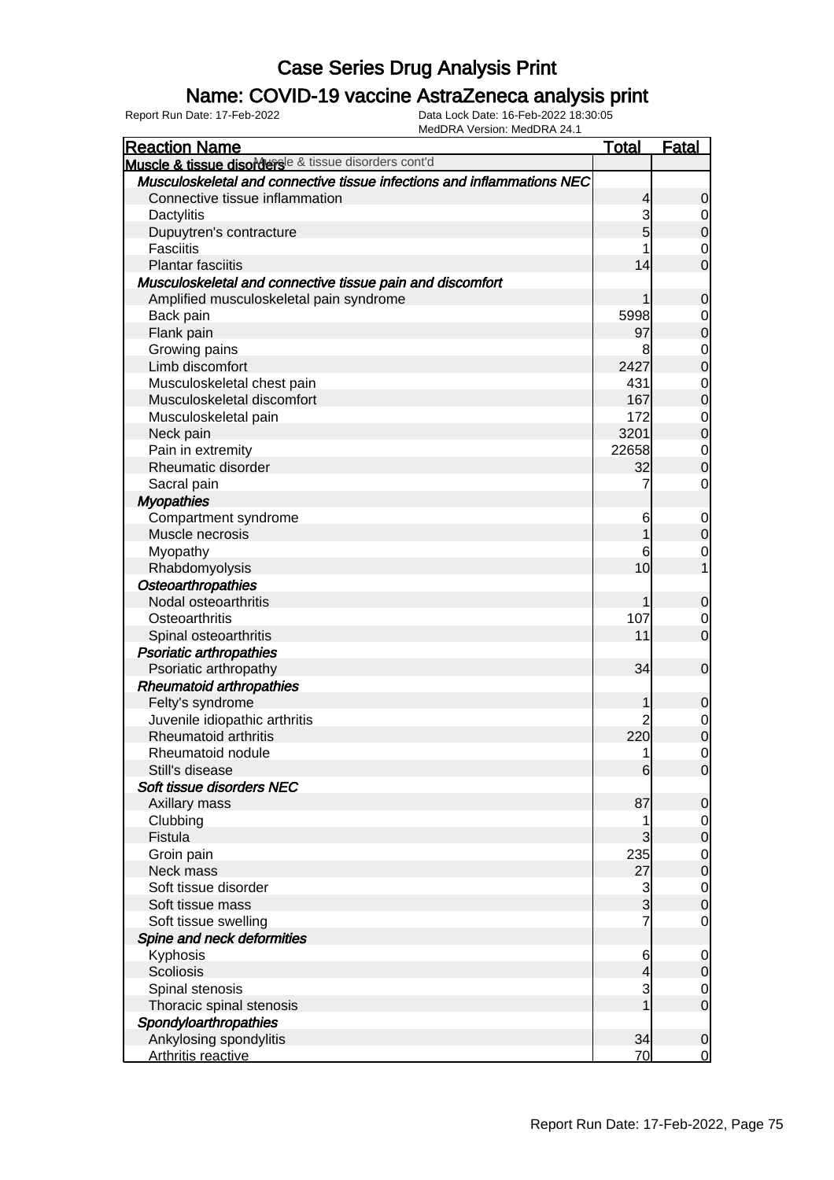# Case Series Drug Analysis Print

## Name: COVID-19 vaccine AstraZeneca analysis print

Report Run Date: 17-Feb-2022    Data Lock Date: 16-Feb-2022 18:30:05
MedDRA Version: MedDRA 24.1

| Reaction Name | Total | Fatal |
|---|---|---|
| **Muscle & tissue disorders** Muscle & tissue disorders cont'd | | |
| ***Musculoskeletal and connective tissue infections and inflammations NEC*** | | |
| Connective tissue inflammation | 4 | 0 |
| Dactylitis | 3 | 0 |
| Dupuytren's contracture | 5 | 0 |
| Fasciitis | 1 | 0 |
| Plantar fasciitis | 14 | 0 |
| ***Musculoskeletal and connective tissue pain and discomfort*** | | |
| Amplified musculoskeletal pain syndrome | 1 | 0 |
| Back pain | 5998 | 0 |
| Flank pain | 97 | 0 |
| Growing pains | 8 | 0 |
| Limb discomfort | 2427 | 0 |
| Musculoskeletal chest pain | 431 | 0 |
| Musculoskeletal discomfort | 167 | 0 |
| Musculoskeletal pain | 172 | 0 |
| Neck pain | 3201 | 0 |
| Pain in extremity | 22658 | 0 |
| Rheumatic disorder | 32 | 0 |
| Sacral pain | 7 | 0 |
| ***Myopathies*** | | |
| Compartment syndrome | 6 | 0 |
| Muscle necrosis | 1 | 0 |
| Myopathy | 6 | 0 |
| Rhabdomyolysis | 10 | 1 |
| ***Osteoarthropathies*** | | |
| Nodal osteoarthritis | 1 | 0 |
| Osteoarthritis | 107 | 0 |
| Spinal osteoarthritis | 11 | 0 |
| ***Psoriatic arthropathies*** | | |
| Psoriatic arthropathy | 34 | 0 |
| ***Rheumatoid arthropathies*** | | |
| Felty's syndrome | 1 | 0 |
| Juvenile idiopathic arthritis | 2 | 0 |
| Rheumatoid arthritis | 220 | 0 |
| Rheumatoid nodule | 1 | 0 |
| Still's disease | 6 | 0 |
| ***Soft tissue disorders NEC*** | | |
| Axillary mass | 87 | 0 |
| Clubbing | 1 | 0 |
| Fistula | 3 | 0 |
| Groin pain | 235 | 0 |
| Neck mass | 27 | 0 |
| Soft tissue disorder | 3 | 0 |
| Soft tissue mass | 3 | 0 |
| Soft tissue swelling | 7 | 0 |
| ***Spine and neck deformities*** | | |
| Kyphosis | 6 | 0 |
| Scoliosis | 4 | 0 |
| Spinal stenosis | 3 | 0 |
| Thoracic spinal stenosis | 1 | 0 |
| ***Spondyloarthropathies*** | | |
| Ankylosing spondylitis | 34 | 0 |
| Arthritis reactive | 70 | 0 |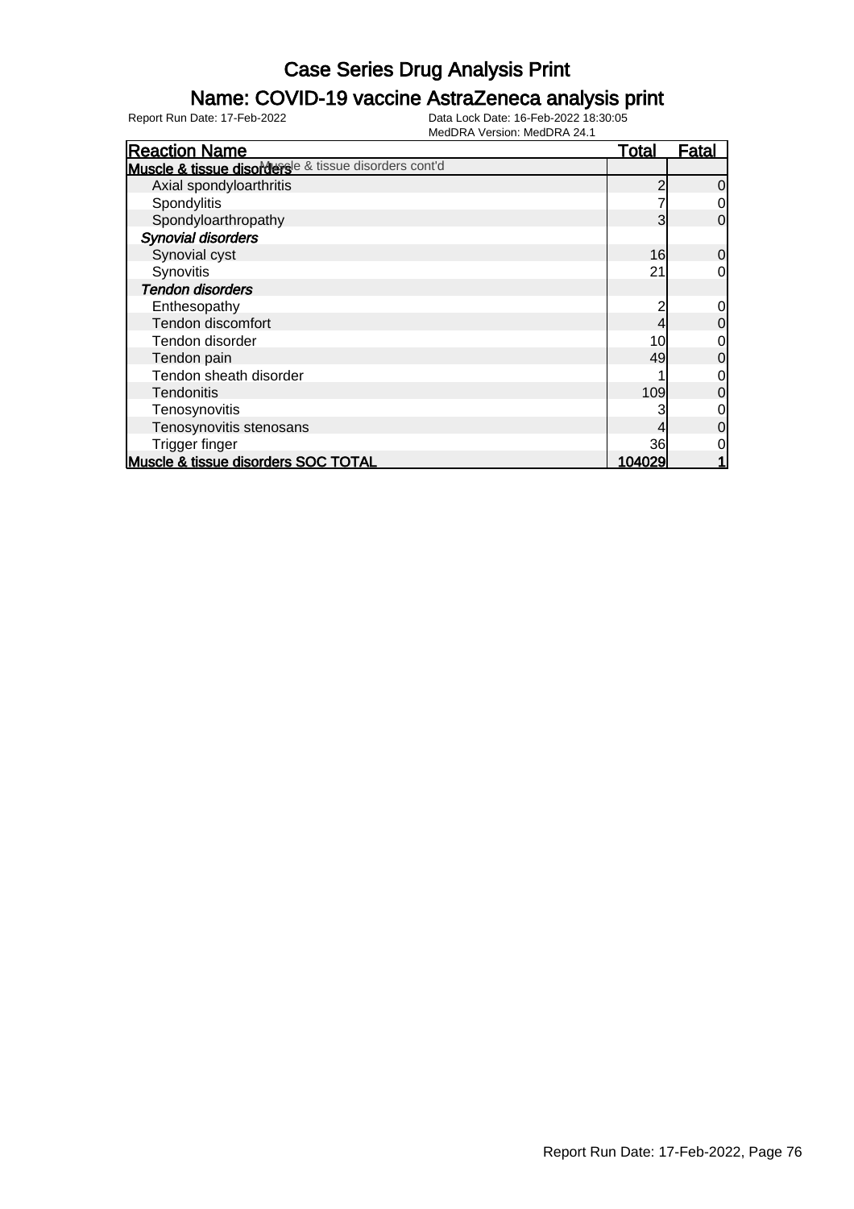# Case Series Drug Analysis Print

## Name: COVID-19 vaccine AstraZeneca analysis print

Report Run Date: 17-Feb-2022

Data Lock Date: 16-Feb-2022 18:30:05

MedDRA Version: MedDRA 24.1

| Reaction Name | Total | Fatal |
|---|---|---|
| **Muscle & tissue disorders** Muscle & tissue disorders cont'd | | |
| Axial spondyloarthritis | 2 | 0 |
| Spondylitis | 7 | 0 |
| Spondyloarthropathy | 3 | 0 |
| ***Synovial disorders*** | | |
| Synovial cyst | 16 | 0 |
| Synovitis | 21 | 0 |
| ***Tendon disorders*** | | |
| Enthesopathy | 2 | 0 |
| Tendon discomfort | 4 | 0 |
| Tendon disorder | 10 | 0 |
| Tendon pain | 49 | 0 |
| Tendon sheath disorder | 1 | 0 |
| Tendonitis | 109 | 0 |
| Tenosynovitis | 3 | 0 |
| Tenosynovitis stenosans | 4 | 0 |
| Trigger finger | 36 | 0 |
| **Muscle & tissue disorders SOC TOTAL** | **104029** | **1** |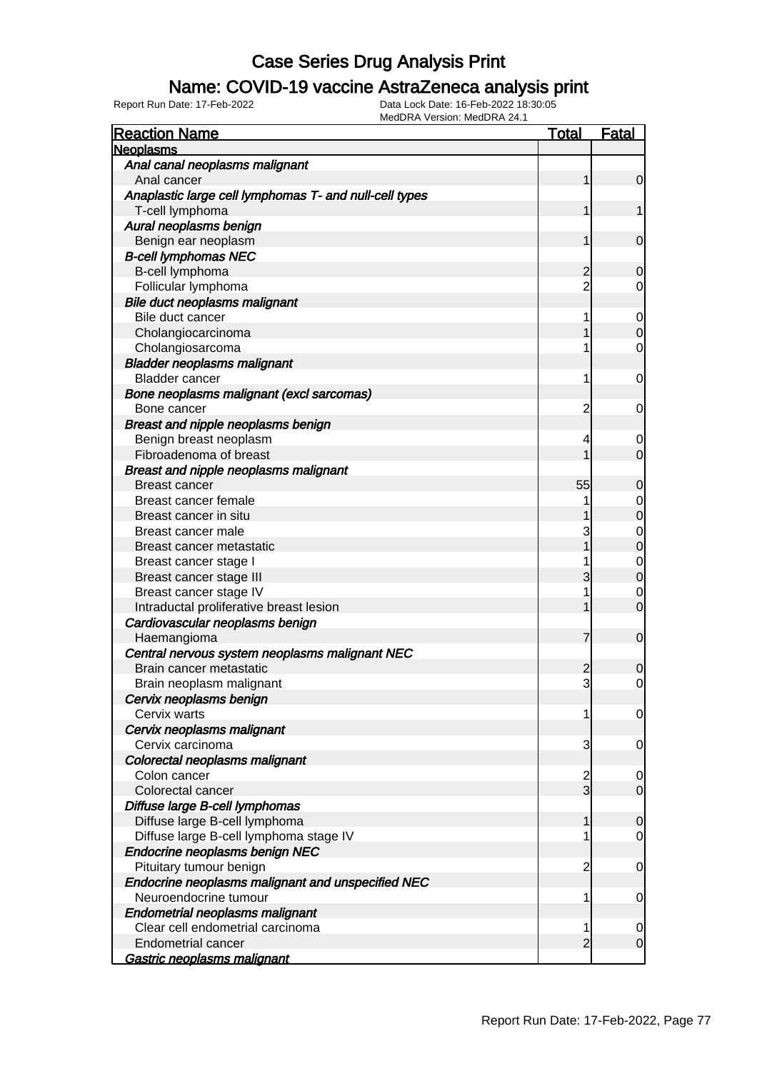# Case Series Drug Analysis Print

## Name: COVID-19 vaccine AstraZeneca analysis print

Report Run Date: 17-Feb-2022  
Data Lock Date: 16-Feb-2022 18:30:05  
MedDRA Version: MedDRA 24.1

| Reaction Name | Total | Fatal |
|---|---|---|
| **Neoplasms** | | |
| *Anal canal neoplasms malignant* | | |
| Anal cancer | 1 | 0 |
| *Anaplastic large cell lymphomas T- and null-cell types* | | |
| T-cell lymphoma | 1 | 1 |
| *Aural neoplasms benign* | | |
| Benign ear neoplasm | 1 | 0 |
| *B-cell lymphomas NEC* | | |
| B-cell lymphoma | 2 | 0 |
| Follicular lymphoma | 2 | 0 |
| *Bile duct neoplasms malignant* | | |
| Bile duct cancer | 1 | 0 |
| Cholangiocarcinoma | 1 | 0 |
| Cholangiosarcoma | 1 | 0 |
| *Bladder neoplasms malignant* | | |
| Bladder cancer | 1 | 0 |
| *Bone neoplasms malignant (excl sarcomas)* | | |
| Bone cancer | 2 | 0 |
| *Breast and nipple neoplasms benign* | | |
| Benign breast neoplasm | 4 | 0 |
| Fibroadenoma of breast | 1 | 0 |
| *Breast and nipple neoplasms malignant* | | |
| Breast cancer | 55 | 0 |
| Breast cancer female | 1 | 0 |
| Breast cancer in situ | 1 | 0 |
| Breast cancer male | 3 | 0 |
| Breast cancer metastatic | 1 | 0 |
| Breast cancer stage I | 1 | 0 |
| Breast cancer stage III | 3 | 0 |
| Breast cancer stage IV | 1 | 0 |
| Intraductal proliferative breast lesion | 1 | 0 |
| *Cardiovascular neoplasms benign* | | |
| Haemangioma | 7 | 0 |
| *Central nervous system neoplasms malignant NEC* | | |
| Brain cancer metastatic | 2 | 0 |
| Brain neoplasm malignant | 3 | 0 |
| *Cervix neoplasms benign* | | |
| Cervix warts | 1 | 0 |
| *Cervix neoplasms malignant* | | |
| Cervix carcinoma | 3 | 0 |
| *Colorectal neoplasms malignant* | | |
| Colon cancer | 2 | 0 |
| Colorectal cancer | 3 | 0 |
| *Diffuse large B-cell lymphomas* | | |
| Diffuse large B-cell lymphoma | 1 | 0 |
| Diffuse large B-cell lymphoma stage IV | 1 | 0 |
| *Endocrine neoplasms benign NEC* | | |
| Pituitary tumour benign | 2 | 0 |
| *Endocrine neoplasms malignant and unspecified NEC* | | |
| Neuroendocrine tumour | 1 | 0 |
| *Endometrial neoplasms malignant* | | |
| Clear cell endometrial carcinoma | 1 | 0 |
| Endometrial cancer | 2 | 0 |
| *Gastric neoplasms malignant* | | |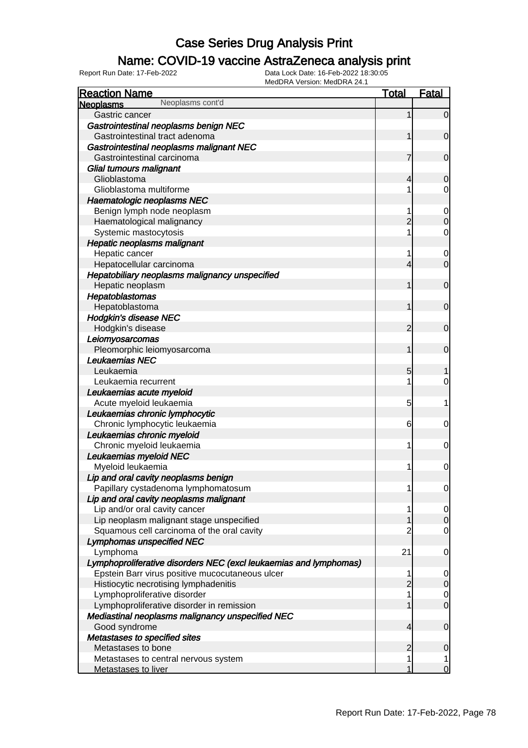# Case Series Drug Analysis Print

## Name: COVID-19 vaccine AstraZeneca analysis print

Report Run Date: 17-Feb-2022
Data Lock Date: 16-Feb-2022 18:30:05
MedDRA Version: MedDRA 24.1

| Reaction Name | Total | Fatal |
|---|---|---|
| **Neoplasms** Neoplasms cont'd | | |
| Gastric cancer | 1 | 0 |
| ***Gastrointestinal neoplasms benign NEC*** | | |
| Gastrointestinal tract adenoma | 1 | 0 |
| ***Gastrointestinal neoplasms malignant NEC*** | | |
| Gastrointestinal carcinoma | 7 | 0 |
| ***Glial tumours malignant*** | | |
| Glioblastoma | 4 | 0 |
| Glioblastoma multiforme | 1 | 0 |
| ***Haematologic neoplasms NEC*** | | |
| Benign lymph node neoplasm | 1 | 0 |
| Haematological malignancy | 2 | 0 |
| Systemic mastocytosis | 1 | 0 |
| ***Hepatic neoplasms malignant*** | | |
| Hepatic cancer | 1 | 0 |
| Hepatocellular carcinoma | 4 | 0 |
| ***Hepatobiliary neoplasms malignancy unspecified*** | | |
| Hepatic neoplasm | 1 | 0 |
| ***Hepatoblastomas*** | | |
| Hepatoblastoma | 1 | 0 |
| ***Hodgkin's disease NEC*** | | |
| Hodgkin's disease | 2 | 0 |
| ***Leiomyosarcomas*** | | |
| Pleomorphic leiomyosarcoma | 1 | 0 |
| ***Leukaemias NEC*** | | |
| Leukaemia | 5 | 1 |
| Leukaemia recurrent | 1 | 0 |
| ***Leukaemias acute myeloid*** | | |
| Acute myeloid leukaemia | 5 | 1 |
| ***Leukaemias chronic lymphocytic*** | | |
| Chronic lymphocytic leukaemia | 6 | 0 |
| ***Leukaemias chronic myeloid*** | | |
| Chronic myeloid leukaemia | 1 | 0 |
| ***Leukaemias myeloid NEC*** | | |
| Myeloid leukaemia | 1 | 0 |
| ***Lip and oral cavity neoplasms benign*** | | |
| Papillary cystadenoma lymphomatosum | 1 | 0 |
| ***Lip and oral cavity neoplasms malignant*** | | |
| Lip and/or oral cavity cancer | 1 | 0 |
| Lip neoplasm malignant stage unspecified | 1 | 0 |
| Squamous cell carcinoma of the oral cavity | 2 | 0 |
| ***Lymphomas unspecified NEC*** | | |
| Lymphoma | 21 | 0 |
| ***Lymphoproliferative disorders NEC (excl leukaemias and lymphomas)*** | | |
| Epstein Barr virus positive mucocutaneous ulcer | 1 | 0 |
| Histiocytic necrotising lymphadenitis | 2 | 0 |
| Lymphoproliferative disorder | 1 | 0 |
| Lymphoproliferative disorder in remission | 1 | 0 |
| ***Mediastinal neoplasms malignancy unspecified NEC*** | | |
| Good syndrome | 4 | 0 |
| ***Metastases to specified sites*** | | |
| Metastases to bone | 2 | 0 |
| Metastases to central nervous system | 1 | 1 |
| Metastases to liver | 1 | 0 |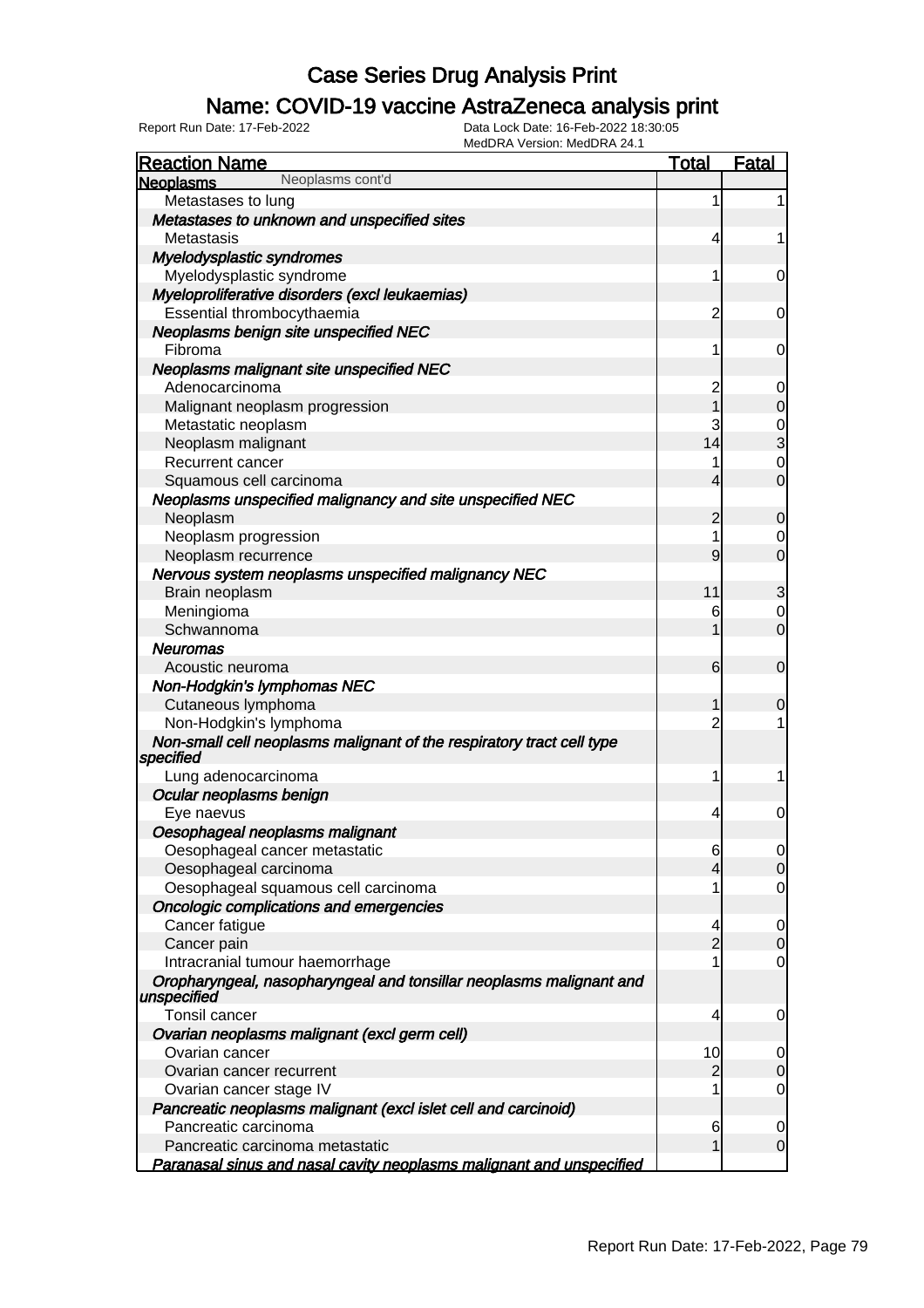# Case Series Drug Analysis Print

## Name: COVID-19 vaccine AstraZeneca analysis print

Report Run Date: 17-Feb-2022    Data Lock Date: 16-Feb-2022 18:30:05
MedDRA Version: MedDRA 24.1

| Reaction Name | Total | Fatal |
|---|---|---|
| **Neoplasms** Neoplasms cont'd | | |
| Metastases to lung | 1 | 1 |
| ***Metastases to unknown and unspecified sites*** | | |
| Metastasis | 4 | 1 |
| ***Myelodysplastic syndromes*** | | |
| Myelodysplastic syndrome | 1 | 0 |
| ***Myeloproliferative disorders (excl leukaemias)*** | | |
| Essential thrombocythaemia | 2 | 0 |
| ***Neoplasms benign site unspecified NEC*** | | |
| Fibroma | 1 | 0 |
| ***Neoplasms malignant site unspecified NEC*** | | |
| Adenocarcinoma | 2 | 0 |
| Malignant neoplasm progression | 1 | 0 |
| Metastatic neoplasm | 3 | 0 |
| Neoplasm malignant | 14 | 3 |
| Recurrent cancer | 1 | 0 |
| Squamous cell carcinoma | 4 | 0 |
| ***Neoplasms unspecified malignancy and site unspecified NEC*** | | |
| Neoplasm | 2 | 0 |
| Neoplasm progression | 1 | 0 |
| Neoplasm recurrence | 9 | 0 |
| ***Nervous system neoplasms unspecified malignancy NEC*** | | |
| Brain neoplasm | 11 | 3 |
| Meningioma | 6 | 0 |
| Schwannoma | 1 | 0 |
| ***Neuromas*** | | |
| Acoustic neuroma | 6 | 0 |
| ***Non-Hodgkin's lymphomas NEC*** | | |
| Cutaneous lymphoma | 1 | 0 |
| Non-Hodgkin's lymphoma | 2 | 1 |
| ***Non-small cell neoplasms malignant of the respiratory tract cell type specified*** | | |
| Lung adenocarcinoma | 1 | 1 |
| ***Ocular neoplasms benign*** | | |
| Eye naevus | 4 | 0 |
| ***Oesophageal neoplasms malignant*** | | |
| Oesophageal cancer metastatic | 6 | 0 |
| Oesophageal carcinoma | 4 | 0 |
| Oesophageal squamous cell carcinoma | 1 | 0 |
| ***Oncologic complications and emergencies*** | | |
| Cancer fatigue | 4 | 0 |
| Cancer pain | 2 | 0 |
| Intracranial tumour haemorrhage | 1 | 0 |
| ***Oropharyngeal, nasopharyngeal and tonsillar neoplasms malignant and unspecified*** | | |
| Tonsil cancer | 4 | 0 |
| ***Ovarian neoplasms malignant (excl germ cell)*** | | |
| Ovarian cancer | 10 | 0 |
| Ovarian cancer recurrent | 2 | 0 |
| Ovarian cancer stage IV | 1 | 0 |
| ***Pancreatic neoplasms malignant (excl islet cell and carcinoid)*** | | |
| Pancreatic carcinoma | 6 | 0 |
| Pancreatic carcinoma metastatic | 1 | 0 |
| ***Paranasal sinus and nasal cavity neoplasms malignant and unspecified*** | | |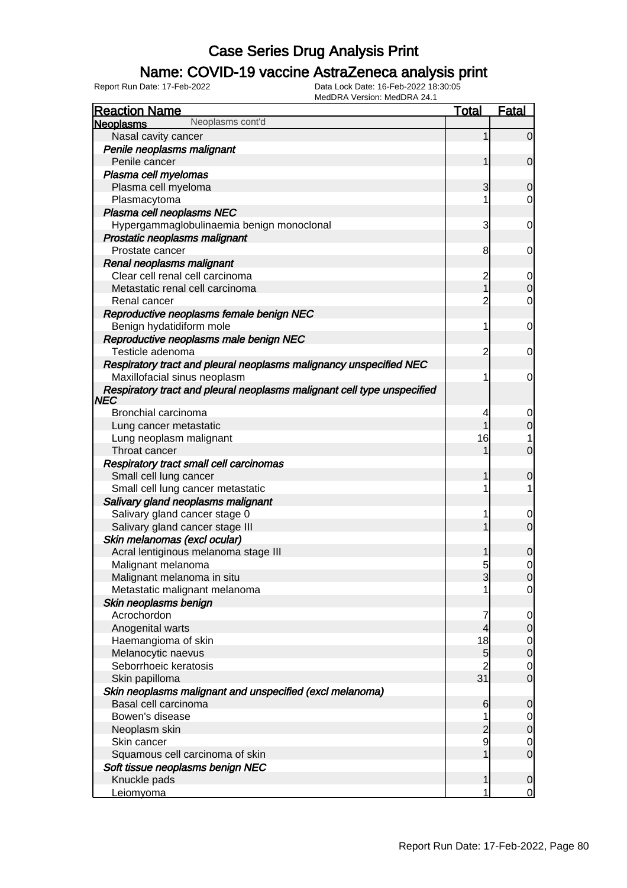# Case Series Drug Analysis Print

## Name: COVID-19 vaccine AstraZeneca analysis print

Report Run Date: 17-Feb-2022    Data Lock Date: 16-Feb-2022 18:30:05
MedDRA Version: MedDRA 24.1

| Reaction Name | Total | Fatal |
|---|---|---|
| **Neoplasms** Neoplasms cont'd | | |
| Nasal cavity cancer | 1 | 0 |
| *Penile neoplasms malignant* | | |
| Penile cancer | 1 | 0 |
| *Plasma cell myelomas* | | |
| Plasma cell myeloma | 3 | 0 |
| Plasmacytoma | 1 | 0 |
| *Plasma cell neoplasms NEC* | | |
| Hypergammaglobulinaemia benign monoclonal | 3 | 0 |
| *Prostatic neoplasms malignant* | | |
| Prostate cancer | 8 | 0 |
| *Renal neoplasms malignant* | | |
| Clear cell renal cell carcinoma | 2 | 0 |
| Metastatic renal cell carcinoma | 1 | 0 |
| Renal cancer | 2 | 0 |
| *Reproductive neoplasms female benign NEC* | | |
| Benign hydatidiform mole | 1 | 0 |
| *Reproductive neoplasms male benign NEC* | | |
| Testicle adenoma | 2 | 0 |
| *Respiratory tract and pleural neoplasms malignancy unspecified NEC* | | |
| Maxillofacial sinus neoplasm | 1 | 0 |
| *Respiratory tract and pleural neoplasms malignant cell type unspecified NEC* | | |
| Bronchial carcinoma | 4 | 0 |
| Lung cancer metastatic | 1 | 0 |
| Lung neoplasm malignant | 16 | 1 |
| Throat cancer | 1 | 0 |
| *Respiratory tract small cell carcinomas* | | |
| Small cell lung cancer | 1 | 0 |
| Small cell lung cancer metastatic | 1 | 1 |
| *Salivary gland neoplasms malignant* | | |
| Salivary gland cancer stage 0 | 1 | 0 |
| Salivary gland cancer stage III | 1 | 0 |
| *Skin melanomas (excl ocular)* | | |
| Acral lentiginous melanoma stage III | 1 | 0 |
| Malignant melanoma | 5 | 0 |
| Malignant melanoma in situ | 3 | 0 |
| Metastatic malignant melanoma | 1 | 0 |
| *Skin neoplasms benign* | | |
| Acrochordon | 7 | 0 |
| Anogenital warts | 4 | 0 |
| Haemangioma of skin | 18 | 0 |
| Melanocytic naevus | 5 | 0 |
| Seborrhoeic keratosis | 2 | 0 |
| Skin papilloma | 31 | 0 |
| *Skin neoplasms malignant and unspecified (excl melanoma)* | | |
| Basal cell carcinoma | 6 | 0 |
| Bowen's disease | 1 | 0 |
| Neoplasm skin | 2 | 0 |
| Skin cancer | 9 | 0 |
| Squamous cell carcinoma of skin | 1 | 0 |
| *Soft tissue neoplasms benign NEC* | | |
| Knuckle pads | 1 | 0 |
| Leiomyoma | 1 | 0 |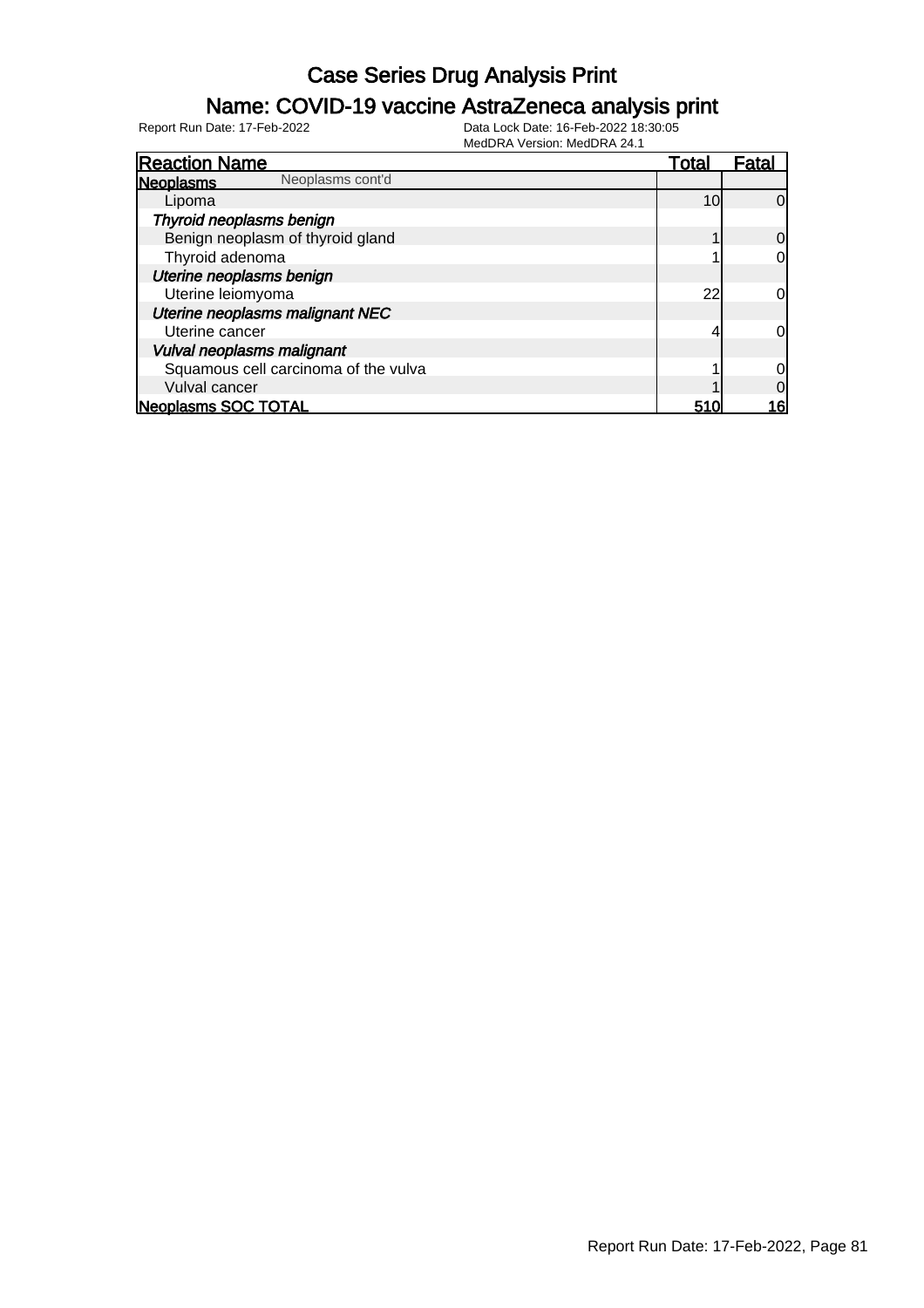# Case Series Drug Analysis Print

## Name: COVID-19 vaccine AstraZeneca analysis print

Report Run Date: 17-Feb-2022

Data Lock Date: 16-Feb-2022 18:30:05

MedDRA Version: MedDRA 24.1

| Reaction Name | Total | Fatal |
|---|---|---|
| **Neoplasms** Neoplasms cont'd | | |
| Lipoma | 10 | 0 |
| ***Thyroid neoplasms benign*** | | |
| Benign neoplasm of thyroid gland | 1 | 0 |
| Thyroid adenoma | 1 | 0 |
| ***Uterine neoplasms benign*** | | |
| Uterine leiomyoma | 22 | 0 |
| ***Uterine neoplasms malignant NEC*** | | |
| Uterine cancer | 4 | 0 |
| ***Vulval neoplasms malignant*** | | |
| Squamous cell carcinoma of the vulva | 1 | 0 |
| Vulval cancer | 1 | 0 |
| **Neoplasms SOC TOTAL** | **510** | **16** |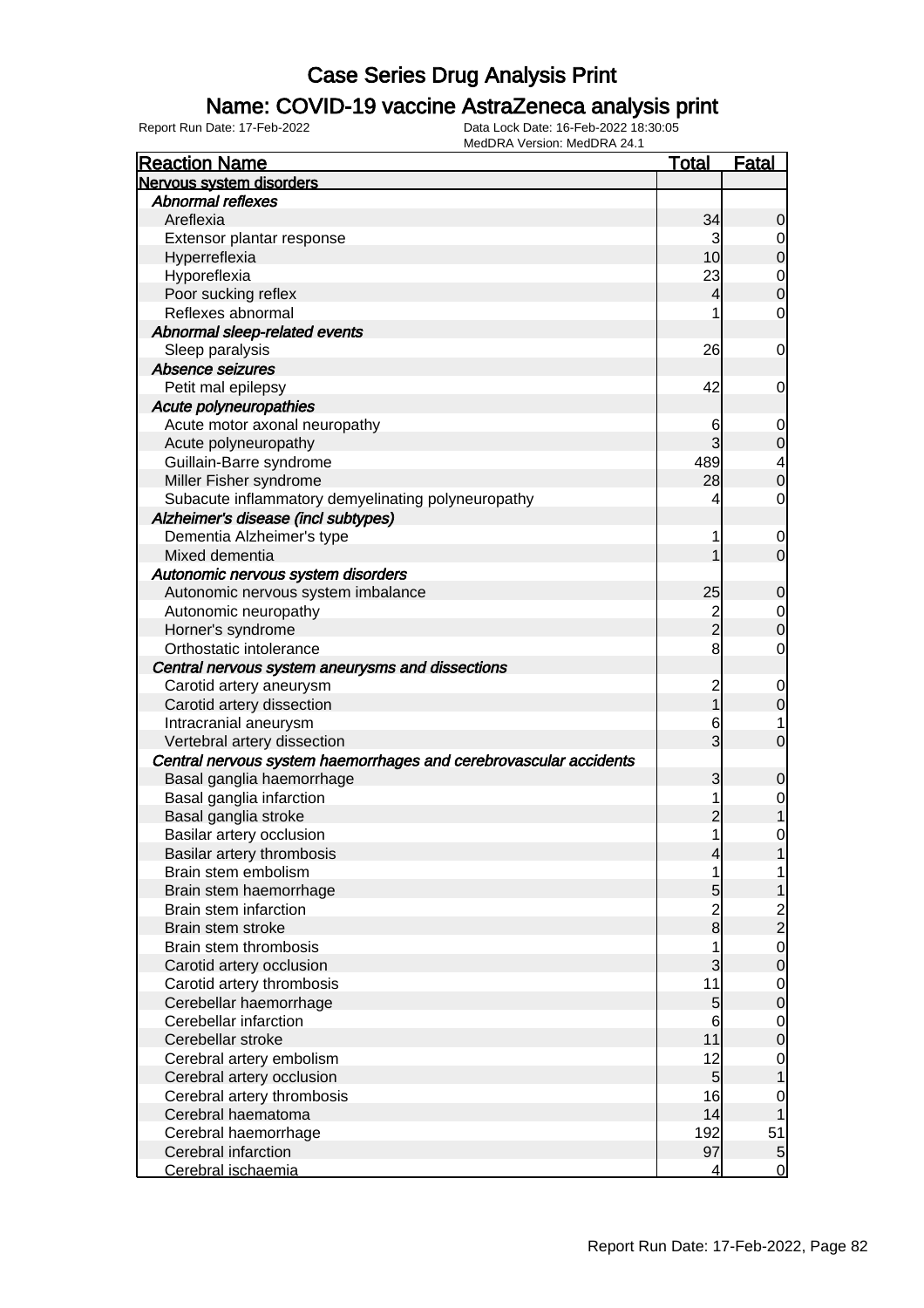# Case Series Drug Analysis Print

## Name: COVID-19 vaccine AstraZeneca analysis print

Report Run Date: 17-Feb-2022    Data Lock Date: 16-Feb-2022 18:30:05
MedDRA Version: MedDRA 24.1

| Reaction Name | Total | Fatal |
|---|---|---|
| **Nervous system disorders** | | |
| *Abnormal reflexes* | | |
| Areflexia | 34 | 0 |
| Extensor plantar response | 3 | 0 |
| Hyperreflexia | 10 | 0 |
| Hyporeflexia | 23 | 0 |
| Poor sucking reflex | 4 | 0 |
| Reflexes abnormal | 1 | 0 |
| *Abnormal sleep-related events* | | |
| Sleep paralysis | 26 | 0 |
| *Absence seizures* | | |
| Petit mal epilepsy | 42 | 0 |
| *Acute polyneuropathies* | | |
| Acute motor axonal neuropathy | 6 | 0 |
| Acute polyneuropathy | 3 | 0 |
| Guillain-Barre syndrome | 489 | 4 |
| Miller Fisher syndrome | 28 | 0 |
| Subacute inflammatory demyelinating polyneuropathy | 4 | 0 |
| *Alzheimer's disease (incl subtypes)* | | |
| Dementia Alzheimer's type | 1 | 0 |
| Mixed dementia | 1 | 0 |
| *Autonomic nervous system disorders* | | |
| Autonomic nervous system imbalance | 25 | 0 |
| Autonomic neuropathy | 2 | 0 |
| Horner's syndrome | 2 | 0 |
| Orthostatic intolerance | 8 | 0 |
| *Central nervous system aneurysms and dissections* | | |
| Carotid artery aneurysm | 2 | 0 |
| Carotid artery dissection | 1 | 0 |
| Intracranial aneurysm | 6 | 1 |
| Vertebral artery dissection | 3 | 0 |
| *Central nervous system haemorrhages and cerebrovascular accidents* | | |
| Basal ganglia haemorrhage | 3 | 0 |
| Basal ganglia infarction | 1 | 0 |
| Basal ganglia stroke | 2 | 1 |
| Basilar artery occlusion | 1 | 0 |
| Basilar artery thrombosis | 4 | 1 |
| Brain stem embolism | 1 | 1 |
| Brain stem haemorrhage | 5 | 1 |
| Brain stem infarction | 2 | 2 |
| Brain stem stroke | 8 | 2 |
| Brain stem thrombosis | 1 | 0 |
| Carotid artery occlusion | 3 | 0 |
| Carotid artery thrombosis | 11 | 0 |
| Cerebellar haemorrhage | 5 | 0 |
| Cerebellar infarction | 6 | 0 |
| Cerebellar stroke | 11 | 0 |
| Cerebral artery embolism | 12 | 0 |
| Cerebral artery occlusion | 5 | 1 |
| Cerebral artery thrombosis | 16 | 0 |
| Cerebral haematoma | 14 | 1 |
| Cerebral haemorrhage | 192 | 51 |
| Cerebral infarction | 97 | 5 |
| Cerebral ischaemia | 4 | 0 |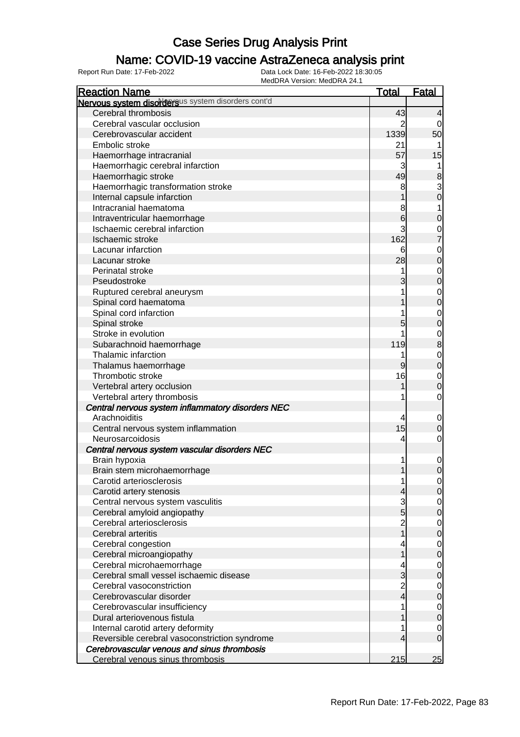# Case Series Drug Analysis Print

## Name: COVID-19 vaccine AstraZeneca analysis print

Report Run Date: 17-Feb-2022

Data Lock Date: 16-Feb-2022 18:30:05

MedDRA Version: MedDRA 24.1

| Reaction Name | Total | Fatal |
|---|---|---|
| **Nervous system disorders** Nervous system disorders cont'd | | |
| Cerebral thrombosis | 43 | 4 |
| Cerebral vascular occlusion | 2 | 0 |
| Cerebrovascular accident | 1339 | 50 |
| Embolic stroke | 21 | 1 |
| Haemorrhage intracranial | 57 | 15 |
| Haemorrhagic cerebral infarction | 3 | 1 |
| Haemorrhagic stroke | 49 | 8 |
| Haemorrhagic transformation stroke | 8 | 3 |
| Internal capsule infarction | 1 | 0 |
| Intracranial haematoma | 8 | 1 |
| Intraventricular haemorrhage | 6 | 0 |
| Ischaemic cerebral infarction | 3 | 0 |
| Ischaemic stroke | 162 | 7 |
| Lacunar infarction | 6 | 0 |
| Lacunar stroke | 28 | 0 |
| Perinatal stroke | 1 | 0 |
| Pseudostroke | 3 | 0 |
| Ruptured cerebral aneurysm | 1 | 0 |
| Spinal cord haematoma | 1 | 0 |
| Spinal cord infarction | 1 | 0 |
| Spinal stroke | 5 | 0 |
| Stroke in evolution | 1 | 0 |
| Subarachnoid haemorrhage | 119 | 8 |
| Thalamic infarction | 1 | 0 |
| Thalamus haemorrhage | 9 | 0 |
| Thrombotic stroke | 16 | 0 |
| Vertebral artery occlusion | 1 | 0 |
| Vertebral artery thrombosis | 1 | 0 |
| ***Central nervous system inflammatory disorders NEC*** | | |
| Arachnoiditis | 4 | 0 |
| Central nervous system inflammation | 15 | 0 |
| Neurosarcoidosis | 4 | 0 |
| ***Central nervous system vascular disorders NEC*** | | |
| Brain hypoxia | 1 | 0 |
| Brain stem microhaemorrhage | 1 | 0 |
| Carotid arteriosclerosis | 1 | 0 |
| Carotid artery stenosis | 4 | 0 |
| Central nervous system vasculitis | 3 | 0 |
| Cerebral amyloid angiopathy | 5 | 0 |
| Cerebral arteriosclerosis | 2 | 0 |
| Cerebral arteritis | 1 | 0 |
| Cerebral congestion | 4 | 0 |
| Cerebral microangiopathy | 1 | 0 |
| Cerebral microhaemorrhage | 4 | 0 |
| Cerebral small vessel ischaemic disease | 3 | 0 |
| Cerebral vasoconstriction | 2 | 0 |
| Cerebrovascular disorder | 4 | 0 |
| Cerebrovascular insufficiency | 1 | 0 |
| Dural arteriovenous fistula | 1 | 0 |
| Internal carotid artery deformity | 1 | 0 |
| Reversible cerebral vasoconstriction syndrome | 4 | 0 |
| ***Cerebrovascular venous and sinus thrombosis*** | | |
| Cerebral venous sinus thrombosis | 215 | 25 |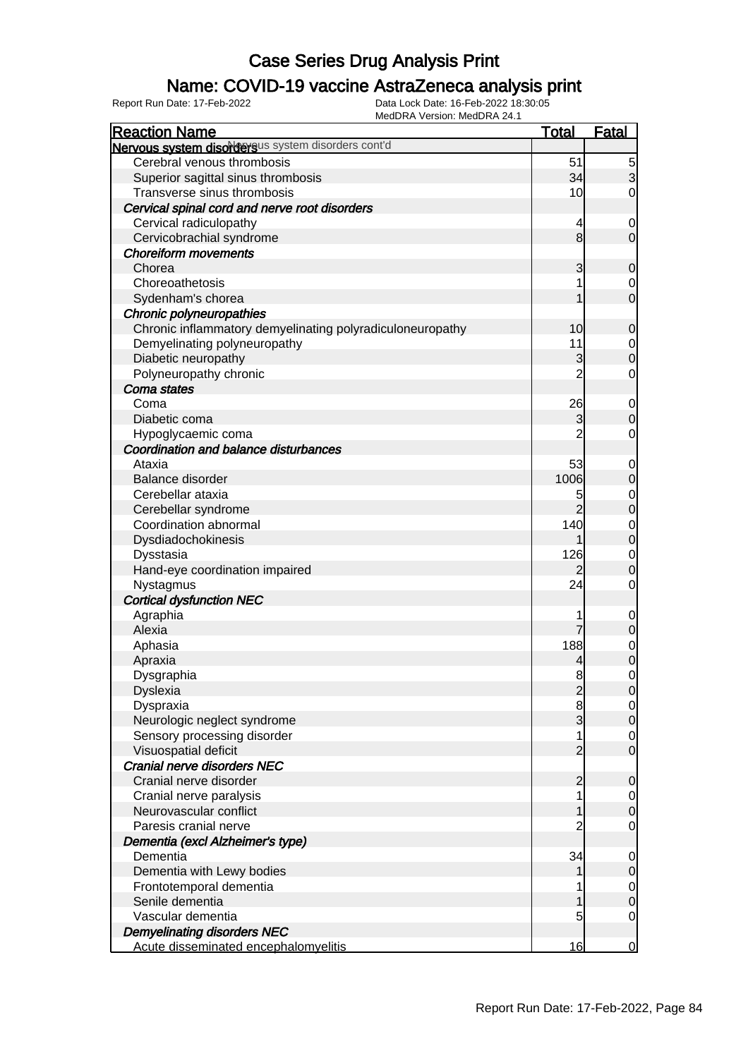# Case Series Drug Analysis Print

## Name: COVID-19 vaccine AstraZeneca analysis print

Report Run Date: 17-Feb-2022
Data Lock Date: 16-Feb-2022 18:30:05
MedDRA Version: MedDRA 24.1

| Reaction Name | Total | Fatal |
|---|---|---|
| **Nervous system disorders** Nervous system disorders cont'd | | |
| Cerebral venous thrombosis | 51 | 5 |
| Superior sagittal sinus thrombosis | 34 | 3 |
| Transverse sinus thrombosis | 10 | 0 |
| ***Cervical spinal cord and nerve root disorders*** | | |
| Cervical radiculopathy | 4 | 0 |
| Cervicobrachial syndrome | 8 | 0 |
| ***Choreiform movements*** | | |
| Chorea | 3 | 0 |
| Choreoathetosis | 1 | 0 |
| Sydenham's chorea | 1 | 0 |
| ***Chronic polyneuropathies*** | | |
| Chronic inflammatory demyelinating polyradiculoneuropathy | 10 | 0 |
| Demyelinating polyneuropathy | 11 | 0 |
| Diabetic neuropathy | 3 | 0 |
| Polyneuropathy chronic | 2 | 0 |
| ***Coma states*** | | |
| Coma | 26 | 0 |
| Diabetic coma | 3 | 0 |
| Hypoglycaemic coma | 2 | 0 |
| ***Coordination and balance disturbances*** | | |
| Ataxia | 53 | 0 |
| Balance disorder | 1006 | 0 |
| Cerebellar ataxia | 5 | 0 |
| Cerebellar syndrome | 2 | 0 |
| Coordination abnormal | 140 | 0 |
| Dysdiadochokinesis | 1 | 0 |
| Dysstasia | 126 | 0 |
| Hand-eye coordination impaired | 2 | 0 |
| Nystagmus | 24 | 0 |
| ***Cortical dysfunction NEC*** | | |
| Agraphia | 1 | 0 |
| Alexia | 7 | 0 |
| Aphasia | 188 | 0 |
| Apraxia | 4 | 0 |
| Dysgraphia | 8 | 0 |
| Dyslexia | 2 | 0 |
| Dyspraxia | 8 | 0 |
| Neurologic neglect syndrome | 3 | 0 |
| Sensory processing disorder | 1 | 0 |
| Visuospatial deficit | 2 | 0 |
| ***Cranial nerve disorders NEC*** | | |
| Cranial nerve disorder | 2 | 0 |
| Cranial nerve paralysis | 1 | 0 |
| Neurovascular conflict | 1 | 0 |
| Paresis cranial nerve | 2 | 0 |
| ***Dementia (excl Alzheimer's type)*** | | |
| Dementia | 34 | 0 |
| Dementia with Lewy bodies | 1 | 0 |
| Frontotemporal dementia | 1 | 0 |
| Senile dementia | 1 | 0 |
| Vascular dementia | 5 | 0 |
| ***Demyelinating disorders NEC*** | | |
| Acute disseminated encephalomyelitis | 16 | 0 |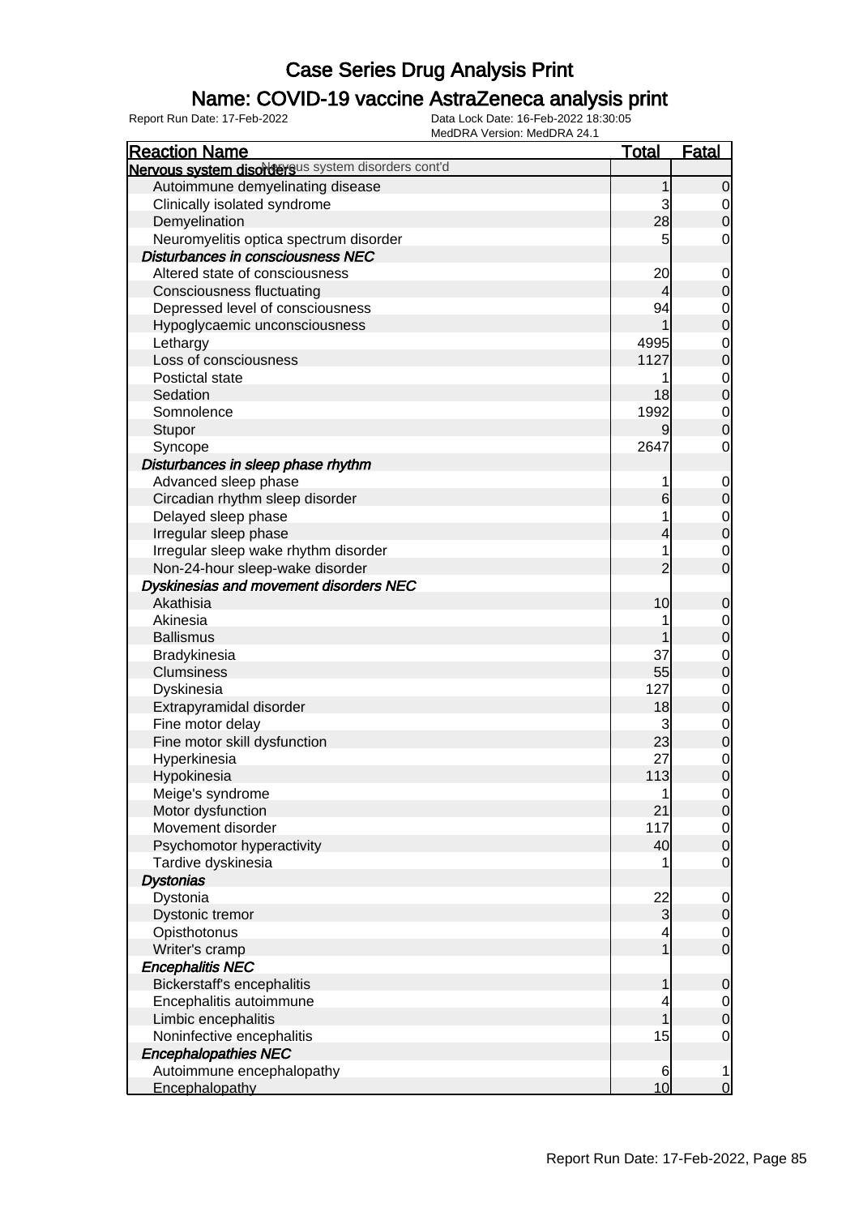# Case Series Drug Analysis Print

## Name: COVID-19 vaccine AstraZeneca analysis print

Report Run Date: 17-Feb-2022    Data Lock Date: 16-Feb-2022 18:30:05
MedDRA Version: MedDRA 24.1

| Reaction Name | Total | Fatal |
|---|---|---|
| **Nervous system disorders** Nervous system disorders cont'd | | |
| Autoimmune demyelinating disease | 1 | 0 |
| Clinically isolated syndrome | 3 | 0 |
| Demyelination | 28 | 0 |
| Neuromyelitis optica spectrum disorder | 5 | 0 |
| ***Disturbances in consciousness NEC*** | | |
| Altered state of consciousness | 20 | 0 |
| Consciousness fluctuating | 4 | 0 |
| Depressed level of consciousness | 94 | 0 |
| Hypoglycaemic unconsciousness | 1 | 0 |
| Lethargy | 4995 | 0 |
| Loss of consciousness | 1127 | 0 |
| Postictal state | 1 | 0 |
| Sedation | 18 | 0 |
| Somnolence | 1992 | 0 |
| Stupor | 9 | 0 |
| Syncope | 2647 | 0 |
| ***Disturbances in sleep phase rhythm*** | | |
| Advanced sleep phase | 1 | 0 |
| Circadian rhythm sleep disorder | 6 | 0 |
| Delayed sleep phase | 1 | 0 |
| Irregular sleep phase | 4 | 0 |
| Irregular sleep wake rhythm disorder | 1 | 0 |
| Non-24-hour sleep-wake disorder | 2 | 0 |
| ***Dyskinesias and movement disorders NEC*** | | |
| Akathisia | 10 | 0 |
| Akinesia | 1 | 0 |
| Ballismus | 1 | 0 |
| Bradykinesia | 37 | 0 |
| Clumsiness | 55 | 0 |
| Dyskinesia | 127 | 0 |
| Extrapyramidal disorder | 18 | 0 |
| Fine motor delay | 3 | 0 |
| Fine motor skill dysfunction | 23 | 0 |
| Hyperkinesia | 27 | 0 |
| Hypokinesia | 113 | 0 |
| Meige's syndrome | 1 | 0 |
| Motor dysfunction | 21 | 0 |
| Movement disorder | 117 | 0 |
| Psychomotor hyperactivity | 40 | 0 |
| Tardive dyskinesia | 1 | 0 |
| ***Dystonias*** | | |
| Dystonia | 22 | 0 |
| Dystonic tremor | 3 | 0 |
| Opisthotonus | 4 | 0 |
| Writer's cramp | 1 | 0 |
| ***Encephalitis NEC*** | | |
| Bickerstaff's encephalitis | 1 | 0 |
| Encephalitis autoimmune | 4 | 0 |
| Limbic encephalitis | 1 | 0 |
| Noninfective encephalitis | 15 | 0 |
| ***Encephalopathies NEC*** | | |
| Autoimmune encephalopathy | 6 | 1 |
| Encephalopathy | 10 | 0 |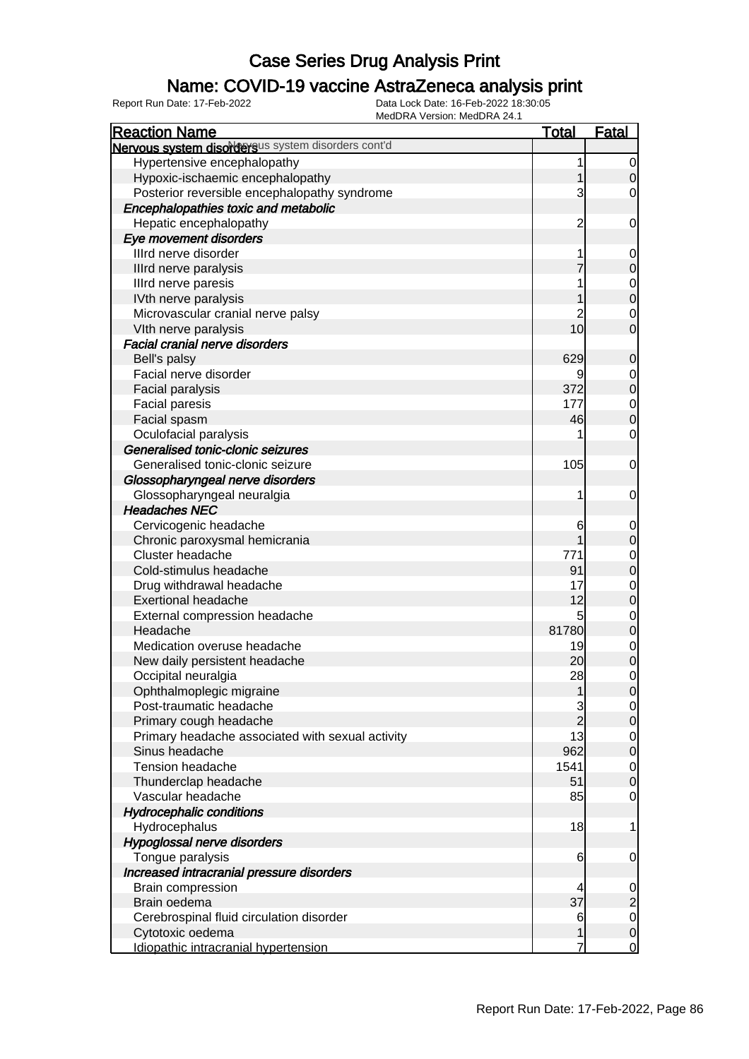# Case Series Drug Analysis Print

## Name: COVID-19 vaccine AstraZeneca analysis print

Report Run Date: 17-Feb-2022

Data Lock Date: 16-Feb-2022 18:30:05
MedDRA Version: MedDRA 24.1

| Reaction Name | Total | Fatal |
|---|---|---|
| **Nervous system disorders** Nervous system disorders cont'd | | |
| Hypertensive encephalopathy | 1 | 0 |
| Hypoxic-ischaemic encephalopathy | 1 | 0 |
| Posterior reversible encephalopathy syndrome | 3 | 0 |
| ***Encephalopathies toxic and metabolic*** | | |
| Hepatic encephalopathy | 2 | 0 |
| ***Eye movement disorders*** | | |
| IIIrd nerve disorder | 1 | 0 |
| IIIrd nerve paralysis | 7 | 0 |
| IIIrd nerve paresis | 1 | 0 |
| IVth nerve paralysis | 1 | 0 |
| Microvascular cranial nerve palsy | 2 | 0 |
| VIth nerve paralysis | 10 | 0 |
| ***Facial cranial nerve disorders*** | | |
| Bell's palsy | 629 | 0 |
| Facial nerve disorder | 9 | 0 |
| Facial paralysis | 372 | 0 |
| Facial paresis | 177 | 0 |
| Facial spasm | 46 | 0 |
| Oculofacial paralysis | 1 | 0 |
| ***Generalised tonic-clonic seizures*** | | |
| Generalised tonic-clonic seizure | 105 | 0 |
| ***Glossopharyngeal nerve disorders*** | | |
| Glossopharyngeal neuralgia | 1 | 0 |
| ***Headaches NEC*** | | |
| Cervicogenic headache | 6 | 0 |
| Chronic paroxysmal hemicrania | 1 | 0 |
| Cluster headache | 771 | 0 |
| Cold-stimulus headache | 91 | 0 |
| Drug withdrawal headache | 17 | 0 |
| Exertional headache | 12 | 0 |
| External compression headache | 5 | 0 |
| Headache | 81780 | 0 |
| Medication overuse headache | 19 | 0 |
| New daily persistent headache | 20 | 0 |
| Occipital neuralgia | 28 | 0 |
| Ophthalmoplegic migraine | 1 | 0 |
| Post-traumatic headache | 3 | 0 |
| Primary cough headache | 2 | 0 |
| Primary headache associated with sexual activity | 13 | 0 |
| Sinus headache | 962 | 0 |
| Tension headache | 1541 | 0 |
| Thunderclap headache | 51 | 0 |
| Vascular headache | 85 | 0 |
| ***Hydrocephalic conditions*** | | |
| Hydrocephalus | 18 | 1 |
| ***Hypoglossal nerve disorders*** | | |
| Tongue paralysis | 6 | 0 |
| ***Increased intracranial pressure disorders*** | | |
| Brain compression | 4 | 0 |
| Brain oedema | 37 | 2 |
| Cerebrospinal fluid circulation disorder | 6 | 0 |
| Cytotoxic oedema | 1 | 0 |
| Idiopathic intracranial hypertension | 7 | 0 |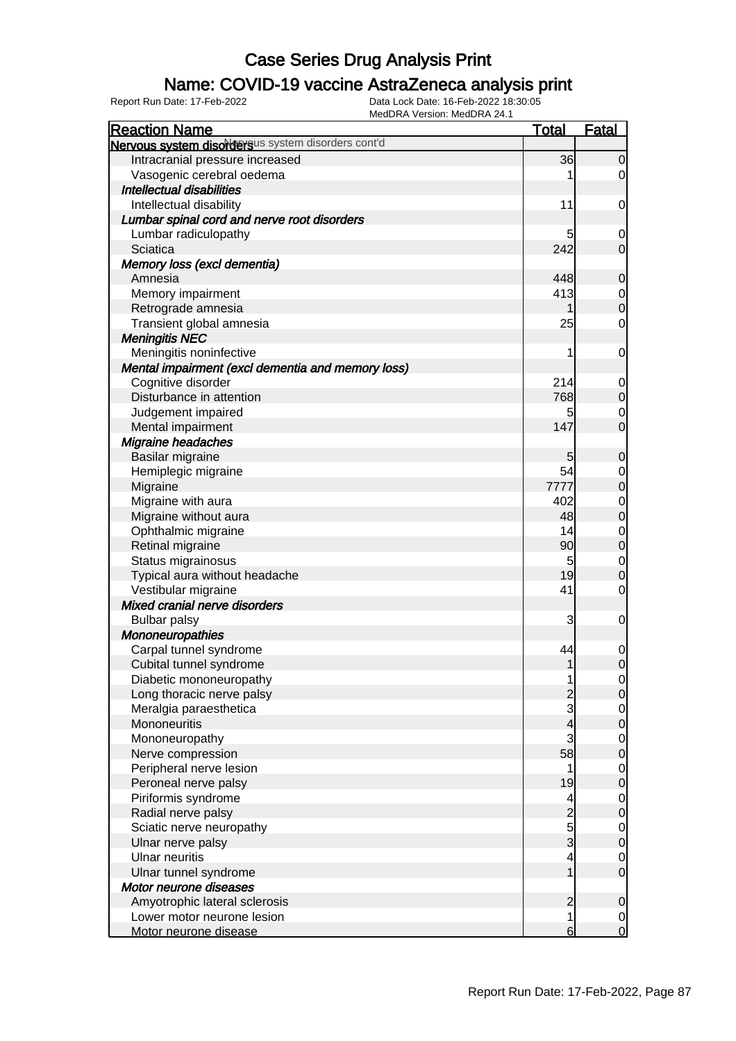# Case Series Drug Analysis Print

## Name: COVID-19 vaccine AstraZeneca analysis print

Report Run Date: 17-Feb-2022 | Data Lock Date: 16-Feb-2022 18:30:05 | MedDRA Version: MedDRA 24.1

| Reaction Name | Total | Fatal |
|---|---|---|
| **Nervous system disorders** Nervous system disorders cont'd | | |
| Intracranial pressure increased | 36 | 0 |
| Vasogenic cerebral oedema | 1 | 0 |
| ***Intellectual disabilities*** | | |
| Intellectual disability | 11 | 0 |
| ***Lumbar spinal cord and nerve root disorders*** | | |
| Lumbar radiculopathy | 5 | 0 |
| Sciatica | 242 | 0 |
| ***Memory loss (excl dementia)*** | | |
| Amnesia | 448 | 0 |
| Memory impairment | 413 | 0 |
| Retrograde amnesia | 1 | 0 |
| Transient global amnesia | 25 | 0 |
| ***Meningitis NEC*** | | |
| Meningitis noninfective | 1 | 0 |
| ***Mental impairment (excl dementia and memory loss)*** | | |
| Cognitive disorder | 214 | 0 |
| Disturbance in attention | 768 | 0 |
| Judgement impaired | 5 | 0 |
| Mental impairment | 147 | 0 |
| ***Migraine headaches*** | | |
| Basilar migraine | 5 | 0 |
| Hemiplegic migraine | 54 | 0 |
| Migraine | 7777 | 0 |
| Migraine with aura | 402 | 0 |
| Migraine without aura | 48 | 0 |
| Ophthalmic migraine | 14 | 0 |
| Retinal migraine | 90 | 0 |
| Status migrainosus | 5 | 0 |
| Typical aura without headache | 19 | 0 |
| Vestibular migraine | 41 | 0 |
| ***Mixed cranial nerve disorders*** | | |
| Bulbar palsy | 3 | 0 |
| ***Mononeuropathies*** | | |
| Carpal tunnel syndrome | 44 | 0 |
| Cubital tunnel syndrome | 1 | 0 |
| Diabetic mononeuropathy | 1 | 0 |
| Long thoracic nerve palsy | 2 | 0 |
| Meralgia paraesthetica | 3 | 0 |
| Mononeuritis | 4 | 0 |
| Mononeuropathy | 3 | 0 |
| Nerve compression | 58 | 0 |
| Peripheral nerve lesion | 1 | 0 |
| Peroneal nerve palsy | 19 | 0 |
| Piriformis syndrome | 4 | 0 |
| Radial nerve palsy | 2 | 0 |
| Sciatic nerve neuropathy | 5 | 0 |
| Ulnar nerve palsy | 3 | 0 |
| Ulnar neuritis | 4 | 0 |
| Ulnar tunnel syndrome | 1 | 0 |
| ***Motor neurone diseases*** | | |
| Amyotrophic lateral sclerosis | 2 | 0 |
| Lower motor neurone lesion | 1 | 0 |
| Motor neurone disease | 6 | 0 |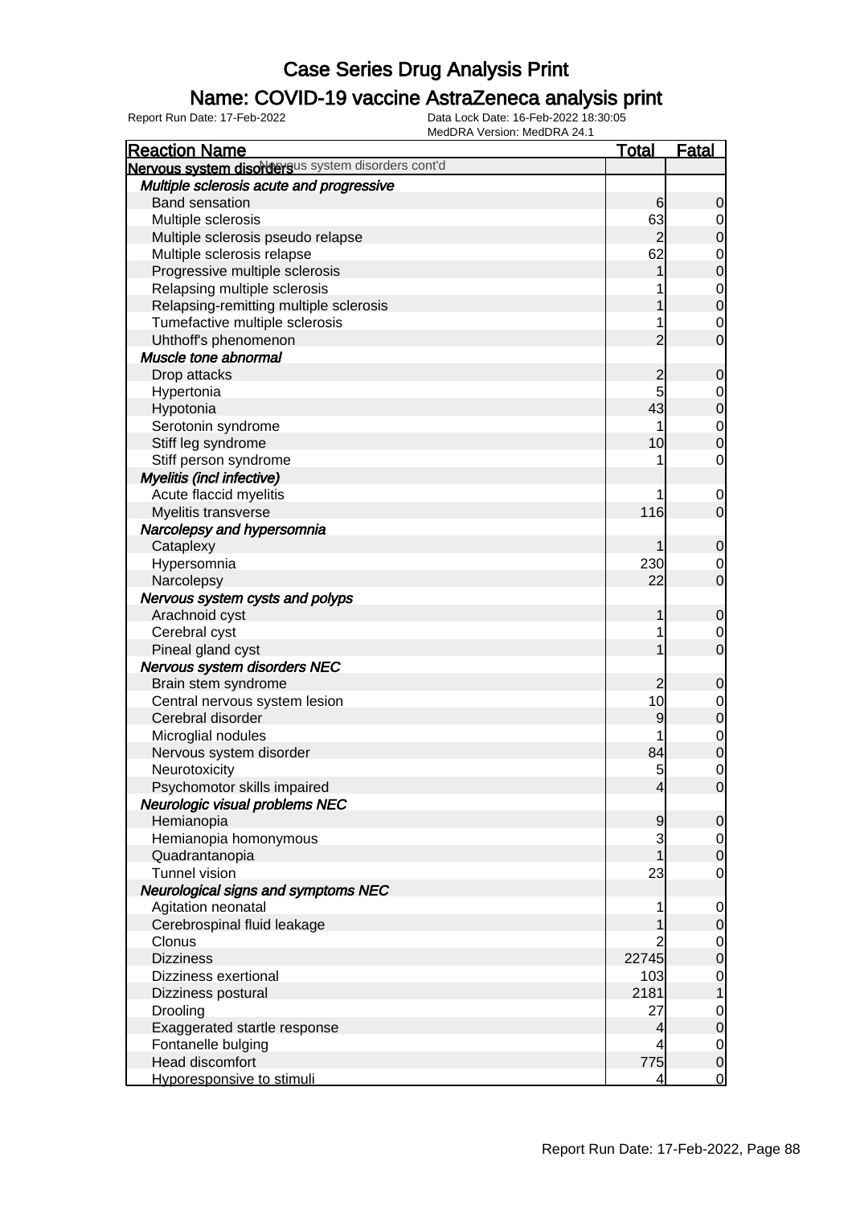# Case Series Drug Analysis Print

## Name: COVID-19 vaccine AstraZeneca analysis print

Report Run Date: 17-Feb-2022    Data Lock Date: 16-Feb-2022 18:30:05
MedDRA Version: MedDRA 24.1

| Reaction Name | Total | Fatal |
|---|---|---|
| **Nervous system disorders** Nervous system disorders cont'd | | |
| ***Multiple sclerosis acute and progressive*** | | |
| Band sensation | 6 | 0 |
| Multiple sclerosis | 63 | 0 |
| Multiple sclerosis pseudo relapse | 2 | 0 |
| Multiple sclerosis relapse | 62 | 0 |
| Progressive multiple sclerosis | 1 | 0 |
| Relapsing multiple sclerosis | 1 | 0 |
| Relapsing-remitting multiple sclerosis | 1 | 0 |
| Tumefactive multiple sclerosis | 1 | 0 |
| Uhthoff's phenomenon | 2 | 0 |
| ***Muscle tone abnormal*** | | |
| Drop attacks | 2 | 0 |
| Hypertonia | 5 | 0 |
| Hypotonia | 43 | 0 |
| Serotonin syndrome | 1 | 0 |
| Stiff leg syndrome | 10 | 0 |
| Stiff person syndrome | 1 | 0 |
| ***Myelitis (incl infective)*** | | |
| Acute flaccid myelitis | 1 | 0 |
| Myelitis transverse | 116 | 0 |
| ***Narcolepsy and hypersomnia*** | | |
| Cataplexy | 1 | 0 |
| Hypersomnia | 230 | 0 |
| Narcolepsy | 22 | 0 |
| ***Nervous system cysts and polyps*** | | |
| Arachnoid cyst | 1 | 0 |
| Cerebral cyst | 1 | 0 |
| Pineal gland cyst | 1 | 0 |
| ***Nervous system disorders NEC*** | | |
| Brain stem syndrome | 2 | 0 |
| Central nervous system lesion | 10 | 0 |
| Cerebral disorder | 9 | 0 |
| Microglial nodules | 1 | 0 |
| Nervous system disorder | 84 | 0 |
| Neurotoxicity | 5 | 0 |
| Psychomotor skills impaired | 4 | 0 |
| ***Neurologic visual problems NEC*** | | |
| Hemianopia | 9 | 0 |
| Hemianopia homonymous | 3 | 0 |
| Quadrantanopia | 1 | 0 |
| Tunnel vision | 23 | 0 |
| ***Neurological signs and symptoms NEC*** | | |
| Agitation neonatal | 1 | 0 |
| Cerebrospinal fluid leakage | 1 | 0 |
| Clonus | 2 | 0 |
| Dizziness | 22745 | 0 |
| Dizziness exertional | 103 | 0 |
| Dizziness postural | 2181 | 1 |
| Drooling | 27 | 0 |
| Exaggerated startle response | 4 | 0 |
| Fontanelle bulging | 4 | 0 |
| Head discomfort | 775 | 0 |
| Hyporesponsive to stimuli | 4 | 0 |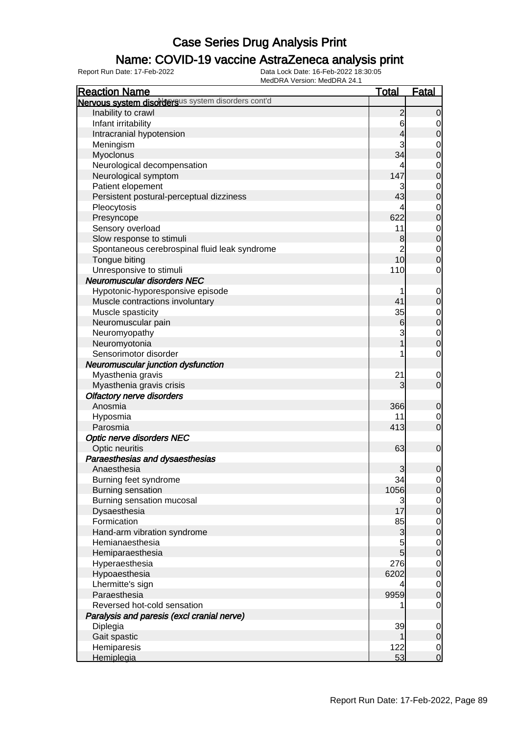# Case Series Drug Analysis Print

## Name: COVID-19 vaccine AstraZeneca analysis print

Report Run Date: 17-Feb-2022 | Data Lock Date: 16-Feb-2022 18:30:05 | MedDRA Version: MedDRA 24.1

| Reaction Name | Total | Fatal |
|---|---|---|
| **Nervous system disorders** Nervous system disorders cont'd | | |
| Inability to crawl | 2 | 0 |
| Infant irritability | 6 | 0 |
| Intracranial hypotension | 4 | 0 |
| Meningism | 3 | 0 |
| Myoclonus | 34 | 0 |
| Neurological decompensation | 4 | 0 |
| Neurological symptom | 147 | 0 |
| Patient elopement | 3 | 0 |
| Persistent postural-perceptual dizziness | 43 | 0 |
| Pleocytosis | 4 | 0 |
| Presyncope | 622 | 0 |
| Sensory overload | 11 | 0 |
| Slow response to stimuli | 8 | 0 |
| Spontaneous cerebrospinal fluid leak syndrome | 2 | 0 |
| Tongue biting | 10 | 0 |
| Unresponsive to stimuli | 110 | 0 |
| ***Neuromuscular disorders NEC*** | | |
| Hypotonic-hyporesponsive episode | 1 | 0 |
| Muscle contractions involuntary | 41 | 0 |
| Muscle spasticity | 35 | 0 |
| Neuromuscular pain | 6 | 0 |
| Neuromyopathy | 3 | 0 |
| Neuromyotonia | 1 | 0 |
| Sensorimotor disorder | 1 | 0 |
| ***Neuromuscular junction dysfunction*** | | |
| Myasthenia gravis | 21 | 0 |
| Myasthenia gravis crisis | 3 | 0 |
| ***Olfactory nerve disorders*** | | |
| Anosmia | 366 | 0 |
| Hyposmia | 11 | 0 |
| Parosmia | 413 | 0 |
| ***Optic nerve disorders NEC*** | | |
| Optic neuritis | 63 | 0 |
| ***Paraesthesias and dysaesthesias*** | | |
| Anaesthesia | 3 | 0 |
| Burning feet syndrome | 34 | 0 |
| Burning sensation | 1056 | 0 |
| Burning sensation mucosal | 3 | 0 |
| Dysaesthesia | 17 | 0 |
| Formication | 85 | 0 |
| Hand-arm vibration syndrome | 3 | 0 |
| Hemianaesthesia | 5 | 0 |
| Hemiparaesthesia | 5 | 0 |
| Hyperaesthesia | 276 | 0 |
| Hypoaesthesia | 6202 | 0 |
| Lhermitte's sign | 4 | 0 |
| Paraesthesia | 9959 | 0 |
| Reversed hot-cold sensation | 1 | 0 |
| ***Paralysis and paresis (excl cranial nerve)*** | | |
| Diplegia | 39 | 0 |
| Gait spastic | 1 | 0 |
| Hemiparesis | 122 | 0 |
| Hemiplegia | 53 | 0 |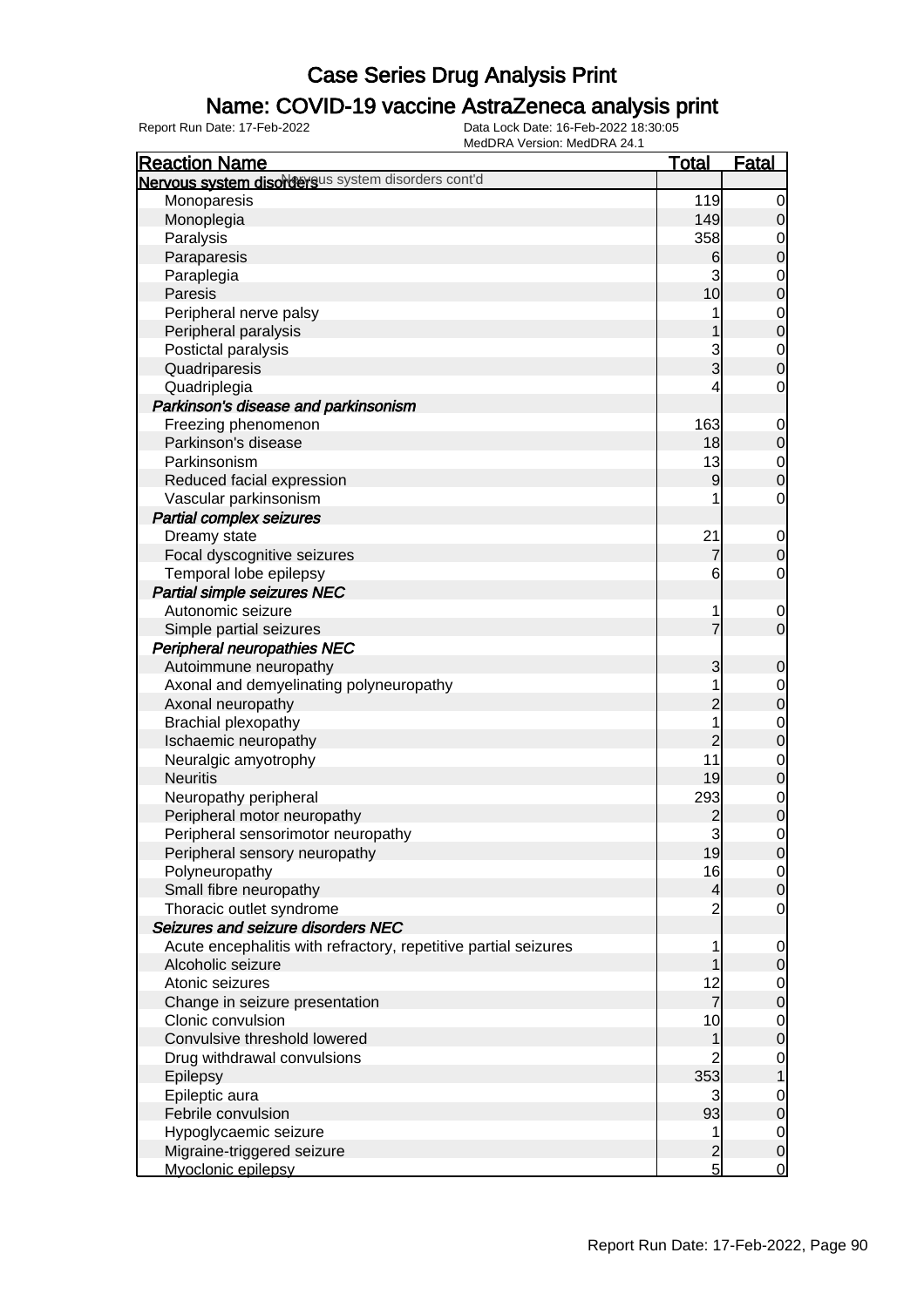# Case Series Drug Analysis Print

## Name: COVID-19 vaccine AstraZeneca analysis print

Report Run Date: 17-Feb-2022    Data Lock Date: 16-Feb-2022 18:30:05
MedDRA Version: MedDRA 24.1

| Reaction Name | Total | Fatal |
|---|---|---|
| **Nervous system disorders** Nervous system disorders cont'd | | |
| Monoparesis | 119 | 0 |
| Monoplegia | 149 | 0 |
| Paralysis | 358 | 0 |
| Paraparesis | 6 | 0 |
| Paraplegia | 3 | 0 |
| Paresis | 10 | 0 |
| Peripheral nerve palsy | 1 | 0 |
| Peripheral paralysis | 1 | 0 |
| Postictal paralysis | 3 | 0 |
| Quadriparesis | 3 | 0 |
| Quadriplegia | 4 | 0 |
| ***Parkinson's disease and parkinsonism*** | | |
| Freezing phenomenon | 163 | 0 |
| Parkinson's disease | 18 | 0 |
| Parkinsonism | 13 | 0 |
| Reduced facial expression | 9 | 0 |
| Vascular parkinsonism | 1 | 0 |
| ***Partial complex seizures*** | | |
| Dreamy state | 21 | 0 |
| Focal dyscognitive seizures | 7 | 0 |
| Temporal lobe epilepsy | 6 | 0 |
| ***Partial simple seizures NEC*** | | |
| Autonomic seizure | 1 | 0 |
| Simple partial seizures | 7 | 0 |
| ***Peripheral neuropathies NEC*** | | |
| Autoimmune neuropathy | 3 | 0 |
| Axonal and demyelinating polyneuropathy | 1 | 0 |
| Axonal neuropathy | 2 | 0 |
| Brachial plexopathy | 1 | 0 |
| Ischaemic neuropathy | 2 | 0 |
| Neuralgic amyotrophy | 11 | 0 |
| Neuritis | 19 | 0 |
| Neuropathy peripheral | 293 | 0 |
| Peripheral motor neuropathy | 2 | 0 |
| Peripheral sensorimotor neuropathy | 3 | 0 |
| Peripheral sensory neuropathy | 19 | 0 |
| Polyneuropathy | 16 | 0 |
| Small fibre neuropathy | 4 | 0 |
| Thoracic outlet syndrome | 2 | 0 |
| ***Seizures and seizure disorders NEC*** | | |
| Acute encephalitis with refractory, repetitive partial seizures | 1 | 0 |
| Alcoholic seizure | 1 | 0 |
| Atonic seizures | 12 | 0 |
| Change in seizure presentation | 7 | 0 |
| Clonic convulsion | 10 | 0 |
| Convulsive threshold lowered | 1 | 0 |
| Drug withdrawal convulsions | 2 | 0 |
| Epilepsy | 353 | 1 |
| Epileptic aura | 3 | 0 |
| Febrile convulsion | 93 | 0 |
| Hypoglycaemic seizure | 1 | 0 |
| Migraine-triggered seizure | 2 | 0 |
| Myoclonic epilepsy | 5 | 0 |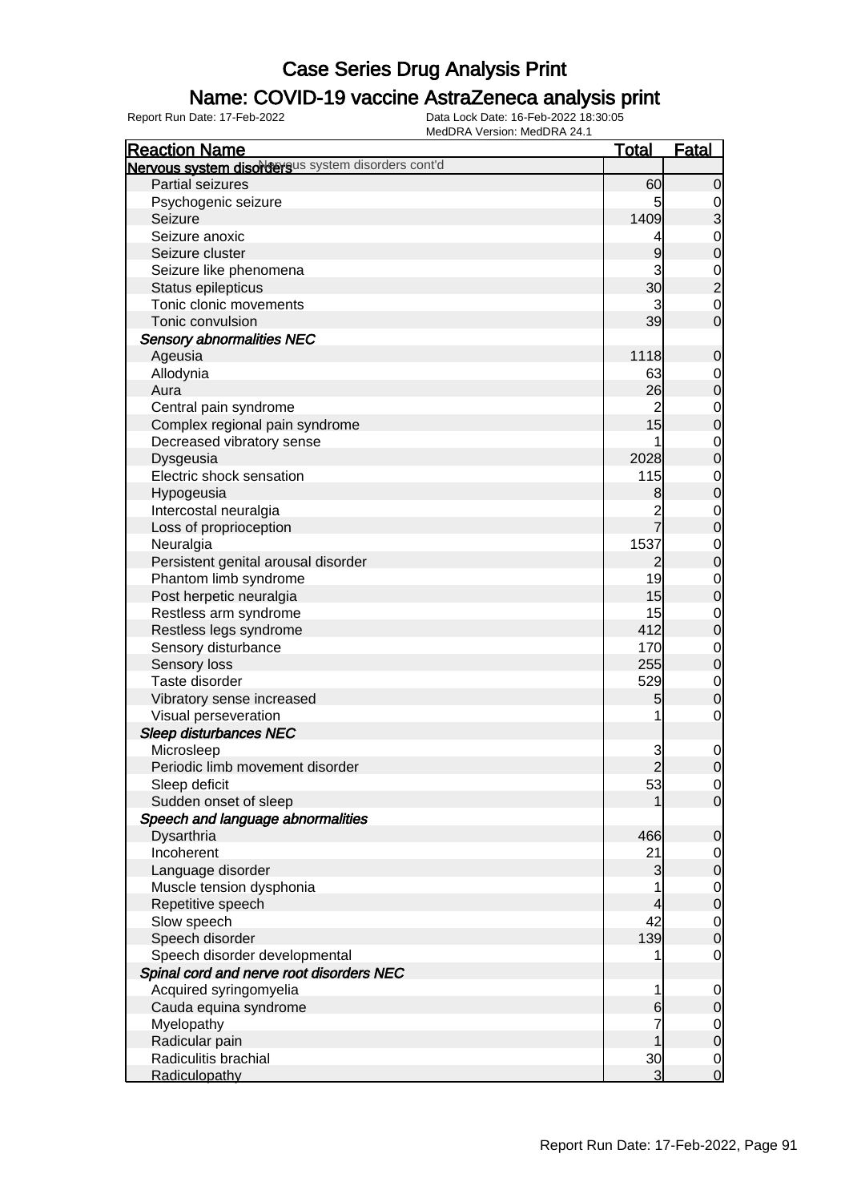# Case Series Drug Analysis Print

## Name: COVID-19 vaccine AstraZeneca analysis print

Report Run Date: 17-Feb-2022 | Data Lock Date: 16-Feb-2022 18:30:05 | MedDRA Version: MedDRA 24.1

| Reaction Name | Total | Fatal |
|---|---|---|
| **Nervous system disorders** Nervous system disorders cont'd | | |
| Partial seizures | 60 | 0 |
| Psychogenic seizure | 5 | 0 |
| Seizure | 1409 | 3 |
| Seizure anoxic | 4 | 0 |
| Seizure cluster | 9 | 0 |
| Seizure like phenomena | 3 | 0 |
| Status epilepticus | 30 | 2 |
| Tonic clonic movements | 3 | 0 |
| Tonic convulsion | 39 | 0 |
| ***Sensory abnormalities NEC*** | | |
| Ageusia | 1118 | 0 |
| Allodynia | 63 | 0 |
| Aura | 26 | 0 |
| Central pain syndrome | 2 | 0 |
| Complex regional pain syndrome | 15 | 0 |
| Decreased vibratory sense | 1 | 0 |
| Dysgeusia | 2028 | 0 |
| Electric shock sensation | 115 | 0 |
| Hypogeusia | 8 | 0 |
| Intercostal neuralgia | 2 | 0 |
| Loss of proprioception | 7 | 0 |
| Neuralgia | 1537 | 0 |
| Persistent genital arousal disorder | 2 | 0 |
| Phantom limb syndrome | 19 | 0 |
| Post herpetic neuralgia | 15 | 0 |
| Restless arm syndrome | 15 | 0 |
| Restless legs syndrome | 412 | 0 |
| Sensory disturbance | 170 | 0 |
| Sensory loss | 255 | 0 |
| Taste disorder | 529 | 0 |
| Vibratory sense increased | 5 | 0 |
| Visual perseveration | 1 | 0 |
| ***Sleep disturbances NEC*** | | |
| Microsleep | 3 | 0 |
| Periodic limb movement disorder | 2 | 0 |
| Sleep deficit | 53 | 0 |
| Sudden onset of sleep | 1 | 0 |
| ***Speech and language abnormalities*** | | |
| Dysarthria | 466 | 0 |
| Incoherent | 21 | 0 |
| Language disorder | 3 | 0 |
| Muscle tension dysphonia | 1 | 0 |
| Repetitive speech | 4 | 0 |
| Slow speech | 42 | 0 |
| Speech disorder | 139 | 0 |
| Speech disorder developmental | 1 | 0 |
| ***Spinal cord and nerve root disorders NEC*** | | |
| Acquired syringomyelia | 1 | 0 |
| Cauda equina syndrome | 6 | 0 |
| Myelopathy | 7 | 0 |
| Radicular pain | 1 | 0 |
| Radiculitis brachial | 30 | 0 |
| Radiculopathy | 3 | 0 |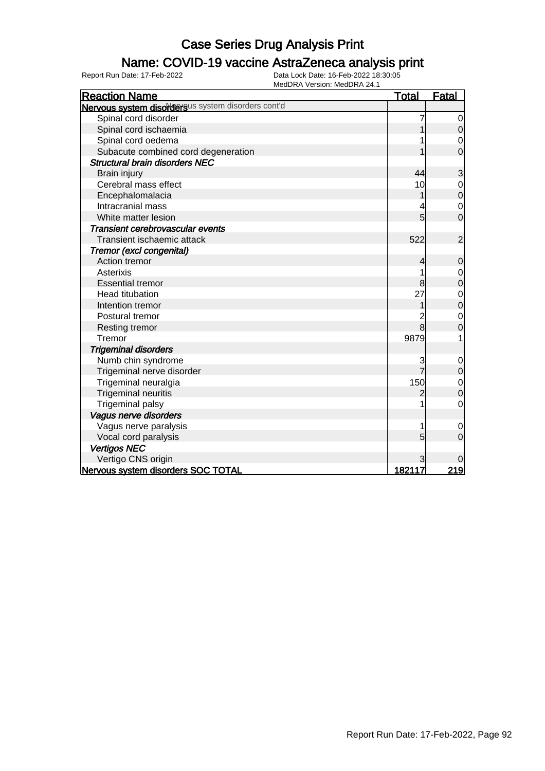# Case Series Drug Analysis Print

## Name: COVID-19 vaccine AstraZeneca analysis print

Report Run Date: 17-Feb-2022 | Data Lock Date: 16-Feb-2022 18:30:05 | MedDRA Version: MedDRA 24.1

| Reaction Name | Total | Fatal |
|---|---|---|
| **Nervous system disorders** Nervous system disorders cont'd | | |
| Spinal cord disorder | 7 | 0 |
| Spinal cord ischaemia | 1 | 0 |
| Spinal cord oedema | 1 | 0 |
| Subacute combined cord degeneration | 1 | 0 |
| ***Structural brain disorders NEC*** | | |
| Brain injury | 44 | 3 |
| Cerebral mass effect | 10 | 0 |
| Encephalomalacia | 1 | 0 |
| Intracranial mass | 4 | 0 |
| White matter lesion | 5 | 0 |
| ***Transient cerebrovascular events*** | | |
| Transient ischaemic attack | 522 | 2 |
| ***Tremor (excl congenital)*** | | |
| Action tremor | 4 | 0 |
| Asterixis | 1 | 0 |
| Essential tremor | 8 | 0 |
| Head titubation | 27 | 0 |
| Intention tremor | 1 | 0 |
| Postural tremor | 2 | 0 |
| Resting tremor | 8 | 0 |
| Tremor | 9879 | 1 |
| ***Trigeminal disorders*** | | |
| Numb chin syndrome | 3 | 0 |
| Trigeminal nerve disorder | 7 | 0 |
| Trigeminal neuralgia | 150 | 0 |
| Trigeminal neuritis | 2 | 0 |
| Trigeminal palsy | 1 | 0 |
| ***Vagus nerve disorders*** | | |
| Vagus nerve paralysis | 1 | 0 |
| Vocal cord paralysis | 5 | 0 |
| ***Vertigos NEC*** | | |
| Vertigo CNS origin | 3 | 0 |
| **Nervous system disorders SOC TOTAL** | **182117** | **219** |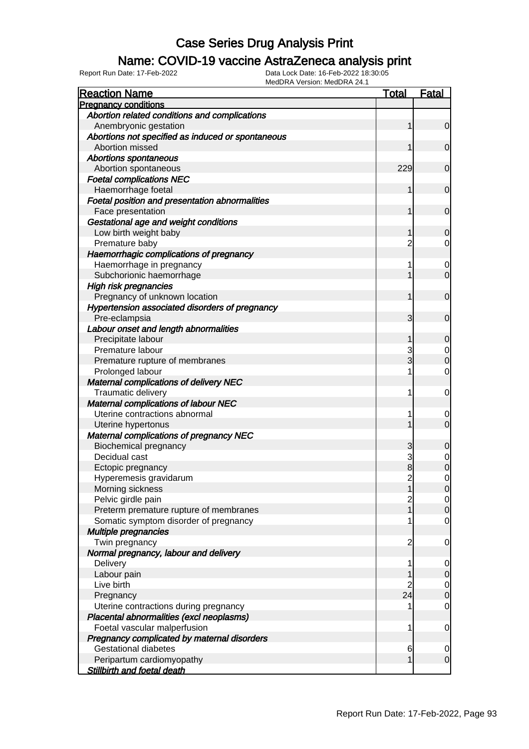# Case Series Drug Analysis Print

## Name: COVID-19 vaccine AstraZeneca analysis print

Report Run Date: 17-Feb-2022 | Data Lock Date: 16-Feb-2022 18:30:05 | MedDRA Version: MedDRA 24.1

| Reaction Name | Total | Fatal |
|---|---|---|
| **Pregnancy conditions** | | |
| *Abortion related conditions and complications* | | |
| Anembryonic gestation | 1 | 0 |
| *Abortions not specified as induced or spontaneous* | | |
| Abortion missed | 1 | 0 |
| *Abortions spontaneous* | | |
| Abortion spontaneous | 229 | 0 |
| *Foetal complications NEC* | | |
| Haemorrhage foetal | 1 | 0 |
| *Foetal position and presentation abnormalities* | | |
| Face presentation | 1 | 0 |
| *Gestational age and weight conditions* | | |
| Low birth weight baby | 1 | 0 |
| Premature baby | 2 | 0 |
| *Haemorrhagic complications of pregnancy* | | |
| Haemorrhage in pregnancy | 1 | 0 |
| Subchorionic haemorrhage | 1 | 0 |
| *High risk pregnancies* | | |
| Pregnancy of unknown location | 1 | 0 |
| *Hypertension associated disorders of pregnancy* | | |
| Pre-eclampsia | 3 | 0 |
| *Labour onset and length abnormalities* | | |
| Precipitate labour | 1 | 0 |
| Premature labour | 3 | 0 |
| Premature rupture of membranes | 3 | 0 |
| Prolonged labour | 1 | 0 |
| *Maternal complications of delivery NEC* | | |
| Traumatic delivery | 1 | 0 |
| *Maternal complications of labour NEC* | | |
| Uterine contractions abnormal | 1 | 0 |
| Uterine hypertonus | 1 | 0 |
| *Maternal complications of pregnancy NEC* | | |
| Biochemical pregnancy | 3 | 0 |
| Decidual cast | 3 | 0 |
| Ectopic pregnancy | 8 | 0 |
| Hyperemesis gravidarum | 2 | 0 |
| Morning sickness | 1 | 0 |
| Pelvic girdle pain | 2 | 0 |
| Preterm premature rupture of membranes | 1 | 0 |
| Somatic symptom disorder of pregnancy | 1 | 0 |
| *Multiple pregnancies* | | |
| Twin pregnancy | 2 | 0 |
| *Normal pregnancy, labour and delivery* | | |
| Delivery | 1 | 0 |
| Labour pain | 1 | 0 |
| Live birth | 2 | 0 |
| Pregnancy | 24 | 0 |
| Uterine contractions during pregnancy | 1 | 0 |
| *Placental abnormalities (excl neoplasms)* | | |
| Foetal vascular malperfusion | 1 | 0 |
| *Pregnancy complicated by maternal disorders* | | |
| Gestational diabetes | 6 | 0 |
| Peripartum cardiomyopathy | 1 | 0 |
| *Stillbirth and foetal death* | | |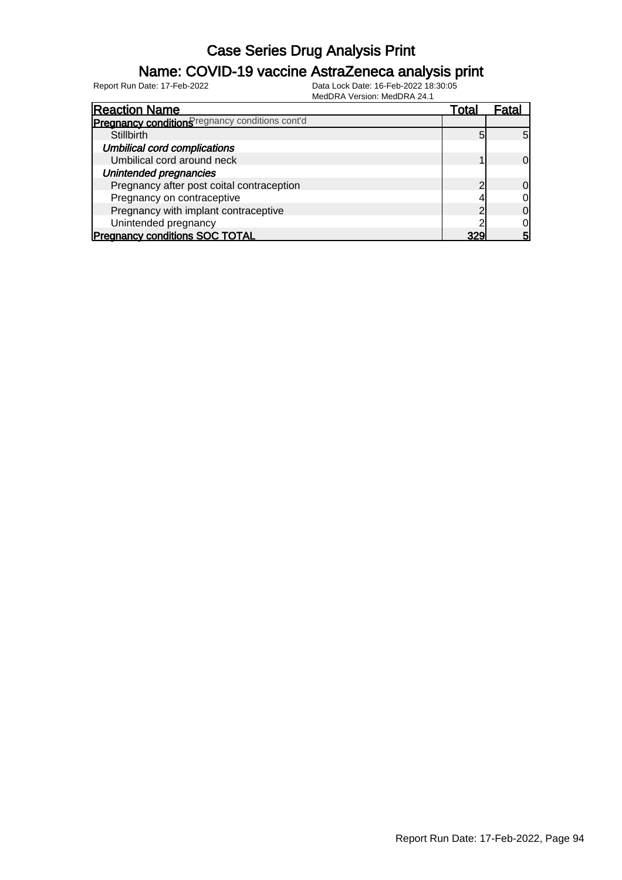# Case Series Drug Analysis Print

## Name: COVID-19 vaccine AstraZeneca analysis print

Report Run Date: 17-Feb-2022
Data Lock Date: 16-Feb-2022 18:30:05
MedDRA Version: MedDRA 24.1

| Reaction Name | Total | Fatal |
|---|---|---|
| **Pregnancy conditions** Pregnancy conditions cont'd | | |
| Stillbirth | 5 | 5 |
| ***Umbilical cord complications*** | | |
| Umbilical cord around neck | 1 | 0 |
| ***Unintended pregnancies*** | | |
| Pregnancy after post coital contraception | 2 | 0 |
| Pregnancy on contraceptive | 4 | 0 |
| Pregnancy with implant contraceptive | 2 | 0 |
| Unintended pregnancy | 2 | 0 |
| **Pregnancy conditions SOC TOTAL** | **329** | **5** |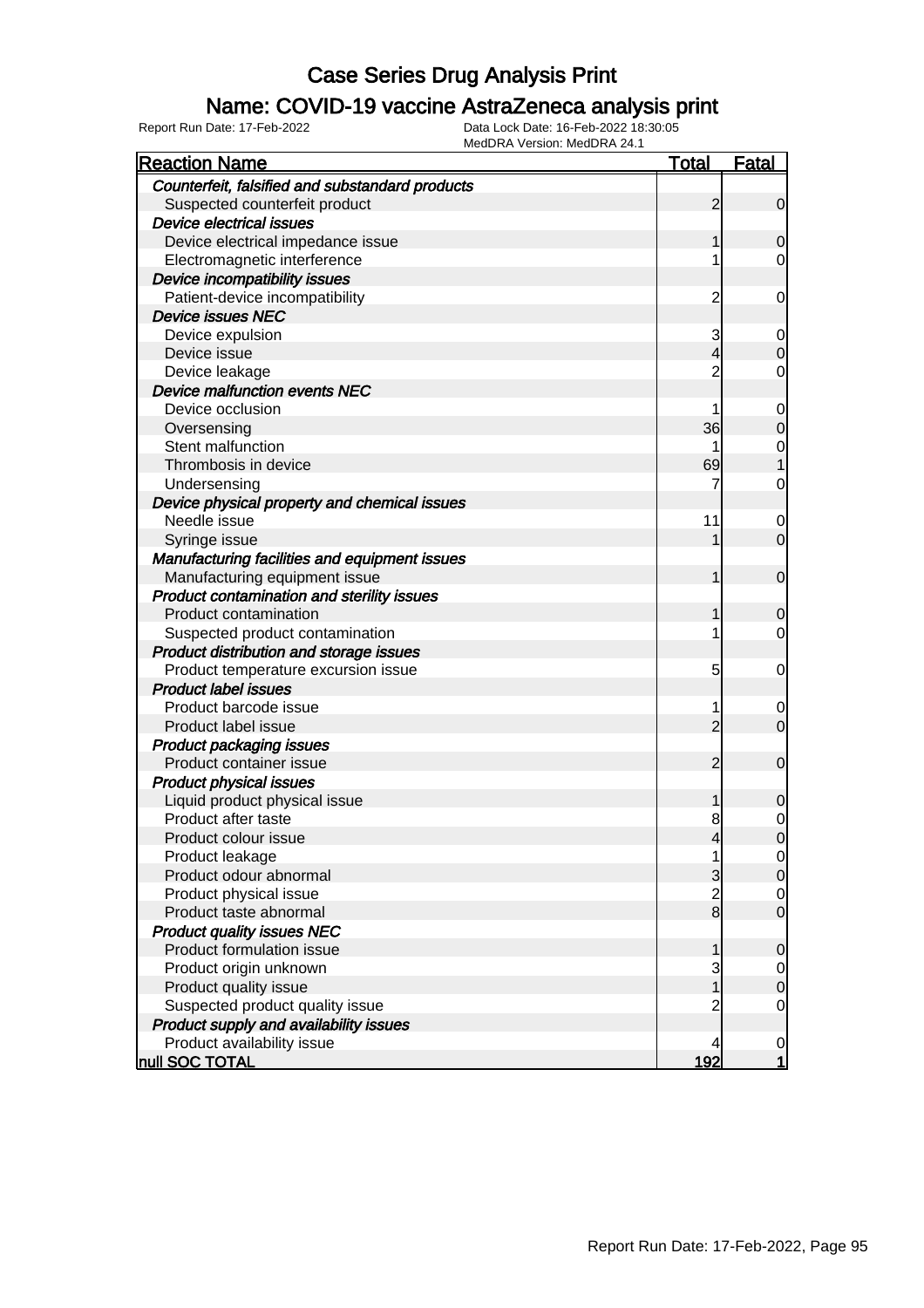# Case Series Drug Analysis Print

## Name: COVID-19 vaccine AstraZeneca analysis print

Report Run Date: 17-Feb-2022
Data Lock Date: 16-Feb-2022 18:30:05
MedDRA Version: MedDRA 24.1

| Reaction Name | Total | Fatal |
|---|---|---|
| ***Counterfeit, falsified and substandard products*** | | |
| Suspected counterfeit product | 2 | 0 |
| ***Device electrical issues*** | | |
| Device electrical impedance issue | 1 | 0 |
| Electromagnetic interference | 1 | 0 |
| ***Device incompatibility issues*** | | |
| Patient-device incompatibility | 2 | 0 |
| ***Device issues NEC*** | | |
| Device expulsion | 3 | 0 |
| Device issue | 4 | 0 |
| Device leakage | 2 | 0 |
| ***Device malfunction events NEC*** | | |
| Device occlusion | 1 | 0 |
| Oversensing | 36 | 0 |
| Stent malfunction | 1 | 0 |
| Thrombosis in device | 69 | 1 |
| Undersensing | 7 | 0 |
| ***Device physical property and chemical issues*** | | |
| Needle issue | 11 | 0 |
| Syringe issue | 1 | 0 |
| ***Manufacturing facilities and equipment issues*** | | |
| Manufacturing equipment issue | 1 | 0 |
| ***Product contamination and sterility issues*** | | |
| Product contamination | 1 | 0 |
| Suspected product contamination | 1 | 0 |
| ***Product distribution and storage issues*** | | |
| Product temperature excursion issue | 5 | 0 |
| ***Product label issues*** | | |
| Product barcode issue | 1 | 0 |
| Product label issue | 2 | 0 |
| ***Product packaging issues*** | | |
| Product container issue | 2 | 0 |
| ***Product physical issues*** | | |
| Liquid product physical issue | 1 | 0 |
| Product after taste | 8 | 0 |
| Product colour issue | 4 | 0 |
| Product leakage | 1 | 0 |
| Product odour abnormal | 3 | 0 |
| Product physical issue | 2 | 0 |
| Product taste abnormal | 8 | 0 |
| ***Product quality issues NEC*** | | |
| Product formulation issue | 1 | 0 |
| Product origin unknown | 3 | 0 |
| Product quality issue | 1 | 0 |
| Suspected product quality issue | 2 | 0 |
| ***Product supply and availability issues*** | | |
| Product availability issue | 4 | 0 |
| **null SOC TOTAL** | **192** | **1** |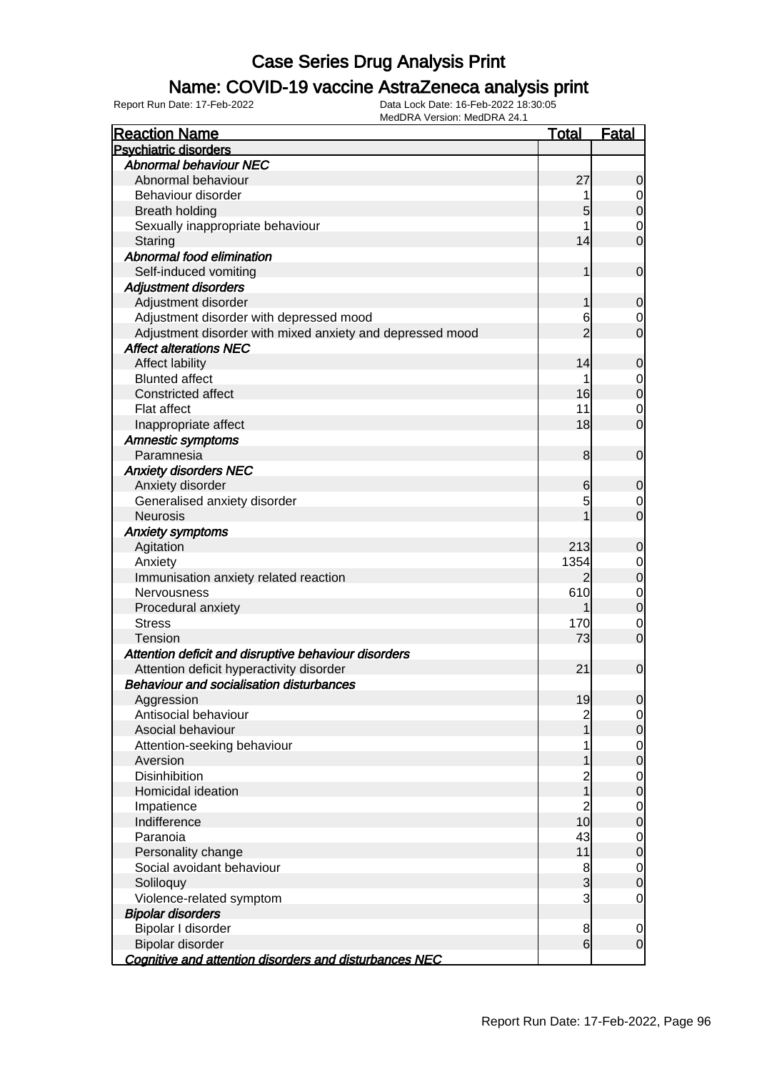# Case Series Drug Analysis Print

## Name: COVID-19 vaccine AstraZeneca analysis print

Report Run Date: 17-Feb-2022 | Data Lock Date: 16-Feb-2022 18:30:05 | MedDRA Version: MedDRA 24.1

| Reaction Name | Total | Fatal |
|---|---|---|
| **Psychiatric disorders** | | |
| *Abnormal behaviour NEC* | | |
| Abnormal behaviour | 27 | 0 |
| Behaviour disorder | 1 | 0 |
| Breath holding | 5 | 0 |
| Sexually inappropriate behaviour | 1 | 0 |
| Staring | 14 | 0 |
| *Abnormal food elimination* | | |
| Self-induced vomiting | 1 | 0 |
| *Adjustment disorders* | | |
| Adjustment disorder | 1 | 0 |
| Adjustment disorder with depressed mood | 6 | 0 |
| Adjustment disorder with mixed anxiety and depressed mood | 2 | 0 |
| *Affect alterations NEC* | | |
| Affect lability | 14 | 0 |
| Blunted affect | 1 | 0 |
| Constricted affect | 16 | 0 |
| Flat affect | 11 | 0 |
| Inappropriate affect | 18 | 0 |
| *Amnestic symptoms* | | |
| Paramnesia | 8 | 0 |
| *Anxiety disorders NEC* | | |
| Anxiety disorder | 6 | 0 |
| Generalised anxiety disorder | 5 | 0 |
| Neurosis | 1 | 0 |
| *Anxiety symptoms* | | |
| Agitation | 213 | 0 |
| Anxiety | 1354 | 0 |
| Immunisation anxiety related reaction | 2 | 0 |
| Nervousness | 610 | 0 |
| Procedural anxiety | 1 | 0 |
| Stress | 170 | 0 |
| Tension | 73 | 0 |
| *Attention deficit and disruptive behaviour disorders* | | |
| Attention deficit hyperactivity disorder | 21 | 0 |
| *Behaviour and socialisation disturbances* | | |
| Aggression | 19 | 0 |
| Antisocial behaviour | 2 | 0 |
| Asocial behaviour | 1 | 0 |
| Attention-seeking behaviour | 1 | 0 |
| Aversion | 1 | 0 |
| Disinhibition | 2 | 0 |
| Homicidal ideation | 1 | 0 |
| Impatience | 2 | 0 |
| Indifference | 10 | 0 |
| Paranoia | 43 | 0 |
| Personality change | 11 | 0 |
| Social avoidant behaviour | 8 | 0 |
| Soliloquy | 3 | 0 |
| Violence-related symptom | 3 | 0 |
| *Bipolar disorders* | | |
| Bipolar I disorder | 8 | 0 |
| Bipolar disorder | 6 | 0 |
| *Cognitive and attention disorders and disturbances NEC* | | |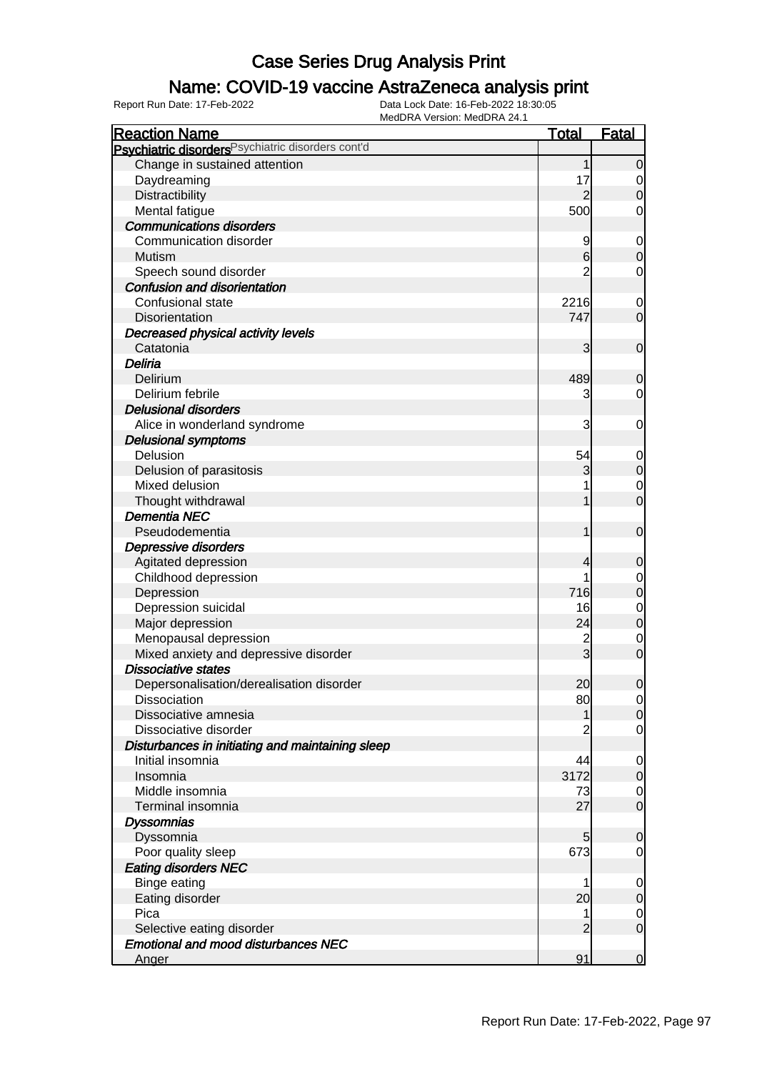# Case Series Drug Analysis Print

## Name: COVID-19 vaccine AstraZeneca analysis print

Report Run Date: 17-Feb-2022

Data Lock Date: 16-Feb-2022 18:30:05
MedDRA Version: MedDRA 24.1

| Reaction Name | Total | Fatal |
|---|---|---|
| **Psychiatric disorders** Psychiatric disorders cont'd | | |
| Change in sustained attention | 1 | 0 |
| Daydreaming | 17 | 0 |
| Distractibility | 2 | 0 |
| Mental fatigue | 500 | 0 |
| ***Communications disorders*** | | |
| Communication disorder | 9 | 0 |
| Mutism | 6 | 0 |
| Speech sound disorder | 2 | 0 |
| ***Confusion and disorientation*** | | |
| Confusional state | 2216 | 0 |
| Disorientation | 747 | 0 |
| ***Decreased physical activity levels*** | | |
| Catatonia | 3 | 0 |
| ***Deliria*** | | |
| Delirium | 489 | 0 |
| Delirium febrile | 3 | 0 |
| ***Delusional disorders*** | | |
| Alice in wonderland syndrome | 3 | 0 |
| ***Delusional symptoms*** | | |
| Delusion | 54 | 0 |
| Delusion of parasitosis | 3 | 0 |
| Mixed delusion | 1 | 0 |
| Thought withdrawal | 1 | 0 |
| ***Dementia NEC*** | | |
| Pseudodementia | 1 | 0 |
| ***Depressive disorders*** | | |
| Agitated depression | 4 | 0 |
| Childhood depression | 1 | 0 |
| Depression | 716 | 0 |
| Depression suicidal | 16 | 0 |
| Major depression | 24 | 0 |
| Menopausal depression | 2 | 0 |
| Mixed anxiety and depressive disorder | 3 | 0 |
| ***Dissociative states*** | | |
| Depersonalisation/derealisation disorder | 20 | 0 |
| Dissociation | 80 | 0 |
| Dissociative amnesia | 1 | 0 |
| Dissociative disorder | 2 | 0 |
| ***Disturbances in initiating and maintaining sleep*** | | |
| Initial insomnia | 44 | 0 |
| Insomnia | 3172 | 0 |
| Middle insomnia | 73 | 0 |
| Terminal insomnia | 27 | 0 |
| ***Dyssomnias*** | | |
| Dyssomnia | 5 | 0 |
| Poor quality sleep | 673 | 0 |
| ***Eating disorders NEC*** | | |
| Binge eating | 1 | 0 |
| Eating disorder | 20 | 0 |
| Pica | 1 | 0 |
| Selective eating disorder | 2 | 0 |
| ***Emotional and mood disturbances NEC*** | | |
| Anger | 91 | 0 |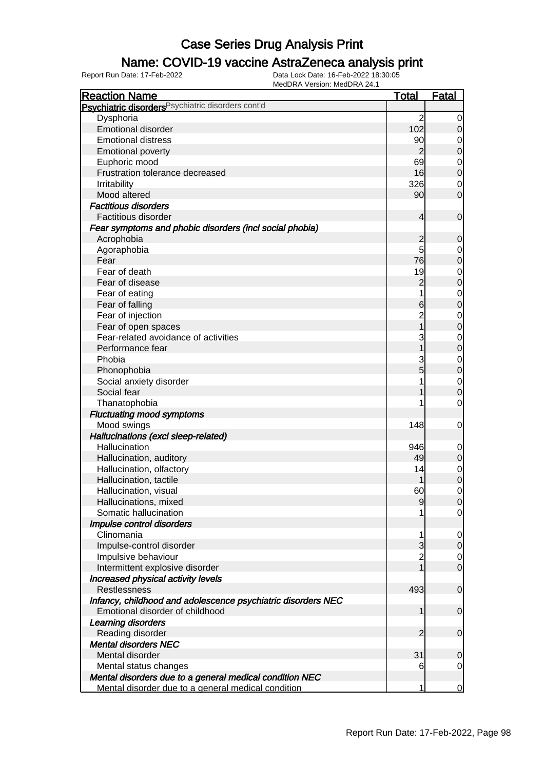# Case Series Drug Analysis Print

## Name: COVID-19 vaccine AstraZeneca analysis print

Report Run Date: 17-Feb-2022

Data Lock Date: 16-Feb-2022 18:30:05
MedDRA Version: MedDRA 24.1

| Reaction Name | Total | Fatal |
|---|---|---|
| **Psychiatric disorders** Psychiatric disorders cont'd | | |
| Dysphoria | 2 | 0 |
| Emotional disorder | 102 | 0 |
| Emotional distress | 90 | 0 |
| Emotional poverty | 2 | 0 |
| Euphoric mood | 69 | 0 |
| Frustration tolerance decreased | 16 | 0 |
| Irritability | 326 | 0 |
| Mood altered | 90 | 0 |
| ***Factitious disorders*** | | |
| Factitious disorder | 4 | 0 |
| ***Fear symptoms and phobic disorders (incl social phobia)*** | | |
| Acrophobia | 2 | 0 |
| Agoraphobia | 5 | 0 |
| Fear | 76 | 0 |
| Fear of death | 19 | 0 |
| Fear of disease | 2 | 0 |
| Fear of eating | 1 | 0 |
| Fear of falling | 6 | 0 |
| Fear of injection | 2 | 0 |
| Fear of open spaces | 1 | 0 |
| Fear-related avoidance of activities | 3 | 0 |
| Performance fear | 1 | 0 |
| Phobia | 3 | 0 |
| Phonophobia | 5 | 0 |
| Social anxiety disorder | 1 | 0 |
| Social fear | 1 | 0 |
| Thanatophobia | 1 | 0 |
| ***Fluctuating mood symptoms*** | | |
| Mood swings | 148 | 0 |
| ***Hallucinations (excl sleep-related)*** | | |
| Hallucination | 946 | 0 |
| Hallucination, auditory | 49 | 0 |
| Hallucination, olfactory | 14 | 0 |
| Hallucination, tactile | 1 | 0 |
| Hallucination, visual | 60 | 0 |
| Hallucinations, mixed | 9 | 0 |
| Somatic hallucination | 1 | 0 |
| ***Impulse control disorders*** | | |
| Clinomania | 1 | 0 |
| Impulse-control disorder | 3 | 0 |
| Impulsive behaviour | 2 | 0 |
| Intermittent explosive disorder | 1 | 0 |
| ***Increased physical activity levels*** | | |
| Restlessness | 493 | 0 |
| ***Infancy, childhood and adolescence psychiatric disorders NEC*** | | |
| Emotional disorder of childhood | 1 | 0 |
| ***Learning disorders*** | | |
| Reading disorder | 2 | 0 |
| ***Mental disorders NEC*** | | |
| Mental disorder | 31 | 0 |
| Mental status changes | 6 | 0 |
| ***Mental disorders due to a general medical condition NEC*** | | |
| Mental disorder due to a general medical condition | 1 | 0 |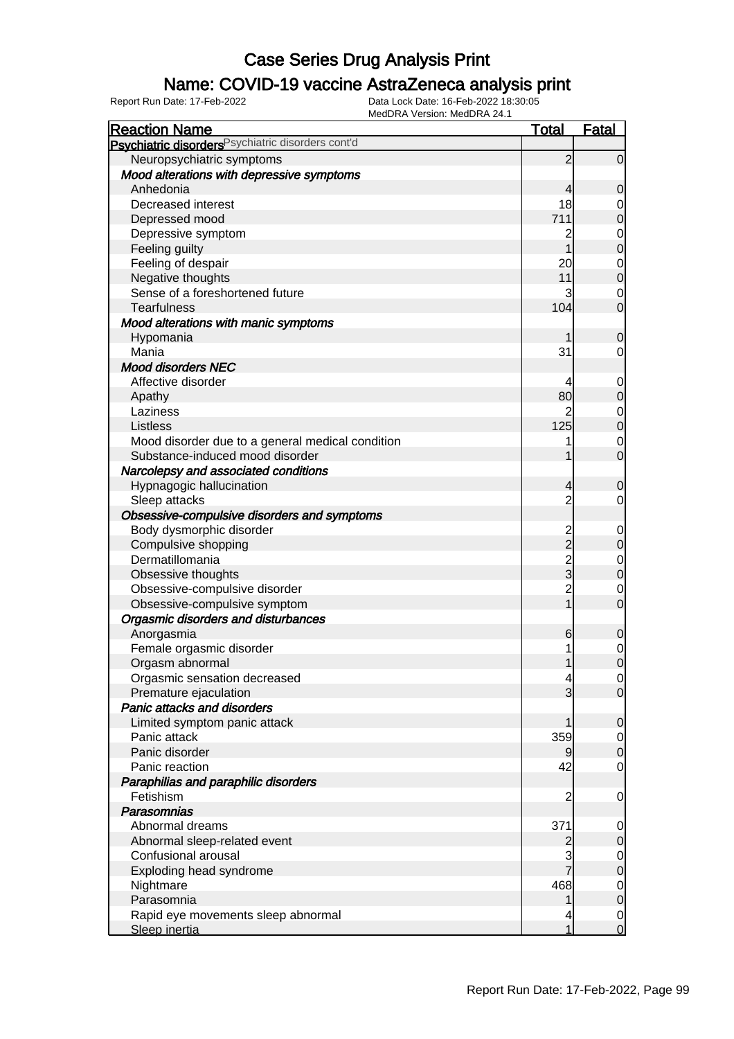# Case Series Drug Analysis Print

## Name: COVID-19 vaccine AstraZeneca analysis print

Report Run Date: 17-Feb-2022 Data Lock Date: 16-Feb-2022 18:30:05
MedDRA Version: MedDRA 24.1

| Reaction Name | Total | Fatal |
|---|---|---|
| **Psychiatric disorders** Psychiatric disorders cont'd | | |
| Neuropsychiatric symptoms | 2 | 0 |
| ***Mood alterations with depressive symptoms*** | | |
| Anhedonia | 4 | 0 |
| Decreased interest | 18 | 0 |
| Depressed mood | 711 | 0 |
| Depressive symptom | 2 | 0 |
| Feeling guilty | 1 | 0 |
| Feeling of despair | 20 | 0 |
| Negative thoughts | 11 | 0 |
| Sense of a foreshortened future | 3 | 0 |
| Tearfulness | 104 | 0 |
| ***Mood alterations with manic symptoms*** | | |
| Hypomania | 1 | 0 |
| Mania | 31 | 0 |
| ***Mood disorders NEC*** | | |
| Affective disorder | 4 | 0 |
| Apathy | 80 | 0 |
| Laziness | 2 | 0 |
| Listless | 125 | 0 |
| Mood disorder due to a general medical condition | 1 | 0 |
| Substance-induced mood disorder | 1 | 0 |
| ***Narcolepsy and associated conditions*** | | |
| Hypnagogic hallucination | 4 | 0 |
| Sleep attacks | 2 | 0 |
| ***Obsessive-compulsive disorders and symptoms*** | | |
| Body dysmorphic disorder | 2 | 0 |
| Compulsive shopping | 2 | 0 |
| Dermatillomania | 2 | 0 |
| Obsessive thoughts | 3 | 0 |
| Obsessive-compulsive disorder | 2 | 0 |
| Obsessive-compulsive symptom | 1 | 0 |
| ***Orgasmic disorders and disturbances*** | | |
| Anorgasmia | 6 | 0 |
| Female orgasmic disorder | 1 | 0 |
| Orgasm abnormal | 1 | 0 |
| Orgasmic sensation decreased | 4 | 0 |
| Premature ejaculation | 3 | 0 |
| ***Panic attacks and disorders*** | | |
| Limited symptom panic attack | 1 | 0 |
| Panic attack | 359 | 0 |
| Panic disorder | 9 | 0 |
| Panic reaction | 42 | 0 |
| ***Paraphilias and paraphilic disorders*** | | |
| Fetishism | 2 | 0 |
| ***Parasomnias*** | | |
| Abnormal dreams | 371 | 0 |
| Abnormal sleep-related event | 2 | 0 |
| Confusional arousal | 3 | 0 |
| Exploding head syndrome | 7 | 0 |
| Nightmare | 468 | 0 |
| Parasomnia | 1 | 0 |
| Rapid eye movements sleep abnormal | 4 | 0 |
| Sleep inertia | 1 | 0 |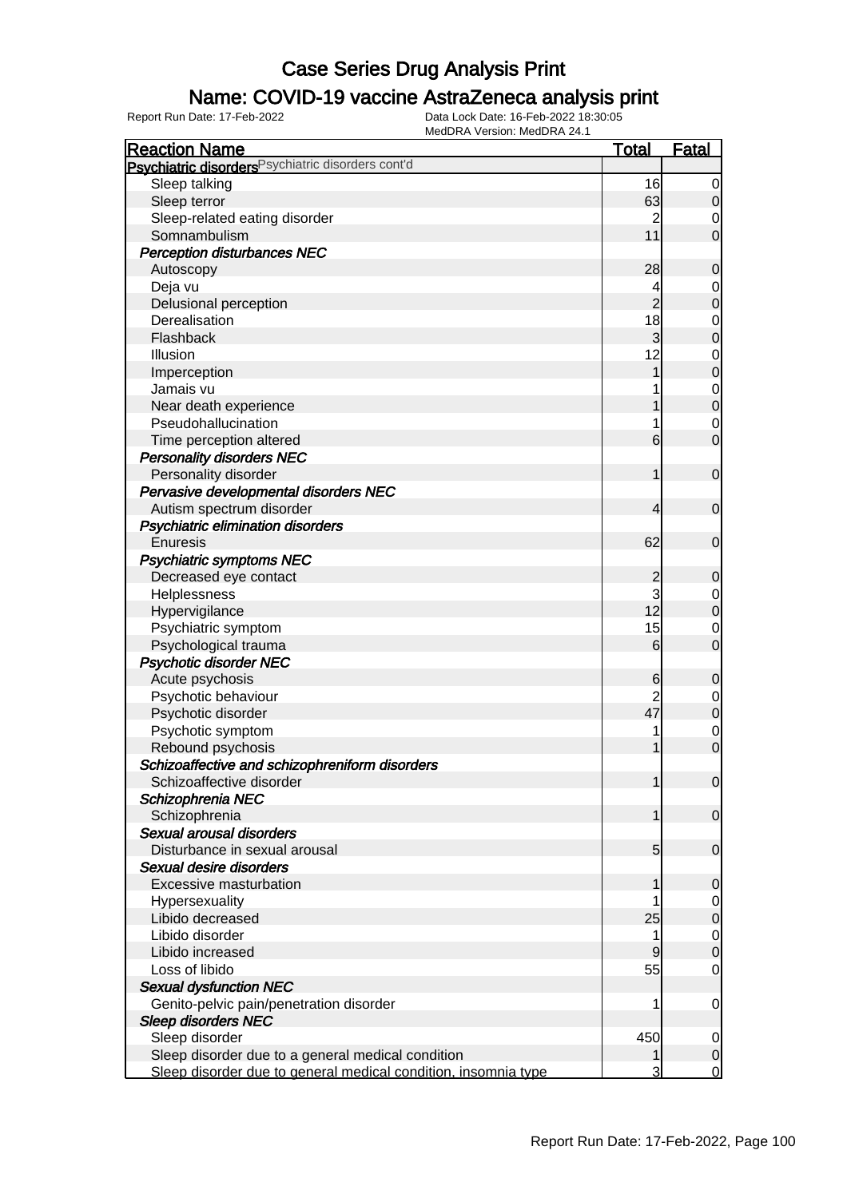# Case Series Drug Analysis Print

## Name: COVID-19 vaccine AstraZeneca analysis print

Report Run Date: 17-Feb-2022    Data Lock Date: 16-Feb-2022 18:30:05
MedDRA Version: MedDRA 24.1

| Reaction Name | Total | Fatal |
|---|---|---|
| **Psychiatric disorders** Psychiatric disorders cont'd | | |
| Sleep talking | 16 | 0 |
| Sleep terror | 63 | 0 |
| Sleep-related eating disorder | 2 | 0 |
| Somnambulism | 11 | 0 |
| ***Perception disturbances NEC*** | | |
| Autoscopy | 28 | 0 |
| Deja vu | 4 | 0 |
| Delusional perception | 2 | 0 |
| Derealisation | 18 | 0 |
| Flashback | 3 | 0 |
| Illusion | 12 | 0 |
| Imperception | 1 | 0 |
| Jamais vu | 1 | 0 |
| Near death experience | 1 | 0 |
| Pseudohallucination | 1 | 0 |
| Time perception altered | 6 | 0 |
| ***Personality disorders NEC*** | | |
| Personality disorder | 1 | 0 |
| ***Pervasive developmental disorders NEC*** | | |
| Autism spectrum disorder | 4 | 0 |
| ***Psychiatric elimination disorders*** | | |
| Enuresis | 62 | 0 |
| ***Psychiatric symptoms NEC*** | | |
| Decreased eye contact | 2 | 0 |
| Helplessness | 3 | 0 |
| Hypervigilance | 12 | 0 |
| Psychiatric symptom | 15 | 0 |
| Psychological trauma | 6 | 0 |
| ***Psychotic disorder NEC*** | | |
| Acute psychosis | 6 | 0 |
| Psychotic behaviour | 2 | 0 |
| Psychotic disorder | 47 | 0 |
| Psychotic symptom | 1 | 0 |
| Rebound psychosis | 1 | 0 |
| ***Schizoaffective and schizophreniform disorders*** | | |
| Schizoaffective disorder | 1 | 0 |
| ***Schizophrenia NEC*** | | |
| Schizophrenia | 1 | 0 |
| ***Sexual arousal disorders*** | | |
| Disturbance in sexual arousal | 5 | 0 |
| ***Sexual desire disorders*** | | |
| Excessive masturbation | 1 | 0 |
| Hypersexuality | 1 | 0 |
| Libido decreased | 25 | 0 |
| Libido disorder | 1 | 0 |
| Libido increased | 9 | 0 |
| Loss of libido | 55 | 0 |
| ***Sexual dysfunction NEC*** | | |
| Genito-pelvic pain/penetration disorder | 1 | 0 |
| ***Sleep disorders NEC*** | | |
| Sleep disorder | 450 | 0 |
| Sleep disorder due to a general medical condition | 1 | 0 |
| Sleep disorder due to general medical condition, insomnia type | 3 | 0 |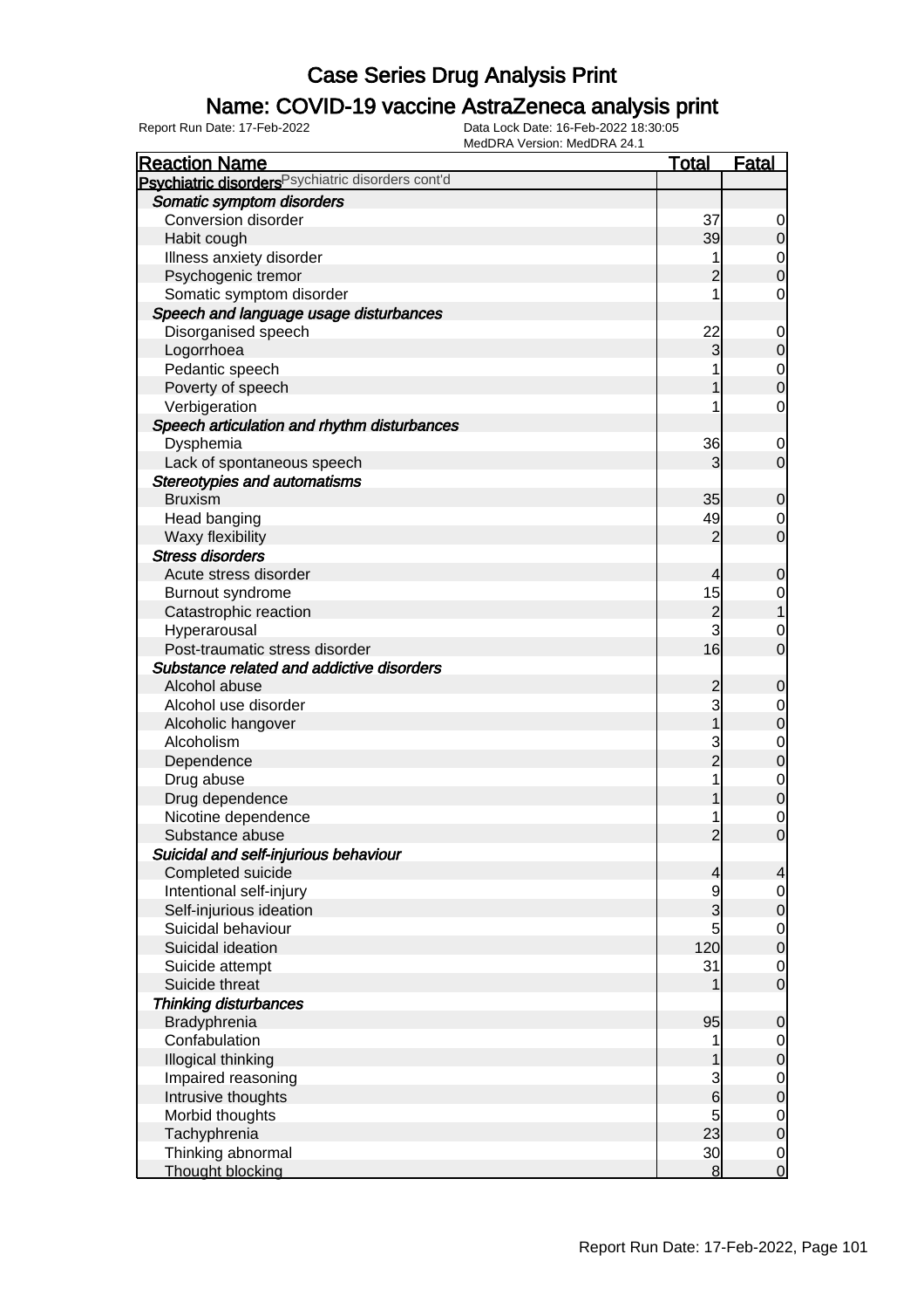# Case Series Drug Analysis Print

## Name: COVID-19 vaccine AstraZeneca analysis print

Report Run Date: 17-Feb-2022 | Data Lock Date: 16-Feb-2022 18:30:05 | MedDRA Version: MedDRA 24.1

| Reaction Name | Total | Fatal |
|---|---|---|
| **Psychiatric disorders** Psychiatric disorders cont'd | | |
| ***Somatic symptom disorders*** | | |
| Conversion disorder | 37 | 0 |
| Habit cough | 39 | 0 |
| Illness anxiety disorder | 1 | 0 |
| Psychogenic tremor | 2 | 0 |
| Somatic symptom disorder | 1 | 0 |
| ***Speech and language usage disturbances*** | | |
| Disorganised speech | 22 | 0 |
| Logorrhoea | 3 | 0 |
| Pedantic speech | 1 | 0 |
| Poverty of speech | 1 | 0 |
| Verbigeration | 1 | 0 |
| ***Speech articulation and rhythm disturbances*** | | |
| Dysphemia | 36 | 0 |
| Lack of spontaneous speech | 3 | 0 |
| ***Stereotypies and automatisms*** | | |
| Bruxism | 35 | 0 |
| Head banging | 49 | 0 |
| Waxy flexibility | 2 | 0 |
| ***Stress disorders*** | | |
| Acute stress disorder | 4 | 0 |
| Burnout syndrome | 15 | 0 |
| Catastrophic reaction | 2 | 1 |
| Hyperarousal | 3 | 0 |
| Post-traumatic stress disorder | 16 | 0 |
| ***Substance related and addictive disorders*** | | |
| Alcohol abuse | 2 | 0 |
| Alcohol use disorder | 3 | 0 |
| Alcoholic hangover | 1 | 0 |
| Alcoholism | 3 | 0 |
| Dependence | 2 | 0 |
| Drug abuse | 1 | 0 |
| Drug dependence | 1 | 0 |
| Nicotine dependence | 1 | 0 |
| Substance abuse | 2 | 0 |
| ***Suicidal and self-injurious behaviour*** | | |
| Completed suicide | 4 | 4 |
| Intentional self-injury | 9 | 0 |
| Self-injurious ideation | 3 | 0 |
| Suicidal behaviour | 5 | 0 |
| Suicidal ideation | 120 | 0 |
| Suicide attempt | 31 | 0 |
| Suicide threat | 1 | 0 |
| ***Thinking disturbances*** | | |
| Bradyphrenia | 95 | 0 |
| Confabulation | 1 | 0 |
| Illogical thinking | 1 | 0 |
| Impaired reasoning | 3 | 0 |
| Intrusive thoughts | 6 | 0 |
| Morbid thoughts | 5 | 0 |
| Tachyphrenia | 23 | 0 |
| Thinking abnormal | 30 | 0 |
| Thought blocking | 8 | 0 |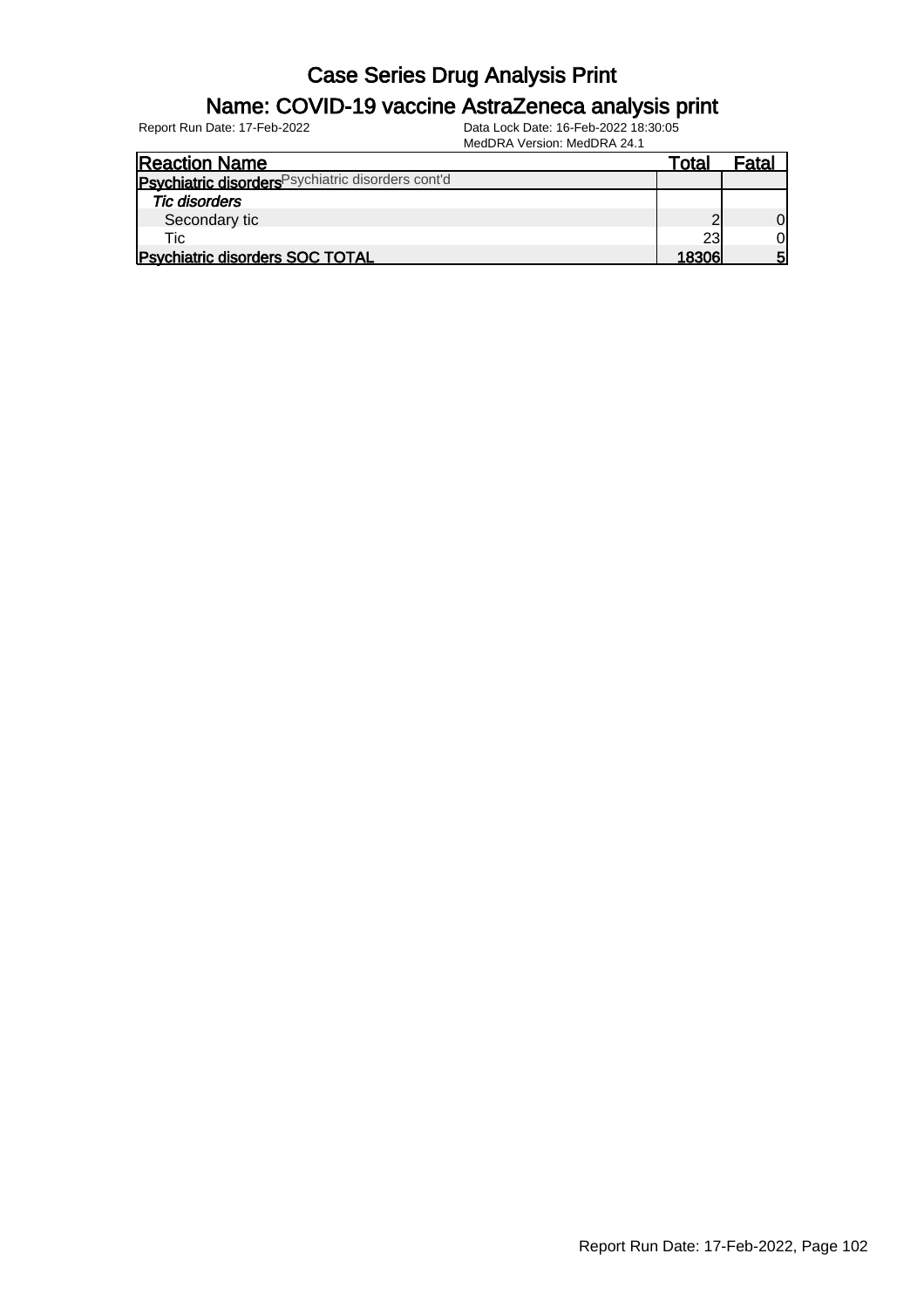# Case Series Drug Analysis Print

## Name: COVID-19 vaccine AstraZeneca analysis print

Report Run Date: 17-Feb-2022

Data Lock Date: 16-Feb-2022 18:30:05

MedDRA Version: MedDRA 24.1

| Reaction Name | Total | Fatal |
|---|---|---|
| **Psychiatric disorders** Psychiatric disorders cont'd | | |
| *Tic disorders* | | |
| Secondary tic | 2 | 0 |
| Tic | 23 | 0 |
| **Psychiatric disorders SOC TOTAL** | **18306** | **5** |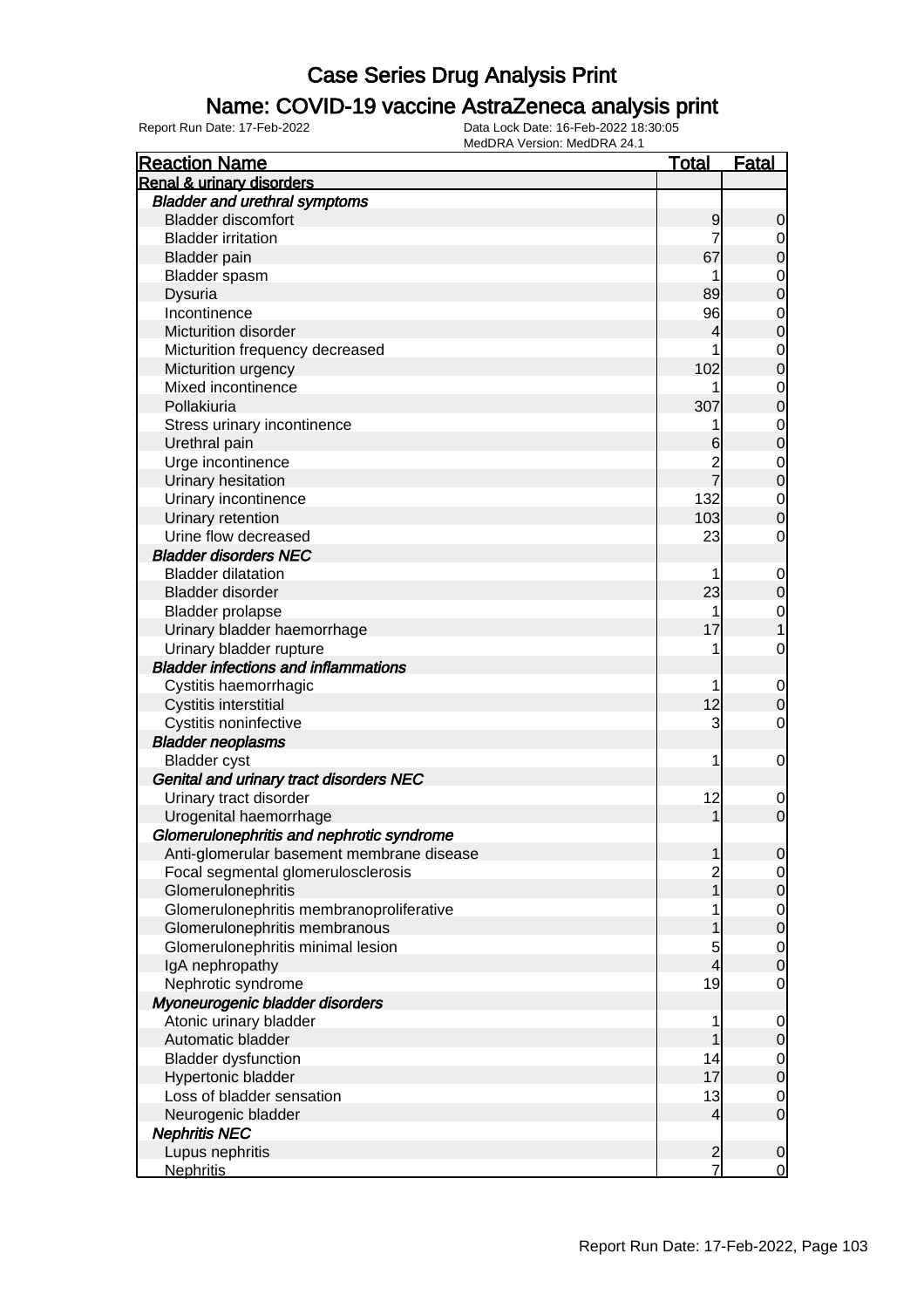# Case Series Drug Analysis Print

## Name: COVID-19 vaccine AstraZeneca analysis print

Report Run Date: 17-Feb-2022

Data Lock Date: 16-Feb-2022 18:30:05

MedDRA Version: MedDRA 24.1

| Reaction Name | Total | Fatal |
|---|---|---|
| **Renal & urinary disorders** | | |
| ***Bladder and urethral symptoms*** | | |
| Bladder discomfort | 9 | 0 |
| Bladder irritation | 7 | 0 |
| Bladder pain | 67 | 0 |
| Bladder spasm | 1 | 0 |
| Dysuria | 89 | 0 |
| Incontinence | 96 | 0 |
| Micturition disorder | 4 | 0 |
| Micturition frequency decreased | 1 | 0 |
| Micturition urgency | 102 | 0 |
| Mixed incontinence | 1 | 0 |
| Pollakiuria | 307 | 0 |
| Stress urinary incontinence | 1 | 0 |
| Urethral pain | 6 | 0 |
| Urge incontinence | 2 | 0 |
| Urinary hesitation | 7 | 0 |
| Urinary incontinence | 132 | 0 |
| Urinary retention | 103 | 0 |
| Urine flow decreased | 23 | 0 |
| ***Bladder disorders NEC*** | | |
| Bladder dilatation | 1 | 0 |
| Bladder disorder | 23 | 0 |
| Bladder prolapse | 1 | 0 |
| Urinary bladder haemorrhage | 17 | 1 |
| Urinary bladder rupture | 1 | 0 |
| ***Bladder infections and inflammations*** | | |
| Cystitis haemorrhagic | 1 | 0 |
| Cystitis interstitial | 12 | 0 |
| Cystitis noninfective | 3 | 0 |
| ***Bladder neoplasms*** | | |
| Bladder cyst | 1 | 0 |
| ***Genital and urinary tract disorders NEC*** | | |
| Urinary tract disorder | 12 | 0 |
| Urogenital haemorrhage | 1 | 0 |
| ***Glomerulonephritis and nephrotic syndrome*** | | |
| Anti-glomerular basement membrane disease | 1 | 0 |
| Focal segmental glomerulosclerosis | 2 | 0 |
| Glomerulonephritis | 1 | 0 |
| Glomerulonephritis membranoproliferative | 1 | 0 |
| Glomerulonephritis membranous | 1 | 0 |
| Glomerulonephritis minimal lesion | 5 | 0 |
| IgA nephropathy | 4 | 0 |
| Nephrotic syndrome | 19 | 0 |
| ***Myoneurogenic bladder disorders*** | | |
| Atonic urinary bladder | 1 | 0 |
| Automatic bladder | 1 | 0 |
| Bladder dysfunction | 14 | 0 |
| Hypertonic bladder | 17 | 0 |
| Loss of bladder sensation | 13 | 0 |
| Neurogenic bladder | 4 | 0 |
| ***Nephritis NEC*** | | |
| Lupus nephritis | 2 | 0 |
| Nephritis | 7 | 0 |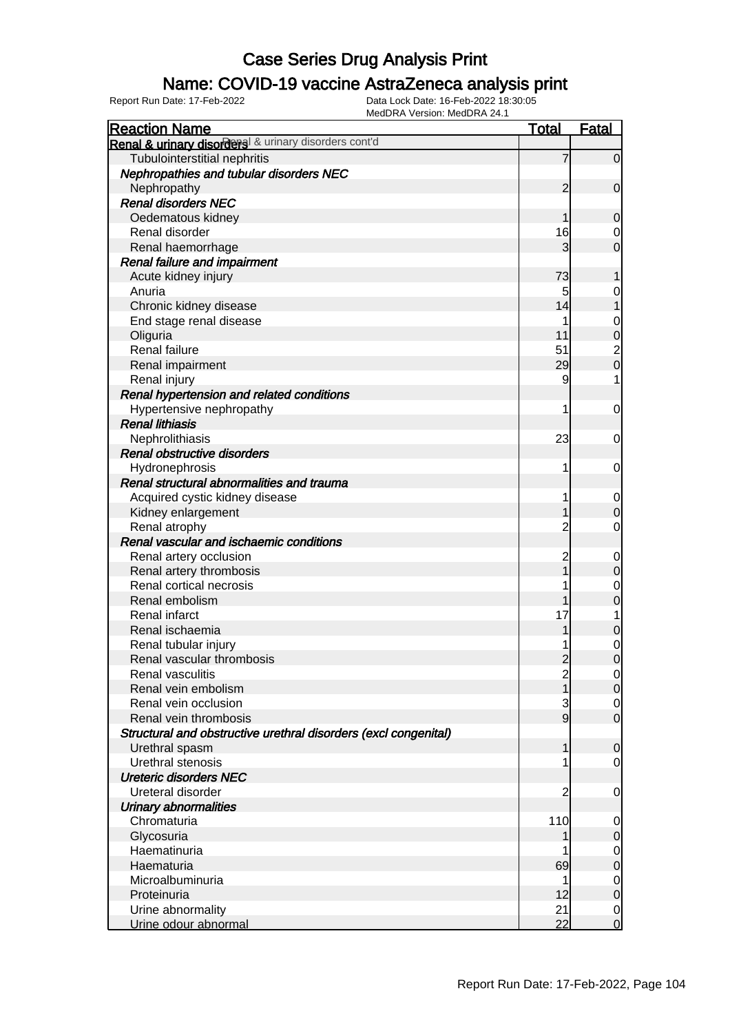# Case Series Drug Analysis Print

## Name: COVID-19 vaccine AstraZeneca analysis print

Report Run Date: 17-Feb-2022    Data Lock Date: 16-Feb-2022 18:30:05
MedDRA Version: MedDRA 24.1

| Reaction Name | Total | Fatal |
|---|---|---|
| **Renal & urinary disorders** Renal & urinary disorders cont'd | | |
| Tubulointerstitial nephritis | 7 | 0 |
| ***Nephropathies and tubular disorders NEC*** | | |
| Nephropathy | 2 | 0 |
| ***Renal disorders NEC*** | | |
| Oedematous kidney | 1 | 0 |
| Renal disorder | 16 | 0 |
| Renal haemorrhage | 3 | 0 |
| ***Renal failure and impairment*** | | |
| Acute kidney injury | 73 | 1 |
| Anuria | 5 | 0 |
| Chronic kidney disease | 14 | 1 |
| End stage renal disease | 1 | 0 |
| Oliguria | 11 | 0 |
| Renal failure | 51 | 2 |
| Renal impairment | 29 | 0 |
| Renal injury | 9 | 1 |
| ***Renal hypertension and related conditions*** | | |
| Hypertensive nephropathy | 1 | 0 |
| ***Renal lithiasis*** | | |
| Nephrolithiasis | 23 | 0 |
| ***Renal obstructive disorders*** | | |
| Hydronephrosis | 1 | 0 |
| ***Renal structural abnormalities and trauma*** | | |
| Acquired cystic kidney disease | 1 | 0 |
| Kidney enlargement | 1 | 0 |
| Renal atrophy | 2 | 0 |
| ***Renal vascular and ischaemic conditions*** | | |
| Renal artery occlusion | 2 | 0 |
| Renal artery thrombosis | 1 | 0 |
| Renal cortical necrosis | 1 | 0 |
| Renal embolism | 1 | 0 |
| Renal infarct | 17 | 1 |
| Renal ischaemia | 1 | 0 |
| Renal tubular injury | 1 | 0 |
| Renal vascular thrombosis | 2 | 0 |
| Renal vasculitis | 2 | 0 |
| Renal vein embolism | 1 | 0 |
| Renal vein occlusion | 3 | 0 |
| Renal vein thrombosis | 9 | 0 |
| ***Structural and obstructive urethral disorders (excl congenital)*** | | |
| Urethral spasm | 1 | 0 |
| Urethral stenosis | 1 | 0 |
| ***Ureteric disorders NEC*** | | |
| Ureteral disorder | 2 | 0 |
| ***Urinary abnormalities*** | | |
| Chromaturia | 110 | 0 |
| Glycosuria | 1 | 0 |
| Haematinuria | 1 | 0 |
| Haematuria | 69 | 0 |
| Microalbuminuria | 1 | 0 |
| Proteinuria | 12 | 0 |
| Urine abnormality | 21 | 0 |
| Urine odour abnormal | 22 | 0 |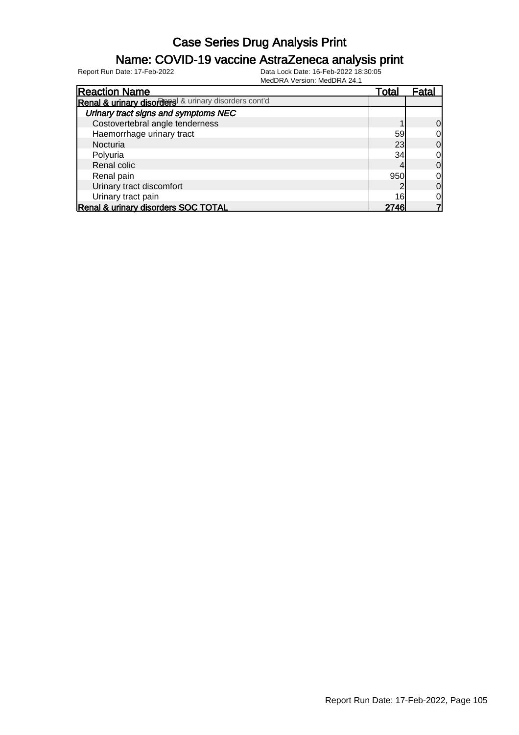# Case Series Drug Analysis Print

## Name: COVID-19 vaccine AstraZeneca analysis print

Report Run Date: 17-Feb-2022

Data Lock Date: 16-Feb-2022 18:30:05

MedDRA Version: MedDRA 24.1

| Reaction Name | Total | Fatal |
|---|---|---|
| **Renal & urinary disorders** Renal & urinary disorders cont'd | | |
| ***Urinary tract signs and symptoms NEC*** | | |
| Costovertebral angle tenderness | 1 | 0 |
| Haemorrhage urinary tract | 59 | 0 |
| Nocturia | 23 | 0 |
| Polyuria | 34 | 0 |
| Renal colic | 4 | 0 |
| Renal pain | 950 | 0 |
| Urinary tract discomfort | 2 | 0 |
| Urinary tract pain | 16 | 0 |
| **Renal & urinary disorders SOC TOTAL** | **2746** | **7** |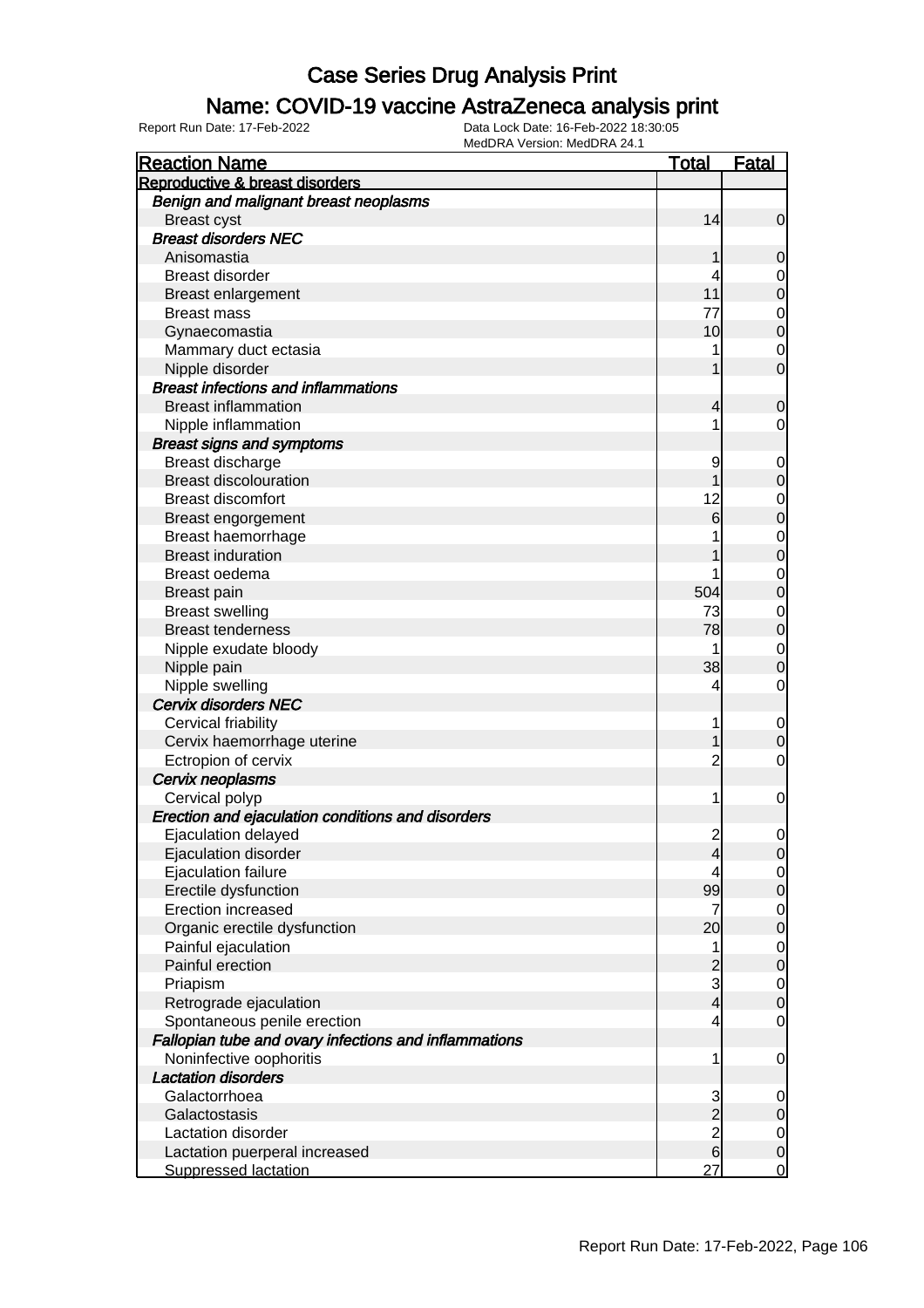# Case Series Drug Analysis Print

## Name: COVID-19 vaccine AstraZeneca analysis print

Report Run Date: 17-Feb-2022    Data Lock Date: 16-Feb-2022 18:30:05
MedDRA Version: MedDRA 24.1

| Reaction Name | Total | Fatal |
|---|---|---|
| **Reproductive & breast disorders** | | |
| ***Benign and malignant breast neoplasms*** | | |
| Breast cyst | 14 | 0 |
| ***Breast disorders NEC*** | | |
| Anisomastia | 1 | 0 |
| Breast disorder | 4 | 0 |
| Breast enlargement | 11 | 0 |
| Breast mass | 77 | 0 |
| Gynaecomastia | 10 | 0 |
| Mammary duct ectasia | 1 | 0 |
| Nipple disorder | 1 | 0 |
| ***Breast infections and inflammations*** | | |
| Breast inflammation | 4 | 0 |
| Nipple inflammation | 1 | 0 |
| ***Breast signs and symptoms*** | | |
| Breast discharge | 9 | 0 |
| Breast discolouration | 1 | 0 |
| Breast discomfort | 12 | 0 |
| Breast engorgement | 6 | 0 |
| Breast haemorrhage | 1 | 0 |
| Breast induration | 1 | 0 |
| Breast oedema | 1 | 0 |
| Breast pain | 504 | 0 |
| Breast swelling | 73 | 0 |
| Breast tenderness | 78 | 0 |
| Nipple exudate bloody | 1 | 0 |
| Nipple pain | 38 | 0 |
| Nipple swelling | 4 | 0 |
| ***Cervix disorders NEC*** | | |
| Cervical friability | 1 | 0 |
| Cervix haemorrhage uterine | 1 | 0 |
| Ectropion of cervix | 2 | 0 |
| ***Cervix neoplasms*** | | |
| Cervical polyp | 1 | 0 |
| ***Erection and ejaculation conditions and disorders*** | | |
| Ejaculation delayed | 2 | 0 |
| Ejaculation disorder | 4 | 0 |
| Ejaculation failure | 4 | 0 |
| Erectile dysfunction | 99 | 0 |
| Erection increased | 7 | 0 |
| Organic erectile dysfunction | 20 | 0 |
| Painful ejaculation | 1 | 0 |
| Painful erection | 2 | 0 |
| Priapism | 3 | 0 |
| Retrograde ejaculation | 4 | 0 |
| Spontaneous penile erection | 4 | 0 |
| ***Fallopian tube and ovary infections and inflammations*** | | |
| Noninfective oophoritis | 1 | 0 |
| ***Lactation disorders*** | | |
| Galactorrhoea | 3 | 0 |
| Galactostasis | 2 | 0 |
| Lactation disorder | 2 | 0 |
| Lactation puerperal increased | 6 | 0 |
| Suppressed lactation | 27 | 0 |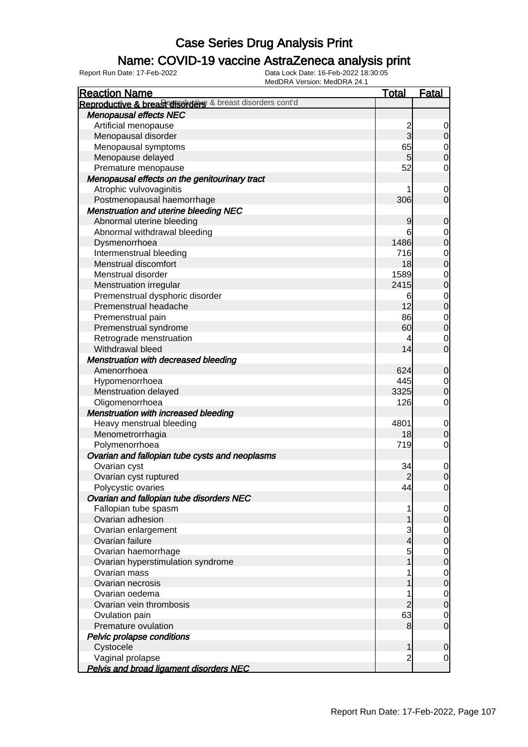# Case Series Drug Analysis Print

## Name: COVID-19 vaccine AstraZeneca analysis print

Report Run Date: 17-Feb-2022 | Data Lock Date: 16-Feb-2022 18:30:05 | MedDRA Version: MedDRA 24.1

| Reaction Name | Total | Fatal |
|---|---|---|
| **Reproductive & breast disorders** Reproductive & breast disorders cont'd | | |
| ***Menopausal effects NEC*** | | |
| Artificial menopause | 2 | 0 |
| Menopausal disorder | 3 | 0 |
| Menopausal symptoms | 65 | 0 |
| Menopause delayed | 5 | 0 |
| Premature menopause | 52 | 0 |
| ***Menopausal effects on the genitourinary tract*** | | |
| Atrophic vulvovaginitis | 1 | 0 |
| Postmenopausal haemorrhage | 306 | 0 |
| ***Menstruation and uterine bleeding NEC*** | | |
| Abnormal uterine bleeding | 9 | 0 |
| Abnormal withdrawal bleeding | 6 | 0 |
| Dysmenorrhoea | 1486 | 0 |
| Intermenstrual bleeding | 716 | 0 |
| Menstrual discomfort | 18 | 0 |
| Menstrual disorder | 1589 | 0 |
| Menstruation irregular | 2415 | 0 |
| Premenstrual dysphoric disorder | 6 | 0 |
| Premenstrual headache | 12 | 0 |
| Premenstrual pain | 86 | 0 |
| Premenstrual syndrome | 60 | 0 |
| Retrograde menstruation | 4 | 0 |
| Withdrawal bleed | 14 | 0 |
| ***Menstruation with decreased bleeding*** | | |
| Amenorrhoea | 624 | 0 |
| Hypomenorrhoea | 445 | 0 |
| Menstruation delayed | 3325 | 0 |
| Oligomenorrhoea | 126 | 0 |
| ***Menstruation with increased bleeding*** | | |
| Heavy menstrual bleeding | 4801 | 0 |
| Menometrorrhagia | 18 | 0 |
| Polymenorrhoea | 719 | 0 |
| ***Ovarian and fallopian tube cysts and neoplasms*** | | |
| Ovarian cyst | 34 | 0 |
| Ovarian cyst ruptured | 2 | 0 |
| Polycystic ovaries | 44 | 0 |
| ***Ovarian and fallopian tube disorders NEC*** | | |
| Fallopian tube spasm | 1 | 0 |
| Ovarian adhesion | 1 | 0 |
| Ovarian enlargement | 3 | 0 |
| Ovarian failure | 4 | 0 |
| Ovarian haemorrhage | 5 | 0 |
| Ovarian hyperstimulation syndrome | 1 | 0 |
| Ovarian mass | 1 | 0 |
| Ovarian necrosis | 1 | 0 |
| Ovarian oedema | 1 | 0 |
| Ovarian vein thrombosis | 2 | 0 |
| Ovulation pain | 63 | 0 |
| Premature ovulation | 8 | 0 |
| ***Pelvic prolapse conditions*** | | |
| Cystocele | 1 | 0 |
| Vaginal prolapse | 2 | 0 |
| ***Pelvis and broad ligament disorders NEC*** | | |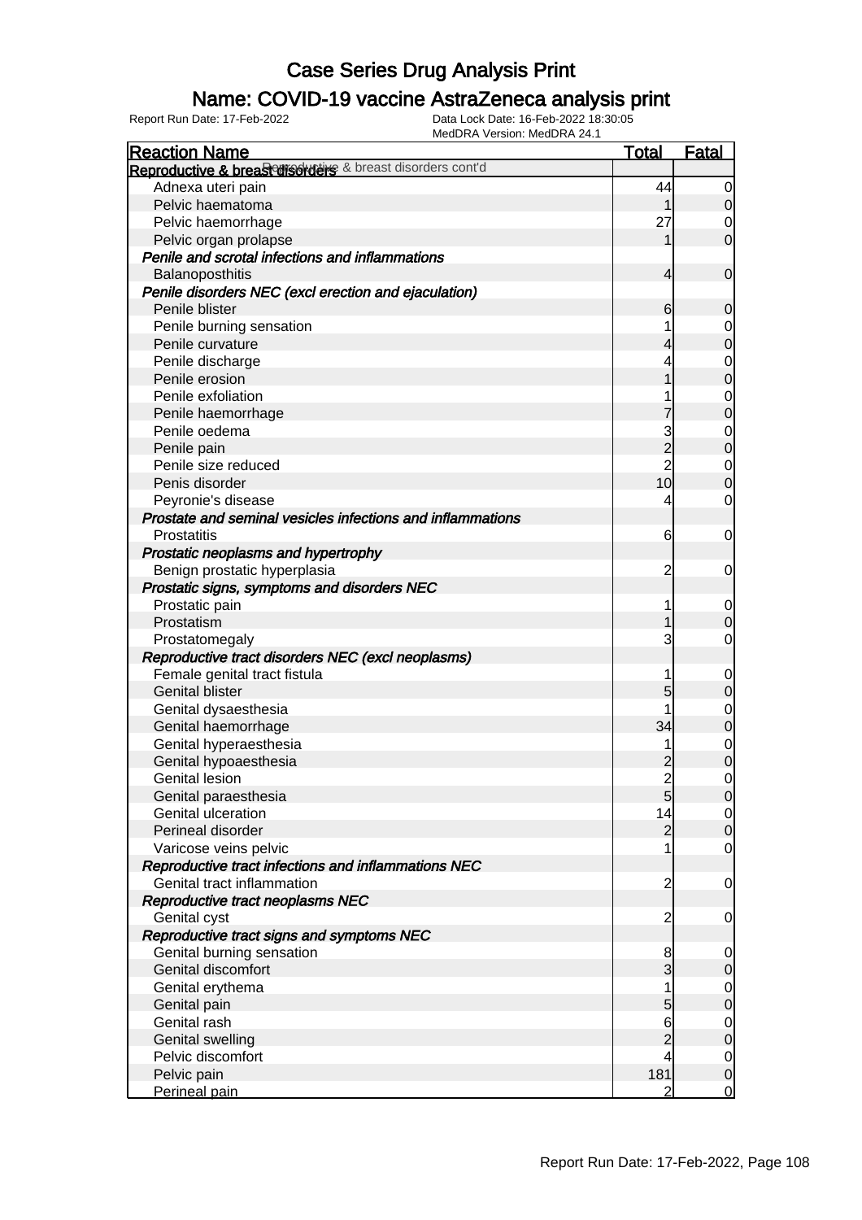# Case Series Drug Analysis Print

## Name: COVID-19 vaccine AstraZeneca analysis print

Report Run Date: 17-Feb-2022 | Data Lock Date: 16-Feb-2022 18:30:05 | MedDRA Version: MedDRA 24.1

| Reaction Name | Total | Fatal |
|---|---|---|
| **Reproductive & breast disorders** Reproductive & breast disorders cont'd | | |
| Adnexa uteri pain | 44 | 0 |
| Pelvic haematoma | 1 | 0 |
| Pelvic haemorrhage | 27 | 0 |
| Pelvic organ prolapse | 1 | 0 |
| ***Penile and scrotal infections and inflammations*** | | |
| Balanoposthitis | 4 | 0 |
| ***Penile disorders NEC (excl erection and ejaculation)*** | | |
| Penile blister | 6 | 0 |
| Penile burning sensation | 1 | 0 |
| Penile curvature | 4 | 0 |
| Penile discharge | 4 | 0 |
| Penile erosion | 1 | 0 |
| Penile exfoliation | 1 | 0 |
| Penile haemorrhage | 7 | 0 |
| Penile oedema | 3 | 0 |
| Penile pain | 2 | 0 |
| Penile size reduced | 2 | 0 |
| Penis disorder | 10 | 0 |
| Peyronie's disease | 4 | 0 |
| ***Prostate and seminal vesicles infections and inflammations*** | | |
| Prostatitis | 6 | 0 |
| ***Prostatic neoplasms and hypertrophy*** | | |
| Benign prostatic hyperplasia | 2 | 0 |
| ***Prostatic signs, symptoms and disorders NEC*** | | |
| Prostatic pain | 1 | 0 |
| Prostatism | 1 | 0 |
| Prostatomegaly | 3 | 0 |
| ***Reproductive tract disorders NEC (excl neoplasms)*** | | |
| Female genital tract fistula | 1 | 0 |
| Genital blister | 5 | 0 |
| Genital dysaesthesia | 1 | 0 |
| Genital haemorrhage | 34 | 0 |
| Genital hyperaesthesia | 1 | 0 |
| Genital hypoaesthesia | 2 | 0 |
| Genital lesion | 2 | 0 |
| Genital paraesthesia | 5 | 0 |
| Genital ulceration | 14 | 0 |
| Perineal disorder | 2 | 0 |
| Varicose veins pelvic | 1 | 0 |
| ***Reproductive tract infections and inflammations NEC*** | | |
| Genital tract inflammation | 2 | 0 |
| ***Reproductive tract neoplasms NEC*** | | |
| Genital cyst | 2 | 0 |
| ***Reproductive tract signs and symptoms NEC*** | | |
| Genital burning sensation | 8 | 0 |
| Genital discomfort | 3 | 0 |
| Genital erythema | 1 | 0 |
| Genital pain | 5 | 0 |
| Genital rash | 6 | 0 |
| Genital swelling | 2 | 0 |
| Pelvic discomfort | 4 | 0 |
| Pelvic pain | 181 | 0 |
| Perineal pain | 2 | 0 |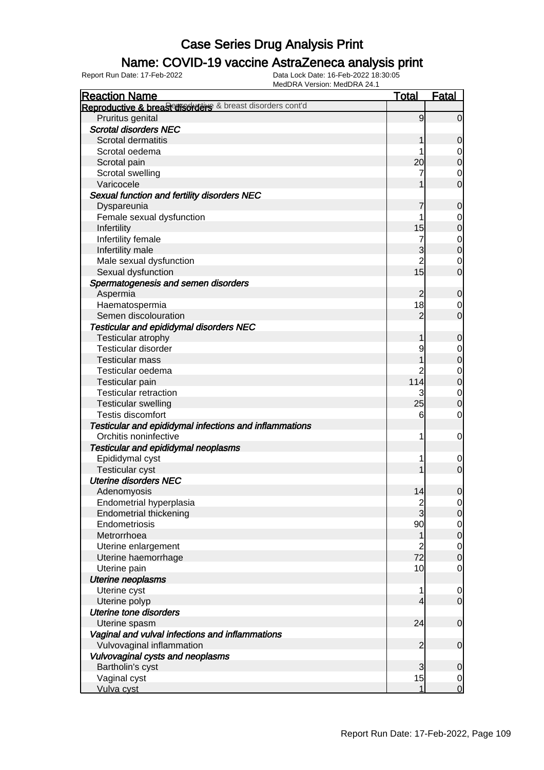# Case Series Drug Analysis Print

## Name: COVID-19 vaccine AstraZeneca analysis print

Report Run Date: 17-Feb-2022 | Data Lock Date: 16-Feb-2022 18:30:05 | MedDRA Version: MedDRA 24.1

| Reaction Name | Total | Fatal |
|---|---|---|
| **Reproductive & breast disorders** Reproductive & breast disorders cont'd | | |
| Pruritus genital | 9 | 0 |
| ***Scrotal disorders NEC*** | | |
| Scrotal dermatitis | 1 | 0 |
| Scrotal oedema | 1 | 0 |
| Scrotal pain | 20 | 0 |
| Scrotal swelling | 7 | 0 |
| Varicocele | 1 | 0 |
| ***Sexual function and fertility disorders NEC*** | | |
| Dyspareunia | 7 | 0 |
| Female sexual dysfunction | 1 | 0 |
| Infertility | 15 | 0 |
| Infertility female | 7 | 0 |
| Infertility male | 3 | 0 |
| Male sexual dysfunction | 2 | 0 |
| Sexual dysfunction | 15 | 0 |
| ***Spermatogenesis and semen disorders*** | | |
| Aspermia | 2 | 0 |
| Haematospermia | 18 | 0 |
| Semen discolouration | 2 | 0 |
| ***Testicular and epididymal disorders NEC*** | | |
| Testicular atrophy | 1 | 0 |
| Testicular disorder | 9 | 0 |
| Testicular mass | 1 | 0 |
| Testicular oedema | 2 | 0 |
| Testicular pain | 114 | 0 |
| Testicular retraction | 3 | 0 |
| Testicular swelling | 25 | 0 |
| Testis discomfort | 6 | 0 |
| ***Testicular and epididymal infections and inflammations*** | | |
| Orchitis noninfective | 1 | 0 |
| ***Testicular and epididymal neoplasms*** | | |
| Epididymal cyst | 1 | 0 |
| Testicular cyst | 1 | 0 |
| ***Uterine disorders NEC*** | | |
| Adenomyosis | 14 | 0 |
| Endometrial hyperplasia | 2 | 0 |
| Endometrial thickening | 3 | 0 |
| Endometriosis | 90 | 0 |
| Metrorrhoea | 1 | 0 |
| Uterine enlargement | 2 | 0 |
| Uterine haemorrhage | 72 | 0 |
| Uterine pain | 10 | 0 |
| ***Uterine neoplasms*** | | |
| Uterine cyst | 1 | 0 |
| Uterine polyp | 4 | 0 |
| ***Uterine tone disorders*** | | |
| Uterine spasm | 24 | 0 |
| ***Vaginal and vulval infections and inflammations*** | | |
| Vulvovaginal inflammation | 2 | 0 |
| ***Vulvovaginal cysts and neoplasms*** | | |
| Bartholin's cyst | 3 | 0 |
| Vaginal cyst | 15 | 0 |
| Vulva cyst | 1 | 0 |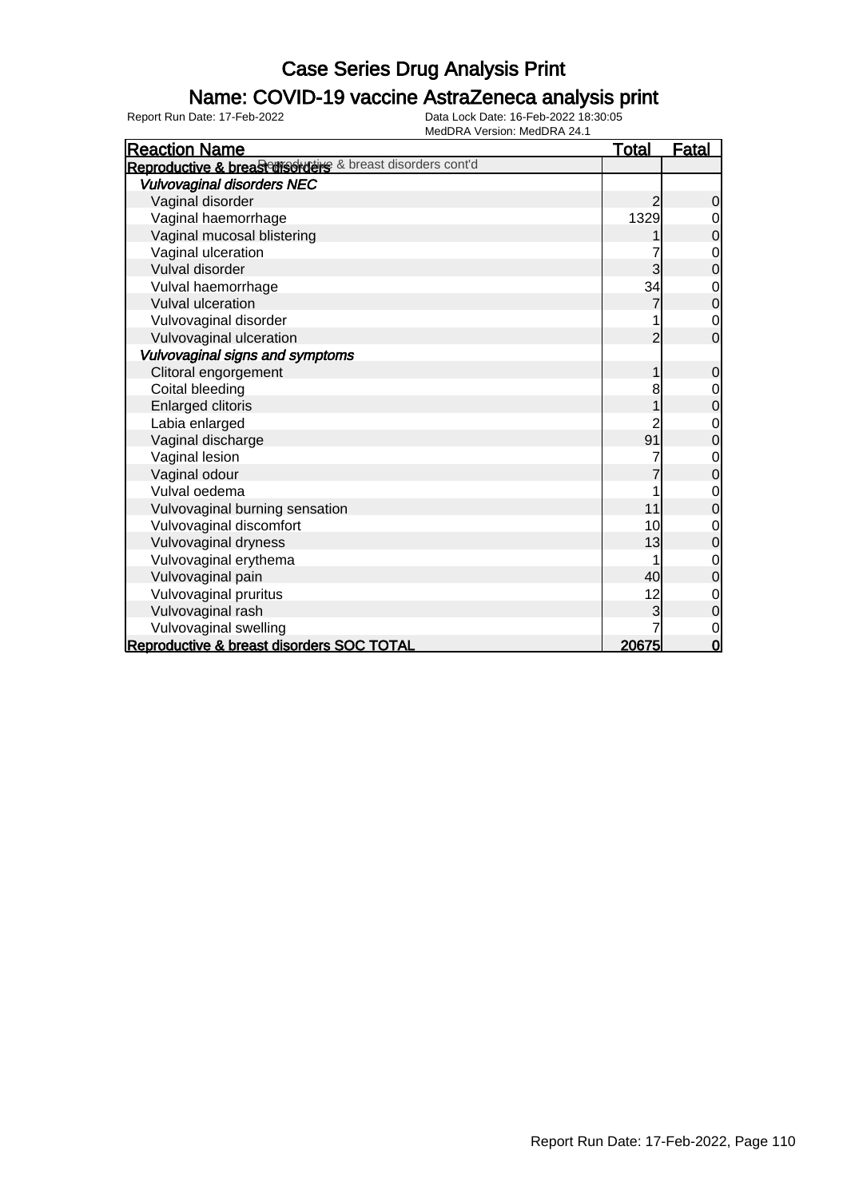# Case Series Drug Analysis Print

## Name: COVID-19 vaccine AstraZeneca analysis print

Report Run Date: 17-Feb-2022 | Data Lock Date: 16-Feb-2022 18:30:05 | MedDRA Version: MedDRA 24.1

| Reaction Name | Total | Fatal |
|---|---|---|
| **Reproductive & breast disorders** Reproductive & breast disorders cont'd | | |
| *Vulvovaginal disorders NEC* | | |
| Vaginal disorder | 2 | 0 |
| Vaginal haemorrhage | 1329 | 0 |
| Vaginal mucosal blistering | 1 | 0 |
| Vaginal ulceration | 7 | 0 |
| Vulval disorder | 3 | 0 |
| Vulval haemorrhage | 34 | 0 |
| Vulval ulceration | 7 | 0 |
| Vulvovaginal disorder | 1 | 0 |
| Vulvovaginal ulceration | 2 | 0 |
| *Vulvovaginal signs and symptoms* | | |
| Clitoral engorgement | 1 | 0 |
| Coital bleeding | 8 | 0 |
| Enlarged clitoris | 1 | 0 |
| Labia enlarged | 2 | 0 |
| Vaginal discharge | 91 | 0 |
| Vaginal lesion | 7 | 0 |
| Vaginal odour | 7 | 0 |
| Vulval oedema | 1 | 0 |
| Vulvovaginal burning sensation | 11 | 0 |
| Vulvovaginal discomfort | 10 | 0 |
| Vulvovaginal dryness | 13 | 0 |
| Vulvovaginal erythema | 1 | 0 |
| Vulvovaginal pain | 40 | 0 |
| Vulvovaginal pruritus | 12 | 0 |
| Vulvovaginal rash | 3 | 0 |
| Vulvovaginal swelling | 7 | 0 |
| **Reproductive & breast disorders SOC TOTAL** | **20675** | **0** |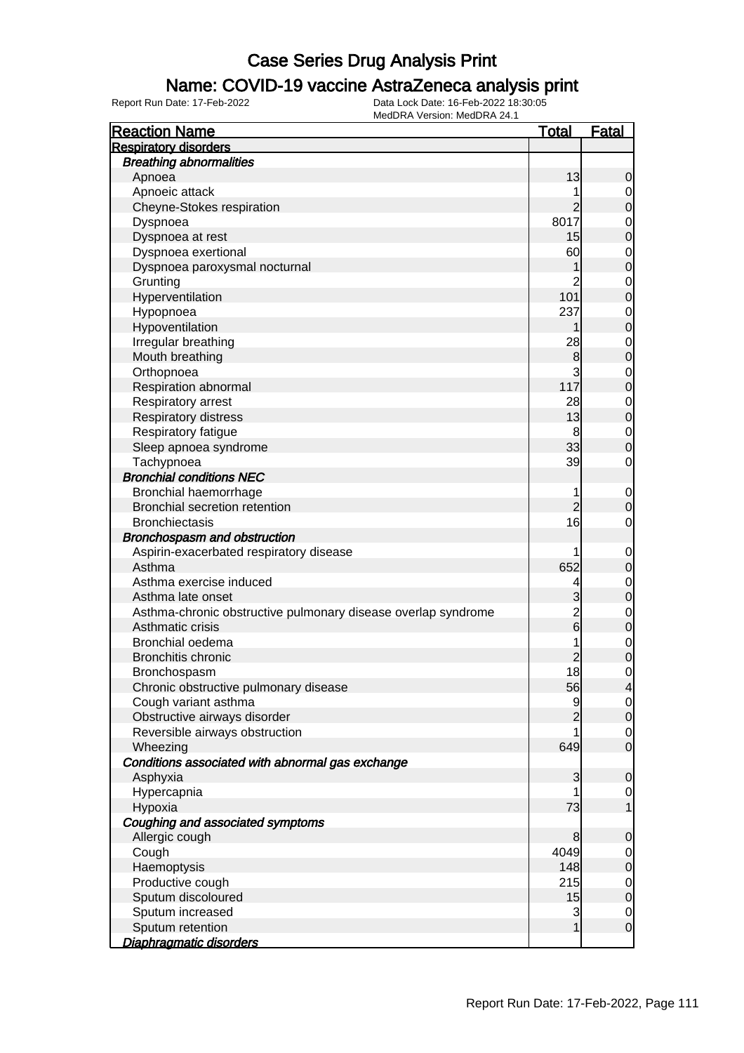# Case Series Drug Analysis Print

## Name: COVID-19 vaccine AstraZeneca analysis print

Report Run Date: 17-Feb-2022
Data Lock Date: 16-Feb-2022 18:30:05
MedDRA Version: MedDRA 24.1

| Reaction Name | Total | Fatal |
|---|---|---|
| **Respiratory disorders** | | |
| ***Breathing abnormalities*** | | |
| Apnoea | 13 | 0 |
| Apnoeic attack | 1 | 0 |
| Cheyne-Stokes respiration | 2 | 0 |
| Dyspnoea | 8017 | 0 |
| Dyspnoea at rest | 15 | 0 |
| Dyspnoea exertional | 60 | 0 |
| Dyspnoea paroxysmal nocturnal | 1 | 0 |
| Grunting | 2 | 0 |
| Hyperventilation | 101 | 0 |
| Hypopnoea | 237 | 0 |
| Hypoventilation | 1 | 0 |
| Irregular breathing | 28 | 0 |
| Mouth breathing | 8 | 0 |
| Orthopnoea | 3 | 0 |
| Respiration abnormal | 117 | 0 |
| Respiratory arrest | 28 | 0 |
| Respiratory distress | 13 | 0 |
| Respiratory fatigue | 8 | 0 |
| Sleep apnoea syndrome | 33 | 0 |
| Tachypnoea | 39 | 0 |
| ***Bronchial conditions NEC*** | | |
| Bronchial haemorrhage | 1 | 0 |
| Bronchial secretion retention | 2 | 0 |
| Bronchiectasis | 16 | 0 |
| ***Bronchospasm and obstruction*** | | |
| Aspirin-exacerbated respiratory disease | 1 | 0 |
| Asthma | 652 | 0 |
| Asthma exercise induced | 4 | 0 |
| Asthma late onset | 3 | 0 |
| Asthma-chronic obstructive pulmonary disease overlap syndrome | 2 | 0 |
| Asthmatic crisis | 6 | 0 |
| Bronchial oedema | 1 | 0 |
| Bronchitis chronic | 2 | 0 |
| Bronchospasm | 18 | 0 |
| Chronic obstructive pulmonary disease | 56 | 4 |
| Cough variant asthma | 9 | 0 |
| Obstructive airways disorder | 2 | 0 |
| Reversible airways obstruction | 1 | 0 |
| Wheezing | 649 | 0 |
| ***Conditions associated with abnormal gas exchange*** | | |
| Asphyxia | 3 | 0 |
| Hypercapnia | 1 | 0 |
| Hypoxia | 73 | 1 |
| ***Coughing and associated symptoms*** | | |
| Allergic cough | 8 | 0 |
| Cough | 4049 | 0 |
| Haemoptysis | 148 | 0 |
| Productive cough | 215 | 0 |
| Sputum discoloured | 15 | 0 |
| Sputum increased | 3 | 0 |
| Sputum retention | 1 | 0 |
| ***Diaphragmatic disorders*** | | |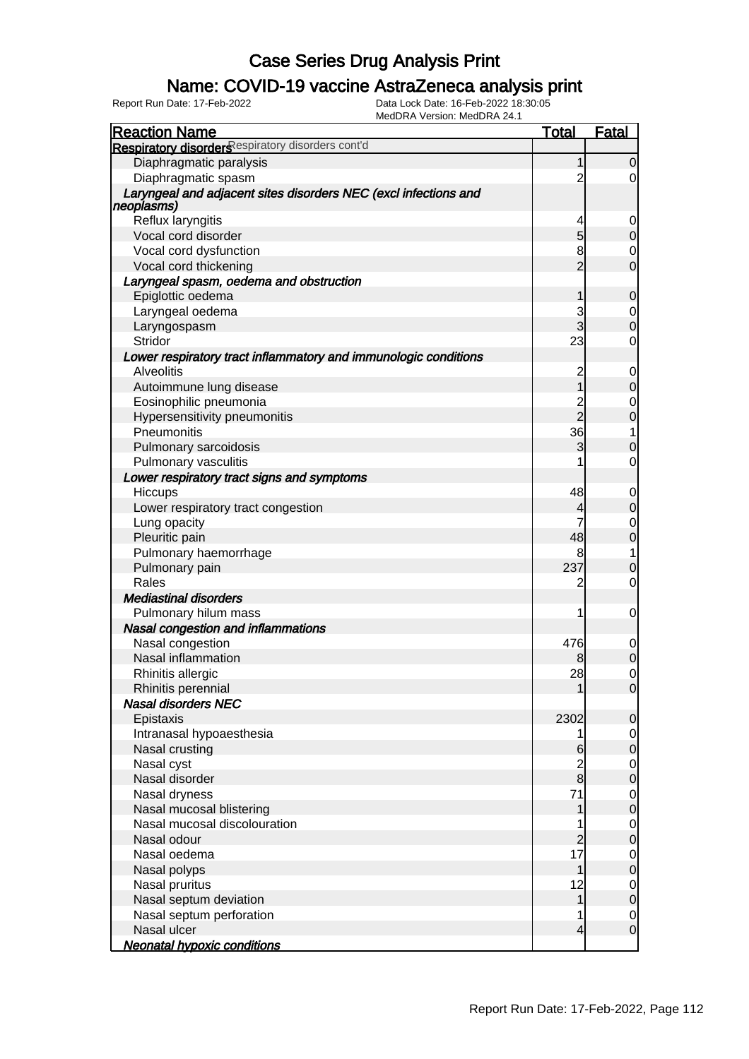# Case Series Drug Analysis Print

## Name: COVID-19 vaccine AstraZeneca analysis print

Report Run Date: 17-Feb-2022
Data Lock Date: 16-Feb-2022 18:30:05
MedDRA Version: MedDRA 24.1

| Reaction Name | Total | Fatal |
|---|---|---|
| **Respiratory disorders** Respiratory disorders cont'd | | |
| Diaphragmatic paralysis | 1 | 0 |
| Diaphragmatic spasm | 2 | 0 |
| ***Laryngeal and adjacent sites disorders NEC (excl infections and neoplasms)*** | | |
| Reflux laryngitis | 4 | 0 |
| Vocal cord disorder | 5 | 0 |
| Vocal cord dysfunction | 8 | 0 |
| Vocal cord thickening | 2 | 0 |
| ***Laryngeal spasm, oedema and obstruction*** | | |
| Epiglottic oedema | 1 | 0 |
| Laryngeal oedema | 3 | 0 |
| Laryngospasm | 3 | 0 |
| Stridor | 23 | 0 |
| ***Lower respiratory tract inflammatory and immunologic conditions*** | | |
| Alveolitis | 2 | 0 |
| Autoimmune lung disease | 1 | 0 |
| Eosinophilic pneumonia | 2 | 0 |
| Hypersensitivity pneumonitis | 2 | 0 |
| Pneumonitis | 36 | 1 |
| Pulmonary sarcoidosis | 3 | 0 |
| Pulmonary vasculitis | 1 | 0 |
| ***Lower respiratory tract signs and symptoms*** | | |
| Hiccups | 48 | 0 |
| Lower respiratory tract congestion | 4 | 0 |
| Lung opacity | 7 | 0 |
| Pleuritic pain | 48 | 0 |
| Pulmonary haemorrhage | 8 | 1 |
| Pulmonary pain | 237 | 0 |
| Rales | 2 | 0 |
| ***Mediastinal disorders*** | | |
| Pulmonary hilum mass | 1 | 0 |
| ***Nasal congestion and inflammations*** | | |
| Nasal congestion | 476 | 0 |
| Nasal inflammation | 8 | 0 |
| Rhinitis allergic | 28 | 0 |
| Rhinitis perennial | 1 | 0 |
| ***Nasal disorders NEC*** | | |
| Epistaxis | 2302 | 0 |
| Intranasal hypoaesthesia | 1 | 0 |
| Nasal crusting | 6 | 0 |
| Nasal cyst | 2 | 0 |
| Nasal disorder | 8 | 0 |
| Nasal dryness | 71 | 0 |
| Nasal mucosal blistering | 1 | 0 |
| Nasal mucosal discolouration | 1 | 0 |
| Nasal odour | 2 | 0 |
| Nasal oedema | 17 | 0 |
| Nasal polyps | 1 | 0 |
| Nasal pruritus | 12 | 0 |
| Nasal septum deviation | 1 | 0 |
| Nasal septum perforation | 1 | 0 |
| Nasal ulcer | 4 | 0 |
| ***Neonatal hypoxic conditions*** | | |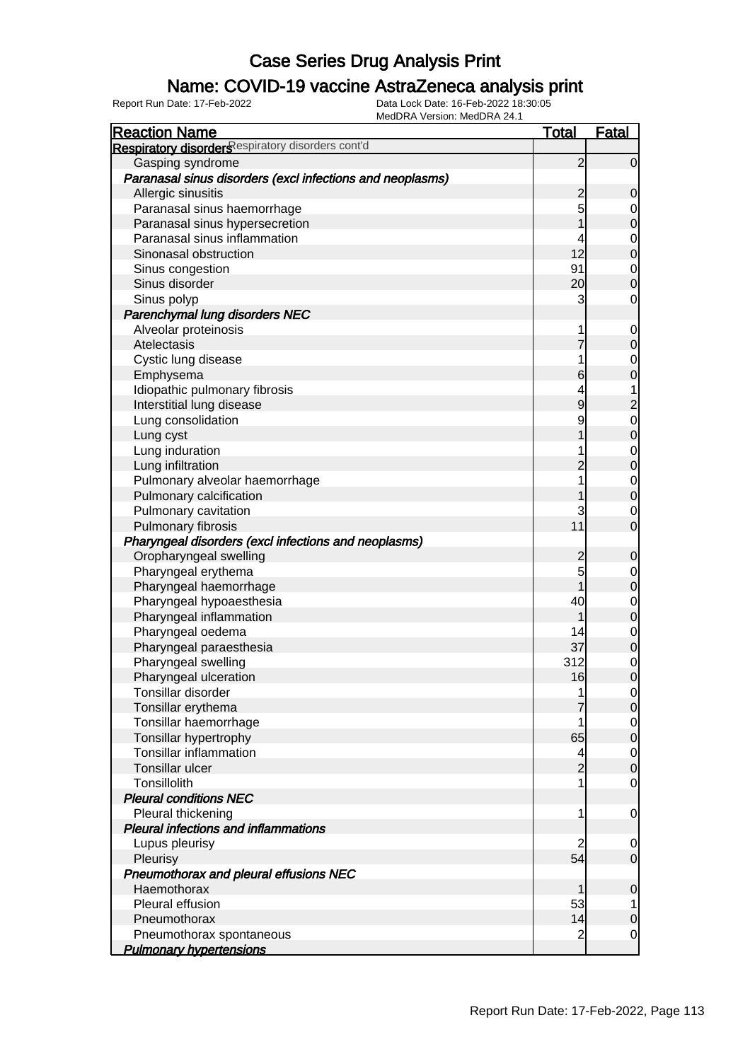# Case Series Drug Analysis Print

## Name: COVID-19 vaccine AstraZeneca analysis print

Report Run Date: 17-Feb-2022    Data Lock Date: 16-Feb-2022 18:30:05
MedDRA Version: MedDRA 24.1

| Reaction Name | Total | Fatal |
|---|---|---|
| **Respiratory disorders** Respiratory disorders cont'd | | |
| Gasping syndrome | 2 | 0 |
| ***Paranasal sinus disorders (excl infections and neoplasms)*** | | |
| Allergic sinusitis | 2 | 0 |
| Paranasal sinus haemorrhage | 5 | 0 |
| Paranasal sinus hypersecretion | 1 | 0 |
| Paranasal sinus inflammation | 4 | 0 |
| Sinonasal obstruction | 12 | 0 |
| Sinus congestion | 91 | 0 |
| Sinus disorder | 20 | 0 |
| Sinus polyp | 3 | 0 |
| ***Parenchymal lung disorders NEC*** | | |
| Alveolar proteinosis | 1 | 0 |
| Atelectasis | 7 | 0 |
| Cystic lung disease | 1 | 0 |
| Emphysema | 6 | 0 |
| Idiopathic pulmonary fibrosis | 4 | 1 |
| Interstitial lung disease | 9 | 2 |
| Lung consolidation | 9 | 0 |
| Lung cyst | 1 | 0 |
| Lung induration | 1 | 0 |
| Lung infiltration | 2 | 0 |
| Pulmonary alveolar haemorrhage | 1 | 0 |
| Pulmonary calcification | 1 | 0 |
| Pulmonary cavitation | 3 | 0 |
| Pulmonary fibrosis | 11 | 0 |
| ***Pharyngeal disorders (excl infections and neoplasms)*** | | |
| Oropharyngeal swelling | 2 | 0 |
| Pharyngeal erythema | 5 | 0 |
| Pharyngeal haemorrhage | 1 | 0 |
| Pharyngeal hypoaesthesia | 40 | 0 |
| Pharyngeal inflammation | 1 | 0 |
| Pharyngeal oedema | 14 | 0 |
| Pharyngeal paraesthesia | 37 | 0 |
| Pharyngeal swelling | 312 | 0 |
| Pharyngeal ulceration | 16 | 0 |
| Tonsillar disorder | 1 | 0 |
| Tonsillar erythema | 7 | 0 |
| Tonsillar haemorrhage | 1 | 0 |
| Tonsillar hypertrophy | 65 | 0 |
| Tonsillar inflammation | 4 | 0 |
| Tonsillar ulcer | 2 | 0 |
| Tonsillolith | 1 | 0 |
| ***Pleural conditions NEC*** | | |
| Pleural thickening | 1 | 0 |
| ***Pleural infections and inflammations*** | | |
| Lupus pleurisy | 2 | 0 |
| Pleurisy | 54 | 0 |
| ***Pneumothorax and pleural effusions NEC*** | | |
| Haemothorax | 1 | 0 |
| Pleural effusion | 53 | 1 |
| Pneumothorax | 14 | 0 |
| Pneumothorax spontaneous | 2 | 0 |
| ***Pulmonary hypertensions*** | | |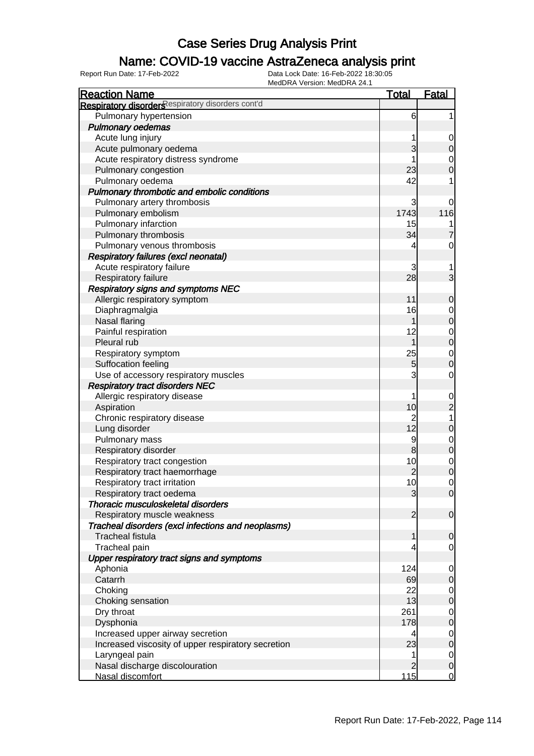# Case Series Drug Analysis Print

## Name: COVID-19 vaccine AstraZeneca analysis print

Report Run Date: 17-Feb-2022 | Data Lock Date: 16-Feb-2022 18:30:05 | MedDRA Version: MedDRA 24.1

| Reaction Name | Total | Fatal |
|---|---|---|
| **Respiratory disorders** Respiratory disorders cont'd | | |
| Pulmonary hypertension | 6 | 1 |
| ***Pulmonary oedemas*** | | |
| Acute lung injury | 1 | 0 |
| Acute pulmonary oedema | 3 | 0 |
| Acute respiratory distress syndrome | 1 | 0 |
| Pulmonary congestion | 23 | 0 |
| Pulmonary oedema | 42 | 1 |
| ***Pulmonary thrombotic and embolic conditions*** | | |
| Pulmonary artery thrombosis | 3 | 0 |
| Pulmonary embolism | 1743 | 116 |
| Pulmonary infarction | 15 | 1 |
| Pulmonary thrombosis | 34 | 7 |
| Pulmonary venous thrombosis | 4 | 0 |
| ***Respiratory failures (excl neonatal)*** | | |
| Acute respiratory failure | 3 | 1 |
| Respiratory failure | 28 | 3 |
| ***Respiratory signs and symptoms NEC*** | | |
| Allergic respiratory symptom | 11 | 0 |
| Diaphragmalgia | 16 | 0 |
| Nasal flaring | 1 | 0 |
| Painful respiration | 12 | 0 |
| Pleural rub | 1 | 0 |
| Respiratory symptom | 25 | 0 |
| Suffocation feeling | 5 | 0 |
| Use of accessory respiratory muscles | 3 | 0 |
| ***Respiratory tract disorders NEC*** | | |
| Allergic respiratory disease | 1 | 0 |
| Aspiration | 10 | 2 |
| Chronic respiratory disease | 2 | 1 |
| Lung disorder | 12 | 0 |
| Pulmonary mass | 9 | 0 |
| Respiratory disorder | 8 | 0 |
| Respiratory tract congestion | 10 | 0 |
| Respiratory tract haemorrhage | 2 | 0 |
| Respiratory tract irritation | 10 | 0 |
| Respiratory tract oedema | 3 | 0 |
| ***Thoracic musculoskeletal disorders*** | | |
| Respiratory muscle weakness | 2 | 0 |
| ***Tracheal disorders (excl infections and neoplasms)*** | | |
| Tracheal fistula | 1 | 0 |
| Tracheal pain | 4 | 0 |
| ***Upper respiratory tract signs and symptoms*** | | |
| Aphonia | 124 | 0 |
| Catarrh | 69 | 0 |
| Choking | 22 | 0 |
| Choking sensation | 13 | 0 |
| Dry throat | 261 | 0 |
| Dysphonia | 178 | 0 |
| Increased upper airway secretion | 4 | 0 |
| Increased viscosity of upper respiratory secretion | 23 | 0 |
| Laryngeal pain | 1 | 0 |
| Nasal discharge discolouration | 2 | 0 |
| Nasal discomfort | 115 | 0 |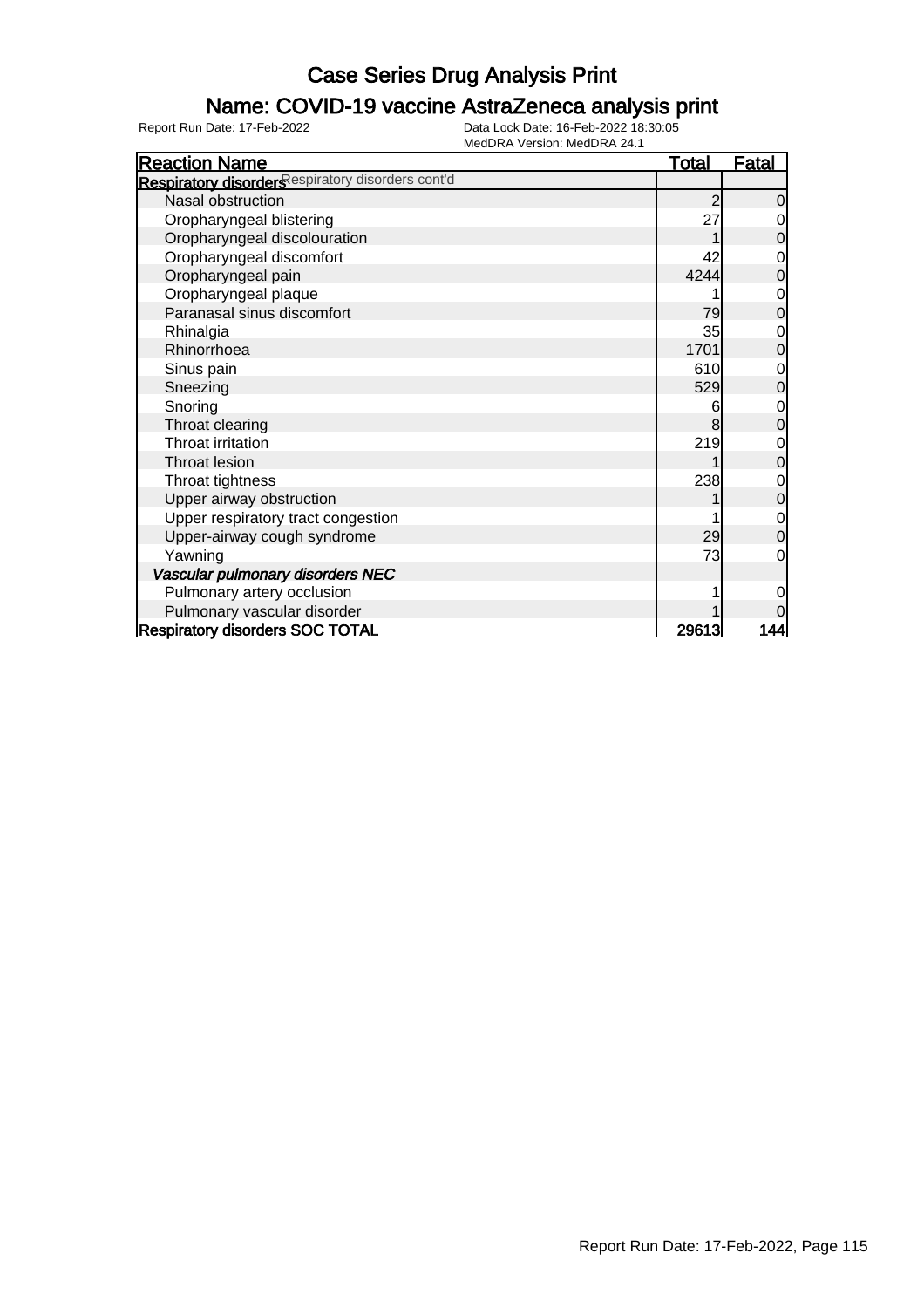# Case Series Drug Analysis Print

## Name: COVID-19 vaccine AstraZeneca analysis print

Report Run Date: 17-Feb-2022
Data Lock Date: 16-Feb-2022 18:30:05
MedDRA Version: MedDRA 24.1

| Reaction Name | Total | Fatal |
|---|---|---|
| **Respiratory disorders** Respiratory disorders cont'd | | |
| Nasal obstruction | 2 | 0 |
| Oropharyngeal blistering | 27 | 0 |
| Oropharyngeal discolouration | 1 | 0 |
| Oropharyngeal discomfort | 42 | 0 |
| Oropharyngeal pain | 4244 | 0 |
| Oropharyngeal plaque | 1 | 0 |
| Paranasal sinus discomfort | 79 | 0 |
| Rhinalgia | 35 | 0 |
| Rhinorrhoea | 1701 | 0 |
| Sinus pain | 610 | 0 |
| Sneezing | 529 | 0 |
| Snoring | 6 | 0 |
| Throat clearing | 8 | 0 |
| Throat irritation | 219 | 0 |
| Throat lesion | 1 | 0 |
| Throat tightness | 238 | 0 |
| Upper airway obstruction | 1 | 0 |
| Upper respiratory tract congestion | 1 | 0 |
| Upper-airway cough syndrome | 29 | 0 |
| Yawning | 73 | 0 |
| ***Vascular pulmonary disorders NEC*** | | |
| Pulmonary artery occlusion | 1 | 0 |
| Pulmonary vascular disorder | 1 | 0 |
| **Respiratory disorders SOC TOTAL** | **29613** | **144** |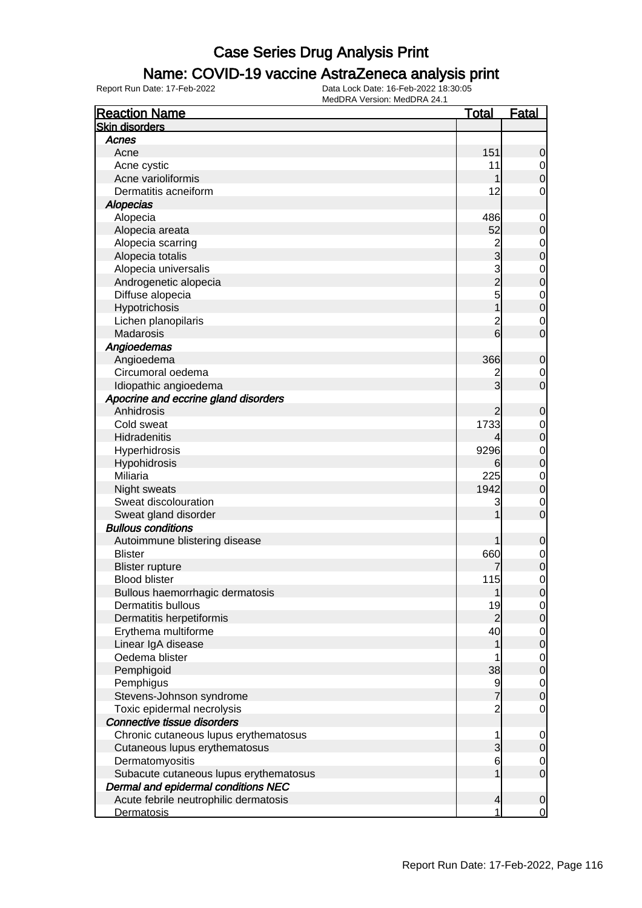# Case Series Drug Analysis Print

## Name: COVID-19 vaccine AstraZeneca analysis print

Report Run Date: 17-Feb-2022
Data Lock Date: 16-Feb-2022 18:30:05
MedDRA Version: MedDRA 24.1

| Reaction Name | Total | Fatal |
|---|---|---|
| **Skin disorders** | | |
| *Acnes* | | |
| Acne | 151 | 0 |
| Acne cystic | 11 | 0 |
| Acne varioliformis | 1 | 0 |
| Dermatitis acneiform | 12 | 0 |
| *Alopecias* | | |
| Alopecia | 486 | 0 |
| Alopecia areata | 52 | 0 |
| Alopecia scarring | 2 | 0 |
| Alopecia totalis | 3 | 0 |
| Alopecia universalis | 3 | 0 |
| Androgenetic alopecia | 2 | 0 |
| Diffuse alopecia | 5 | 0 |
| Hypotrichosis | 1 | 0 |
| Lichen planopilaris | 2 | 0 |
| Madarosis | 6 | 0 |
| *Angioedemas* | | |
| Angioedema | 366 | 0 |
| Circumoral oedema | 2 | 0 |
| Idiopathic angioedema | 3 | 0 |
| *Apocrine and eccrine gland disorders* | | |
| Anhidrosis | 2 | 0 |
| Cold sweat | 1733 | 0 |
| Hidradenitis | 4 | 0 |
| Hyperhidrosis | 9296 | 0 |
| Hypohidrosis | 6 | 0 |
| Miliaria | 225 | 0 |
| Night sweats | 1942 | 0 |
| Sweat discolouration | 3 | 0 |
| Sweat gland disorder | 1 | 0 |
| *Bullous conditions* | | |
| Autoimmune blistering disease | 1 | 0 |
| Blister | 660 | 0 |
| Blister rupture | 7 | 0 |
| Blood blister | 115 | 0 |
| Bullous haemorrhagic dermatosis | 1 | 0 |
| Dermatitis bullous | 19 | 0 |
| Dermatitis herpetiformis | 2 | 0 |
| Erythema multiforme | 40 | 0 |
| Linear IgA disease | 1 | 0 |
| Oedema blister | 1 | 0 |
| Pemphigoid | 38 | 0 |
| Pemphigus | 9 | 0 |
| Stevens-Johnson syndrome | 7 | 0 |
| Toxic epidermal necrolysis | 2 | 0 |
| *Connective tissue disorders* | | |
| Chronic cutaneous lupus erythematosus | 1 | 0 |
| Cutaneous lupus erythematosus | 3 | 0 |
| Dermatomyositis | 6 | 0 |
| Subacute cutaneous lupus erythematosus | 1 | 0 |
| *Dermal and epidermal conditions NEC* | | |
| Acute febrile neutrophilic dermatosis | 4 | 0 |
| Dermatosis | 1 | 0 |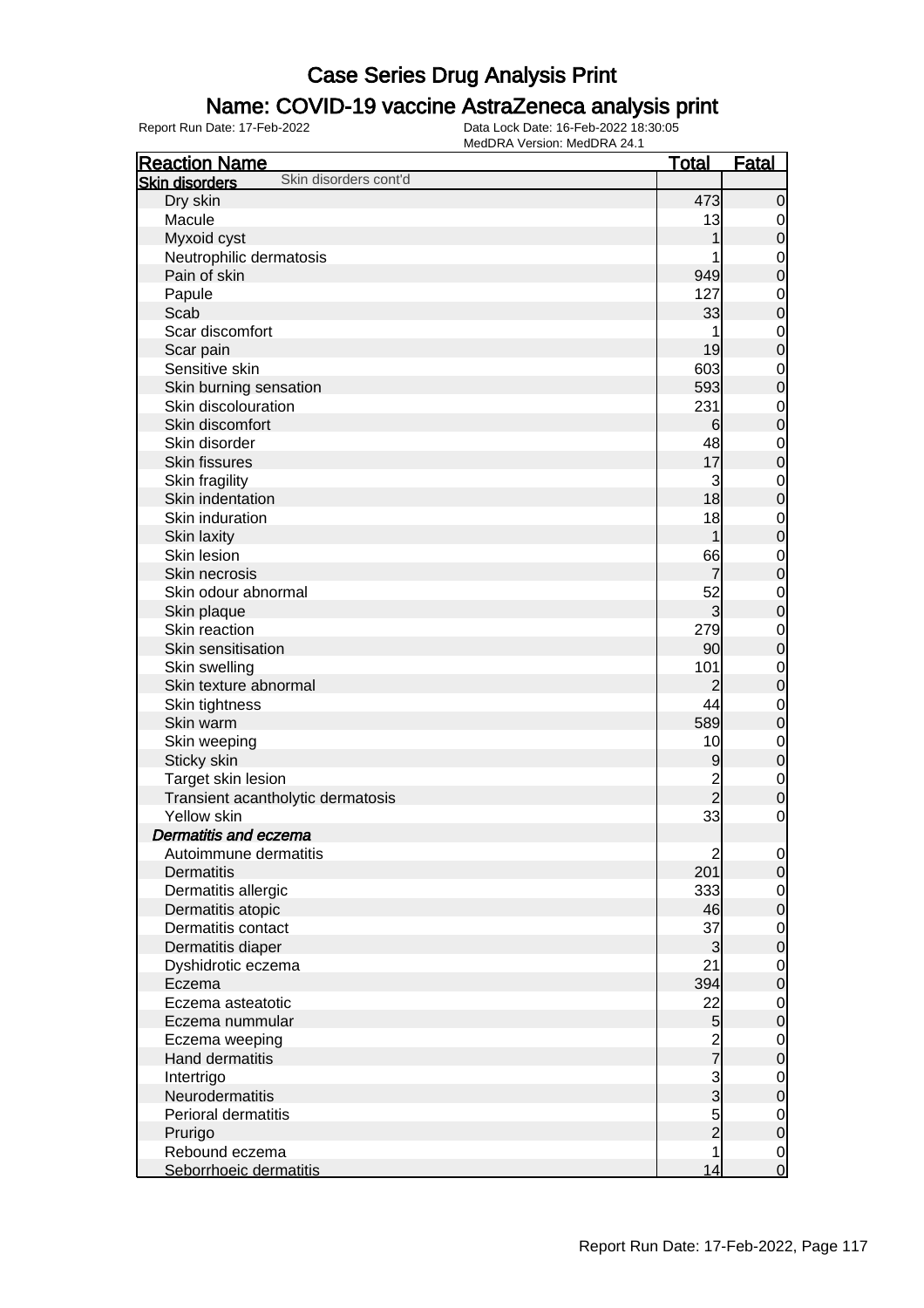# Case Series Drug Analysis Print

## Name: COVID-19 vaccine AstraZeneca analysis print

Report Run Date: 17-Feb-2022 | Data Lock Date: 16-Feb-2022 18:30:05 | MedDRA Version: MedDRA 24.1

| Reaction Name | Total | Fatal |
|---|---|---|
| **Skin disorders** Skin disorders cont'd | | |
| Dry skin | 473 | 0 |
| Macule | 13 | 0 |
| Myxoid cyst | 1 | 0 |
| Neutrophilic dermatosis | 1 | 0 |
| Pain of skin | 949 | 0 |
| Papule | 127 | 0 |
| Scab | 33 | 0 |
| Scar discomfort | 1 | 0 |
| Scar pain | 19 | 0 |
| Sensitive skin | 603 | 0 |
| Skin burning sensation | 593 | 0 |
| Skin discolouration | 231 | 0 |
| Skin discomfort | 6 | 0 |
| Skin disorder | 48 | 0 |
| Skin fissures | 17 | 0 |
| Skin fragility | 3 | 0 |
| Skin indentation | 18 | 0 |
| Skin induration | 18 | 0 |
| Skin laxity | 1 | 0 |
| Skin lesion | 66 | 0 |
| Skin necrosis | 7 | 0 |
| Skin odour abnormal | 52 | 0 |
| Skin plaque | 3 | 0 |
| Skin reaction | 279 | 0 |
| Skin sensitisation | 90 | 0 |
| Skin swelling | 101 | 0 |
| Skin texture abnormal | 2 | 0 |
| Skin tightness | 44 | 0 |
| Skin warm | 589 | 0 |
| Skin weeping | 10 | 0 |
| Sticky skin | 9 | 0 |
| Target skin lesion | 2 | 0 |
| Transient acantholytic dermatosis | 2 | 0 |
| Yellow skin | 33 | 0 |
| ***Dermatitis and eczema*** | | |
| Autoimmune dermatitis | 2 | 0 |
| Dermatitis | 201 | 0 |
| Dermatitis allergic | 333 | 0 |
| Dermatitis atopic | 46 | 0 |
| Dermatitis contact | 37 | 0 |
| Dermatitis diaper | 3 | 0 |
| Dyshidrotic eczema | 21 | 0 |
| Eczema | 394 | 0 |
| Eczema asteatotic | 22 | 0 |
| Eczema nummular | 5 | 0 |
| Eczema weeping | 2 | 0 |
| Hand dermatitis | 7 | 0 |
| Intertrigo | 3 | 0 |
| Neurodermatitis | 3 | 0 |
| Perioral dermatitis | 5 | 0 |
| Prurigo | 2 | 0 |
| Rebound eczema | 1 | 0 |
| Seborrhoeic dermatitis | 14 | 0 |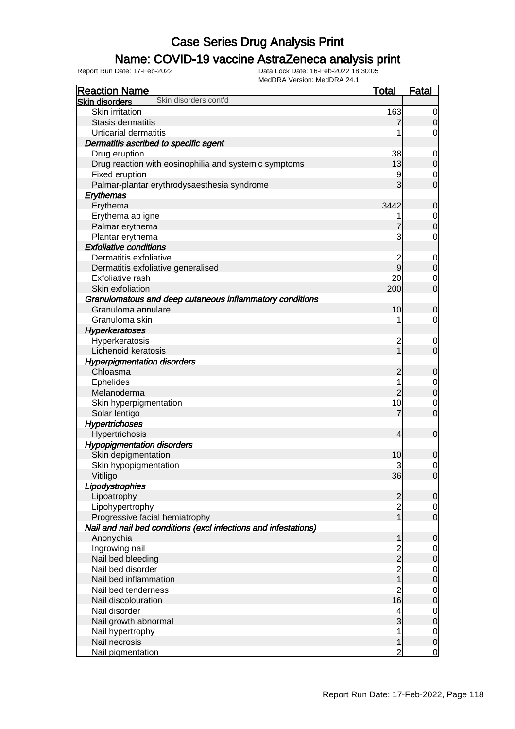# Case Series Drug Analysis Print

## Name: COVID-19 vaccine AstraZeneca analysis print

Report Run Date: 17-Feb-2022 | Data Lock Date: 16-Feb-2022 18:30:05 | MedDRA Version: MedDRA 24.1

| Reaction Name | Total | Fatal |
|---|---|---|
| **Skin disorders** Skin disorders cont'd | | |
| Skin irritation | 163 | 0 |
| Stasis dermatitis | 7 | 0 |
| Urticarial dermatitis | 1 | 0 |
| ***Dermatitis ascribed to specific agent*** | | |
| Drug eruption | 38 | 0 |
| Drug reaction with eosinophilia and systemic symptoms | 13 | 0 |
| Fixed eruption | 9 | 0 |
| Palmar-plantar erythrodysaesthesia syndrome | 3 | 0 |
| ***Erythemas*** | | |
| Erythema | 3442 | 0 |
| Erythema ab igne | 1 | 0 |
| Palmar erythema | 7 | 0 |
| Plantar erythema | 3 | 0 |
| ***Exfoliative conditions*** | | |
| Dermatitis exfoliative | 2 | 0 |
| Dermatitis exfoliative generalised | 9 | 0 |
| Exfoliative rash | 20 | 0 |
| Skin exfoliation | 200 | 0 |
| ***Granulomatous and deep cutaneous inflammatory conditions*** | | |
| Granuloma annulare | 10 | 0 |
| Granuloma skin | 1 | 0 |
| ***Hyperkeratoses*** | | |
| Hyperkeratosis | 2 | 0 |
| Lichenoid keratosis | 1 | 0 |
| ***Hyperpigmentation disorders*** | | |
| Chloasma | 2 | 0 |
| Ephelides | 1 | 0 |
| Melanoderma | 2 | 0 |
| Skin hyperpigmentation | 10 | 0 |
| Solar lentigo | 7 | 0 |
| ***Hypertrichoses*** | | |
| Hypertrichosis | 4 | 0 |
| ***Hypopigmentation disorders*** | | |
| Skin depigmentation | 10 | 0 |
| Skin hypopigmentation | 3 | 0 |
| Vitiligo | 36 | 0 |
| ***Lipodystrophies*** | | |
| Lipoatrophy | 2 | 0 |
| Lipohypertrophy | 2 | 0 |
| Progressive facial hemiatrophy | 1 | 0 |
| ***Nail and nail bed conditions (excl infections and infestations)*** | | |
| Anonychia | 1 | 0 |
| Ingrowing nail | 2 | 0 |
| Nail bed bleeding | 2 | 0 |
| Nail bed disorder | 2 | 0 |
| Nail bed inflammation | 1 | 0 |
| Nail bed tenderness | 2 | 0 |
| Nail discolouration | 16 | 0 |
| Nail disorder | 4 | 0 |
| Nail growth abnormal | 3 | 0 |
| Nail hypertrophy | 1 | 0 |
| Nail necrosis | 1 | 0 |
| Nail pigmentation | 2 | 0 |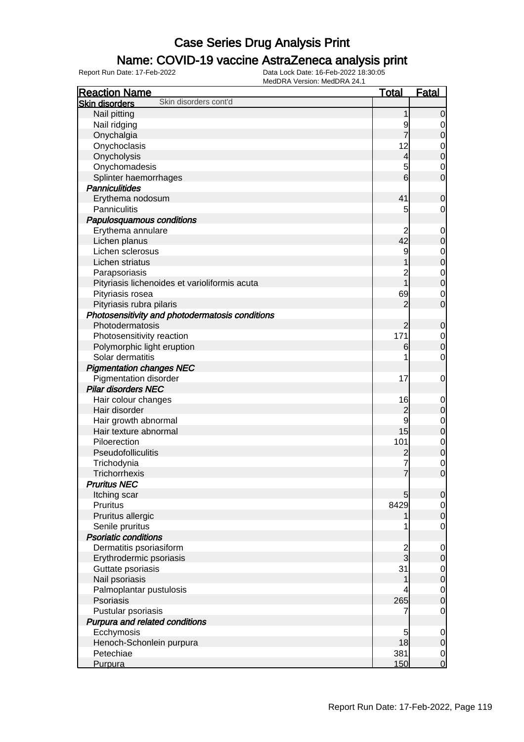# Case Series Drug Analysis Print

## Name: COVID-19 vaccine AstraZeneca analysis print

Report Run Date: 17-Feb-2022 | Data Lock Date: 16-Feb-2022 18:30:05 | MedDRA Version: MedDRA 24.1

| Reaction Name | Total | Fatal |
|---|---|---|
| **Skin disorders** Skin disorders cont'd | | |
| Nail pitting | 1 | 0 |
| Nail ridging | 9 | 0 |
| Onychalgia | 7 | 0 |
| Onychoclasis | 12 | 0 |
| Onycholysis | 4 | 0 |
| Onychomadesis | 5 | 0 |
| Splinter haemorrhages | 6 | 0 |
| ***Panniculitides*** | | |
| Erythema nodosum | 41 | 0 |
| Panniculitis | 5 | 0 |
| ***Papulosquamous conditions*** | | |
| Erythema annulare | 2 | 0 |
| Lichen planus | 42 | 0 |
| Lichen sclerosus | 9 | 0 |
| Lichen striatus | 1 | 0 |
| Parapsoriasis | 2 | 0 |
| Pityriasis lichenoides et varioliformis acuta | 1 | 0 |
| Pityriasis rosea | 69 | 0 |
| Pityriasis rubra pilaris | 2 | 0 |
| ***Photosensitivity and photodermatosis conditions*** | | |
| Photodermatosis | 2 | 0 |
| Photosensitivity reaction | 171 | 0 |
| Polymorphic light eruption | 6 | 0 |
| Solar dermatitis | 1 | 0 |
| ***Pigmentation changes NEC*** | | |
| Pigmentation disorder | 17 | 0 |
| ***Pilar disorders NEC*** | | |
| Hair colour changes | 16 | 0 |
| Hair disorder | 2 | 0 |
| Hair growth abnormal | 9 | 0 |
| Hair texture abnormal | 15 | 0 |
| Piloerection | 101 | 0 |
| Pseudofolliculitis | 2 | 0 |
| Trichodynia | 7 | 0 |
| Trichorrhexis | 7 | 0 |
| ***Pruritus NEC*** | | |
| Itching scar | 5 | 0 |
| Pruritus | 8429 | 0 |
| Pruritus allergic | 1 | 0 |
| Senile pruritus | 1 | 0 |
| ***Psoriatic conditions*** | | |
| Dermatitis psoriasiform | 2 | 0 |
| Erythrodermic psoriasis | 3 | 0 |
| Guttate psoriasis | 31 | 0 |
| Nail psoriasis | 1 | 0 |
| Palmoplantar pustulosis | 4 | 0 |
| Psoriasis | 265 | 0 |
| Pustular psoriasis | 7 | 0 |
| ***Purpura and related conditions*** | | |
| Ecchymosis | 5 | 0 |
| Henoch-Schonlein purpura | 18 | 0 |
| Petechiae | 381 | 0 |
| Purpura | 150 | 0 |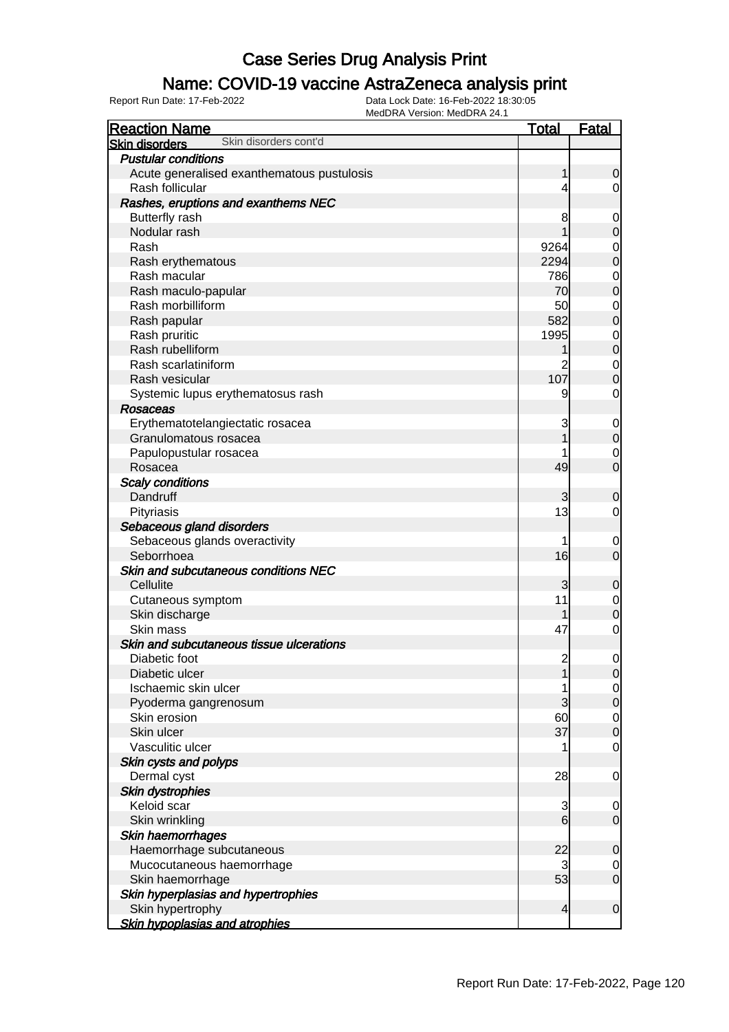# Case Series Drug Analysis Print

## Name: COVID-19 vaccine AstraZeneca analysis print

Report Run Date: 17-Feb-2022

Data Lock Date: 16-Feb-2022 18:30:05
MedDRA Version: MedDRA 24.1

| Reaction Name | Total | Fatal |
|---|---|---|
| **Skin disorders** Skin disorders cont'd | | |
| ***Pustular conditions*** | | |
| Acute generalised exanthematous pustulosis | 1 | 0 |
| Rash follicular | 4 | 0 |
| ***Rashes, eruptions and exanthems NEC*** | | |
| Butterfly rash | 8 | 0 |
| Nodular rash | 1 | 0 |
| Rash | 9264 | 0 |
| Rash erythematous | 2294 | 0 |
| Rash macular | 786 | 0 |
| Rash maculo-papular | 70 | 0 |
| Rash morbilliform | 50 | 0 |
| Rash papular | 582 | 0 |
| Rash pruritic | 1995 | 0 |
| Rash rubelliform | 1 | 0 |
| Rash scarlatiniform | 2 | 0 |
| Rash vesicular | 107 | 0 |
| Systemic lupus erythematosus rash | 9 | 0 |
| ***Rosaceas*** | | |
| Erythematotelangiectatic rosacea | 3 | 0 |
| Granulomatous rosacea | 1 | 0 |
| Papulopustular rosacea | 1 | 0 |
| Rosacea | 49 | 0 |
| ***Scaly conditions*** | | |
| Dandruff | 3 | 0 |
| Pityriasis | 13 | 0 |
| ***Sebaceous gland disorders*** | | |
| Sebaceous glands overactivity | 1 | 0 |
| Seborrhoea | 16 | 0 |
| ***Skin and subcutaneous conditions NEC*** | | |
| Cellulite | 3 | 0 |
| Cutaneous symptom | 11 | 0 |
| Skin discharge | 1 | 0 |
| Skin mass | 47 | 0 |
| ***Skin and subcutaneous tissue ulcerations*** | | |
| Diabetic foot | 2 | 0 |
| Diabetic ulcer | 1 | 0 |
| Ischaemic skin ulcer | 1 | 0 |
| Pyoderma gangrenosum | 3 | 0 |
| Skin erosion | 60 | 0 |
| Skin ulcer | 37 | 0 |
| Vasculitic ulcer | 1 | 0 |
| ***Skin cysts and polyps*** | | |
| Dermal cyst | 28 | 0 |
| ***Skin dystrophies*** | | |
| Keloid scar | 3 | 0 |
| Skin wrinkling | 6 | 0 |
| ***Skin haemorrhages*** | | |
| Haemorrhage subcutaneous | 22 | 0 |
| Mucocutaneous haemorrhage | 3 | 0 |
| Skin haemorrhage | 53 | 0 |
| ***Skin hyperplasias and hypertrophies*** | | |
| Skin hypertrophy | 4 | 0 |
| ***Skin hypoplasias and atrophies*** | | |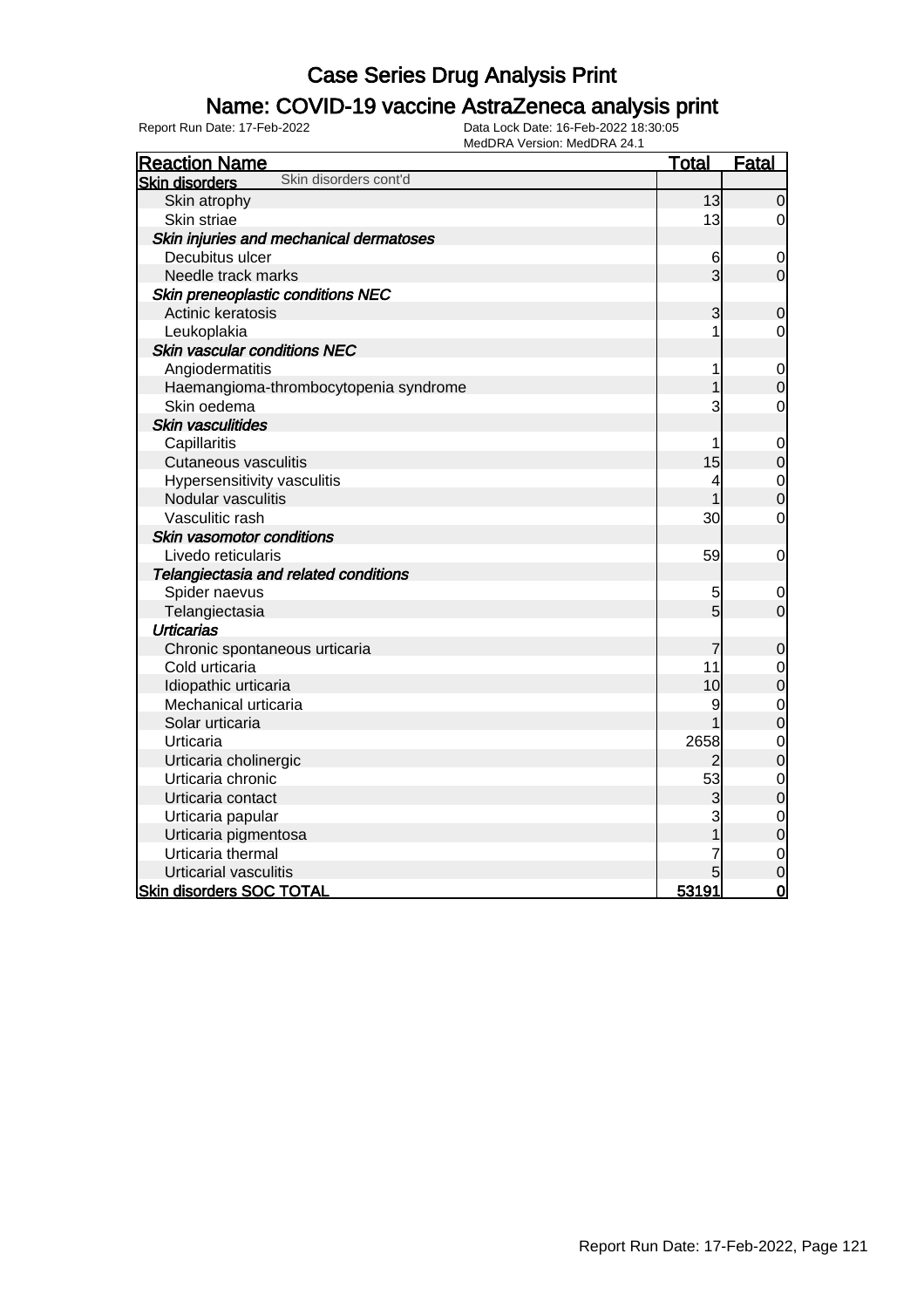# Case Series Drug Analysis Print

## Name: COVID-19 vaccine AstraZeneca analysis print

Report Run Date: 17-Feb-2022 | Data Lock Date: 16-Feb-2022 18:30:05 | MedDRA Version: MedDRA 24.1

| Reaction Name | Total | Fatal |
|---|---|---|
| **Skin disorders** Skin disorders cont'd | | |
| Skin atrophy | 13 | 0 |
| Skin striae | 13 | 0 |
| ***Skin injuries and mechanical dermatoses*** | | |
| Decubitus ulcer | 6 | 0 |
| Needle track marks | 3 | 0 |
| ***Skin preneoplastic conditions NEC*** | | |
| Actinic keratosis | 3 | 0 |
| Leukoplakia | 1 | 0 |
| ***Skin vascular conditions NEC*** | | |
| Angiodermatitis | 1 | 0 |
| Haemangioma-thrombocytopenia syndrome | 1 | 0 |
| Skin oedema | 3 | 0 |
| ***Skin vasculitides*** | | |
| Capillaritis | 1 | 0 |
| Cutaneous vasculitis | 15 | 0 |
| Hypersensitivity vasculitis | 4 | 0 |
| Nodular vasculitis | 1 | 0 |
| Vasculitic rash | 30 | 0 |
| ***Skin vasomotor conditions*** | | |
| Livedo reticularis | 59 | 0 |
| ***Telangiectasia and related conditions*** | | |
| Spider naevus | 5 | 0 |
| Telangiectasia | 5 | 0 |
| ***Urticarias*** | | |
| Chronic spontaneous urticaria | 7 | 0 |
| Cold urticaria | 11 | 0 |
| Idiopathic urticaria | 10 | 0 |
| Mechanical urticaria | 9 | 0 |
| Solar urticaria | 1 | 0 |
| Urticaria | 2658 | 0 |
| Urticaria cholinergic | 2 | 0 |
| Urticaria chronic | 53 | 0 |
| Urticaria contact | 3 | 0 |
| Urticaria papular | 3 | 0 |
| Urticaria pigmentosa | 1 | 0 |
| Urticaria thermal | 7 | 0 |
| Urticarial vasculitis | 5 | 0 |
| **Skin disorders SOC TOTAL** | **53191** | **0** |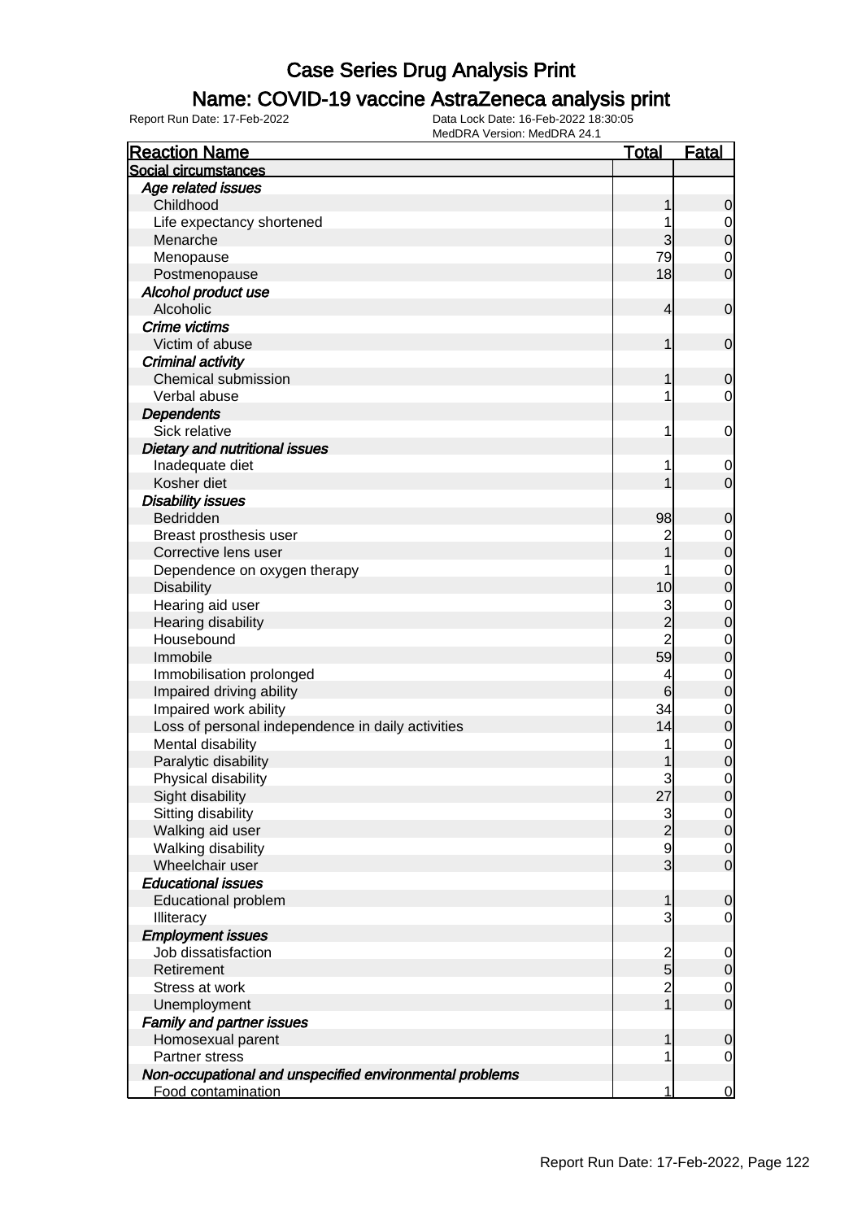# Case Series Drug Analysis Print

## Name: COVID-19 vaccine AstraZeneca analysis print

Report Run Date: 17-Feb-2022 | Data Lock Date: 16-Feb-2022 18:30:05 | MedDRA Version: MedDRA 24.1

| Reaction Name | Total | Fatal |
|---|---|---|
| **Social circumstances** | | |
| *Age related issues* | | |
| Childhood | 1 | 0 |
| Life expectancy shortened | 1 | 0 |
| Menarche | 3 | 0 |
| Menopause | 79 | 0 |
| Postmenopause | 18 | 0 |
| *Alcohol product use* | | |
| Alcoholic | 4 | 0 |
| *Crime victims* | | |
| Victim of abuse | 1 | 0 |
| *Criminal activity* | | |
| Chemical submission | 1 | 0 |
| Verbal abuse | 1 | 0 |
| *Dependents* | | |
| Sick relative | 1 | 0 |
| *Dietary and nutritional issues* | | |
| Inadequate diet | 1 | 0 |
| Kosher diet | 1 | 0 |
| *Disability issues* | | |
| Bedridden | 98 | 0 |
| Breast prosthesis user | 2 | 0 |
| Corrective lens user | 1 | 0 |
| Dependence on oxygen therapy | 1 | 0 |
| Disability | 10 | 0 |
| Hearing aid user | 3 | 0 |
| Hearing disability | 2 | 0 |
| Housebound | 2 | 0 |
| Immobile | 59 | 0 |
| Immobilisation prolonged | 4 | 0 |
| Impaired driving ability | 6 | 0 |
| Impaired work ability | 34 | 0 |
| Loss of personal independence in daily activities | 14 | 0 |
| Mental disability | 1 | 0 |
| Paralytic disability | 1 | 0 |
| Physical disability | 3 | 0 |
| Sight disability | 27 | 0 |
| Sitting disability | 3 | 0 |
| Walking aid user | 2 | 0 |
| Walking disability | 9 | 0 |
| Wheelchair user | 3 | 0 |
| *Educational issues* | | |
| Educational problem | 1 | 0 |
| Illiteracy | 3 | 0 |
| *Employment issues* | | |
| Job dissatisfaction | 2 | 0 |
| Retirement | 5 | 0 |
| Stress at work | 2 | 0 |
| Unemployment | 1 | 0 |
| *Family and partner issues* | | |
| Homosexual parent | 1 | 0 |
| Partner stress | 1 | 0 |
| *Non-occupational and unspecified environmental problems* | | |
| Food contamination | 1 | 0 |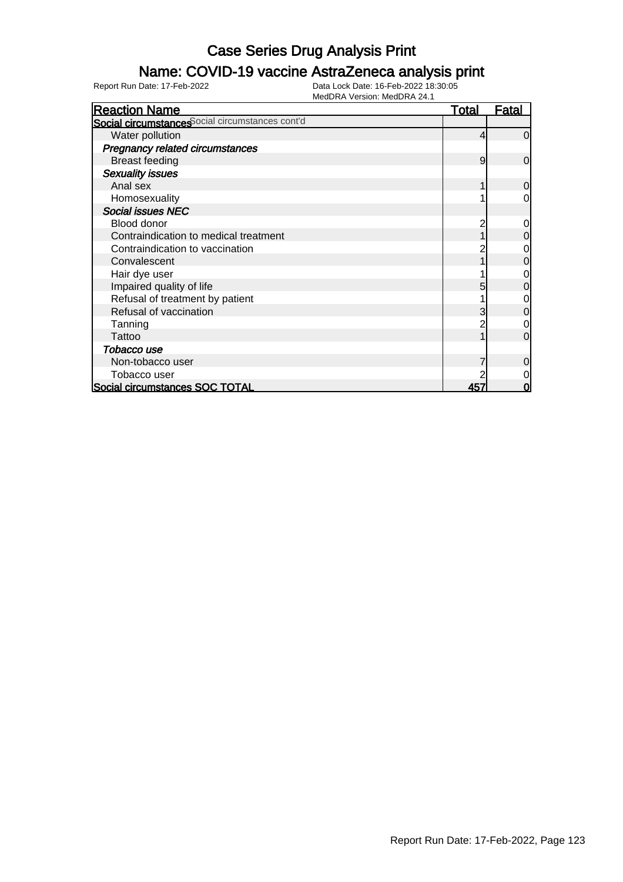# Case Series Drug Analysis Print

## Name: COVID-19 vaccine AstraZeneca analysis print

Report Run Date: 17-Feb-2022 | Data Lock Date: 16-Feb-2022 18:30:05 | MedDRA Version: MedDRA 24.1

| Reaction Name | Total | Fatal |
|---|---|---|
| **Social circumstances** Social circumstances cont'd | | |
| Water pollution | 4 | 0 |
| *Pregnancy related circumstances* | | |
| Breast feeding | 9 | 0 |
| *Sexuality issues* | | |
| Anal sex | 1 | 0 |
| Homosexuality | 1 | 0 |
| *Social issues NEC* | | |
| Blood donor | 2 | 0 |
| Contraindication to medical treatment | 1 | 0 |
| Contraindication to vaccination | 2 | 0 |
| Convalescent | 1 | 0 |
| Hair dye user | 1 | 0 |
| Impaired quality of life | 5 | 0 |
| Refusal of treatment by patient | 1 | 0 |
| Refusal of vaccination | 3 | 0 |
| Tanning | 2 | 0 |
| Tattoo | 1 | 0 |
| *Tobacco use* | | |
| Non-tobacco user | 7 | 0 |
| Tobacco user | 2 | 0 |
| **Social circumstances SOC TOTAL** | **457** | **0** |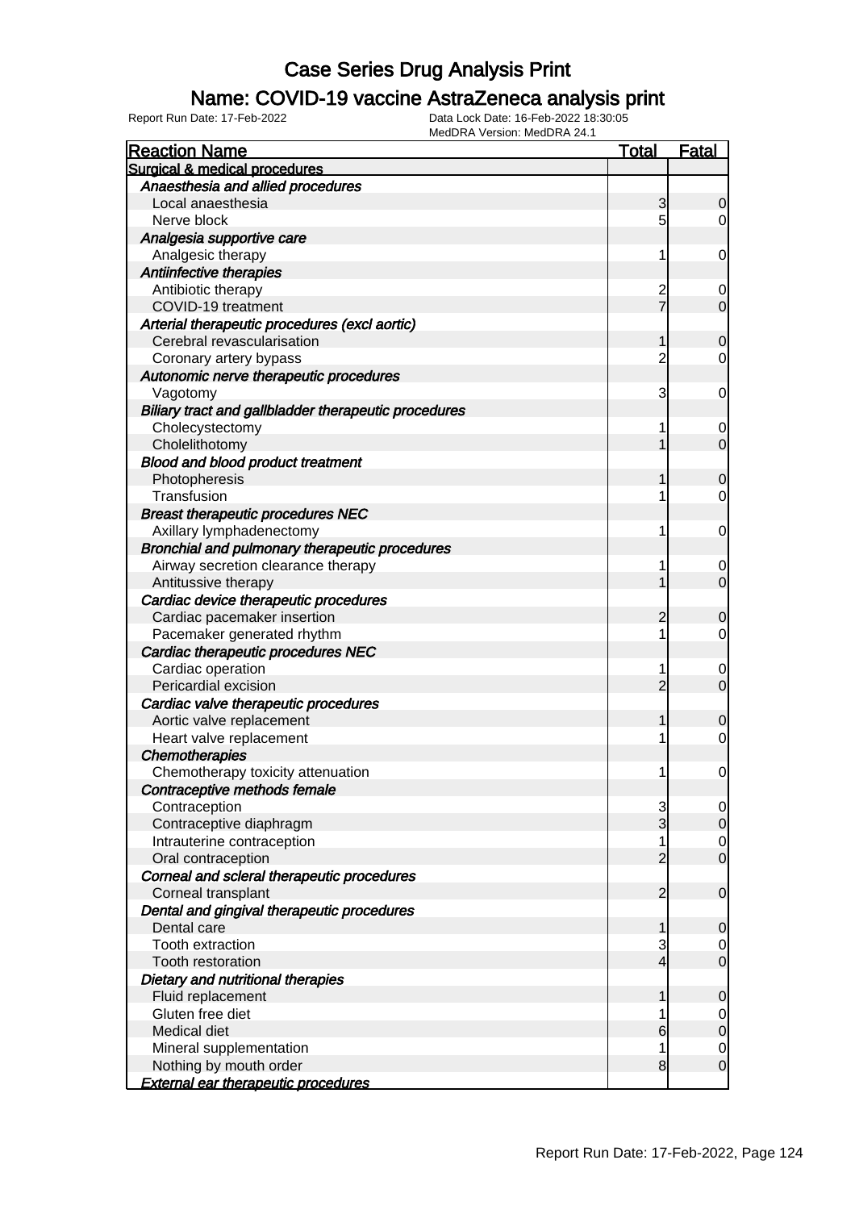# Case Series Drug Analysis Print

## Name: COVID-19 vaccine AstraZeneca analysis print

Report Run Date: 17-Feb-2022
Data Lock Date: 16-Feb-2022 18:30:05
MedDRA Version: MedDRA 24.1

| Reaction Name | Total | Fatal |
|---|---|---|
| **Surgical & medical procedures** | | |
| ***Anaesthesia and allied procedures*** | | |
| Local anaesthesia | 3 | 0 |
| Nerve block | 5 | 0 |
| ***Analgesia supportive care*** | | |
| Analgesic therapy | 1 | 0 |
| ***Antiinfective therapies*** | | |
| Antibiotic therapy | 2 | 0 |
| COVID-19 treatment | 7 | 0 |
| ***Arterial therapeutic procedures (excl aortic)*** | | |
| Cerebral revascularisation | 1 | 0 |
| Coronary artery bypass | 2 | 0 |
| ***Autonomic nerve therapeutic procedures*** | | |
| Vagotomy | 3 | 0 |
| ***Biliary tract and gallbladder therapeutic procedures*** | | |
| Cholecystectomy | 1 | 0 |
| Cholelithotomy | 1 | 0 |
| ***Blood and blood product treatment*** | | |
| Photopheresis | 1 | 0 |
| Transfusion | 1 | 0 |
| ***Breast therapeutic procedures NEC*** | | |
| Axillary lymphadenectomy | 1 | 0 |
| ***Bronchial and pulmonary therapeutic procedures*** | | |
| Airway secretion clearance therapy | 1 | 0 |
| Antitussive therapy | 1 | 0 |
| ***Cardiac device therapeutic procedures*** | | |
| Cardiac pacemaker insertion | 2 | 0 |
| Pacemaker generated rhythm | 1 | 0 |
| ***Cardiac therapeutic procedures NEC*** | | |
| Cardiac operation | 1 | 0 |
| Pericardial excision | 2 | 0 |
| ***Cardiac valve therapeutic procedures*** | | |
| Aortic valve replacement | 1 | 0 |
| Heart valve replacement | 1 | 0 |
| ***Chemotherapies*** | | |
| Chemotherapy toxicity attenuation | 1 | 0 |
| ***Contraceptive methods female*** | | |
| Contraception | 3 | 0 |
| Contraceptive diaphragm | 3 | 0 |
| Intrauterine contraception | 1 | 0 |
| Oral contraception | 2 | 0 |
| ***Corneal and scleral therapeutic procedures*** | | |
| Corneal transplant | 2 | 0 |
| ***Dental and gingival therapeutic procedures*** | | |
| Dental care | 1 | 0 |
| Tooth extraction | 3 | 0 |
| Tooth restoration | 4 | 0 |
| ***Dietary and nutritional therapies*** | | |
| Fluid replacement | 1 | 0 |
| Gluten free diet | 1 | 0 |
| Medical diet | 6 | 0 |
| Mineral supplementation | 1 | 0 |
| Nothing by mouth order | 8 | 0 |
| ***External ear therapeutic procedures*** | | |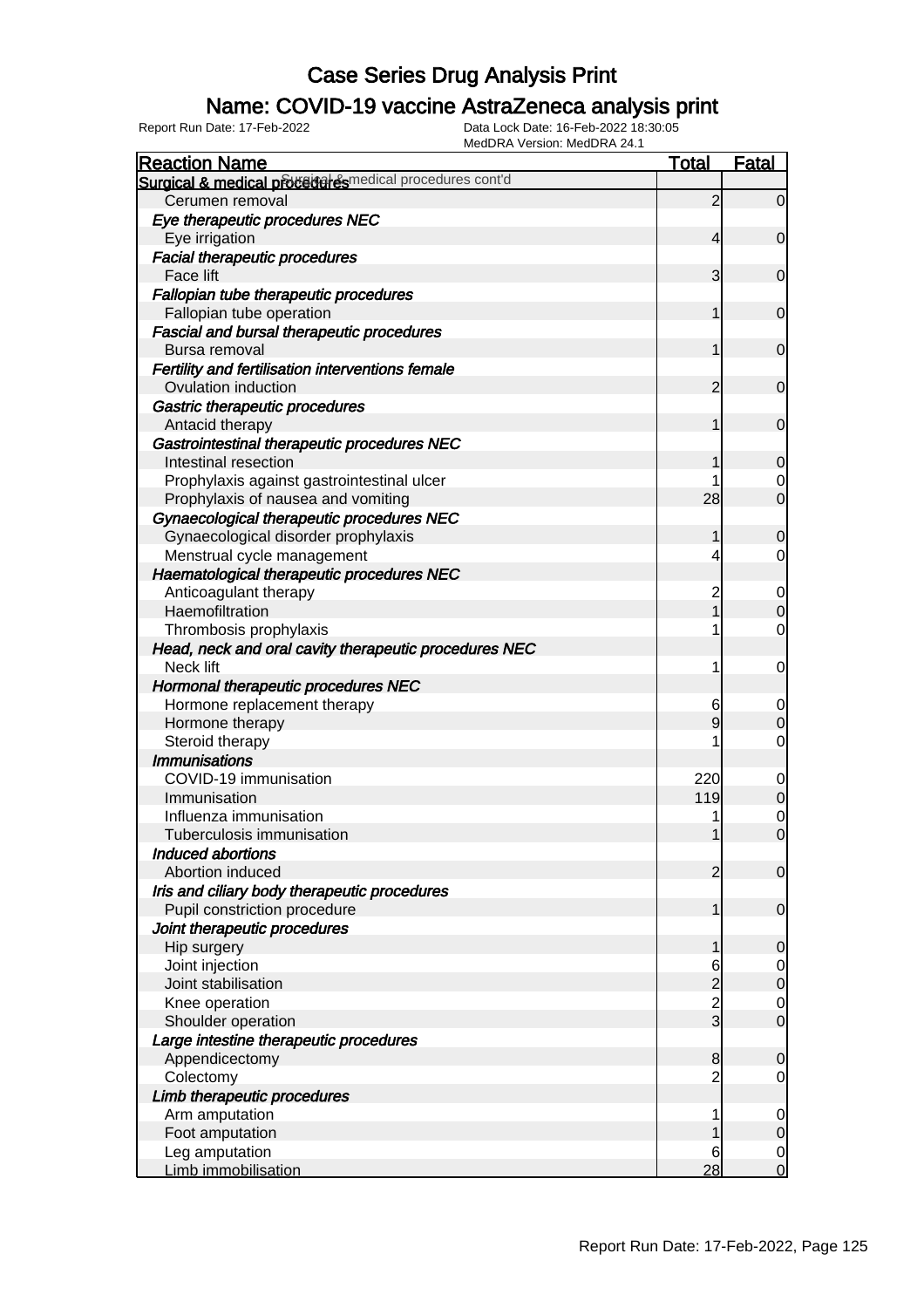# Case Series Drug Analysis Print

## Name: COVID-19 vaccine AstraZeneca analysis print

Report Run Date: 17-Feb-2022

Data Lock Date: 16-Feb-2022 18:30:05

MedDRA Version: MedDRA 24.1

| Reaction Name | Total | Fatal |
|---|---|---|
| **Surgical & medical procedures** Surgical & medical procedures cont'd | | |
| Cerumen removal | 2 | 0 |
| ***Eye therapeutic procedures NEC*** | | |
| Eye irrigation | 4 | 0 |
| ***Facial therapeutic procedures*** | | |
| Face lift | 3 | 0 |
| ***Fallopian tube therapeutic procedures*** | | |
| Fallopian tube operation | 1 | 0 |
| ***Fascial and bursal therapeutic procedures*** | | |
| Bursa removal | 1 | 0 |
| ***Fertility and fertilisation interventions female*** | | |
| Ovulation induction | 2 | 0 |
| ***Gastric therapeutic procedures*** | | |
| Antacid therapy | 1 | 0 |
| ***Gastrointestinal therapeutic procedures NEC*** | | |
| Intestinal resection | 1 | 0 |
| Prophylaxis against gastrointestinal ulcer | 1 | 0 |
| Prophylaxis of nausea and vomiting | 28 | 0 |
| ***Gynaecological therapeutic procedures NEC*** | | |
| Gynaecological disorder prophylaxis | 1 | 0 |
| Menstrual cycle management | 4 | 0 |
| ***Haematological therapeutic procedures NEC*** | | |
| Anticoagulant therapy | 2 | 0 |
| Haemofiltration | 1 | 0 |
| Thrombosis prophylaxis | 1 | 0 |
| ***Head, neck and oral cavity therapeutic procedures NEC*** | | |
| Neck lift | 1 | 0 |
| ***Hormonal therapeutic procedures NEC*** | | |
| Hormone replacement therapy | 6 | 0 |
| Hormone therapy | 9 | 0 |
| Steroid therapy | 1 | 0 |
| ***Immunisations*** | | |
| COVID-19 immunisation | 220 | 0 |
| Immunisation | 119 | 0 |
| Influenza immunisation | 1 | 0 |
| Tuberculosis immunisation | 1 | 0 |
| ***Induced abortions*** | | |
| Abortion induced | 2 | 0 |
| ***Iris and ciliary body therapeutic procedures*** | | |
| Pupil constriction procedure | 1 | 0 |
| ***Joint therapeutic procedures*** | | |
| Hip surgery | 1 | 0 |
| Joint injection | 6 | 0 |
| Joint stabilisation | 2 | 0 |
| Knee operation | 2 | 0 |
| Shoulder operation | 3 | 0 |
| ***Large intestine therapeutic procedures*** | | |
| Appendicectomy | 8 | 0 |
| Colectomy | 2 | 0 |
| ***Limb therapeutic procedures*** | | |
| Arm amputation | 1 | 0 |
| Foot amputation | 1 | 0 |
| Leg amputation | 6 | 0 |
| Limb immobilisation | 28 | 0 |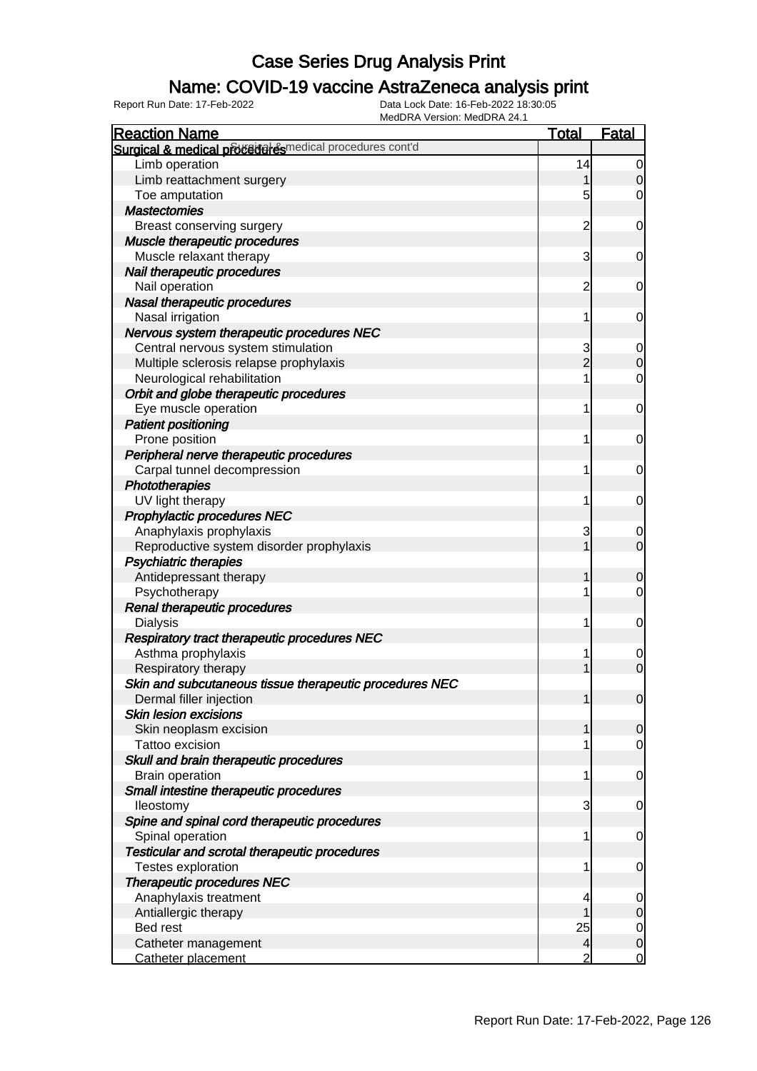# Case Series Drug Analysis Print

## Name: COVID-19 vaccine AstraZeneca analysis print

Report Run Date: 17-Feb-2022 | Data Lock Date: 16-Feb-2022 18:30:05 | MedDRA Version: MedDRA 24.1

| Reaction Name | Total | Fatal |
|---|---|---|
| **Surgical & medical procedures** Surgical & medical procedures cont'd | | |
| Limb operation | 14 | 0 |
| Limb reattachment surgery | 1 | 0 |
| Toe amputation | 5 | 0 |
| ***Mastectomies*** | | |
| Breast conserving surgery | 2 | 0 |
| ***Muscle therapeutic procedures*** | | |
| Muscle relaxant therapy | 3 | 0 |
| ***Nail therapeutic procedures*** | | |
| Nail operation | 2 | 0 |
| ***Nasal therapeutic procedures*** | | |
| Nasal irrigation | 1 | 0 |
| ***Nervous system therapeutic procedures NEC*** | | |
| Central nervous system stimulation | 3 | 0 |
| Multiple sclerosis relapse prophylaxis | 2 | 0 |
| Neurological rehabilitation | 1 | 0 |
| ***Orbit and globe therapeutic procedures*** | | |
| Eye muscle operation | 1 | 0 |
| ***Patient positioning*** | | |
| Prone position | 1 | 0 |
| ***Peripheral nerve therapeutic procedures*** | | |
| Carpal tunnel decompression | 1 | 0 |
| ***Phototherapies*** | | |
| UV light therapy | 1 | 0 |
| ***Prophylactic procedures NEC*** | | |
| Anaphylaxis prophylaxis | 3 | 0 |
| Reproductive system disorder prophylaxis | 1 | 0 |
| ***Psychiatric therapies*** | | |
| Antidepressant therapy | 1 | 0 |
| Psychotherapy | 1 | 0 |
| ***Renal therapeutic procedures*** | | |
| Dialysis | 1 | 0 |
| ***Respiratory tract therapeutic procedures NEC*** | | |
| Asthma prophylaxis | 1 | 0 |
| Respiratory therapy | 1 | 0 |
| ***Skin and subcutaneous tissue therapeutic procedures NEC*** | | |
| Dermal filler injection | 1 | 0 |
| ***Skin lesion excisions*** | | |
| Skin neoplasm excision | 1 | 0 |
| Tattoo excision | 1 | 0 |
| ***Skull and brain therapeutic procedures*** | | |
| Brain operation | 1 | 0 |
| ***Small intestine therapeutic procedures*** | | |
| Ileostomy | 3 | 0 |
| ***Spine and spinal cord therapeutic procedures*** | | |
| Spinal operation | 1 | 0 |
| ***Testicular and scrotal therapeutic procedures*** | | |
| Testes exploration | 1 | 0 |
| ***Therapeutic procedures NEC*** | | |
| Anaphylaxis treatment | 4 | 0 |
| Antiallergic therapy | 1 | 0 |
| Bed rest | 25 | 0 |
| Catheter management | 4 | 0 |
| Catheter placement | 2 | 0 |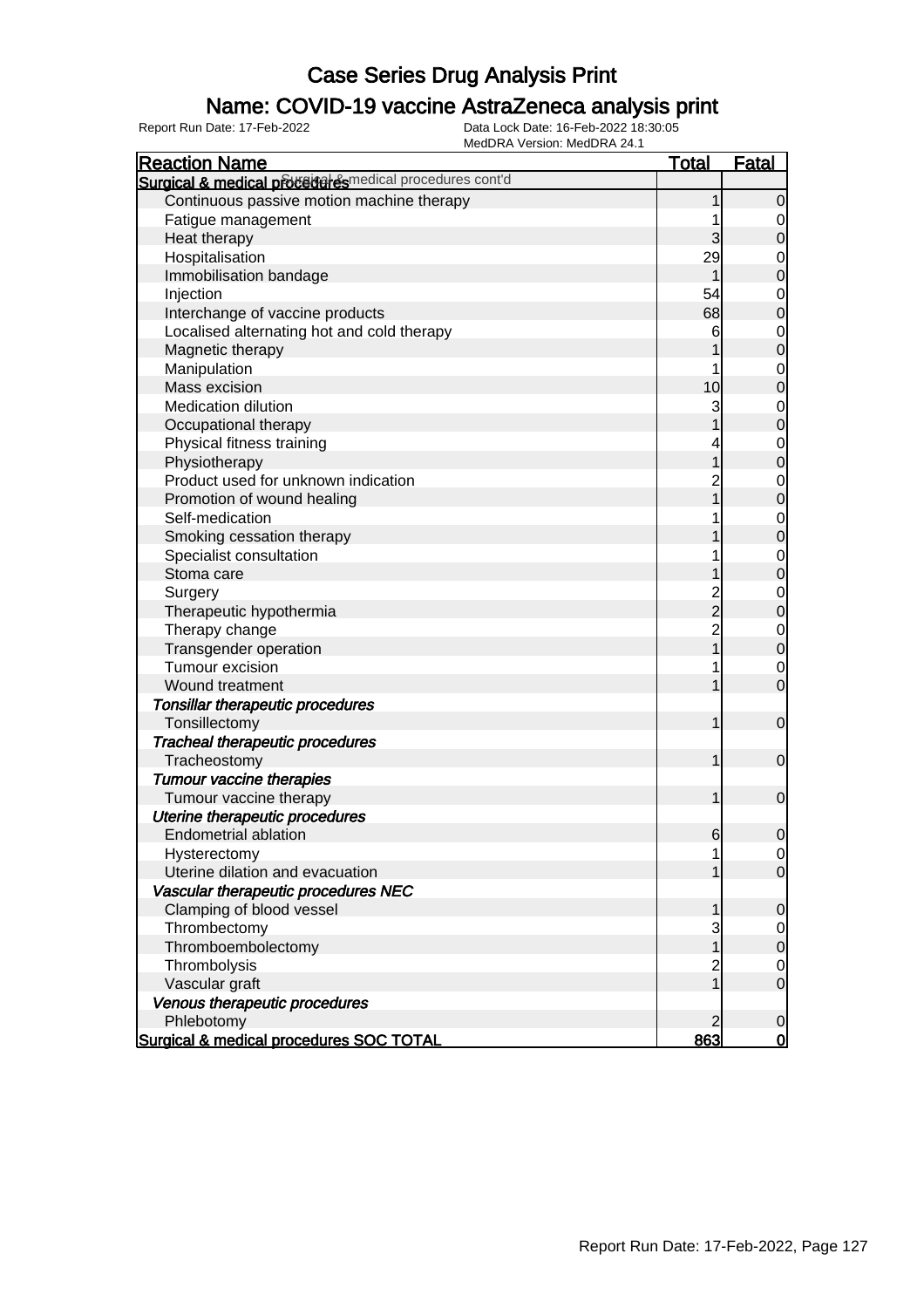# Case Series Drug Analysis Print

## Name: COVID-19 vaccine AstraZeneca analysis print

Report Run Date: 17-Feb-2022    Data Lock Date: 16-Feb-2022 18:30:05
MedDRA Version: MedDRA 24.1

| Reaction Name | Total | Fatal |
|---|---|---|
| **Surgical & medical procedures** Surgical & medical procedures cont'd | | |
| Continuous passive motion machine therapy | 1 | 0 |
| Fatigue management | 1 | 0 |
| Heat therapy | 3 | 0 |
| Hospitalisation | 29 | 0 |
| Immobilisation bandage | 1 | 0 |
| Injection | 54 | 0 |
| Interchange of vaccine products | 68 | 0 |
| Localised alternating hot and cold therapy | 6 | 0 |
| Magnetic therapy | 1 | 0 |
| Manipulation | 1 | 0 |
| Mass excision | 10 | 0 |
| Medication dilution | 3 | 0 |
| Occupational therapy | 1 | 0 |
| Physical fitness training | 4 | 0 |
| Physiotherapy | 1 | 0 |
| Product used for unknown indication | 2 | 0 |
| Promotion of wound healing | 1 | 0 |
| Self-medication | 1 | 0 |
| Smoking cessation therapy | 1 | 0 |
| Specialist consultation | 1 | 0 |
| Stoma care | 1 | 0 |
| Surgery | 2 | 0 |
| Therapeutic hypothermia | 2 | 0 |
| Therapy change | 2 | 0 |
| Transgender operation | 1 | 0 |
| Tumour excision | 1 | 0 |
| Wound treatment | 1 | 0 |
| ***Tonsillar therapeutic procedures*** | | |
| Tonsillectomy | 1 | 0 |
| ***Tracheal therapeutic procedures*** | | |
| Tracheostomy | 1 | 0 |
| ***Tumour vaccine therapies*** | | |
| Tumour vaccine therapy | 1 | 0 |
| ***Uterine therapeutic procedures*** | | |
| Endometrial ablation | 6 | 0 |
| Hysterectomy | 1 | 0 |
| Uterine dilation and evacuation | 1 | 0 |
| ***Vascular therapeutic procedures NEC*** | | |
| Clamping of blood vessel | 1 | 0 |
| Thrombectomy | 3 | 0 |
| Thromboembolectomy | 1 | 0 |
| Thrombolysis | 2 | 0 |
| Vascular graft | 1 | 0 |
| ***Venous therapeutic procedures*** | | |
| Phlebotomy | 2 | 0 |
| **Surgical & medical procedures SOC TOTAL** | **863** | **0** |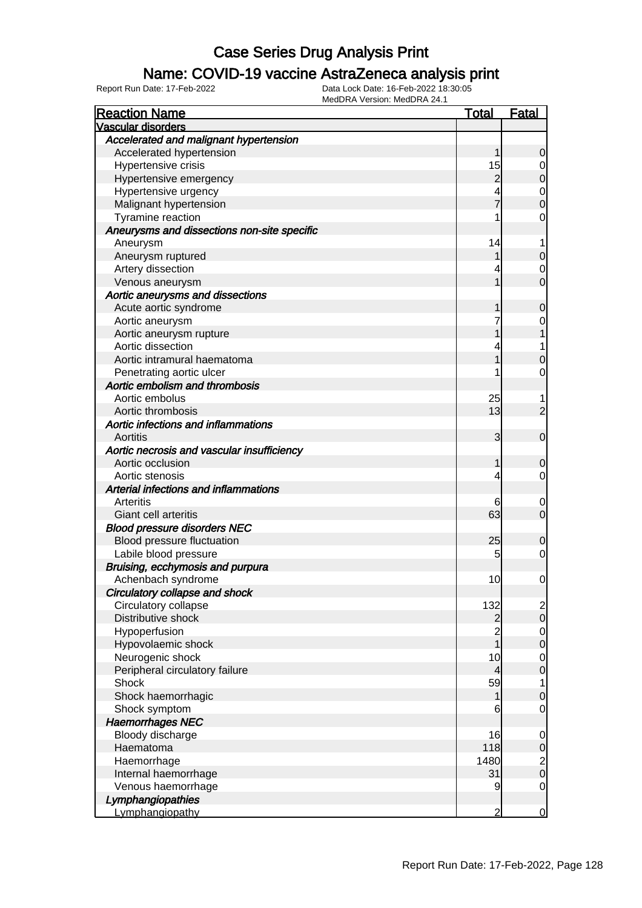# Case Series Drug Analysis Print

## Name: COVID-19 vaccine AstraZeneca analysis print

Report Run Date: 17-Feb-2022
Data Lock Date: 16-Feb-2022 18:30:05
MedDRA Version: MedDRA 24.1

| Reaction Name | Total | Fatal |
|---|---|---|
| **Vascular disorders** | | |
| ***Accelerated and malignant hypertension*** | | |
| Accelerated hypertension | 1 | 0 |
| Hypertensive crisis | 15 | 0 |
| Hypertensive emergency | 2 | 0 |
| Hypertensive urgency | 4 | 0 |
| Malignant hypertension | 7 | 0 |
| Tyramine reaction | 1 | 0 |
| ***Aneurysms and dissections non-site specific*** | | |
| Aneurysm | 14 | 1 |
| Aneurysm ruptured | 1 | 0 |
| Artery dissection | 4 | 0 |
| Venous aneurysm | 1 | 0 |
| ***Aortic aneurysms and dissections*** | | |
| Acute aortic syndrome | 1 | 0 |
| Aortic aneurysm | 7 | 0 |
| Aortic aneurysm rupture | 1 | 1 |
| Aortic dissection | 4 | 1 |
| Aortic intramural haematoma | 1 | 0 |
| Penetrating aortic ulcer | 1 | 0 |
| ***Aortic embolism and thrombosis*** | | |
| Aortic embolus | 25 | 1 |
| Aortic thrombosis | 13 | 2 |
| ***Aortic infections and inflammations*** | | |
| Aortitis | 3 | 0 |
| ***Aortic necrosis and vascular insufficiency*** | | |
| Aortic occlusion | 1 | 0 |
| Aortic stenosis | 4 | 0 |
| ***Arterial infections and inflammations*** | | |
| Arteritis | 6 | 0 |
| Giant cell arteritis | 63 | 0 |
| ***Blood pressure disorders NEC*** | | |
| Blood pressure fluctuation | 25 | 0 |
| Labile blood pressure | 5 | 0 |
| ***Bruising, ecchymosis and purpura*** | | |
| Achenbach syndrome | 10 | 0 |
| ***Circulatory collapse and shock*** | | |
| Circulatory collapse | 132 | 2 |
| Distributive shock | 2 | 0 |
| Hypoperfusion | 2 | 0 |
| Hypovolaemic shock | 1 | 0 |
| Neurogenic shock | 10 | 0 |
| Peripheral circulatory failure | 4 | 0 |
| Shock | 59 | 1 |
| Shock haemorrhagic | 1 | 0 |
| Shock symptom | 6 | 0 |
| ***Haemorrhages NEC*** | | |
| Bloody discharge | 16 | 0 |
| Haematoma | 118 | 0 |
| Haemorrhage | 1480 | 2 |
| Internal haemorrhage | 31 | 0 |
| Venous haemorrhage | 9 | 0 |
| ***Lymphangiopathies*** | | |
| Lymphangiopathy | 2 | 0 |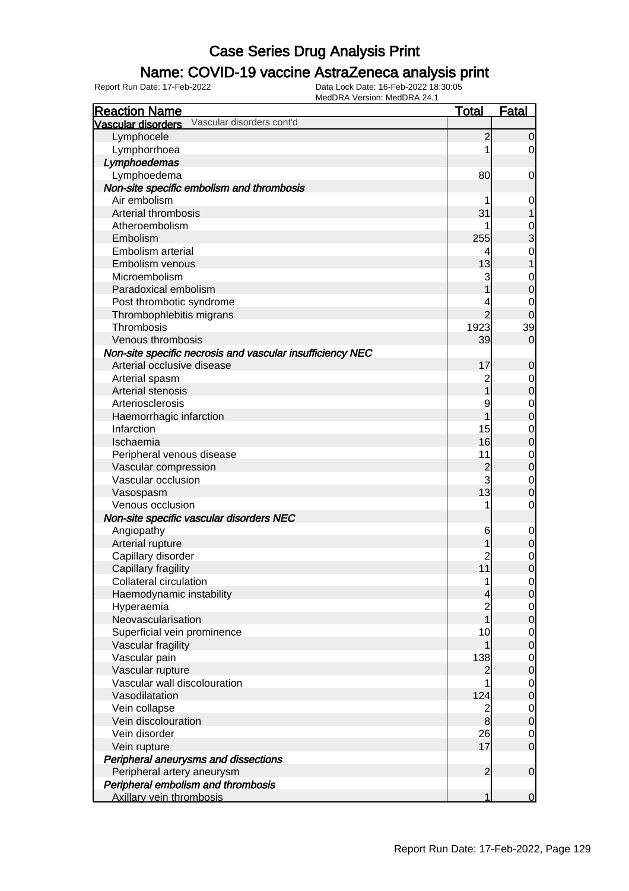# Case Series Drug Analysis Print

## Name: COVID-19 vaccine AstraZeneca analysis print

Report Run Date: 17-Feb-2022 | Data Lock Date: 16-Feb-2022 18:30:05 | MedDRA Version: MedDRA 24.1

| Reaction Name | Total | Fatal |
|---|---|---|
| **Vascular disorders** Vascular disorders cont'd | | |
| Lymphocele | 2 | 0 |
| Lymphorrhoea | 1 | 0 |
| ***Lymphoedemas*** | | |
| Lymphoedema | 80 | 0 |
| ***Non-site specific embolism and thrombosis*** | | |
| Air embolism | 1 | 0 |
| Arterial thrombosis | 31 | 1 |
| Atheroembolism | 1 | 0 |
| Embolism | 255 | 3 |
| Embolism arterial | 4 | 0 |
| Embolism venous | 13 | 1 |
| Microembolism | 3 | 0 |
| Paradoxical embolism | 1 | 0 |
| Post thrombotic syndrome | 4 | 0 |
| Thrombophlebitis migrans | 2 | 0 |
| Thrombosis | 1923 | 39 |
| Venous thrombosis | 39 | 0 |
| ***Non-site specific necrosis and vascular insufficiency NEC*** | | |
| Arterial occlusive disease | 17 | 0 |
| Arterial spasm | 2 | 0 |
| Arterial stenosis | 1 | 0 |
| Arteriosclerosis | 9 | 0 |
| Haemorrhagic infarction | 1 | 0 |
| Infarction | 15 | 0 |
| Ischaemia | 16 | 0 |
| Peripheral venous disease | 11 | 0 |
| Vascular compression | 2 | 0 |
| Vascular occlusion | 3 | 0 |
| Vasospasm | 13 | 0 |
| Venous occlusion | 1 | 0 |
| ***Non-site specific vascular disorders NEC*** | | |
| Angiopathy | 6 | 0 |
| Arterial rupture | 1 | 0 |
| Capillary disorder | 2 | 0 |
| Capillary fragility | 11 | 0 |
| Collateral circulation | 1 | 0 |
| Haemodynamic instability | 4 | 0 |
| Hyperaemia | 2 | 0 |
| Neovascularisation | 1 | 0 |
| Superficial vein prominence | 10 | 0 |
| Vascular fragility | 1 | 0 |
| Vascular pain | 138 | 0 |
| Vascular rupture | 2 | 0 |
| Vascular wall discolouration | 1 | 0 |
| Vasodilatation | 124 | 0 |
| Vein collapse | 2 | 0 |
| Vein discolouration | 8 | 0 |
| Vein disorder | 26 | 0 |
| Vein rupture | 17 | 0 |
| ***Peripheral aneurysms and dissections*** | | |
| Peripheral artery aneurysm | 2 | 0 |
| ***Peripheral embolism and thrombosis*** | | |
| Axillary vein thrombosis | 1 | 0 |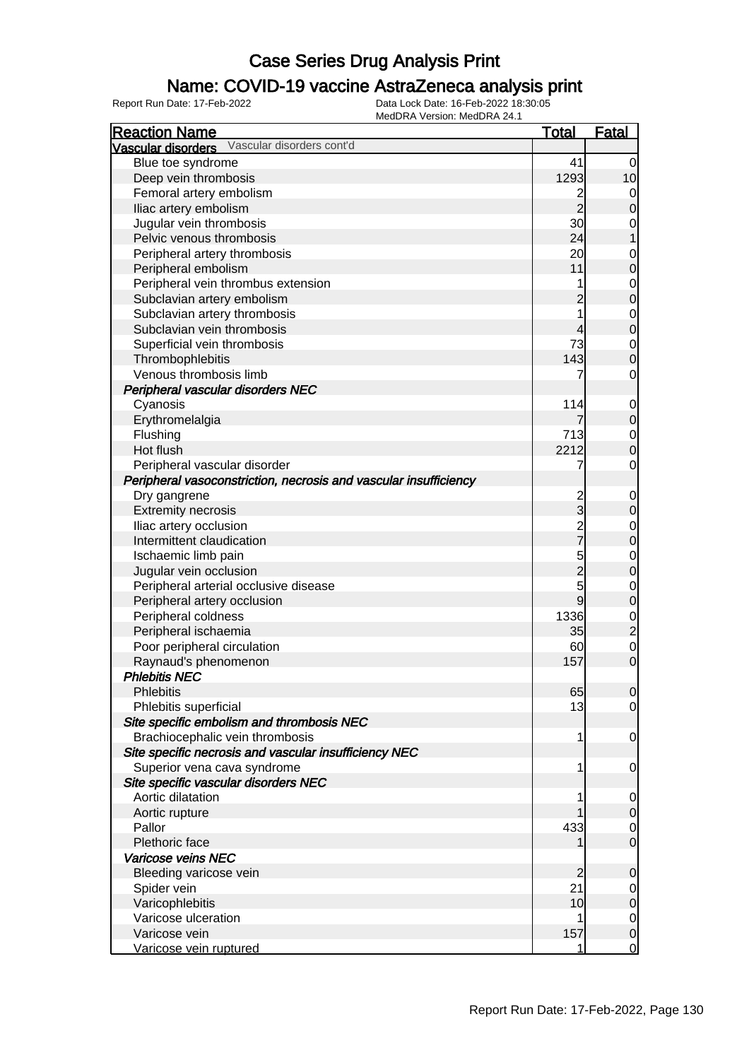# Case Series Drug Analysis Print

## Name: COVID-19 vaccine AstraZeneca analysis print

Report Run Date: 17-Feb-2022 | Data Lock Date: 16-Feb-2022 18:30:05 | MedDRA Version: MedDRA 24.1

| Reaction Name | Total | Fatal |
|---|---|---|
| **Vascular disorders** Vascular disorders cont'd | | |
| Blue toe syndrome | 41 | 0 |
| Deep vein thrombosis | 1293 | 10 |
| Femoral artery embolism | 2 | 0 |
| Iliac artery embolism | 2 | 0 |
| Jugular vein thrombosis | 30 | 0 |
| Pelvic venous thrombosis | 24 | 1 |
| Peripheral artery thrombosis | 20 | 0 |
| Peripheral embolism | 11 | 0 |
| Peripheral vein thrombus extension | 1 | 0 |
| Subclavian artery embolism | 2 | 0 |
| Subclavian artery thrombosis | 1 | 0 |
| Subclavian vein thrombosis | 4 | 0 |
| Superficial vein thrombosis | 73 | 0 |
| Thrombophlebitis | 143 | 0 |
| Venous thrombosis limb | 7 | 0 |
| ***Peripheral vascular disorders NEC*** | | |
| Cyanosis | 114 | 0 |
| Erythromelalgia | 7 | 0 |
| Flushing | 713 | 0 |
| Hot flush | 2212 | 0 |
| Peripheral vascular disorder | 7 | 0 |
| ***Peripheral vasoconstriction, necrosis and vascular insufficiency*** | | |
| Dry gangrene | 2 | 0 |
| Extremity necrosis | 3 | 0 |
| Iliac artery occlusion | 2 | 0 |
| Intermittent claudication | 7 | 0 |
| Ischaemic limb pain | 5 | 0 |
| Jugular vein occlusion | 2 | 0 |
| Peripheral arterial occlusive disease | 5 | 0 |
| Peripheral artery occlusion | 9 | 0 |
| Peripheral coldness | 1336 | 0 |
| Peripheral ischaemia | 35 | 2 |
| Poor peripheral circulation | 60 | 0 |
| Raynaud's phenomenon | 157 | 0 |
| ***Phlebitis NEC*** | | |
| Phlebitis | 65 | 0 |
| Phlebitis superficial | 13 | 0 |
| ***Site specific embolism and thrombosis NEC*** | | |
| Brachiocephalic vein thrombosis | 1 | 0 |
| ***Site specific necrosis and vascular insufficiency NEC*** | | |
| Superior vena cava syndrome | 1 | 0 |
| ***Site specific vascular disorders NEC*** | | |
| Aortic dilatation | 1 | 0 |
| Aortic rupture | 1 | 0 |
| Pallor | 433 | 0 |
| Plethoric face | 1 | 0 |
| ***Varicose veins NEC*** | | |
| Bleeding varicose vein | 2 | 0 |
| Spider vein | 21 | 0 |
| Varicophlebitis | 10 | 0 |
| Varicose ulceration | 1 | 0 |
| Varicose vein | 157 | 0 |
| Varicose vein ruptured | 1 | 0 |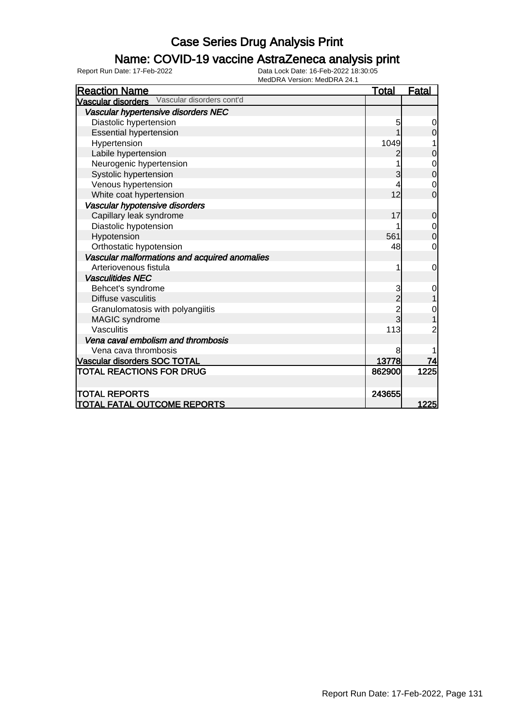# Case Series Drug Analysis Print

## Name: COVID-19 vaccine AstraZeneca analysis print

Report Run Date: 17-Feb-2022    Data Lock Date: 16-Feb-2022 18:30:05
MedDRA Version: MedDRA 24.1

| Reaction Name | Total | Fatal |
|---|---|---|
| **Vascular disorders** Vascular disorders cont'd | | |
| ***Vascular hypertensive disorders NEC*** | | |
| Diastolic hypertension | 5 | 0 |
| Essential hypertension | 1 | 0 |
| Hypertension | 1049 | 1 |
| Labile hypertension | 2 | 0 |
| Neurogenic hypertension | 1 | 0 |
| Systolic hypertension | 3 | 0 |
| Venous hypertension | 4 | 0 |
| White coat hypertension | 12 | 0 |
| ***Vascular hypotensive disorders*** | | |
| Capillary leak syndrome | 17 | 0 |
| Diastolic hypotension | 1 | 0 |
| Hypotension | 561 | 0 |
| Orthostatic hypotension | 48 | 0 |
| ***Vascular malformations and acquired anomalies*** | | |
| Arteriovenous fistula | 1 | 0 |
| ***Vasculitides NEC*** | | |
| Behcet's syndrome | 3 | 0 |
| Diffuse vasculitis | 2 | 1 |
| Granulomatosis with polyangiitis | 2 | 0 |
| MAGIC syndrome | 3 | 1 |
| Vasculitis | 113 | 2 |
| ***Vena caval embolism and thrombosis*** | | |
| Vena cava thrombosis | 8 | 1 |
| **Vascular disorders SOC TOTAL** | **13778** | **74** |
| **TOTAL REACTIONS FOR DRUG** | **862900** | **1225** |
| | | |
| **TOTAL REPORTS** | **243655** | |
| **TOTAL FATAL OUTCOME REPORTS** | | **1225** |